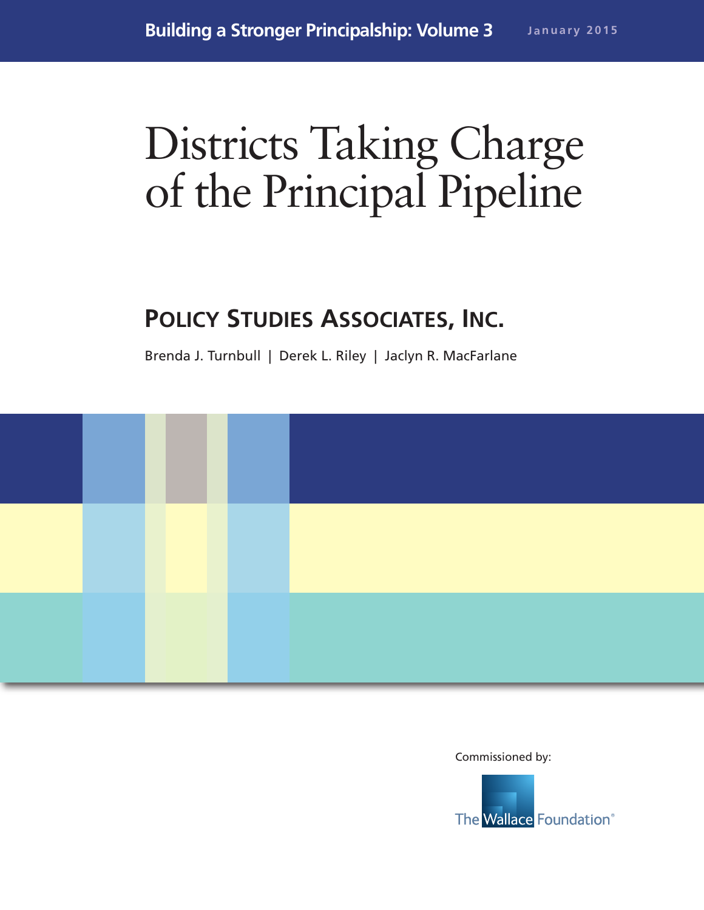Building a Stronger Principalship: Volume 3 | January 2015

# Districts Taking Charge of the Principal Pipeline

## POLICY STUDIES ASSOCIATES, INC.

Brenda J. Turnbull | Derek L. Riley | Jaclyn R. MacFarlane

Commissioned by:

The Wallace Foundation®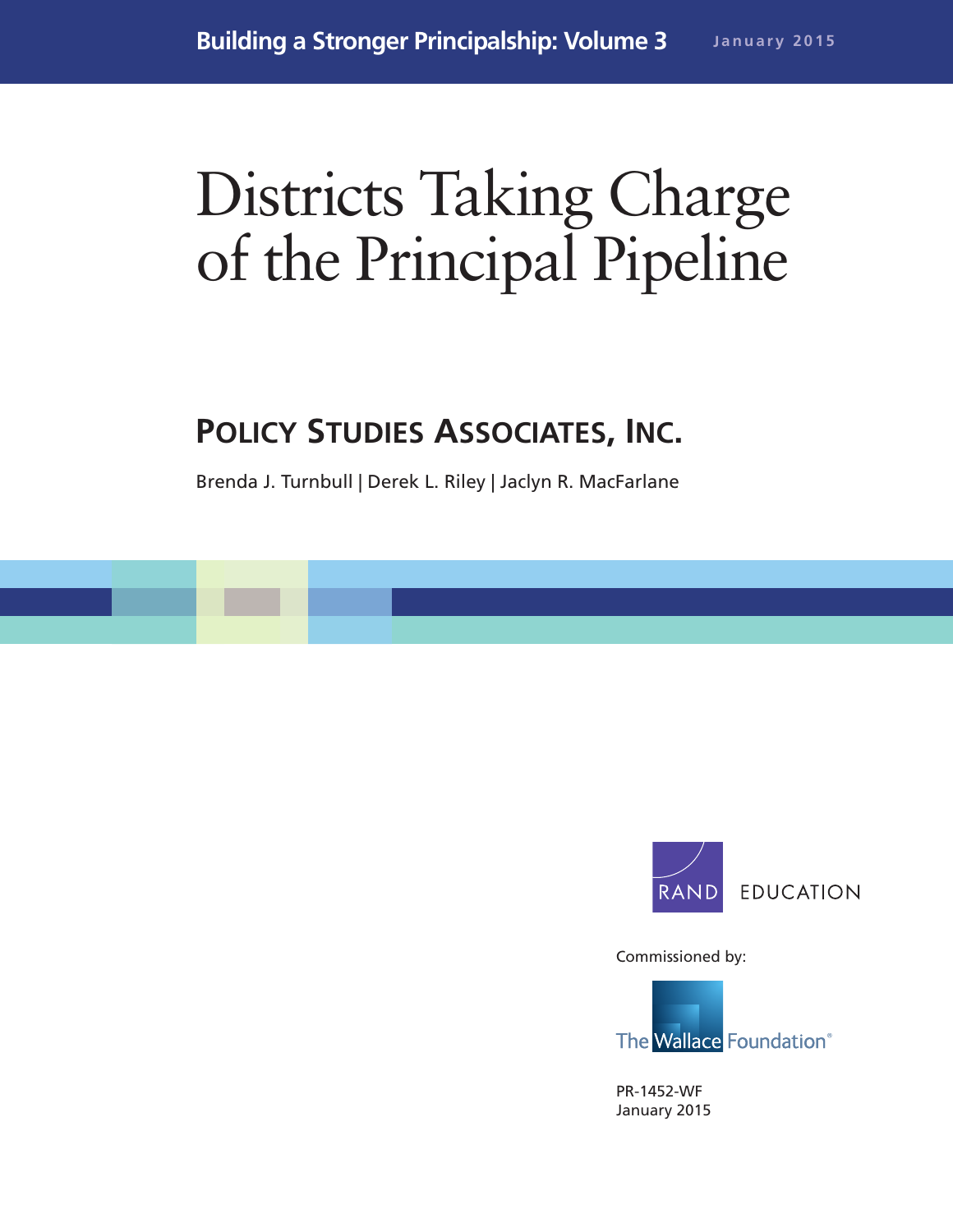Building a Stronger Principalship: Volume 3

January 2015

# Districts Taking Charge of the Principal Pipeline

## POLICY STUDIES ASSOCIATES, INC.

Brenda J. Turnbull | Derek L. Riley | Jaclyn R. MacFarlane

RAND EDUCATION

Commissioned by:

The Wallace Foundation®

PR-1452-WF
January 2015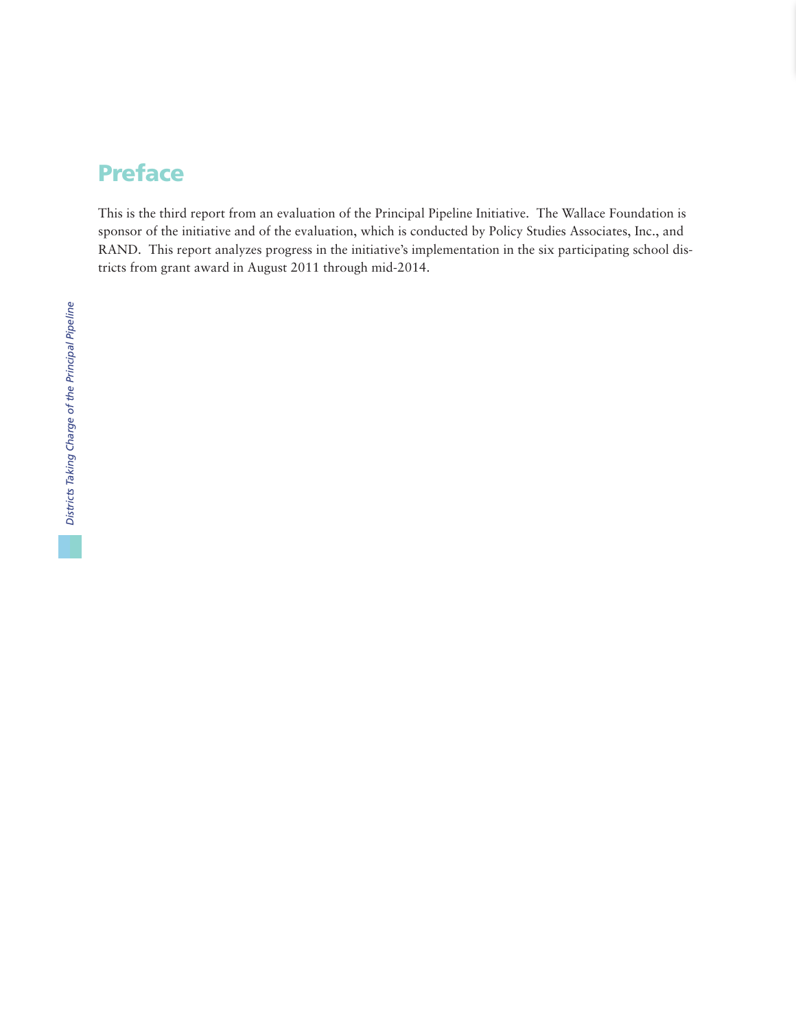# Preface

This is the third report from an evaluation of the Principal Pipeline Initiative. The Wallace Foundation is sponsor of the initiative and of the evaluation, which is conducted by Policy Studies Associates, Inc., and RAND. This report analyzes progress in the initiative's implementation in the six participating school districts from grant award in August 2011 through mid-2014.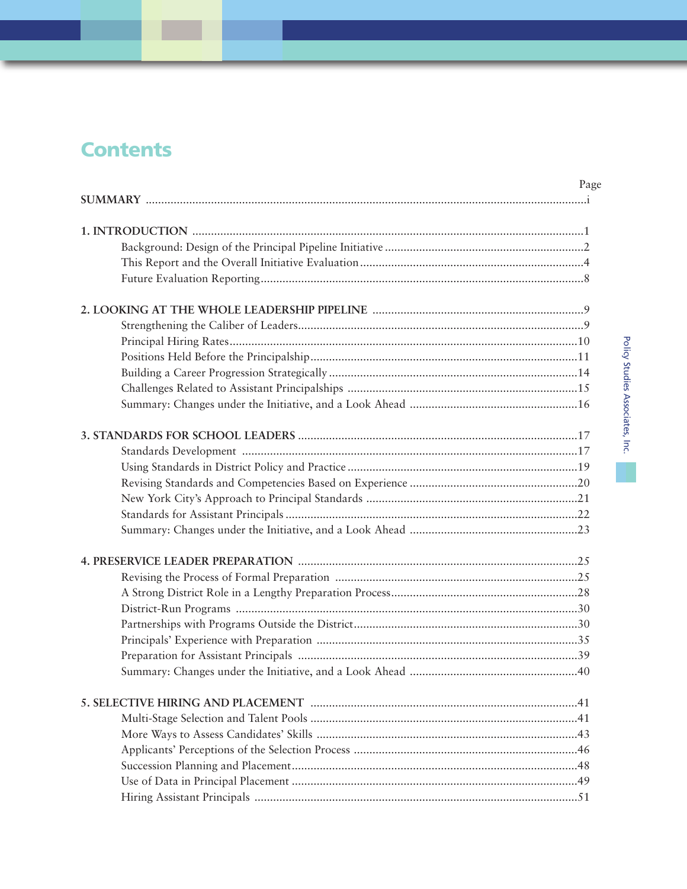# Contents

| | Page |
|---|---|
| **SUMMARY** | i |
| **1. INTRODUCTION** | 1 |
| Background: Design of the Principal Pipeline Initiative | 2 |
| This Report and the Overall Initiative Evaluation | 4 |
| Future Evaluation Reporting | 8 |
| **2. LOOKING AT THE WHOLE LEADERSHIP PIPELINE** | 9 |
| Strengthening the Caliber of Leaders | 9 |
| Principal Hiring Rates | 10 |
| Positions Held Before the Principalship | 11 |
| Building a Career Progression Strategically | 14 |
| Challenges Related to Assistant Principalships | 15 |
| Summary: Changes under the Initiative, and a Look Ahead | 16 |
| **3. STANDARDS FOR SCHOOL LEADERS** | 17 |
| Standards Development | 17 |
| Using Standards in District Policy and Practice | 19 |
| Revising Standards and Competencies Based on Experience | 20 |
| New York City's Approach to Principal Standards | 21 |
| Standards for Assistant Principals | 22 |
| Summary: Changes under the Initiative, and a Look Ahead | 23 |
| **4. PRESERVICE LEADER PREPARATION** | 25 |
| Revising the Process of Formal Preparation | 25 |
| A Strong District Role in a Lengthy Preparation Process | 28 |
| District-Run Programs | 30 |
| Partnerships with Programs Outside the District | 30 |
| Principals' Experience with Preparation | 35 |
| Preparation for Assistant Principals | 39 |
| Summary: Changes under the Initiative, and a Look Ahead | 40 |
| **5. SELECTIVE HIRING AND PLACEMENT** | 41 |
| Multi-Stage Selection and Talent Pools | 41 |
| More Ways to Assess Candidates' Skills | 43 |
| Applicants' Perceptions of the Selection Process | 46 |
| Succession Planning and Placement | 48 |
| Use of Data in Principal Placement | 49 |
| Hiring Assistant Principals | 51 |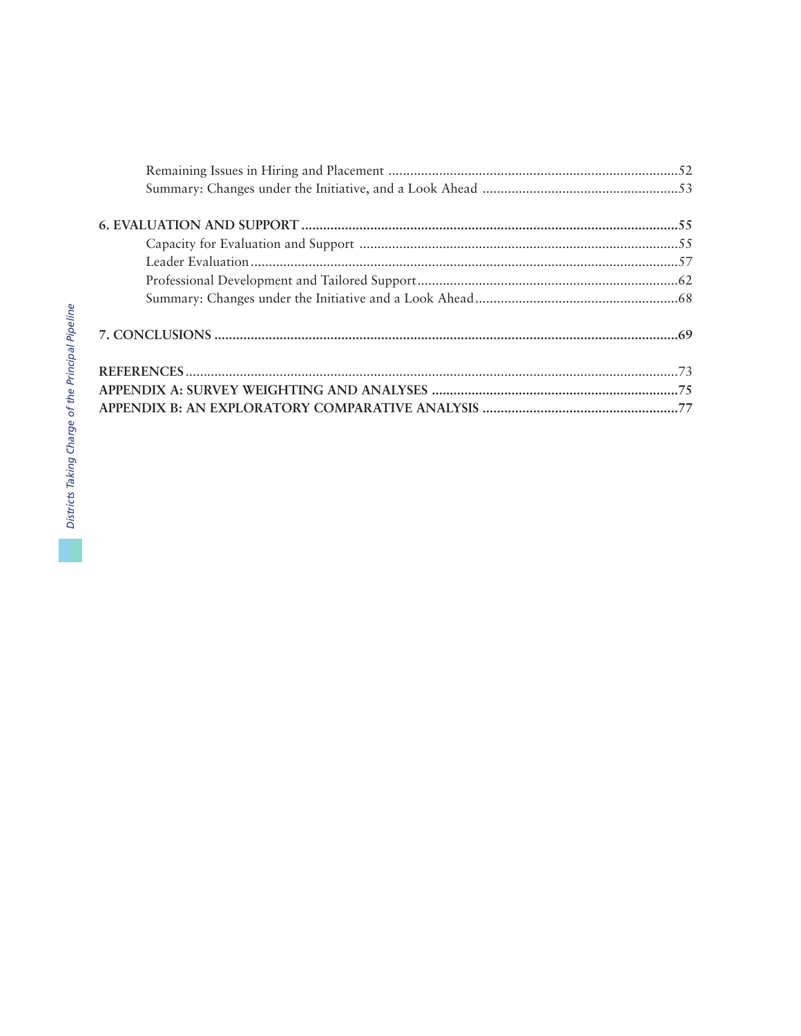Remaining Issues in Hiring and Placement ....................................................................................52
Summary: Changes under the Initiative, and a Look Ahead ......................................................53

**6. EVALUATION AND SUPPORT** .......................................................................................................**55**
Capacity for Evaluation and Support .......................................................................................55
Leader Evaluation ......................................................................................................................57
Professional Development and Tailored Support........................................................................62
Summary: Changes under the Initiative and a Look Ahead........................................................68

**7. CONCLUSIONS** ................................................................................................................................**69**

**REFERENCES** ........................................................................................................................................73
**APPENDIX A: SURVEY WEIGHTING AND ANALYSES** ....................................................................**75**
**APPENDIX B: AN EXPLORATORY COMPARATIVE ANALYSIS** ......................................................**77**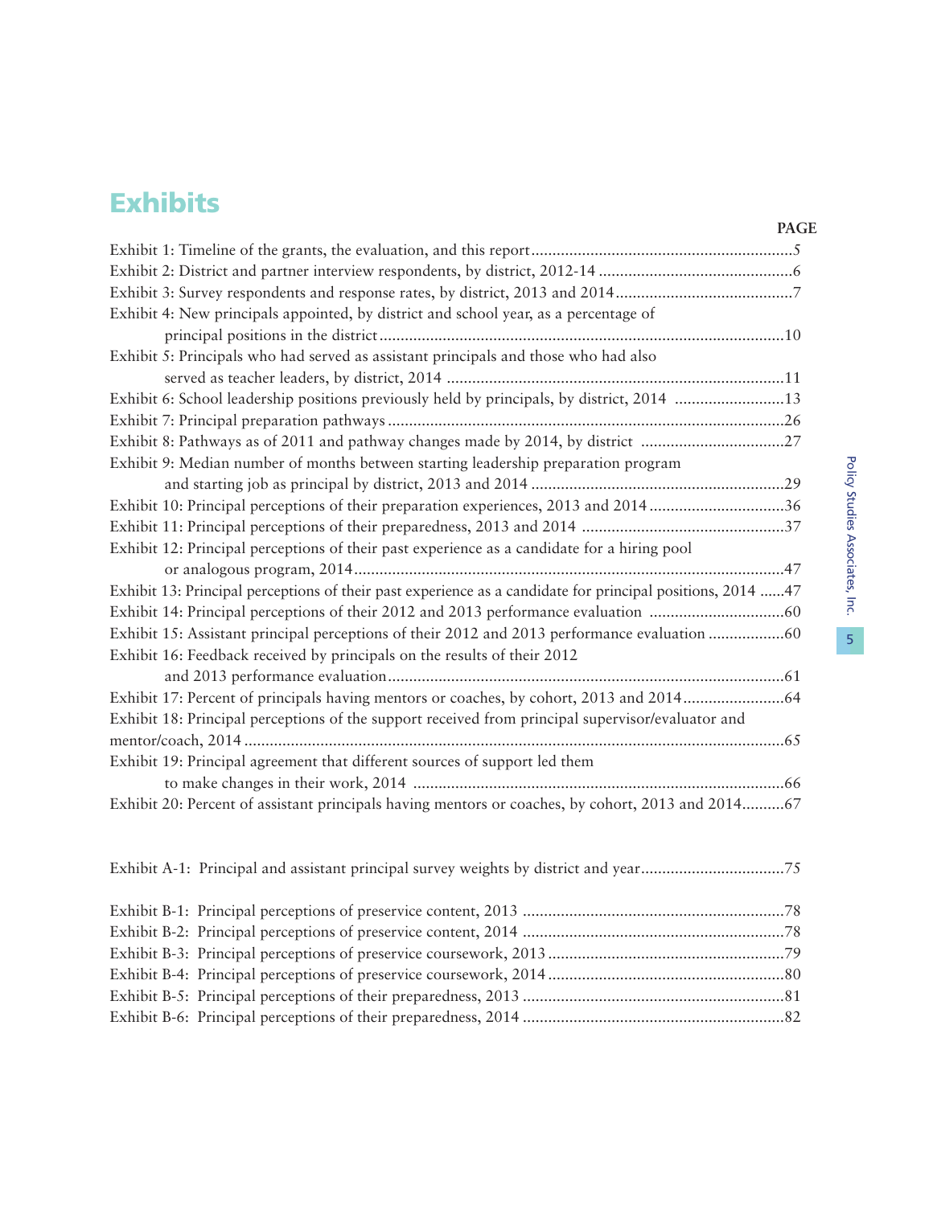# Exhibits

| | PAGE |
|---|---|
| Exhibit 1: Timeline of the grants, the evaluation, and this report | 5 |
| Exhibit 2: District and partner interview respondents, by district, 2012-14 | 6 |
| Exhibit 3: Survey respondents and response rates, by district, 2013 and 2014 | 7 |
| Exhibit 4: New principals appointed, by district and school year, as a percentage of principal positions in the district | 10 |
| Exhibit 5: Principals who had served as assistant principals and those who had also served as teacher leaders, by district, 2014 | 11 |
| Exhibit 6: School leadership positions previously held by principals, by district, 2014 | 13 |
| Exhibit 7: Principal preparation pathways | 26 |
| Exhibit 8: Pathways as of 2011 and pathway changes made by 2014, by district | 27 |
| Exhibit 9: Median number of months between starting leadership preparation program and starting job as principal by district, 2013 and 2014 | 29 |
| Exhibit 10: Principal perceptions of their preparation experiences, 2013 and 2014 | 36 |
| Exhibit 11: Principal perceptions of their preparedness, 2013 and 2014 | 37 |
| Exhibit 12: Principal perceptions of their past experience as a candidate for a hiring pool or analogous program, 2014 | 47 |
| Exhibit 13: Principal perceptions of their past experience as a candidate for principal positions, 2014 | 47 |
| Exhibit 14: Principal perceptions of their 2012 and 2013 performance evaluation | 60 |
| Exhibit 15: Assistant principal perceptions of their 2012 and 2013 performance evaluation | 60 |
| Exhibit 16: Feedback received by principals on the results of their 2012 and 2013 performance evaluation | 61 |
| Exhibit 17: Percent of principals having mentors or coaches, by cohort, 2013 and 2014 | 64 |
| Exhibit 18: Principal perceptions of the support received from principal supervisor/evaluator and mentor/coach, 2014 | 65 |
| Exhibit 19: Principal agreement that different sources of support led them to make changes in their work, 2014 | 66 |
| Exhibit 20: Percent of assistant principals having mentors or coaches, by cohort, 2013 and 2014 | 67 |
| | |
| Exhibit A-1: Principal and assistant principal survey weights by district and year | 75 |
| | |
| Exhibit B-1: Principal perceptions of preservice content, 2013 | 78 |
| Exhibit B-2: Principal perceptions of preservice content, 2014 | 78 |
| Exhibit B-3: Principal perceptions of preservice coursework, 2013 | 79 |
| Exhibit B-4: Principal perceptions of preservice coursework, 2014 | 80 |
| Exhibit B-5: Principal perceptions of their preparedness, 2013 | 81 |
| Exhibit B-6: Principal perceptions of their preparedness, 2014 | 82 |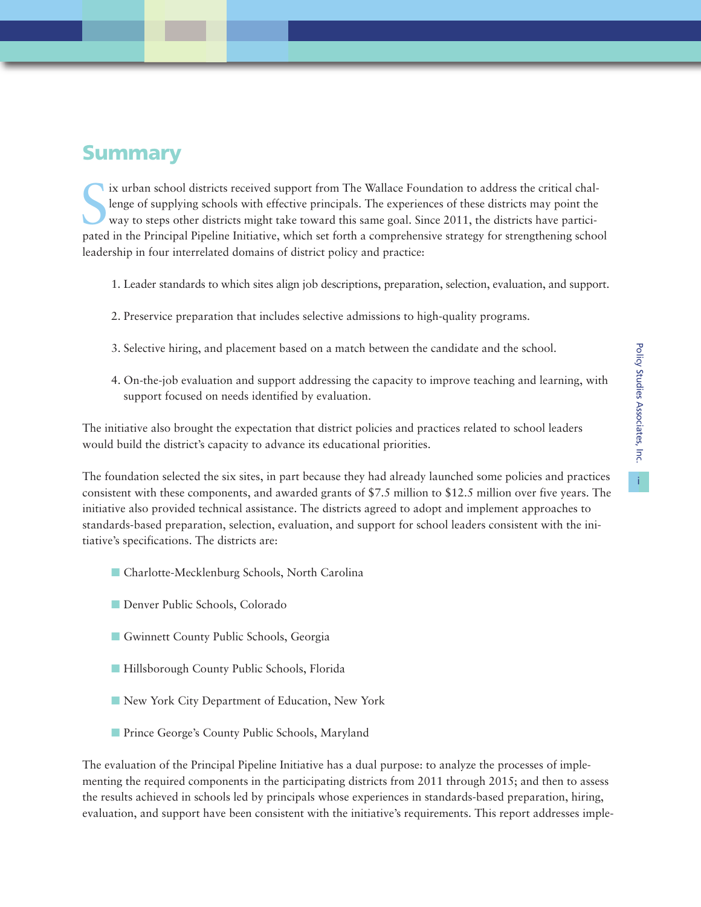## Summary

Six urban school districts received support from The Wallace Foundation to address the critical challenge of supplying schools with effective principals. The experiences of these districts may point the way to steps other districts might take toward this same goal. Since 2011, the districts have participated in the Principal Pipeline Initiative, which set forth a comprehensive strategy for strengthening school leadership in four interrelated domains of district policy and practice:

1. Leader standards to which sites align job descriptions, preparation, selection, evaluation, and support.

2. Preservice preparation that includes selective admissions to high-quality programs.

3. Selective hiring, and placement based on a match between the candidate and the school.

4. On-the-job evaluation and support addressing the capacity to improve teaching and learning, with support focused on needs identified by evaluation.

The initiative also brought the expectation that district policies and practices related to school leaders would build the district's capacity to advance its educational priorities.

The foundation selected the six sites, in part because they had already launched some policies and practices consistent with these components, and awarded grants of $7.5 million to $12.5 million over five years. The initiative also provided technical assistance. The districts agreed to adopt and implement approaches to standards-based preparation, selection, evaluation, and support for school leaders consistent with the initiative's specifications. The districts are:

- Charlotte-Mecklenburg Schools, North Carolina
- Denver Public Schools, Colorado
- Gwinnett County Public Schools, Georgia
- Hillsborough County Public Schools, Florida
- New York City Department of Education, New York
- Prince George's County Public Schools, Maryland

The evaluation of the Principal Pipeline Initiative has a dual purpose: to analyze the processes of implementing the required components in the participating districts from 2011 through 2015; and then to assess the results achieved in schools led by principals whose experiences in standards-based preparation, hiring, evaluation, and support have been consistent with the initiative's requirements. This report addresses imple-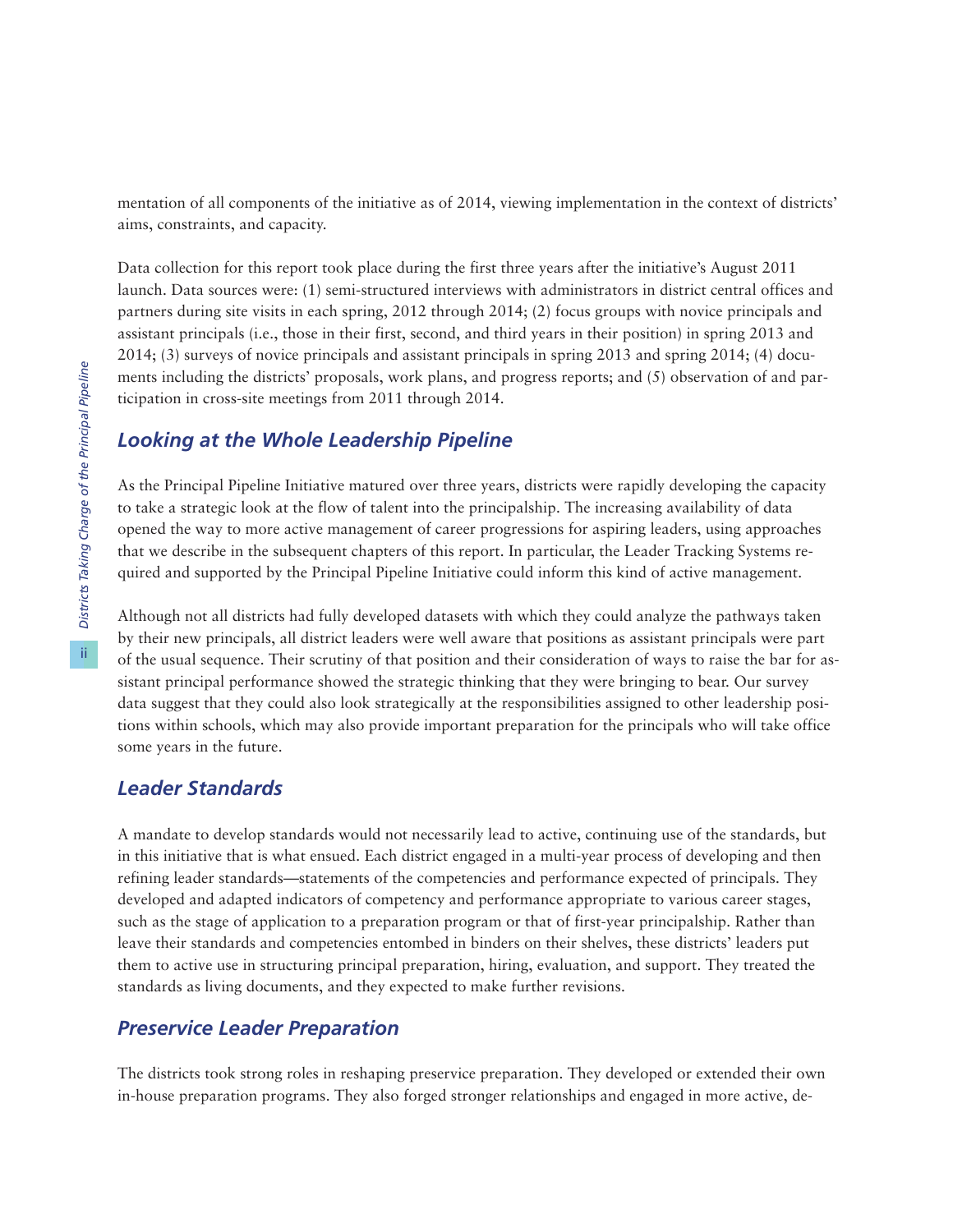mentation of all components of the initiative as of 2014, viewing implementation in the context of districts' aims, constraints, and capacity.

Data collection for this report took place during the first three years after the initiative's August 2011 launch. Data sources were: (1) semi-structured interviews with administrators in district central offices and partners during site visits in each spring, 2012 through 2014; (2) focus groups with novice principals and assistant principals (i.e., those in their first, second, and third years in their position) in spring 2013 and 2014; (3) surveys of novice principals and assistant principals in spring 2013 and spring 2014; (4) documents including the districts' proposals, work plans, and progress reports; and (5) observation of and participation in cross-site meetings from 2011 through 2014.

## *Looking at the Whole Leadership Pipeline*

As the Principal Pipeline Initiative matured over three years, districts were rapidly developing the capacity to take a strategic look at the flow of talent into the principalship. The increasing availability of data opened the way to more active management of career progressions for aspiring leaders, using approaches that we describe in the subsequent chapters of this report. In particular, the Leader Tracking Systems required and supported by the Principal Pipeline Initiative could inform this kind of active management.

Although not all districts had fully developed datasets with which they could analyze the pathways taken by their new principals, all district leaders were well aware that positions as assistant principals were part of the usual sequence. Their scrutiny of that position and their consideration of ways to raise the bar for assistant principal performance showed the strategic thinking that they were bringing to bear. Our survey data suggest that they could also look strategically at the responsibilities assigned to other leadership positions within schools, which may also provide important preparation for the principals who will take office some years in the future.

## *Leader Standards*

A mandate to develop standards would not necessarily lead to active, continuing use of the standards, but in this initiative that is what ensued. Each district engaged in a multi-year process of developing and then refining leader standards—statements of the competencies and performance expected of principals. They developed and adapted indicators of competency and performance appropriate to various career stages, such as the stage of application to a preparation program or that of first-year principalship. Rather than leave their standards and competencies entombed in binders on their shelves, these districts' leaders put them to active use in structuring principal preparation, hiring, evaluation, and support. They treated the standards as living documents, and they expected to make further revisions.

## *Preservice Leader Preparation*

The districts took strong roles in reshaping preservice preparation. They developed or extended their own in-house preparation programs. They also forged stronger relationships and engaged in more active, de-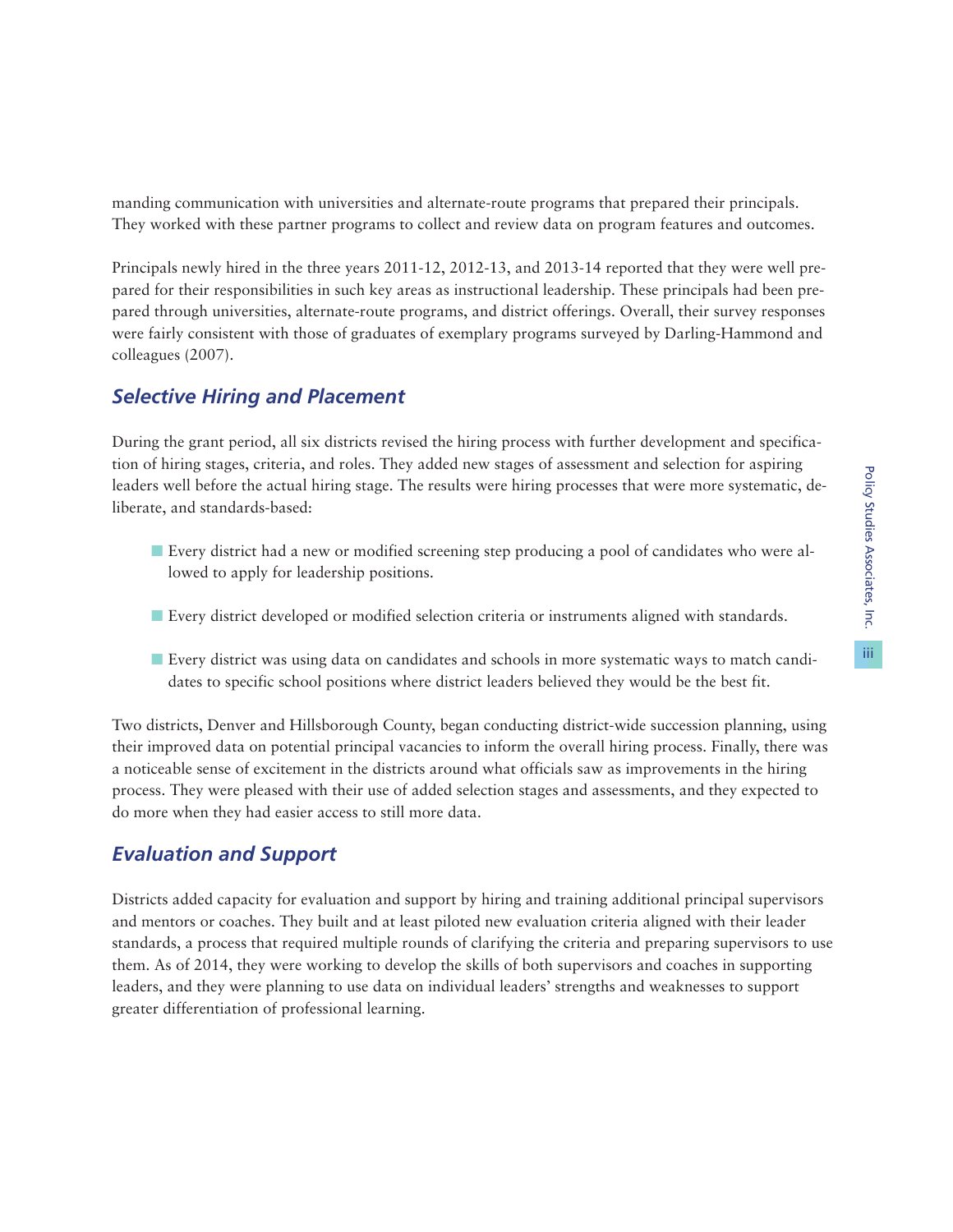manding communication with universities and alternate-route programs that prepared their principals. They worked with these partner programs to collect and review data on program features and outcomes.

Principals newly hired in the three years 2011-12, 2012-13, and 2013-14 reported that they were well prepared for their responsibilities in such key areas as instructional leadership. These principals had been prepared through universities, alternate-route programs, and district offerings. Overall, their survey responses were fairly consistent with those of graduates of exemplary programs surveyed by Darling-Hammond and colleagues (2007).

## *Selective Hiring and Placement*

During the grant period, all six districts revised the hiring process with further development and specification of hiring stages, criteria, and roles. They added new stages of assessment and selection for aspiring leaders well before the actual hiring stage. The results were hiring processes that were more systematic, deliberate, and standards-based:

- Every district had a new or modified screening step producing a pool of candidates who were allowed to apply for leadership positions.
- Every district developed or modified selection criteria or instruments aligned with standards.
- Every district was using data on candidates and schools in more systematic ways to match candidates to specific school positions where district leaders believed they would be the best fit.

Two districts, Denver and Hillsborough County, began conducting district-wide succession planning, using their improved data on potential principal vacancies to inform the overall hiring process. Finally, there was a noticeable sense of excitement in the districts around what officials saw as improvements in the hiring process. They were pleased with their use of added selection stages and assessments, and they expected to do more when they had easier access to still more data.

## *Evaluation and Support*

Districts added capacity for evaluation and support by hiring and training additional principal supervisors and mentors or coaches. They built and at least piloted new evaluation criteria aligned with their leader standards, a process that required multiple rounds of clarifying the criteria and preparing supervisors to use them. As of 2014, they were working to develop the skills of both supervisors and coaches in supporting leaders, and they were planning to use data on individual leaders' strengths and weaknesses to support greater differentiation of professional learning.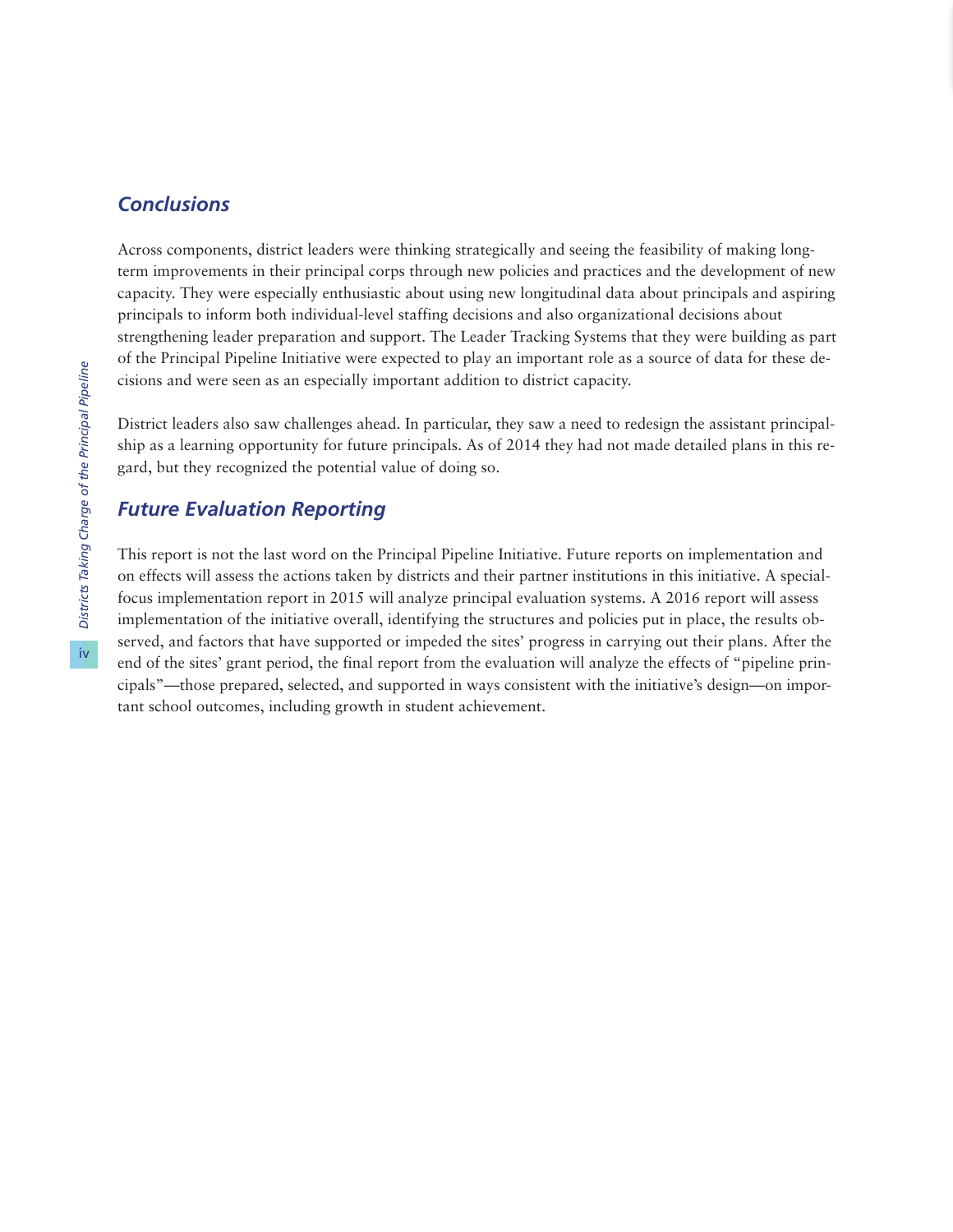## *Conclusions*

Across components, district leaders were thinking strategically and seeing the feasibility of making long-term improvements in their principal corps through new policies and practices and the development of new capacity. They were especially enthusiastic about using new longitudinal data about principals and aspiring principals to inform both individual-level staffing decisions and also organizational decisions about strengthening leader preparation and support. The Leader Tracking Systems that they were building as part of the Principal Pipeline Initiative were expected to play an important role as a source of data for these decisions and were seen as an especially important addition to district capacity.

District leaders also saw challenges ahead. In particular, they saw a need to redesign the assistant principalship as a learning opportunity for future principals. As of 2014 they had not made detailed plans in this regard, but they recognized the potential value of doing so.

## *Future Evaluation Reporting*

This report is not the last word on the Principal Pipeline Initiative. Future reports on implementation and on effects will assess the actions taken by districts and their partner institutions in this initiative. A special-focus implementation report in 2015 will analyze principal evaluation systems. A 2016 report will assess implementation of the initiative overall, identifying the structures and policies put in place, the results observed, and factors that have supported or impeded the sites' progress in carrying out their plans. After the end of the sites' grant period, the final report from the evaluation will analyze the effects of "pipeline principals"—those prepared, selected, and supported in ways consistent with the initiative's design—on important school outcomes, including growth in student achievement.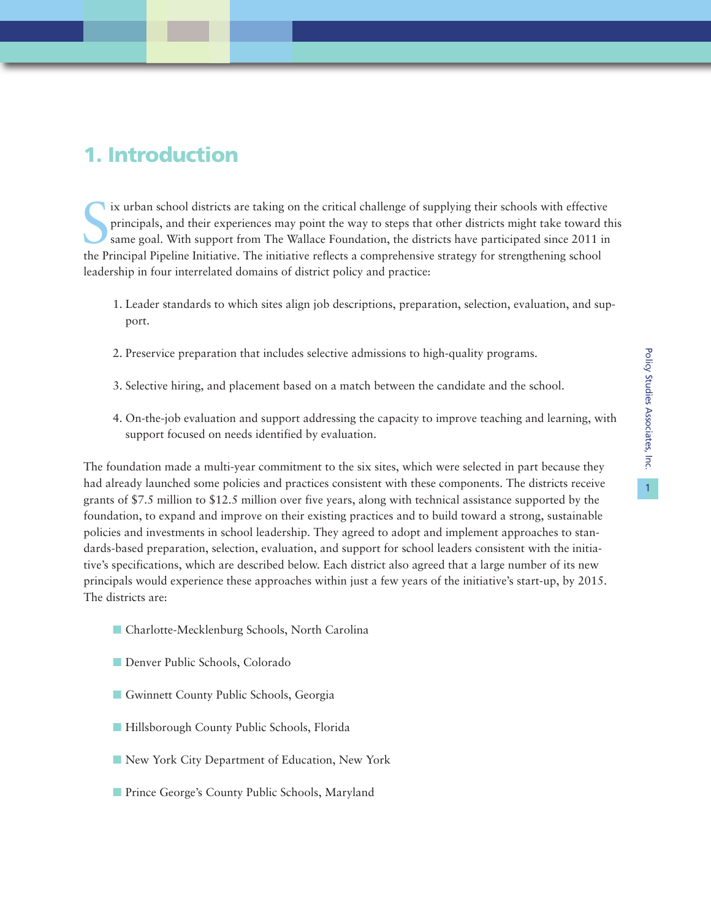# 1. Introduction

Six urban school districts are taking on the critical challenge of supplying their schools with effective principals, and their experiences may point the way to steps that other districts might take toward this same goal. With support from The Wallace Foundation, the districts have participated since 2011 in the Principal Pipeline Initiative. The initiative reflects a comprehensive strategy for strengthening school leadership in four interrelated domains of district policy and practice:

1. Leader standards to which sites align job descriptions, preparation, selection, evaluation, and support.
2. Preservice preparation that includes selective admissions to high-quality programs.
3. Selective hiring, and placement based on a match between the candidate and the school.
4. On-the-job evaluation and support addressing the capacity to improve teaching and learning, with support focused on needs identified by evaluation.

The foundation made a multi-year commitment to the six sites, which were selected in part because they had already launched some policies and practices consistent with these components. The districts receive grants of $7.5 million to $12.5 million over five years, along with technical assistance supported by the foundation, to expand and improve on their existing practices and to build toward a strong, sustainable policies and investments in school leadership. They agreed to adopt and implement approaches to standards-based preparation, selection, evaluation, and support for school leaders consistent with the initiative's specifications, which are described below. Each district also agreed that a large number of its new principals would experience these approaches within just a few years of the initiative's start-up, by 2015. The districts are:

- Charlotte-Mecklenburg Schools, North Carolina
- Denver Public Schools, Colorado
- Gwinnett County Public Schools, Georgia
- Hillsborough County Public Schools, Florida
- New York City Department of Education, New York
- Prince George's County Public Schools, Maryland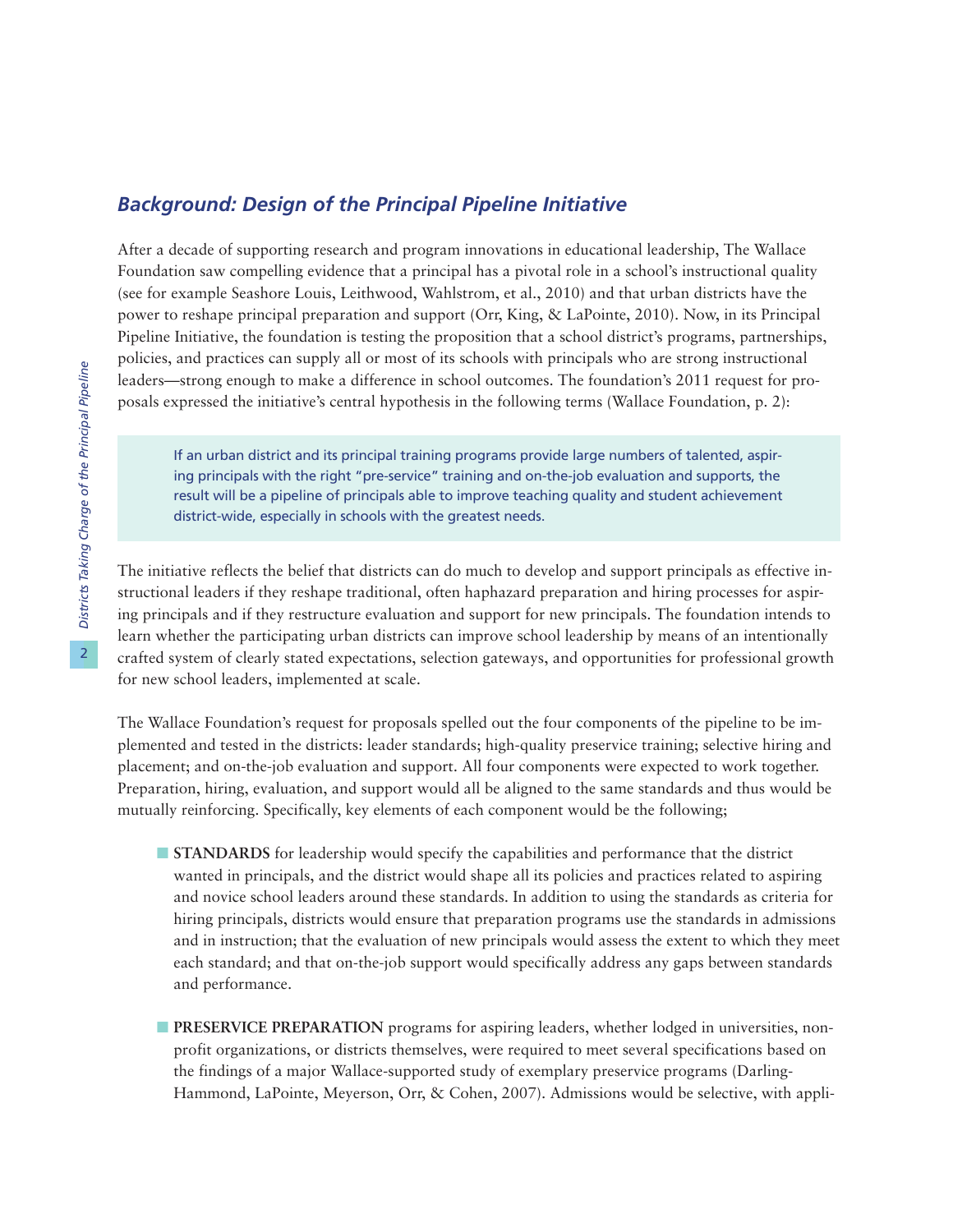## *Background: Design of the Principal Pipeline Initiative*

After a decade of supporting research and program innovations in educational leadership, The Wallace Foundation saw compelling evidence that a principal has a pivotal role in a school's instructional quality (see for example Seashore Louis, Leithwood, Wahlstrom, et al., 2010) and that urban districts have the power to reshape principal preparation and support (Orr, King, & LaPointe, 2010). Now, in its Principal Pipeline Initiative, the foundation is testing the proposition that a school district's programs, partnerships, policies, and practices can supply all or most of its schools with principals who are strong instructional leaders—strong enough to make a difference in school outcomes. The foundation's 2011 request for proposals expressed the initiative's central hypothesis in the following terms (Wallace Foundation, p. 2):

> If an urban district and its principal training programs provide large numbers of talented, aspiring principals with the right "pre-service" training and on-the-job evaluation and supports, the result will be a pipeline of principals able to improve teaching quality and student achievement district-wide, especially in schools with the greatest needs.

The initiative reflects the belief that districts can do much to develop and support principals as effective instructional leaders if they reshape traditional, often haphazard preparation and hiring processes for aspiring principals and if they restructure evaluation and support for new principals. The foundation intends to learn whether the participating urban districts can improve school leadership by means of an intentionally crafted system of clearly stated expectations, selection gateways, and opportunities for professional growth for new school leaders, implemented at scale.

The Wallace Foundation's request for proposals spelled out the four components of the pipeline to be implemented and tested in the districts: leader standards; high-quality preservice training; selective hiring and placement; and on-the-job evaluation and support. All four components were expected to work together. Preparation, hiring, evaluation, and support would all be aligned to the same standards and thus would be mutually reinforcing. Specifically, key elements of each component would be the following;

- **STANDARDS** for leadership would specify the capabilities and performance that the district wanted in principals, and the district would shape all its policies and practices related to aspiring and novice school leaders around these standards. In addition to using the standards as criteria for hiring principals, districts would ensure that preparation programs use the standards in admissions and in instruction; that the evaluation of new principals would assess the extent to which they meet each standard; and that on-the-job support would specifically address any gaps between standards and performance.

- **PRESERVICE PREPARATION** programs for aspiring leaders, whether lodged in universities, non-profit organizations, or districts themselves, were required to meet several specifications based on the findings of a major Wallace-supported study of exemplary preservice programs (Darling-Hammond, LaPointe, Meyerson, Orr, & Cohen, 2007). Admissions would be selective, with appli-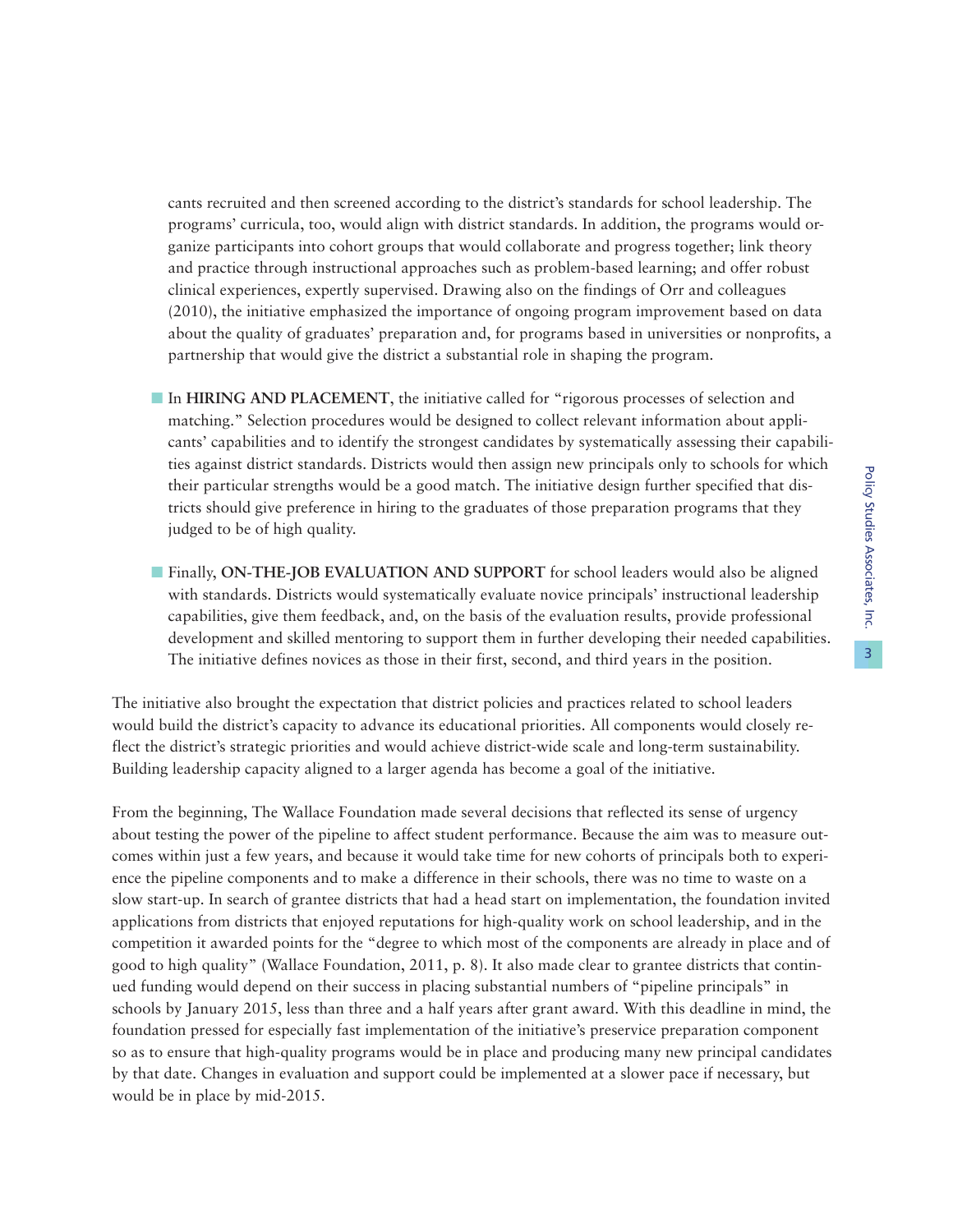cants recruited and then screened according to the district's standards for school leadership. The programs' curricula, too, would align with district standards. In addition, the programs would organize participants into cohort groups that would collaborate and progress together; link theory and practice through instructional approaches such as problem-based learning; and offer robust clinical experiences, expertly supervised. Drawing also on the findings of Orr and colleagues (2010), the initiative emphasized the importance of ongoing program improvement based on data about the quality of graduates' preparation and, for programs based in universities or nonprofits, a partnership that would give the district a substantial role in shaping the program.

- In **HIRING AND PLACEMENT**, the initiative called for "rigorous processes of selection and matching." Selection procedures would be designed to collect relevant information about applicants' capabilities and to identify the strongest candidates by systematically assessing their capabilities against district standards. Districts would then assign new principals only to schools for which their particular strengths would be a good match. The initiative design further specified that districts should give preference in hiring to the graduates of those preparation programs that they judged to be of high quality.

- Finally, **ON-THE-JOB EVALUATION AND SUPPORT** for school leaders would also be aligned with standards. Districts would systematically evaluate novice principals' instructional leadership capabilities, give them feedback, and, on the basis of the evaluation results, provide professional development and skilled mentoring to support them in further developing their needed capabilities. The initiative defines novices as those in their first, second, and third years in the position.

The initiative also brought the expectation that district policies and practices related to school leaders would build the district's capacity to advance its educational priorities. All components would closely reflect the district's strategic priorities and would achieve district-wide scale and long-term sustainability. Building leadership capacity aligned to a larger agenda has become a goal of the initiative.

From the beginning, The Wallace Foundation made several decisions that reflected its sense of urgency about testing the power of the pipeline to affect student performance. Because the aim was to measure outcomes within just a few years, and because it would take time for new cohorts of principals both to experience the pipeline components and to make a difference in their schools, there was no time to waste on a slow start-up. In search of grantee districts that had a head start on implementation, the foundation invited applications from districts that enjoyed reputations for high-quality work on school leadership, and in the competition it awarded points for the "degree to which most of the components are already in place and of good to high quality" (Wallace Foundation, 2011, p. 8). It also made clear to grantee districts that continued funding would depend on their success in placing substantial numbers of "pipeline principals" in schools by January 2015, less than three and a half years after grant award. With this deadline in mind, the foundation pressed for especially fast implementation of the initiative's preservice preparation component so as to ensure that high-quality programs would be in place and producing many new principal candidates by that date. Changes in evaluation and support could be implemented at a slower pace if necessary, but would be in place by mid-2015.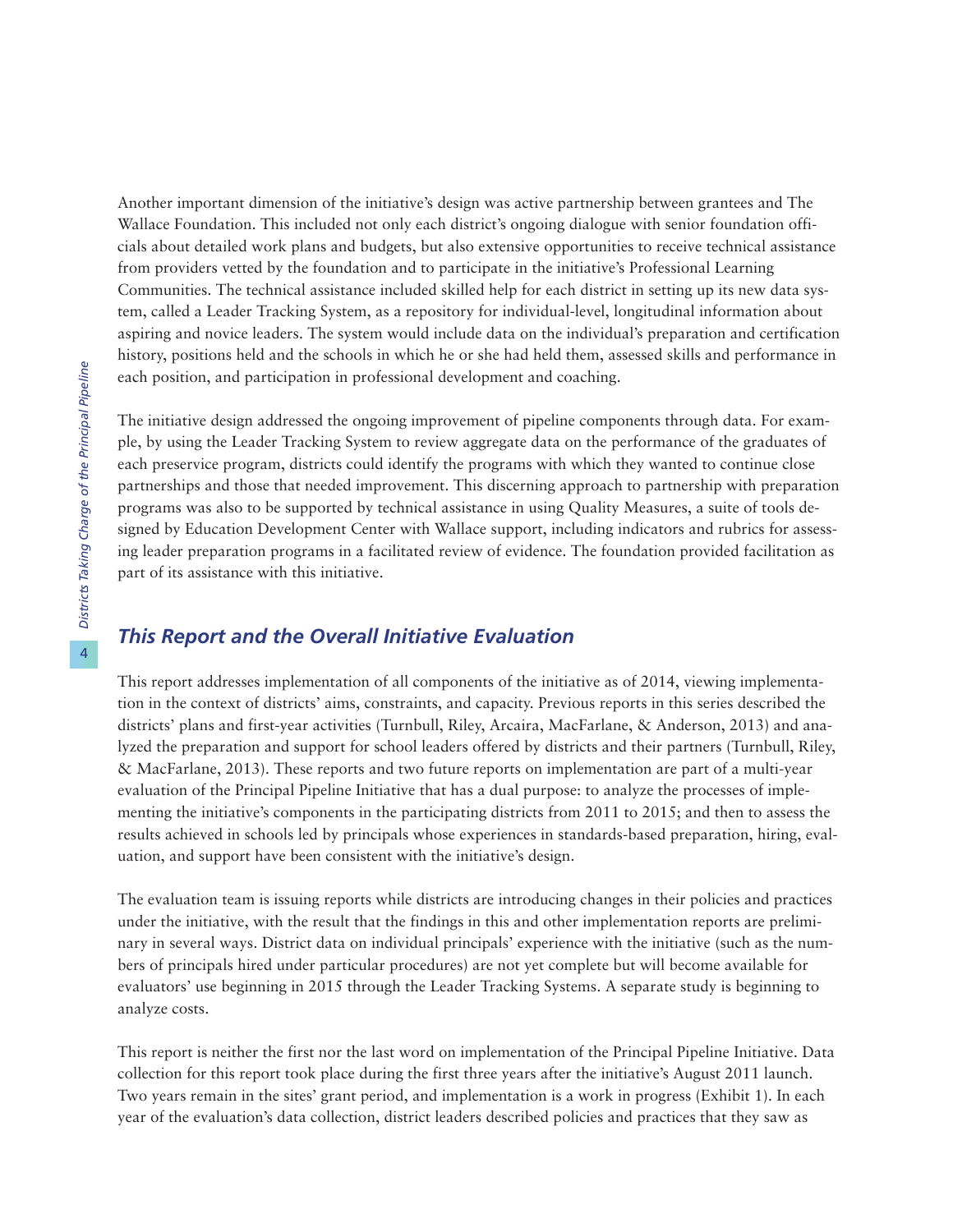Another important dimension of the initiative's design was active partnership between grantees and The Wallace Foundation. This included not only each district's ongoing dialogue with senior foundation officials about detailed work plans and budgets, but also extensive opportunities to receive technical assistance from providers vetted by the foundation and to participate in the initiative's Professional Learning Communities. The technical assistance included skilled help for each district in setting up its new data system, called a Leader Tracking System, as a repository for individual-level, longitudinal information about aspiring and novice leaders. The system would include data on the individual's preparation and certification history, positions held and the schools in which he or she had held them, assessed skills and performance in each position, and participation in professional development and coaching.

The initiative design addressed the ongoing improvement of pipeline components through data. For example, by using the Leader Tracking System to review aggregate data on the performance of the graduates of each preservice program, districts could identify the programs with which they wanted to continue close partnerships and those that needed improvement. This discerning approach to partnership with preparation programs was also to be supported by technical assistance in using Quality Measures, a suite of tools designed by Education Development Center with Wallace support, including indicators and rubrics for assessing leader preparation programs in a facilitated review of evidence. The foundation provided facilitation as part of its assistance with this initiative.

## *This Report and the Overall Initiative Evaluation*

This report addresses implementation of all components of the initiative as of 2014, viewing implementation in the context of districts' aims, constraints, and capacity. Previous reports in this series described the districts' plans and first-year activities (Turnbull, Riley, Arcaira, MacFarlane, & Anderson, 2013) and analyzed the preparation and support for school leaders offered by districts and their partners (Turnbull, Riley, & MacFarlane, 2013). These reports and two future reports on implementation are part of a multi-year evaluation of the Principal Pipeline Initiative that has a dual purpose: to analyze the processes of implementing the initiative's components in the participating districts from 2011 to 2015; and then to assess the results achieved in schools led by principals whose experiences in standards-based preparation, hiring, evaluation, and support have been consistent with the initiative's design.

The evaluation team is issuing reports while districts are introducing changes in their policies and practices under the initiative, with the result that the findings in this and other implementation reports are preliminary in several ways. District data on individual principals' experience with the initiative (such as the numbers of principals hired under particular procedures) are not yet complete but will become available for evaluators' use beginning in 2015 through the Leader Tracking Systems. A separate study is beginning to analyze costs.

This report is neither the first nor the last word on implementation of the Principal Pipeline Initiative. Data collection for this report took place during the first three years after the initiative's August 2011 launch. Two years remain in the sites' grant period, and implementation is a work in progress (Exhibit 1). In each year of the evaluation's data collection, district leaders described policies and practices that they saw as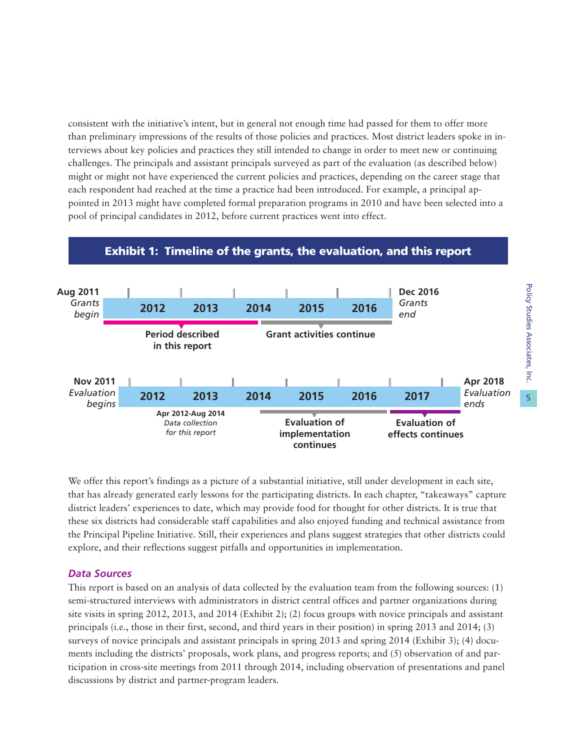consistent with the initiative's intent, but in general not enough time had passed for them to offer more than preliminary impressions of the results of those policies and practices. Most district leaders spoke in interviews about key policies and practices they still intended to change in order to meet new or continuing challenges. The principals and assistant principals surveyed as part of the evaluation (as described below) might or might not have experienced the current policies and practices, depending on the career stage that each respondent had reached at the time a practice had been introduced. For example, a principal appointed in 2013 might have completed formal preparation programs in 2010 and have been selected into a pool of principal candidates in 2012, before current practices went into effect.

**Exhibit 1: Timeline of the grants, the evaluation, and this report**

**Aug 2011** *Grants begin* — 2012 | 2013 | 2014 | 2015 | 2016 — **Dec 2016** *Grants end*

- **Period described in this report** (2012–2014)
- **Grant activities continue** (2014–2016)

**Nov 2011** *Evaluation begins* — 2012 | 2013 | 2014 | 2015 | 2016 | 2017 — **Apr 2018** *Evaluation ends*

- **Apr 2012-Aug 2014** *Data collection for this report*
- **Evaluation of implementation continues** (2014–2016)
- **Evaluation of effects continues** (2016–2018)

We offer this report's findings as a picture of a substantial initiative, still under development in each site, that has already generated early lessons for the participating districts. In each chapter, "takeaways" capture district leaders' experiences to date, which may provide food for thought for other districts. It is true that these six districts had considerable staff capabilities and also enjoyed funding and technical assistance from the Principal Pipeline Initiative. Still, their experiences and plans suggest strategies that other districts could explore, and their reflections suggest pitfalls and opportunities in implementation.

### *Data Sources*

This report is based on an analysis of data collected by the evaluation team from the following sources: (1) semi-structured interviews with administrators in district central offices and partner organizations during site visits in spring 2012, 2013, and 2014 (Exhibit 2); (2) focus groups with novice principals and assistant principals (i.e., those in their first, second, and third years in their position) in spring 2013 and 2014; (3) surveys of novice principals and assistant principals in spring 2013 and spring 2014 (Exhibit 3); (4) documents including the districts' proposals, work plans, and progress reports; and (5) observation of and participation in cross-site meetings from 2011 through 2014, including observation of presentations and panel discussions by district and partner-program leaders.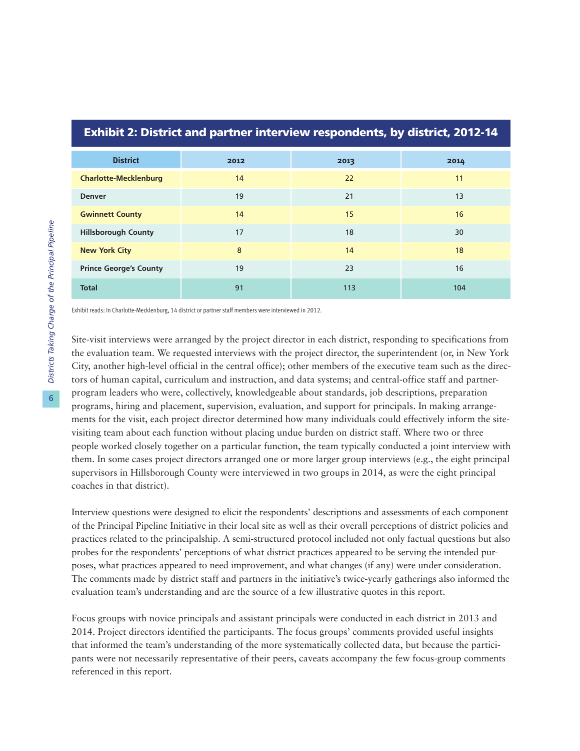**Exhibit 2: District and partner interview respondents, by district, 2012-14**

| District | 2012 | 2013 | 2014 |
|---|---|---|---|
| **Charlotte-Mecklenburg** | 14 | 22 | 11 |
| **Denver** | 19 | 21 | 13 |
| **Gwinnett County** | 14 | 15 | 16 |
| **Hillsborough County** | 17 | 18 | 30 |
| **New York City** | 8 | 14 | 18 |
| **Prince George's County** | 19 | 23 | 16 |
| **Total** | 91 | 113 | 104 |

Exhibit reads: In Charlotte-Mecklenburg, 14 district or partner staff members were interviewed in 2012.

Site-visit interviews were arranged by the project director in each district, responding to specifications from the evaluation team. We requested interviews with the project director, the superintendent (or, in New York City, another high-level official in the central office); other members of the executive team such as the directors of human capital, curriculum and instruction, and data systems; and central-office staff and partner-program leaders who were, collectively, knowledgeable about standards, job descriptions, preparation programs, hiring and placement, supervision, evaluation, and support for principals. In making arrangements for the visit, each project director determined how many individuals could effectively inform the site-visiting team about each function without placing undue burden on district staff. Where two or three people worked closely together on a particular function, the team typically conducted a joint interview with them. In some cases project directors arranged one or more larger group interviews (e.g., the eight principal supervisors in Hillsborough County were interviewed in two groups in 2014, as were the eight principal coaches in that district).

Interview questions were designed to elicit the respondents' descriptions and assessments of each component of the Principal Pipeline Initiative in their local site as well as their overall perceptions of district policies and practices related to the principalship. A semi-structured protocol included not only factual questions but also probes for the respondents' perceptions of what district practices appeared to be serving the intended purposes, what practices appeared to need improvement, and what changes (if any) were under consideration. The comments made by district staff and partners in the initiative's twice-yearly gatherings also informed the evaluation team's understanding and are the source of a few illustrative quotes in this report.

Focus groups with novice principals and assistant principals were conducted in each district in 2013 and 2014. Project directors identified the participants. The focus groups' comments provided useful insights that informed the team's understanding of the more systematically collected data, but because the participants were not necessarily representative of their peers, caveats accompany the few focus-group comments referenced in this report.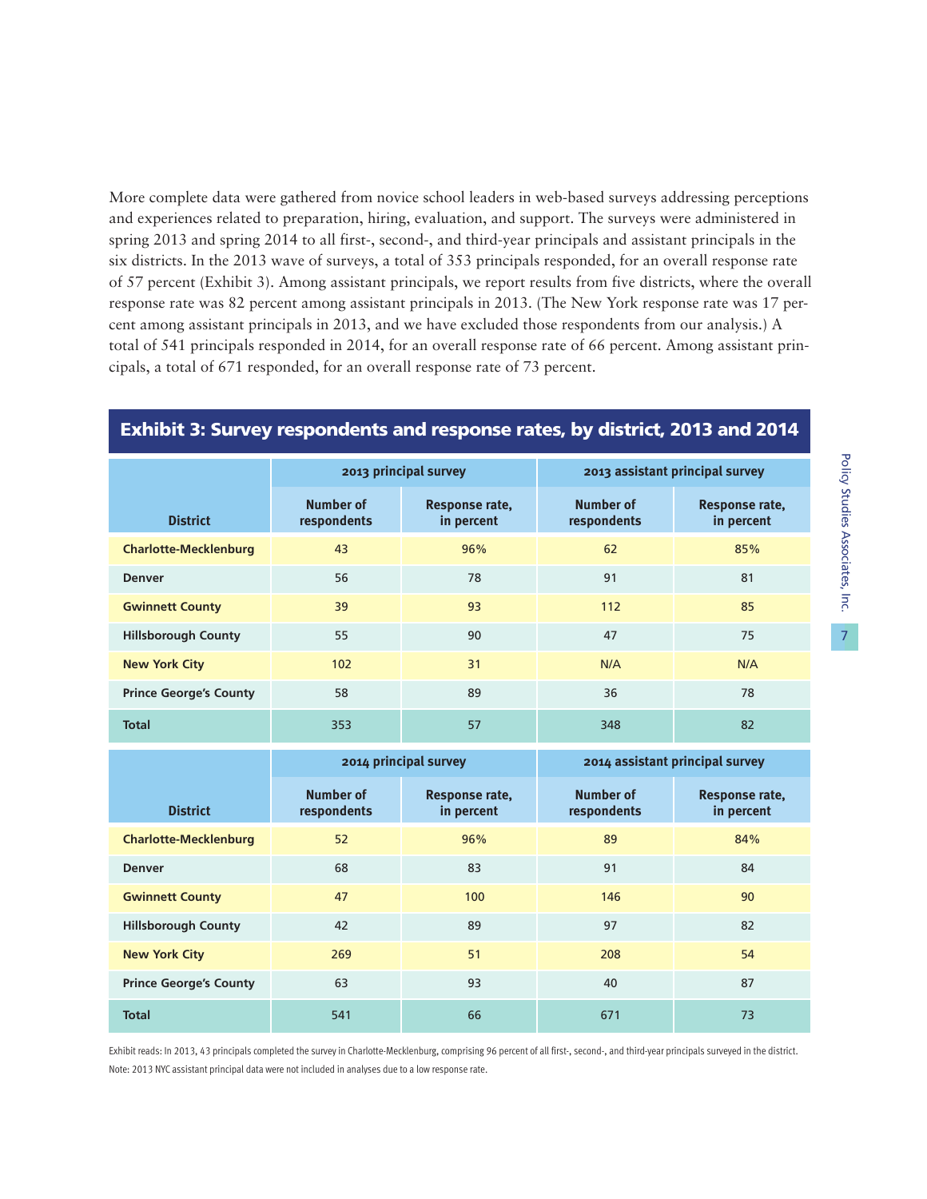More complete data were gathered from novice school leaders in web-based surveys addressing perceptions and experiences related to preparation, hiring, evaluation, and support. The surveys were administered in spring 2013 and spring 2014 to all first-, second-, and third-year principals and assistant principals in the six districts. In the 2013 wave of surveys, a total of 353 principals responded, for an overall response rate of 57 percent (Exhibit 3). Among assistant principals, we report results from five districts, where the overall response rate was 82 percent among assistant principals in 2013. (The New York response rate was 17 percent among assistant principals in 2013, and we have excluded those respondents from our analysis.) A total of 541 principals responded in 2014, for an overall response rate of 66 percent. Among assistant principals, a total of 671 responded, for an overall response rate of 73 percent.

## Exhibit 3: Survey respondents and response rates, by district, 2013 and 2014

| District | 2013 principal survey | | 2013 assistant principal survey | |
|---|---|---|---|---|
| | Number of respondents | Response rate, in percent | Number of respondents | Response rate, in percent |
| **Charlotte-Mecklenburg** | 43 | 96% | 62 | 85% |
| **Denver** | 56 | 78 | 91 | 81 |
| **Gwinnett County** | 39 | 93 | 112 | 85 |
| **Hillsborough County** | 55 | 90 | 47 | 75 |
| **New York City** | 102 | 31 | N/A | N/A |
| **Prince George's County** | 58 | 89 | 36 | 78 |
| **Total** | 353 | 57 | 348 | 82 |

| District | 2014 principal survey | | 2014 assistant principal survey | |
|---|---|---|---|---|
| | Number of respondents | Response rate, in percent | Number of respondents | Response rate, in percent |
| **Charlotte-Mecklenburg** | 52 | 96% | 89 | 84% |
| **Denver** | 68 | 83 | 91 | 84 |
| **Gwinnett County** | 47 | 100 | 146 | 90 |
| **Hillsborough County** | 42 | 89 | 97 | 82 |
| **New York City** | 269 | 51 | 208 | 54 |
| **Prince George's County** | 63 | 93 | 40 | 87 |
| **Total** | 541 | 66 | 671 | 73 |

Exhibit reads: In 2013, 43 principals completed the survey in Charlotte-Mecklenburg, comprising 96 percent of all first-, second-, and third-year principals surveyed in the district.

Note: 2013 NYC assistant principal data were not included in analyses due to a low response rate.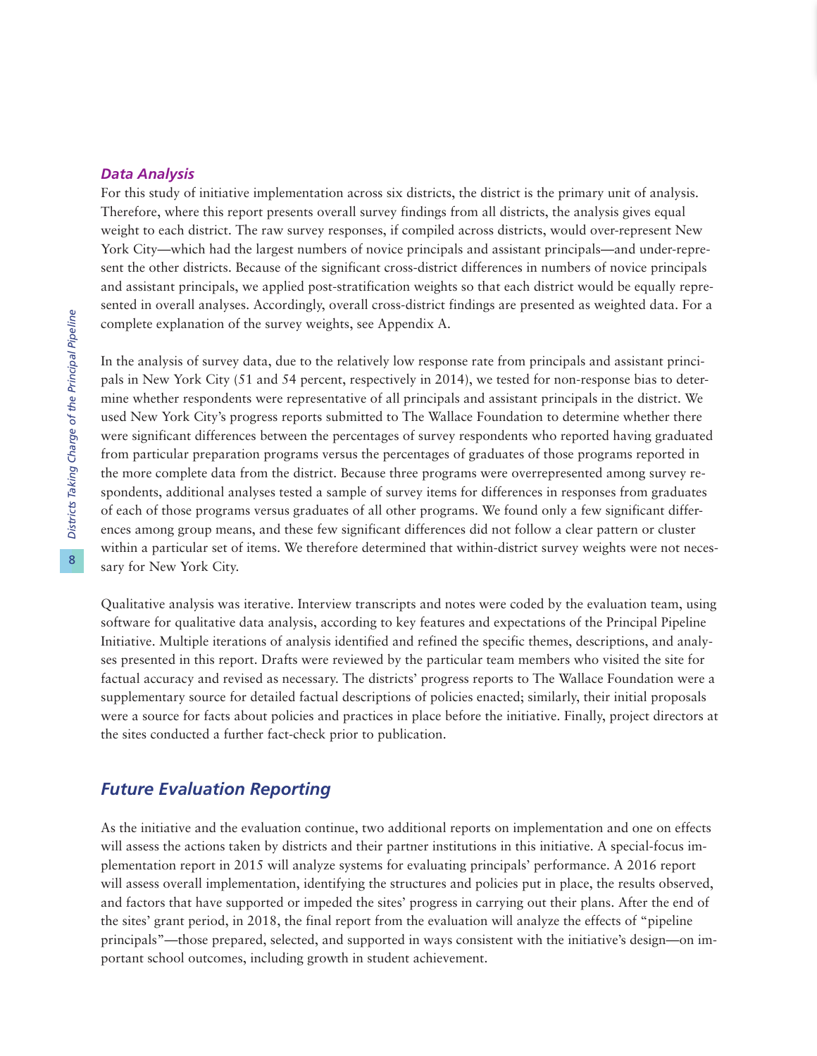### *Data Analysis*

For this study of initiative implementation across six districts, the district is the primary unit of analysis. Therefore, where this report presents overall survey findings from all districts, the analysis gives equal weight to each district. The raw survey responses, if compiled across districts, would over-represent New York City—which had the largest numbers of novice principals and assistant principals—and under-represent the other districts. Because of the significant cross-district differences in numbers of novice principals and assistant principals, we applied post-stratification weights so that each district would be equally represented in overall analyses. Accordingly, overall cross-district findings are presented as weighted data. For a complete explanation of the survey weights, see Appendix A.

In the analysis of survey data, due to the relatively low response rate from principals and assistant principals in New York City (51 and 54 percent, respectively in 2014), we tested for non-response bias to determine whether respondents were representative of all principals and assistant principals in the district. We used New York City's progress reports submitted to The Wallace Foundation to determine whether there were significant differences between the percentages of survey respondents who reported having graduated from particular preparation programs versus the percentages of graduates of those programs reported in the more complete data from the district. Because three programs were overrepresented among survey respondents, additional analyses tested a sample of survey items for differences in responses from graduates of each of those programs versus graduates of all other programs. We found only a few significant differences among group means, and these few significant differences did not follow a clear pattern or cluster within a particular set of items. We therefore determined that within-district survey weights were not necessary for New York City.

Qualitative analysis was iterative. Interview transcripts and notes were coded by the evaluation team, using software for qualitative data analysis, according to key features and expectations of the Principal Pipeline Initiative. Multiple iterations of analysis identified and refined the specific themes, descriptions, and analyses presented in this report. Drafts were reviewed by the particular team members who visited the site for factual accuracy and revised as necessary. The districts' progress reports to The Wallace Foundation were a supplementary source for detailed factual descriptions of policies enacted; similarly, their initial proposals were a source for facts about policies and practices in place before the initiative. Finally, project directors at the sites conducted a further fact-check prior to publication.

## *Future Evaluation Reporting*

As the initiative and the evaluation continue, two additional reports on implementation and one on effects will assess the actions taken by districts and their partner institutions in this initiative. A special-focus implementation report in 2015 will analyze systems for evaluating principals' performance. A 2016 report will assess overall implementation, identifying the structures and policies put in place, the results observed, and factors that have supported or impeded the sites' progress in carrying out their plans. After the end of the sites' grant period, in 2018, the final report from the evaluation will analyze the effects of "pipeline principals"—those prepared, selected, and supported in ways consistent with the initiative's design—on important school outcomes, including growth in student achievement.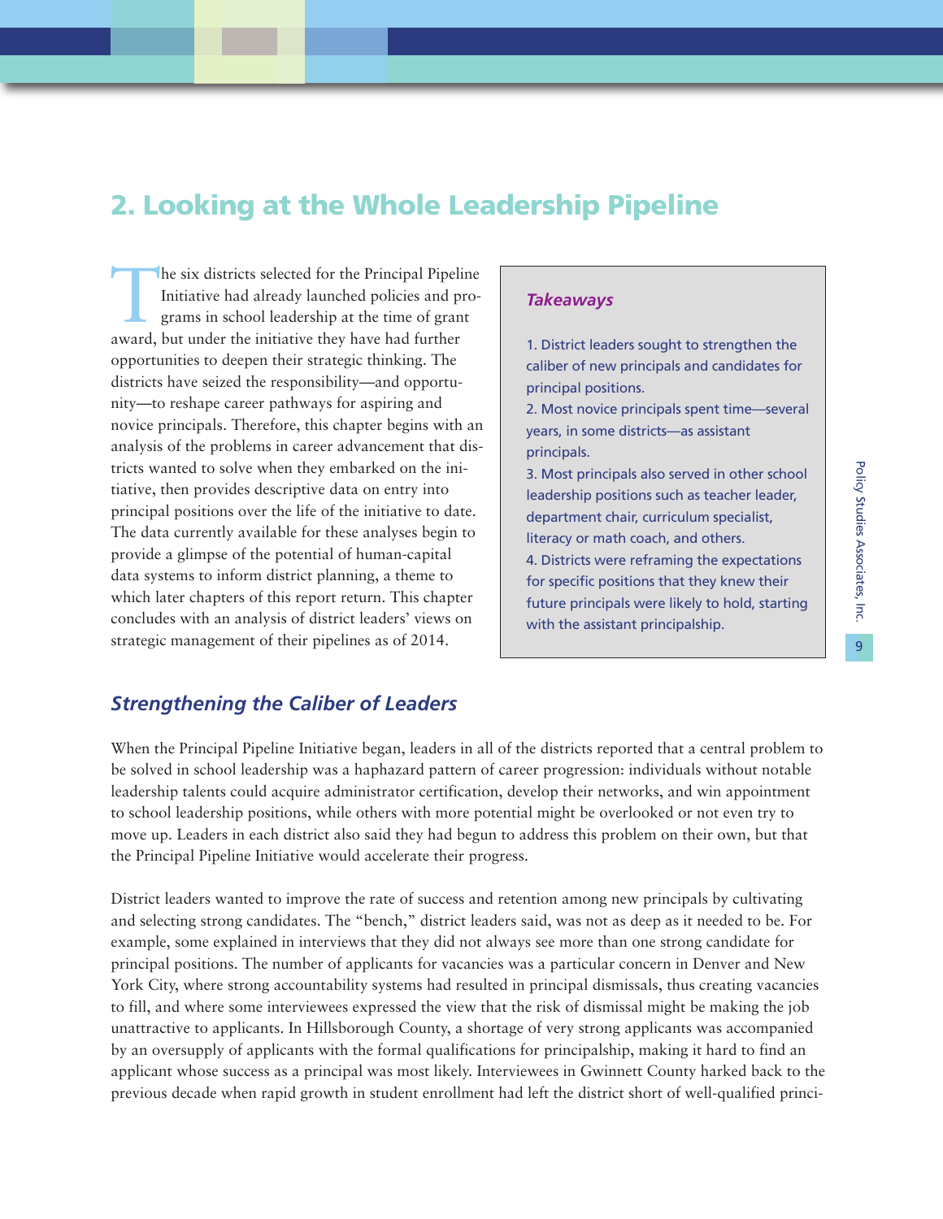## 2. Looking at the Whole Leadership Pipeline

The six districts selected for the Principal Pipeline Initiative had already launched policies and programs in school leadership at the time of grant award, but under the initiative they have had further opportunities to deepen their strategic thinking. The districts have seized the responsibility—and opportunity—to reshape career pathways for aspiring and novice principals. Therefore, this chapter begins with an analysis of the problems in career advancement that districts wanted to solve when they embarked on the initiative, then provides descriptive data on entry into principal positions over the life of the initiative to date. The data currently available for these analyses begin to provide a glimpse of the potential of human-capital data systems to inform district planning, a theme to which later chapters of this report return. This chapter concludes with an analysis of district leaders' views on strategic management of their pipelines as of 2014.

> ***Takeaways***
>
> 1. District leaders sought to strengthen the caliber of new principals and candidates for principal positions.
> 2. Most novice principals spent time—several years, in some districts—as assistant principals.
> 3. Most principals also served in other school leadership positions such as teacher leader, department chair, curriculum specialist, literacy or math coach, and others.
> 4. Districts were reframing the expectations for specific positions that they knew their future principals were likely to hold, starting with the assistant principalship.

### *Strengthening the Caliber of Leaders*

When the Principal Pipeline Initiative began, leaders in all of the districts reported that a central problem to be solved in school leadership was a haphazard pattern of career progression: individuals without notable leadership talents could acquire administrator certification, develop their networks, and win appointment to school leadership positions, while others with more potential might be overlooked or not even try to move up. Leaders in each district also said they had begun to address this problem on their own, but that the Principal Pipeline Initiative would accelerate their progress.

District leaders wanted to improve the rate of success and retention among new principals by cultivating and selecting strong candidates. The "bench," district leaders said, was not as deep as it needed to be. For example, some explained in interviews that they did not always see more than one strong candidate for principal positions. The number of applicants for vacancies was a particular concern in Denver and New York City, where strong accountability systems had resulted in principal dismissals, thus creating vacancies to fill, and where some interviewees expressed the view that the risk of dismissal might be making the job unattractive to applicants. In Hillsborough County, a shortage of very strong applicants was accompanied by an oversupply of applicants with the formal qualifications for principalship, making it hard to find an applicant whose success as a principal was most likely. Interviewees in Gwinnett County harked back to the previous decade when rapid growth in student enrollment had left the district short of well-qualified princi-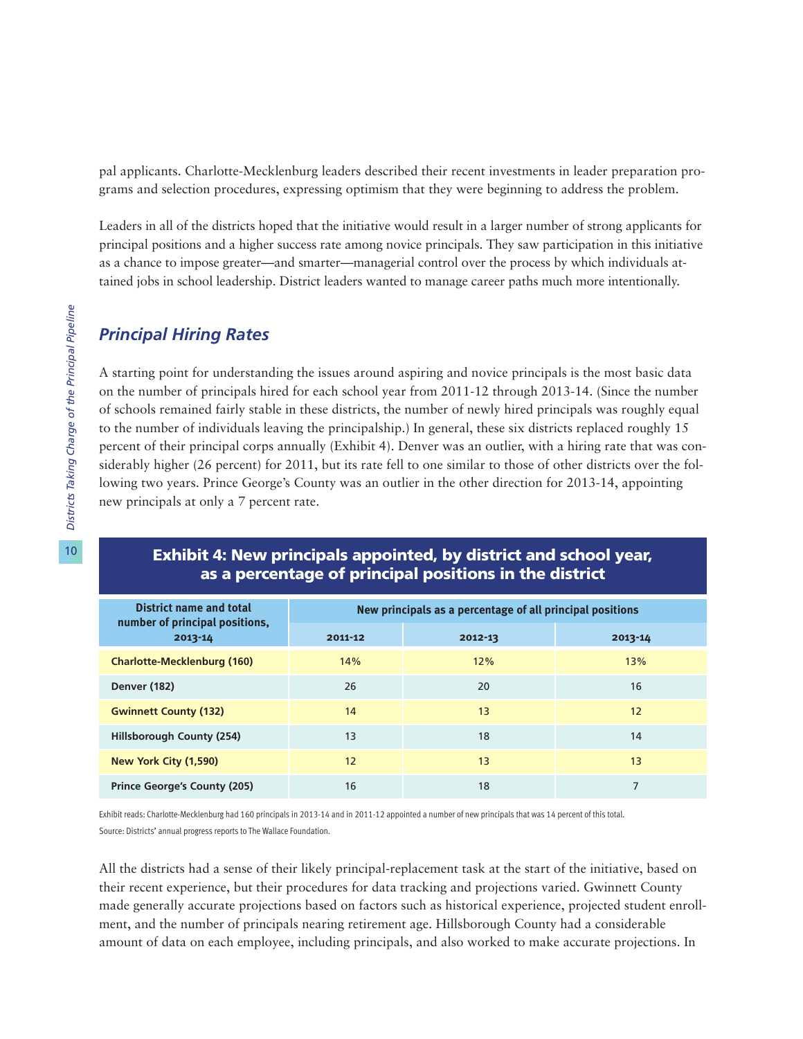pal applicants. Charlotte-Mecklenburg leaders described their recent investments in leader preparation programs and selection procedures, expressing optimism that they were beginning to address the problem.

Leaders in all of the districts hoped that the initiative would result in a larger number of strong applicants for principal positions and a higher success rate among novice principals. They saw participation in this initiative as a chance to impose greater—and smarter—managerial control over the process by which individuals attained jobs in school leadership. District leaders wanted to manage career paths much more intentionally.

## *Principal Hiring Rates*

A starting point for understanding the issues around aspiring and novice principals is the most basic data on the number of principals hired for each school year from 2011-12 through 2013-14. (Since the number of schools remained fairly stable in these districts, the number of newly hired principals was roughly equal to the number of individuals leaving the principalship.) In general, these six districts replaced roughly 15 percent of their principal corps annually (Exhibit 4). Denver was an outlier, with a hiring rate that was considerably higher (26 percent) for 2011, but its rate fell to one similar to those of other districts over the following two years. Prince George's County was an outlier in the other direction for 2013-14, appointing new principals at only a 7 percent rate.

**Exhibit 4: New principals appointed, by district and school year, as a percentage of principal positions in the district**

| District name and total number of principal positions, 2013-14 | New principals as a percentage of all principal positions | | |
|---|---|---|---|
| | 2011-12 | 2012-13 | 2013-14 |
| **Charlotte-Mecklenburg (160)** | 14% | 12% | 13% |
| **Denver (182)** | 26 | 20 | 16 |
| **Gwinnett County (132)** | 14 | 13 | 12 |
| **Hillsborough County (254)** | 13 | 18 | 14 |
| **New York City (1,590)** | 12 | 13 | 13 |
| **Prince George's County (205)** | 16 | 18 | 7 |

Exhibit reads: Charlotte-Mecklenburg had 160 principals in 2013-14 and in 2011-12 appointed a number of new principals that was 14 percent of this total.

Source: Districts' annual progress reports to The Wallace Foundation.

All the districts had a sense of their likely principal-replacement task at the start of the initiative, based on their recent experience, but their procedures for data tracking and projections varied. Gwinnett County made generally accurate projections based on factors such as historical experience, projected student enrollment, and the number of principals nearing retirement age. Hillsborough County had a considerable amount of data on each employee, including principals, and also worked to make accurate projections. In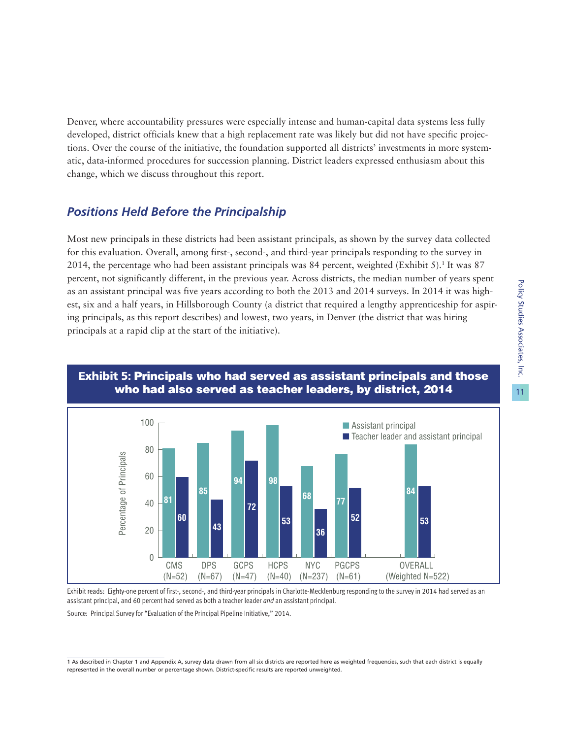Denver, where accountability pressures were especially intense and human-capital data systems less fully developed, district officials knew that a high replacement rate was likely but did not have specific projections. Over the course of the initiative, the foundation supported all districts' investments in more systematic, data-informed procedures for succession planning. District leaders expressed enthusiasm about this change, which we discuss throughout this report.

## *Positions Held Before the Principalship*

Most new principals in these districts had been assistant principals, as shown by the survey data collected for this evaluation. Overall, among first-, second-, and third-year principals responding to the survey in 2014, the percentage who had been assistant principals was 84 percent, weighted (Exhibit 5).[1] It was 87 percent, not significantly different, in the previous year. Across districts, the median number of years spent as an assistant principal was five years according to both the 2013 and 2014 surveys. In 2014 it was highest, six and a half years, in Hillsborough County (a district that required a lengthy apprenticeship for aspiring principals, as this report describes) and lowest, two years, in Denver (the district that was hiring principals at a rapid clip at the start of the initiative).

**Exhibit 5: Principals who had served as assistant principals and those who had also served as teacher leaders, by district, 2014**

| District | Assistant principal | Teacher leader and assistant principal |
|---|---|---|
| CMS (N=52) | 81 | 60 |
| DPS (N=67) | 85 | 43 |
| GCPS (N=47) | 94 | 72 |
| HCPS (N=40) | 98 | 53 |
| NYC (N=237) | 68 | 36 |
| PGCPS (N=61) | 77 | 52 |
| OVERALL (Weighted N=522) | 84 | 53 |

Exhibit reads: Eighty-one percent of first-, second-, and third-year principals in Charlotte-Mecklenburg responding to the survey in 2014 had served as an assistant principal, and 60 percent had served as both a teacher leader *and* an assistant principal.

Source: Principal Survey for "Evaluation of the Principal Pipeline Initiative," 2014.

---

1 As described in Chapter 1 and Appendix A, survey data drawn from all six districts are reported here as weighted frequencies, such that each district is equally represented in the overall number or percentage shown. District-specific results are reported unweighted.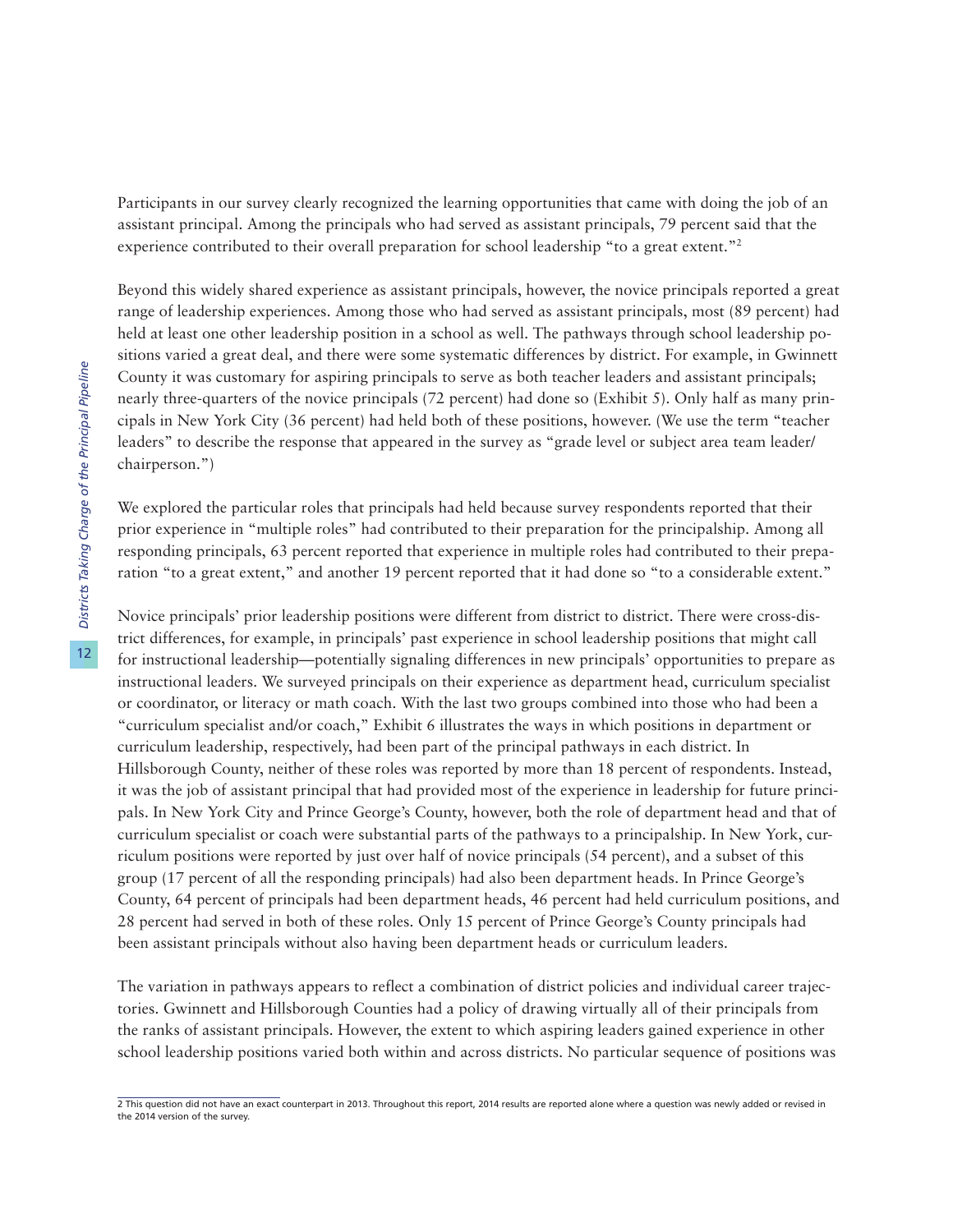Participants in our survey clearly recognized the learning opportunities that came with doing the job of an assistant principal. Among the principals who had served as assistant principals, 79 percent said that the experience contributed to their overall preparation for school leadership "to a great extent."[2]

Beyond this widely shared experience as assistant principals, however, the novice principals reported a great range of leadership experiences. Among those who had served as assistant principals, most (89 percent) had held at least one other leadership position in a school as well. The pathways through school leadership positions varied a great deal, and there were some systematic differences by district. For example, in Gwinnett County it was customary for aspiring principals to serve as both teacher leaders and assistant principals; nearly three-quarters of the novice principals (72 percent) had done so (Exhibit 5). Only half as many principals in New York City (36 percent) had held both of these positions, however. (We use the term "teacher leaders" to describe the response that appeared in the survey as "grade level or subject area team leader/chairperson.")

We explored the particular roles that principals had held because survey respondents reported that their prior experience in "multiple roles" had contributed to their preparation for the principalship. Among all responding principals, 63 percent reported that experience in multiple roles had contributed to their preparation "to a great extent," and another 19 percent reported that it had done so "to a considerable extent."

Novice principals' prior leadership positions were different from district to district. There were cross-district differences, for example, in principals' past experience in school leadership positions that might call for instructional leadership—potentially signaling differences in new principals' opportunities to prepare as instructional leaders. We surveyed principals on their experience as department head, curriculum specialist or coordinator, or literacy or math coach. With the last two groups combined into those who had been a "curriculum specialist and/or coach," Exhibit 6 illustrates the ways in which positions in department or curriculum leadership, respectively, had been part of the principal pathways in each district. In Hillsborough County, neither of these roles was reported by more than 18 percent of respondents. Instead, it was the job of assistant principal that had provided most of the experience in leadership for future principals. In New York City and Prince George's County, however, both the role of department head and that of curriculum specialist or coach were substantial parts of the pathways to a principalship. In New York, curriculum positions were reported by just over half of novice principals (54 percent), and a subset of this group (17 percent of all the responding principals) had also been department heads. In Prince George's County, 64 percent of principals had been department heads, 46 percent had held curriculum positions, and 28 percent had served in both of these roles. Only 15 percent of Prince George's County principals had been assistant principals without also having been department heads or curriculum leaders.

The variation in pathways appears to reflect a combination of district policies and individual career trajectories. Gwinnett and Hillsborough Counties had a policy of drawing virtually all of their principals from the ranks of assistant principals. However, the extent to which aspiring leaders gained experience in other school leadership positions varied both within and across districts. No particular sequence of positions was

---

[2] This question did not have an exact counterpart in 2013. Throughout this report, 2014 results are reported alone where a question was newly added or revised in the 2014 version of the survey.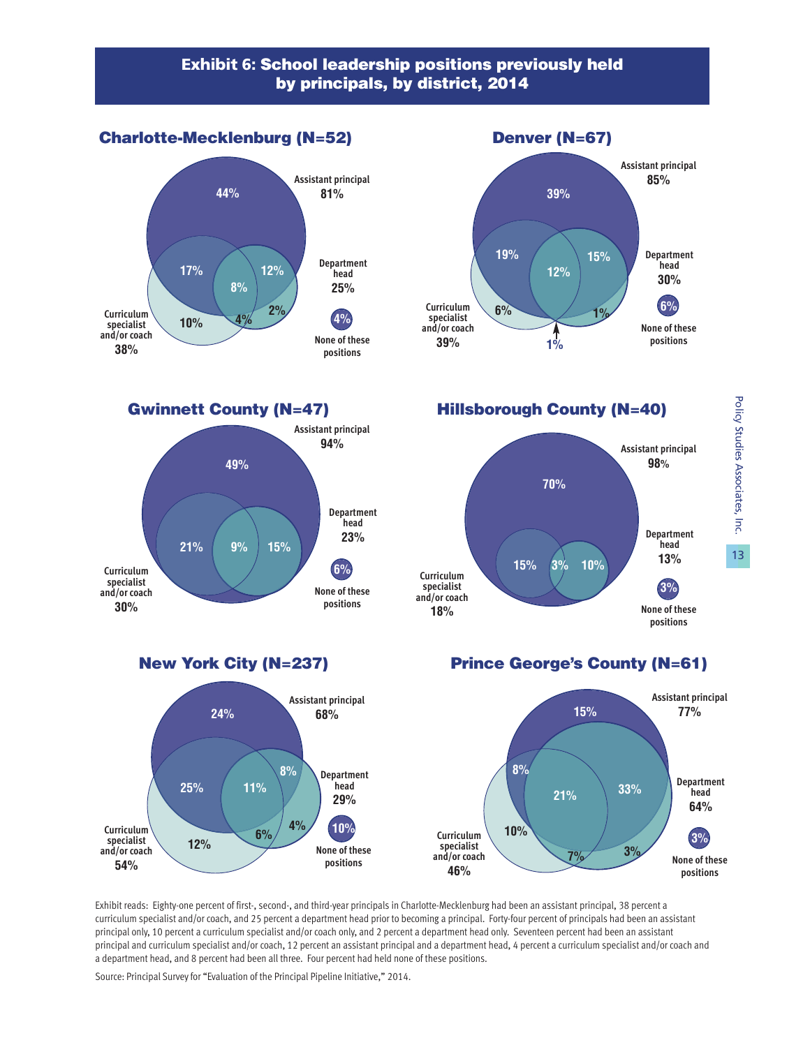## Exhibit 6: School leadership positions previously held by principals, by district, 2014

### Charlotte-Mecklenburg (N=52)

Assistant principal 81%
Department head 25%
Curriculum specialist and/or coach 38%
None of these positions 4%

44%, 17%, 8%, 12%, 10%, 4%, 2%

### Denver (N=67)

Assistant principal 85%
Department head 30%
Curriculum specialist and/or coach 39%
None of these positions 6%

39%, 19%, 12%, 15%, 6%, 1%, 1%

### Gwinnett County (N=47)

Assistant principal 94%
Department head 23%
Curriculum specialist and/or coach 30%
None of these positions 6%

49%, 21%, 9%, 15%

### Hillsborough County (N=40)

Assistant principal 98%
Department head 13%
Curriculum specialist and/or coach 18%
None of these positions 3%

70%, 15%, 3%, 10%

### New York City (N=237)

Assistant principal 68%
Department head 29%
Curriculum specialist and/or coach 54%
None of these positions 10%

24%, 25%, 11%, 8%, 12%, 6%, 4%

### Prince George's County (N=61)

Assistant principal 77%
Department head 64%
Curriculum specialist and/or coach 46%
None of these positions 3%

15%, 8%, 21%, 33%, 10%, 7%, 3%

Exhibit reads: Eighty-one percent of first-, second-, and third-year principals in Charlotte-Mecklenburg had been an assistant principal, 38 percent a curriculum specialist and/or coach, and 25 percent a department head prior to becoming a principal. Forty-four percent of principals had been an assistant principal only, 10 percent a curriculum specialist and/or coach only, and 2 percent a department head only. Seventeen percent had been an assistant principal and curriculum specialist and/or coach, 12 percent an assistant principal and a department head, 4 percent a curriculum specialist and/or coach and a department head, and 8 percent had been all three. Four percent had held none of these positions.

Source: Principal Survey for "Evaluation of the Principal Pipeline Initiative," 2014.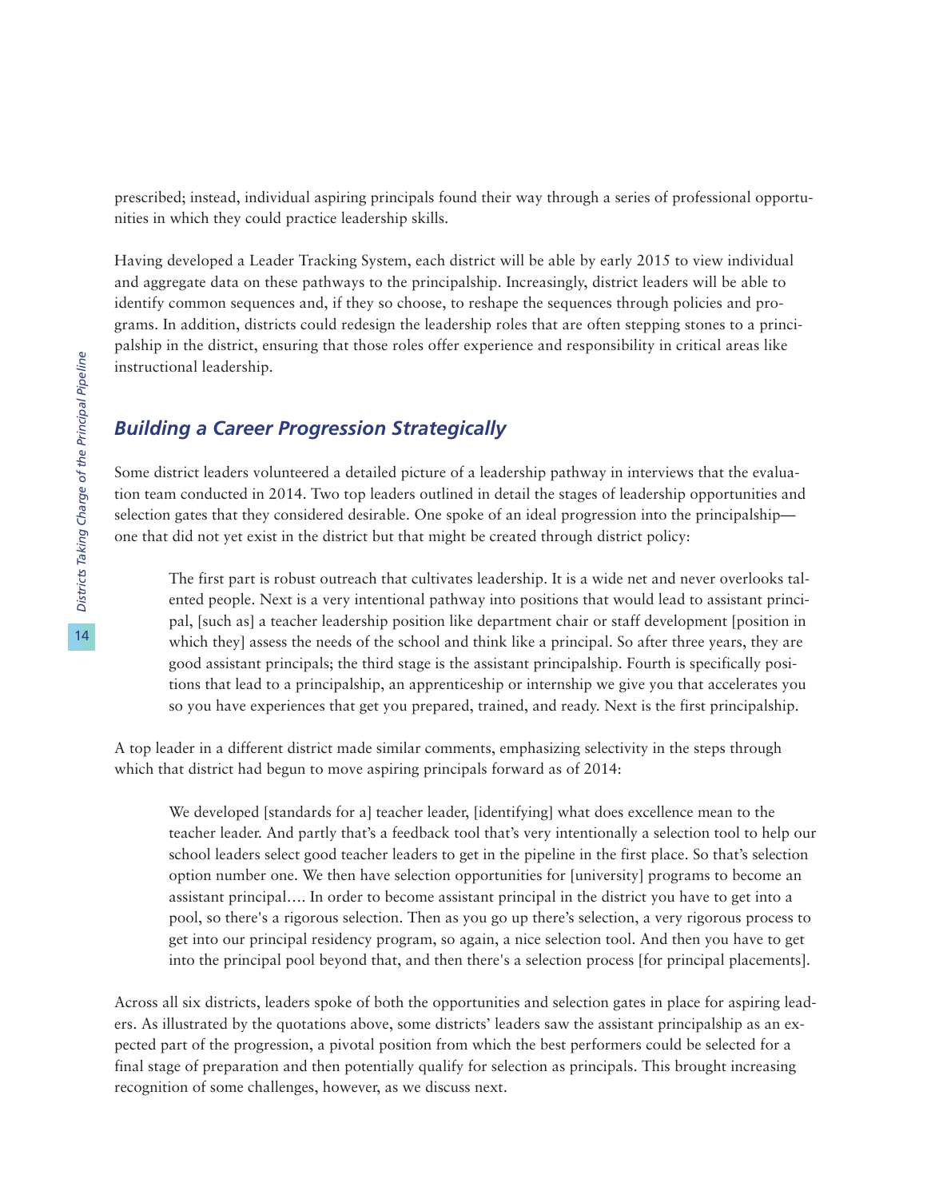prescribed; instead, individual aspiring principals found their way through a series of professional opportunities in which they could practice leadership skills.

Having developed a Leader Tracking System, each district will be able by early 2015 to view individual and aggregate data on these pathways to the principalship. Increasingly, district leaders will be able to identify common sequences and, if they so choose, to reshape the sequences through policies and programs. In addition, districts could redesign the leadership roles that are often stepping stones to a principalship in the district, ensuring that those roles offer experience and responsibility in critical areas like instructional leadership.

### *Building a Career Progression Strategically*

Some district leaders volunteered a detailed picture of a leadership pathway in interviews that the evaluation team conducted in 2014. Two top leaders outlined in detail the stages of leadership opportunities and selection gates that they considered desirable. One spoke of an ideal progression into the principalship—one that did not yet exist in the district but that might be created through district policy:

> The first part is robust outreach that cultivates leadership. It is a wide net and never overlooks talented people. Next is a very intentional pathway into positions that would lead to assistant principal, [such as] a teacher leadership position like department chair or staff development [position in which they] assess the needs of the school and think like a principal. So after three years, they are good assistant principals; the third stage is the assistant principalship. Fourth is specifically positions that lead to a principalship, an apprenticeship or internship we give you that accelerates you so you have experiences that get you prepared, trained, and ready. Next is the first principalship.

A top leader in a different district made similar comments, emphasizing selectivity in the steps through which that district had begun to move aspiring principals forward as of 2014:

> We developed [standards for a] teacher leader, [identifying] what does excellence mean to the teacher leader. And partly that's a feedback tool that's very intentionally a selection tool to help our school leaders select good teacher leaders to get in the pipeline in the first place. So that's selection option number one. We then have selection opportunities for [university] programs to become an assistant principal…. In order to become assistant principal in the district you have to get into a pool, so there's a rigorous selection. Then as you go up there's selection, a very rigorous process to get into our principal residency program, so again, a nice selection tool. And then you have to get into the principal pool beyond that, and then there's a selection process [for principal placements].

Across all six districts, leaders spoke of both the opportunities and selection gates in place for aspiring leaders. As illustrated by the quotations above, some districts' leaders saw the assistant principalship as an expected part of the progression, a pivotal position from which the best performers could be selected for a final stage of preparation and then potentially qualify for selection as principals. This brought increasing recognition of some challenges, however, as we discuss next.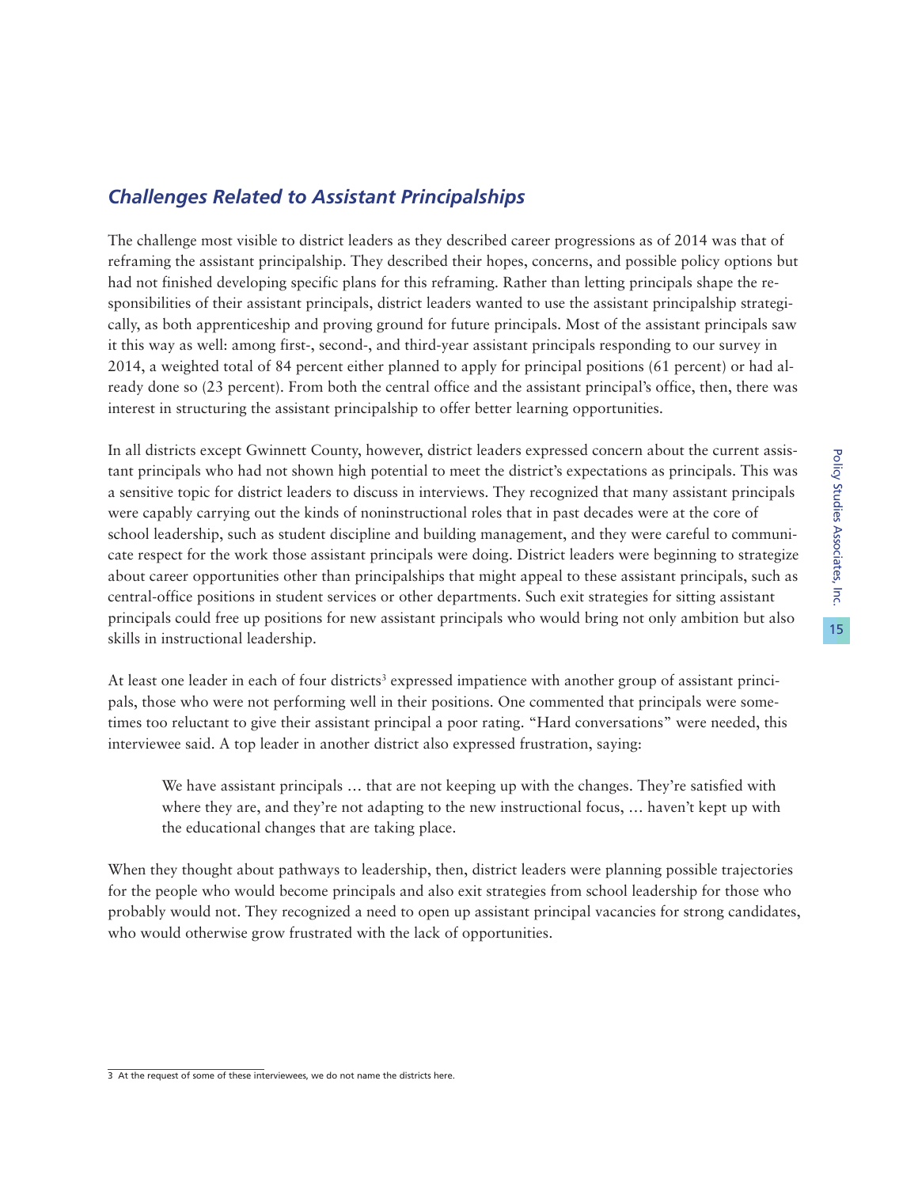## *Challenges Related to Assistant Principalships*

The challenge most visible to district leaders as they described career progressions as of 2014 was that of reframing the assistant principalship. They described their hopes, concerns, and possible policy options but had not finished developing specific plans for this reframing. Rather than letting principals shape the responsibilities of their assistant principals, district leaders wanted to use the assistant principalship strategically, as both apprenticeship and proving ground for future principals. Most of the assistant principals saw it this way as well: among first-, second-, and third-year assistant principals responding to our survey in 2014, a weighted total of 84 percent either planned to apply for principal positions (61 percent) or had already done so (23 percent). From both the central office and the assistant principal's office, then, there was interest in structuring the assistant principalship to offer better learning opportunities.

In all districts except Gwinnett County, however, district leaders expressed concern about the current assistant principals who had not shown high potential to meet the district's expectations as principals. This was a sensitive topic for district leaders to discuss in interviews. They recognized that many assistant principals were capably carrying out the kinds of noninstructional roles that in past decades were at the core of school leadership, such as student discipline and building management, and they were careful to communicate respect for the work those assistant principals were doing. District leaders were beginning to strategize about career opportunities other than principalships that might appeal to these assistant principals, such as central-office positions in student services or other departments. Such exit strategies for sitting assistant principals could free up positions for new assistant principals who would bring not only ambition but also skills in instructional leadership.

At least one leader in each of four districts[3] expressed impatience with another group of assistant principals, those who were not performing well in their positions. One commented that principals were sometimes too reluctant to give their assistant principal a poor rating. "Hard conversations" were needed, this interviewee said. A top leader in another district also expressed frustration, saying:

> We have assistant principals … that are not keeping up with the changes. They're satisfied with where they are, and they're not adapting to the new instructional focus, … haven't kept up with the educational changes that are taking place.

When they thought about pathways to leadership, then, district leaders were planning possible trajectories for the people who would become principals and also exit strategies from school leadership for those who probably would not. They recognized a need to open up assistant principal vacancies for strong candidates, who would otherwise grow frustrated with the lack of opportunities.

---

3 At the request of some of these interviewees, we do not name the districts here.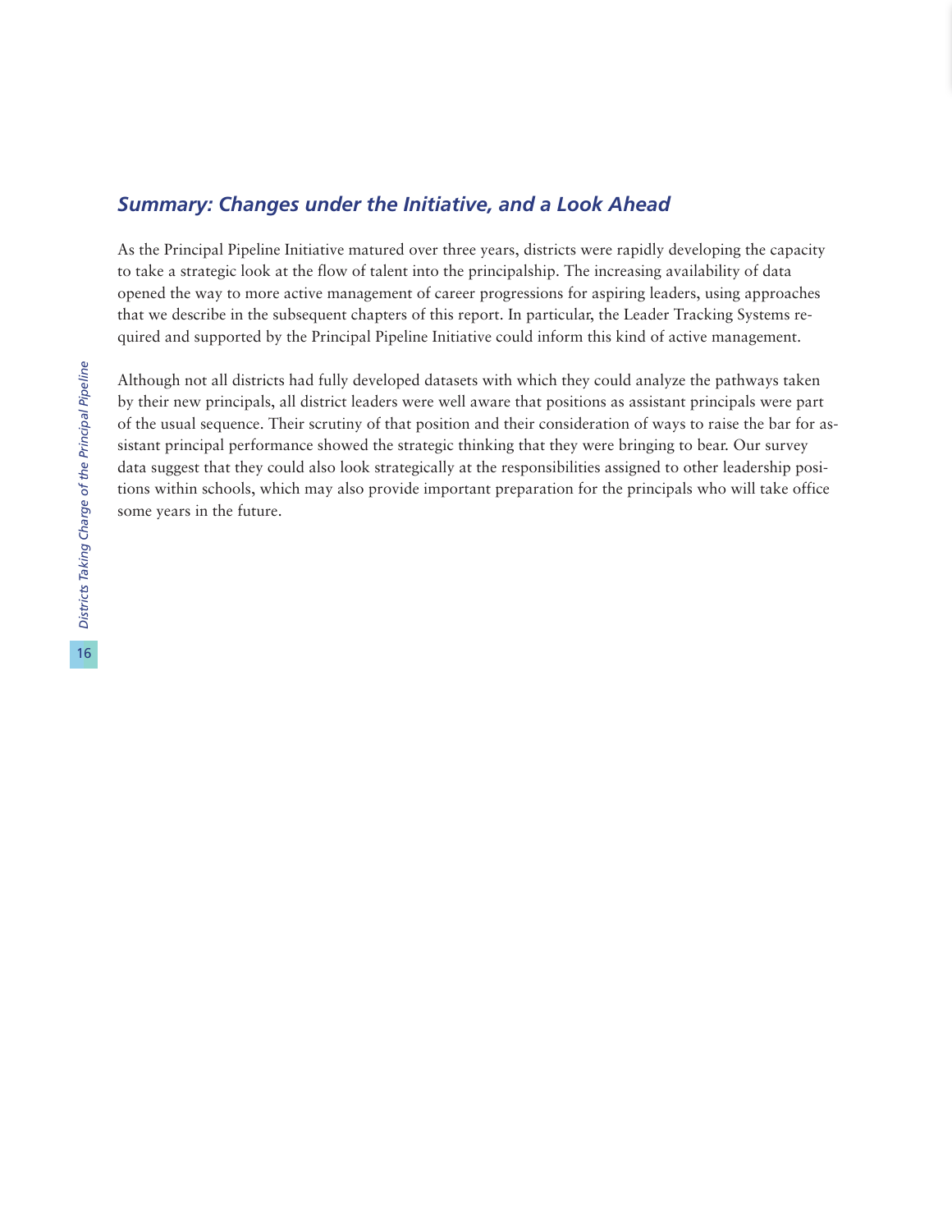### *Summary: Changes under the Initiative, and a Look Ahead*

As the Principal Pipeline Initiative matured over three years, districts were rapidly developing the capacity to take a strategic look at the flow of talent into the principalship. The increasing availability of data opened the way to more active management of career progressions for aspiring leaders, using approaches that we describe in the subsequent chapters of this report. In particular, the Leader Tracking Systems required and supported by the Principal Pipeline Initiative could inform this kind of active management.

Although not all districts had fully developed datasets with which they could analyze the pathways taken by their new principals, all district leaders were well aware that positions as assistant principals were part of the usual sequence. Their scrutiny of that position and their consideration of ways to raise the bar for assistant principal performance showed the strategic thinking that they were bringing to bear. Our survey data suggest that they could also look strategically at the responsibilities assigned to other leadership positions within schools, which may also provide important preparation for the principals who will take office some years in the future.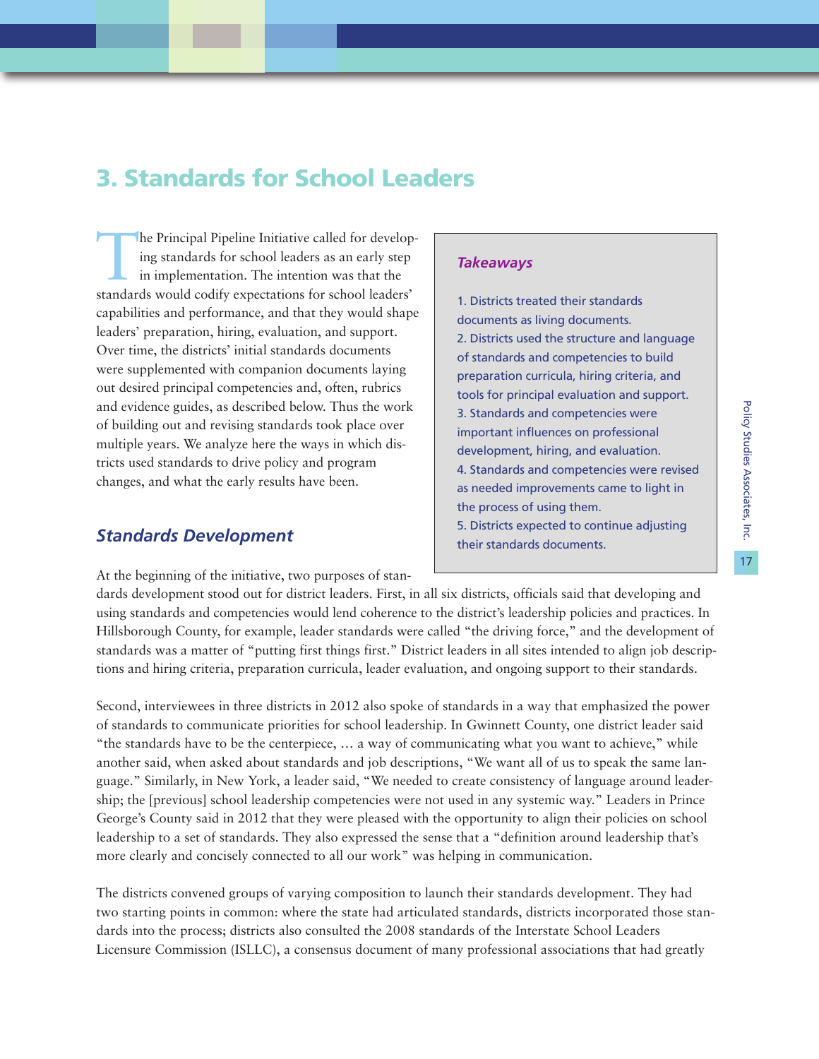## 3. Standards for School Leaders

The Principal Pipeline Initiative called for developing standards for school leaders as an early step in implementation. The intention was that the standards would codify expectations for school leaders' capabilities and performance, and that they would shape leaders' preparation, hiring, evaluation, and support. Over time, the districts' initial standards documents were supplemented with companion documents laying out desired principal competencies and, often, rubrics and evidence guides, as described below. Thus the work of building out and revising standards took place over multiple years. We analyze here the ways in which districts used standards to drive policy and program changes, and what the early results have been.

> ***Takeaways***
>
> 1. Districts treated their standards documents as living documents.
> 2. Districts used the structure and language of standards and competencies to build preparation curricula, hiring criteria, and tools for principal evaluation and support.
> 3. Standards and competencies were important influences on professional development, hiring, and evaluation.
> 4. Standards and competencies were revised as needed improvements came to light in the process of using them.
> 5. Districts expected to continue adjusting their standards documents.

### *Standards Development*

At the beginning of the initiative, two purposes of standards development stood out for district leaders. First, in all six districts, officials said that developing and using standards and competencies would lend coherence to the district's leadership policies and practices. In Hillsborough County, for example, leader standards were called "the driving force," and the development of standards was a matter of "putting first things first." District leaders in all sites intended to align job descriptions and hiring criteria, preparation curricula, leader evaluation, and ongoing support to their standards.

Second, interviewees in three districts in 2012 also spoke of standards in a way that emphasized the power of standards to communicate priorities for school leadership. In Gwinnett County, one district leader said "the standards have to be the centerpiece, … a way of communicating what you want to achieve," while another said, when asked about standards and job descriptions, "We want all of us to speak the same language." Similarly, in New York, a leader said, "We needed to create consistency of language around leadership; the [previous] school leadership competencies were not used in any systemic way." Leaders in Prince George's County said in 2012 that they were pleased with the opportunity to align their policies on school leadership to a set of standards. They also expressed the sense that a "definition around leadership that's more clearly and concisely connected to all our work" was helping in communication.

The districts convened groups of varying composition to launch their standards development. They had two starting points in common: where the state had articulated standards, districts incorporated those standards into the process; districts also consulted the 2008 standards of the Interstate School Leaders Licensure Commission (ISLLC), a consensus document of many professional associations that had greatly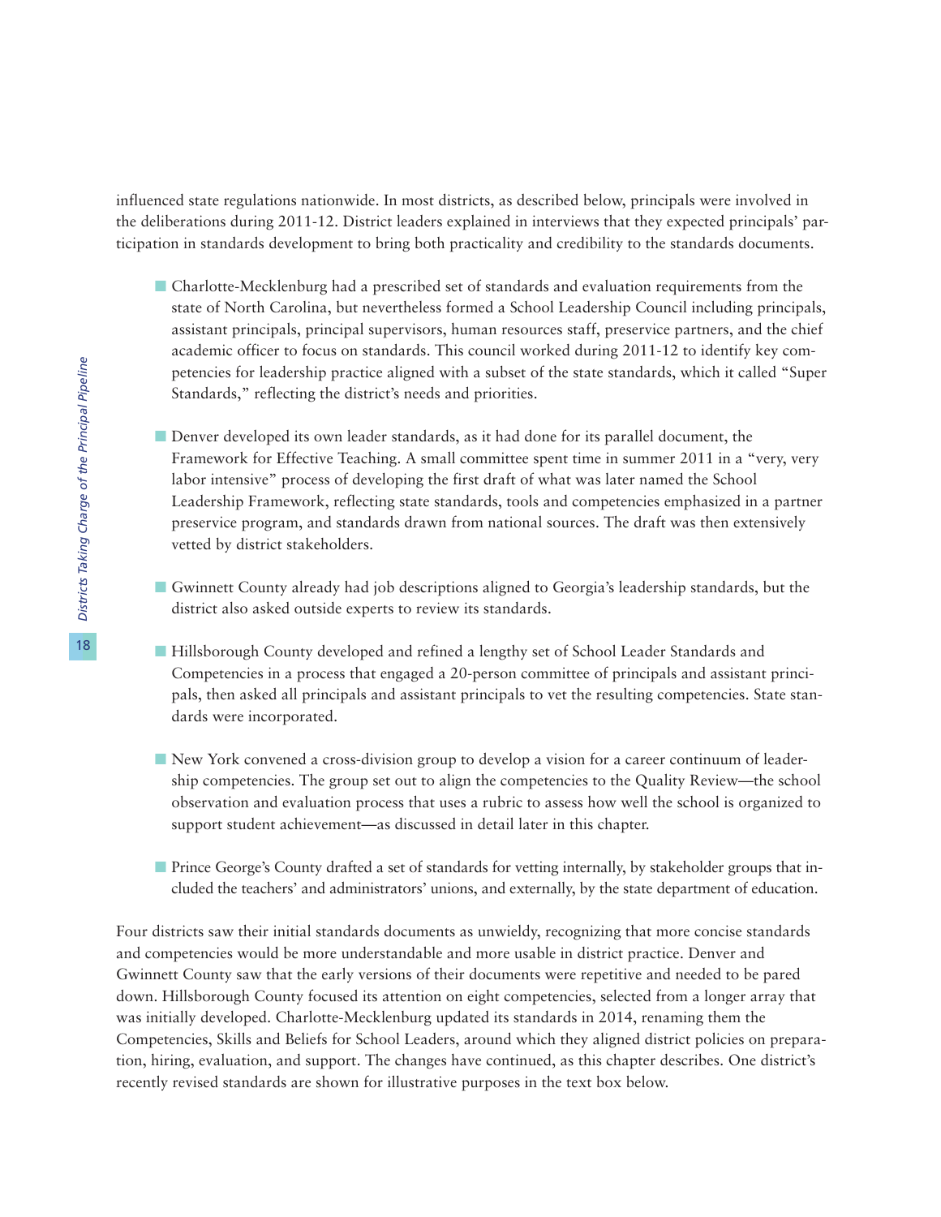influenced state regulations nationwide. In most districts, as described below, principals were involved in the deliberations during 2011-12. District leaders explained in interviews that they expected principals' participation in standards development to bring both practicality and credibility to the standards documents.

- Charlotte-Mecklenburg had a prescribed set of standards and evaluation requirements from the state of North Carolina, but nevertheless formed a School Leadership Council including principals, assistant principals, principal supervisors, human resources staff, preservice partners, and the chief academic officer to focus on standards. This council worked during 2011-12 to identify key competencies for leadership practice aligned with a subset of the state standards, which it called "Super Standards," reflecting the district's needs and priorities.

- Denver developed its own leader standards, as it had done for its parallel document, the Framework for Effective Teaching. A small committee spent time in summer 2011 in a "very, very labor intensive" process of developing the first draft of what was later named the School Leadership Framework, reflecting state standards, tools and competencies emphasized in a partner preservice program, and standards drawn from national sources. The draft was then extensively vetted by district stakeholders.

- Gwinnett County already had job descriptions aligned to Georgia's leadership standards, but the district also asked outside experts to review its standards.

- Hillsborough County developed and refined a lengthy set of School Leader Standards and Competencies in a process that engaged a 20-person committee of principals and assistant principals, then asked all principals and assistant principals to vet the resulting competencies. State standards were incorporated.

- New York convened a cross-division group to develop a vision for a career continuum of leadership competencies. The group set out to align the competencies to the Quality Review—the school observation and evaluation process that uses a rubric to assess how well the school is organized to support student achievement—as discussed in detail later in this chapter.

- Prince George's County drafted a set of standards for vetting internally, by stakeholder groups that included the teachers' and administrators' unions, and externally, by the state department of education.

Four districts saw their initial standards documents as unwieldy, recognizing that more concise standards and competencies would be more understandable and more usable in district practice. Denver and Gwinnett County saw that the early versions of their documents were repetitive and needed to be pared down. Hillsborough County focused its attention on eight competencies, selected from a longer array that was initially developed. Charlotte-Mecklenburg updated its standards in 2014, renaming them the Competencies, Skills and Beliefs for School Leaders, around which they aligned district policies on preparation, hiring, evaluation, and support. The changes have continued, as this chapter describes. One district's recently revised standards are shown for illustrative purposes in the text box below.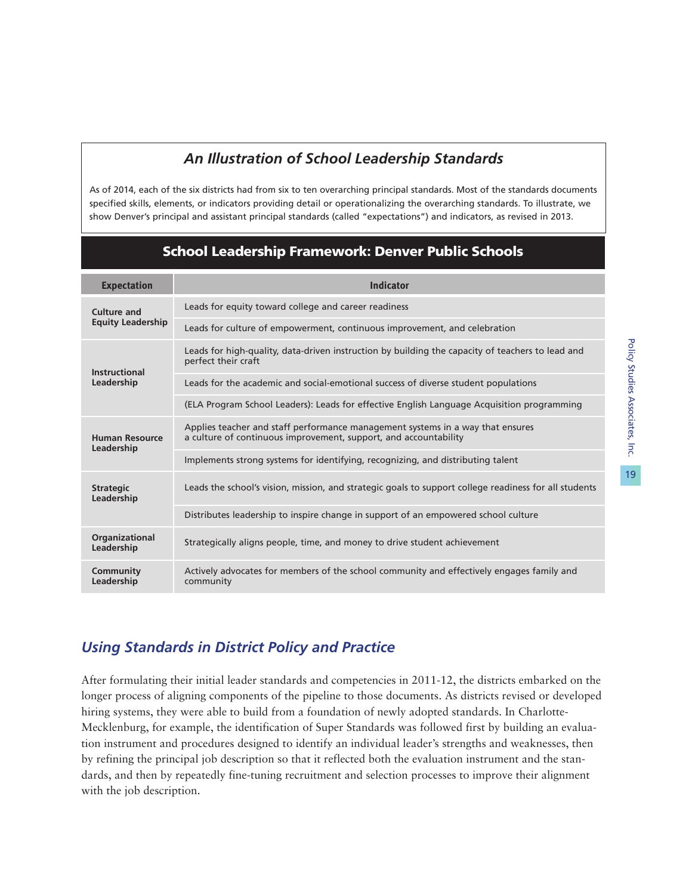## *An Illustration of School Leadership Standards*

As of 2014, each of the six districts had from six to ten overarching principal standards. Most of the standards documents specified skills, elements, or indicators providing detail or operationalizing the overarching standards. To illustrate, we show Denver's principal and assistant principal standards (called "expectations") and indicators, as revised in 2013.

### School Leadership Framework: Denver Public Schools

| Expectation | Indicator |
|---|---|
| **Culture and Equity Leadership** | Leads for equity toward college and career readiness |
| | Leads for culture of empowerment, continuous improvement, and celebration |
| **Instructional Leadership** | Leads for high-quality, data-driven instruction by building the capacity of teachers to lead and perfect their craft |
| | Leads for the academic and social-emotional success of diverse student populations |
| | (ELA Program School Leaders): Leads for effective English Language Acquisition programming |
| **Human Resource Leadership** | Applies teacher and staff performance management systems in a way that ensures a culture of continuous improvement, support, and accountability |
| | Implements strong systems for identifying, recognizing, and distributing talent |
| **Strategic Leadership** | Leads the school's vision, mission, and strategic goals to support college readiness for all students |
| | Distributes leadership to inspire change in support of an empowered school culture |
| **Organizational Leadership** | Strategically aligns people, time, and money to drive student achievement |
| **Community Leadership** | Actively advocates for members of the school community and effectively engages family and community |

## *Using Standards in District Policy and Practice*

After formulating their initial leader standards and competencies in 2011-12, the districts embarked on the longer process of aligning components of the pipeline to those documents. As districts revised or developed hiring systems, they were able to build from a foundation of newly adopted standards. In Charlotte-Mecklenburg, for example, the identification of Super Standards was followed first by building an evaluation instrument and procedures designed to identify an individual leader's strengths and weaknesses, then by refining the principal job description so that it reflected both the evaluation instrument and the standards, and then by repeatedly fine-tuning recruitment and selection processes to improve their alignment with the job description.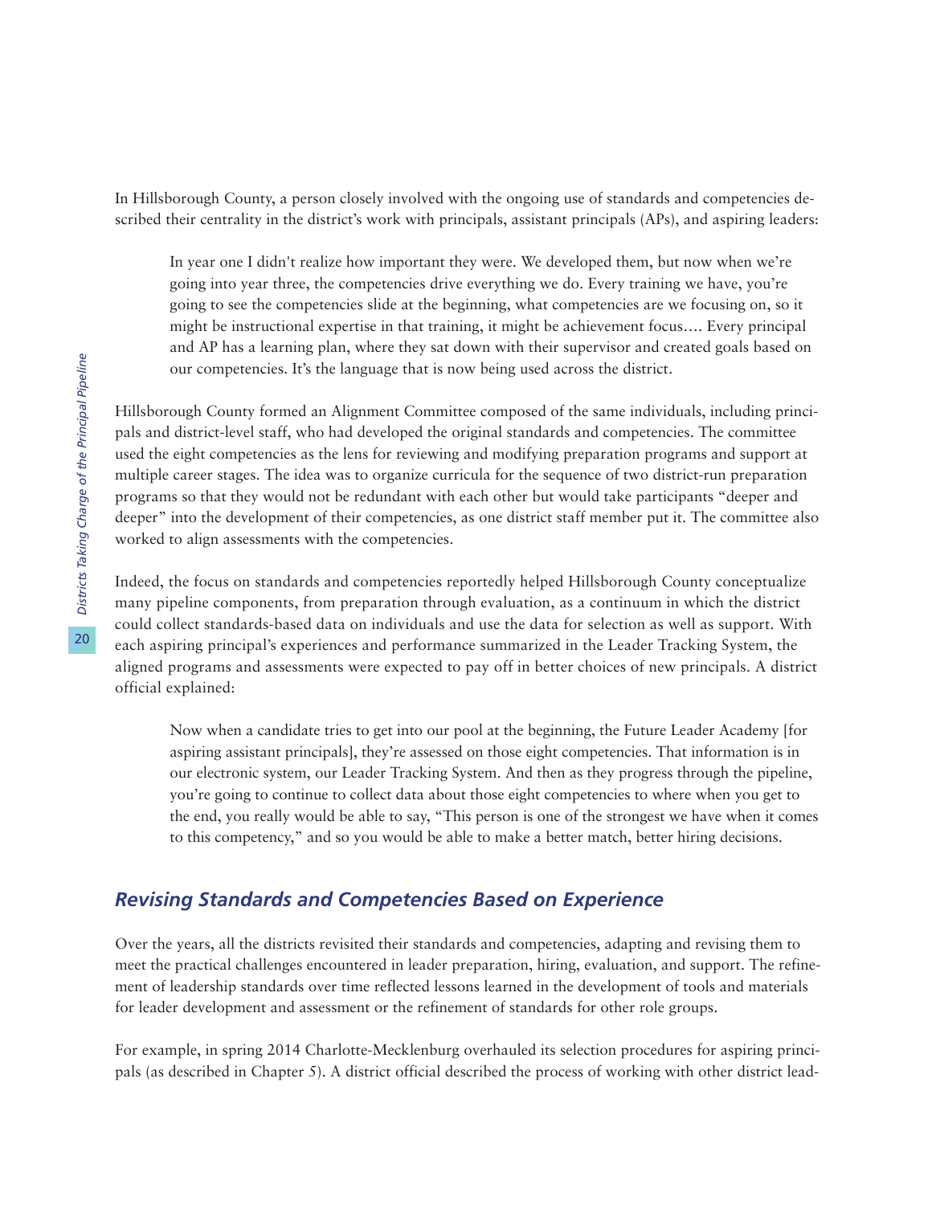In Hillsborough County, a person closely involved with the ongoing use of standards and competencies described their centrality in the district's work with principals, assistant principals (APs), and aspiring leaders:

> In year one I didn't realize how important they were. We developed them, but now when we're going into year three, the competencies drive everything we do. Every training we have, you're going to see the competencies slide at the beginning, what competencies are we focusing on, so it might be instructional expertise in that training, it might be achievement focus.... Every principal and AP has a learning plan, where they sat down with their supervisor and created goals based on our competencies. It's the language that is now being used across the district.

Hillsborough County formed an Alignment Committee composed of the same individuals, including principals and district-level staff, who had developed the original standards and competencies. The committee used the eight competencies as the lens for reviewing and modifying preparation programs and support at multiple career stages. The idea was to organize curricula for the sequence of two district-run preparation programs so that they would not be redundant with each other but would take participants "deeper and deeper" into the development of their competencies, as one district staff member put it. The committee also worked to align assessments with the competencies.

Indeed, the focus on standards and competencies reportedly helped Hillsborough County conceptualize many pipeline components, from preparation through evaluation, as a continuum in which the district could collect standards-based data on individuals and use the data for selection as well as support. With each aspiring principal's experiences and performance summarized in the Leader Tracking System, the aligned programs and assessments were expected to pay off in better choices of new principals. A district official explained:

> Now when a candidate tries to get into our pool at the beginning, the Future Leader Academy [for aspiring assistant principals], they're assessed on those eight competencies. That information is in our electronic system, our Leader Tracking System. And then as they progress through the pipeline, you're going to continue to collect data about those eight competencies to where when you get to the end, you really would be able to say, "This person is one of the strongest we have when it comes to this competency," and so you would be able to make a better match, better hiring decisions.

### *Revising Standards and Competencies Based on Experience*

Over the years, all the districts revisited their standards and competencies, adapting and revising them to meet the practical challenges encountered in leader preparation, hiring, evaluation, and support. The refinement of leadership standards over time reflected lessons learned in the development of tools and materials for leader development and assessment or the refinement of standards for other role groups.

For example, in spring 2014 Charlotte-Mecklenburg overhauled its selection procedures for aspiring principals (as described in Chapter 5). A district official described the process of working with other district lead-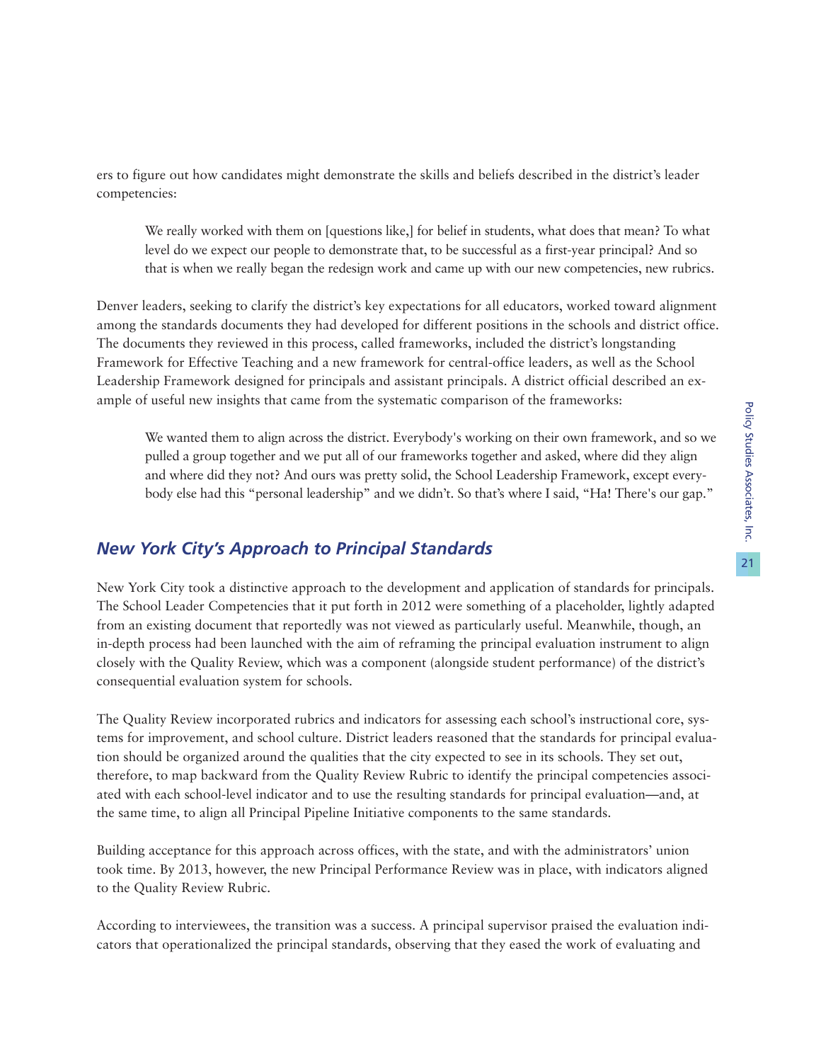ers to figure out how candidates might demonstrate the skills and beliefs described in the district's leader competencies:

> We really worked with them on [questions like,] for belief in students, what does that mean? To what level do we expect our people to demonstrate that, to be successful as a first-year principal? And so that is when we really began the redesign work and came up with our new competencies, new rubrics.

Denver leaders, seeking to clarify the district's key expectations for all educators, worked toward alignment among the standards documents they had developed for different positions in the schools and district office. The documents they reviewed in this process, called frameworks, included the district's longstanding Framework for Effective Teaching and a new framework for central-office leaders, as well as the School Leadership Framework designed for principals and assistant principals. A district official described an example of useful new insights that came from the systematic comparison of the frameworks:

> We wanted them to align across the district. Everybody's working on their own framework, and so we pulled a group together and we put all of our frameworks together and asked, where did they align and where did they not? And ours was pretty solid, the School Leadership Framework, except everybody else had this "personal leadership" and we didn't. So that's where I said, "Ha! There's our gap."

## *New York City's Approach to Principal Standards*

New York City took a distinctive approach to the development and application of standards for principals. The School Leader Competencies that it put forth in 2012 were something of a placeholder, lightly adapted from an existing document that reportedly was not viewed as particularly useful. Meanwhile, though, an in-depth process had been launched with the aim of reframing the principal evaluation instrument to align closely with the Quality Review, which was a component (alongside student performance) of the district's consequential evaluation system for schools.

The Quality Review incorporated rubrics and indicators for assessing each school's instructional core, systems for improvement, and school culture. District leaders reasoned that the standards for principal evaluation should be organized around the qualities that the city expected to see in its schools. They set out, therefore, to map backward from the Quality Review Rubric to identify the principal competencies associated with each school-level indicator and to use the resulting standards for principal evaluation—and, at the same time, to align all Principal Pipeline Initiative components to the same standards.

Building acceptance for this approach across offices, with the state, and with the administrators' union took time. By 2013, however, the new Principal Performance Review was in place, with indicators aligned to the Quality Review Rubric.

According to interviewees, the transition was a success. A principal supervisor praised the evaluation indicators that operationalized the principal standards, observing that they eased the work of evaluating and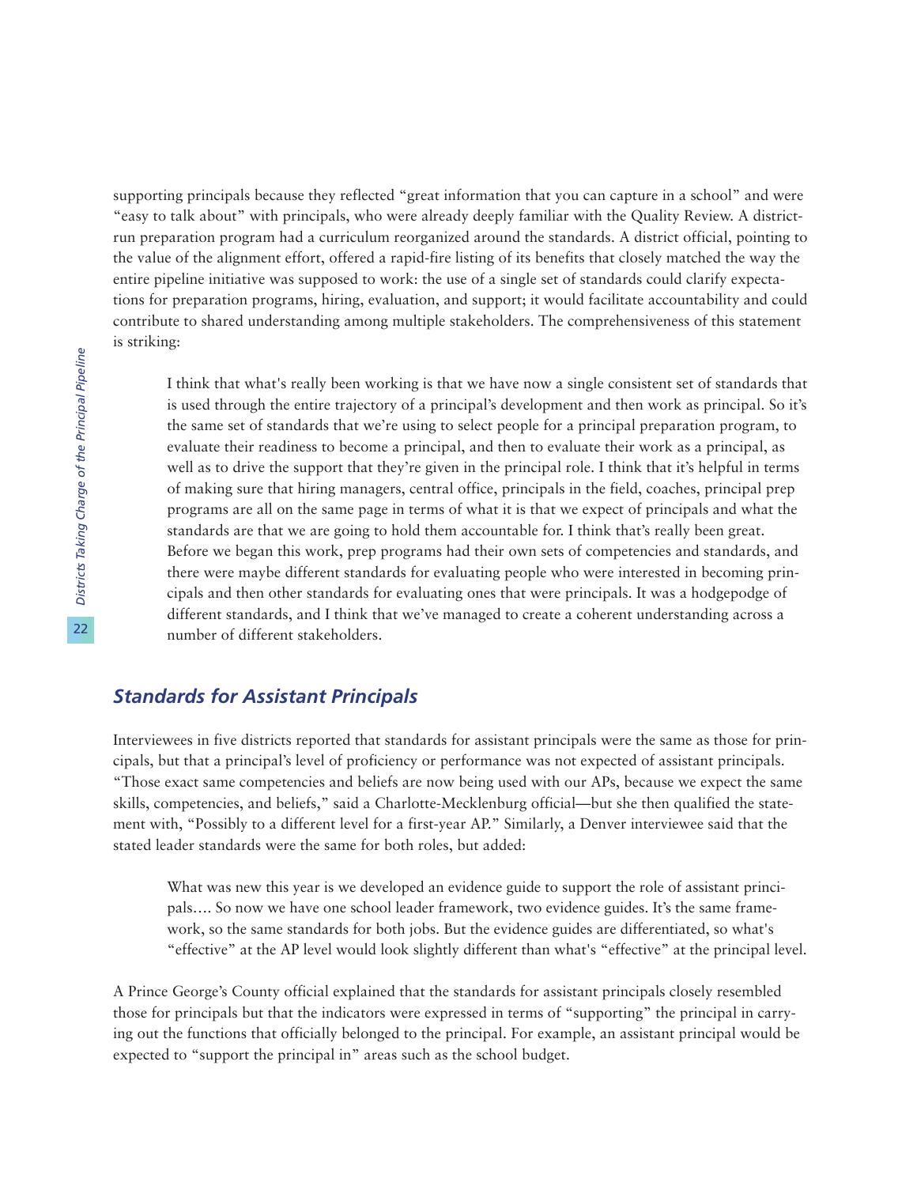supporting principals because they reflected "great information that you can capture in a school" and were "easy to talk about" with principals, who were already deeply familiar with the Quality Review. A district-run preparation program had a curriculum reorganized around the standards. A district official, pointing to the value of the alignment effort, offered a rapid-fire listing of its benefits that closely matched the way the entire pipeline initiative was supposed to work: the use of a single set of standards could clarify expectations for preparation programs, hiring, evaluation, and support; it would facilitate accountability and could contribute to shared understanding among multiple stakeholders. The comprehensiveness of this statement is striking:

> I think that what's really been working is that we have now a single consistent set of standards that is used through the entire trajectory of a principal's development and then work as principal. So it's the same set of standards that we're using to select people for a principal preparation program, to evaluate their readiness to become a principal, and then to evaluate their work as a principal, as well as to drive the support that they're given in the principal role. I think that it's helpful in terms of making sure that hiring managers, central office, principals in the field, coaches, principal prep programs are all on the same page in terms of what it is that we expect of principals and what the standards are that we are going to hold them accountable for. I think that's really been great. Before we began this work, prep programs had their own sets of competencies and standards, and there were maybe different standards for evaluating people who were interested in becoming principals and then other standards for evaluating ones that were principals. It was a hodgepodge of different standards, and I think that we've managed to create a coherent understanding across a number of different stakeholders.

### *Standards for Assistant Principals*

Interviewees in five districts reported that standards for assistant principals were the same as those for principals, but that a principal's level of proficiency or performance was not expected of assistant principals. "Those exact same competencies and beliefs are now being used with our APs, because we expect the same skills, competencies, and beliefs," said a Charlotte-Mecklenburg official—but she then qualified the statement with, "Possibly to a different level for a first-year AP." Similarly, a Denver interviewee said that the stated leader standards were the same for both roles, but added:

> What was new this year is we developed an evidence guide to support the role of assistant principals…. So now we have one school leader framework, two evidence guides. It's the same framework, so the same standards for both jobs. But the evidence guides are differentiated, so what's "effective" at the AP level would look slightly different than what's "effective" at the principal level.

A Prince George's County official explained that the standards for assistant principals closely resembled those for principals but that the indicators were expressed in terms of "supporting" the principal in carrying out the functions that officially belonged to the principal. For example, an assistant principal would be expected to "support the principal in" areas such as the school budget.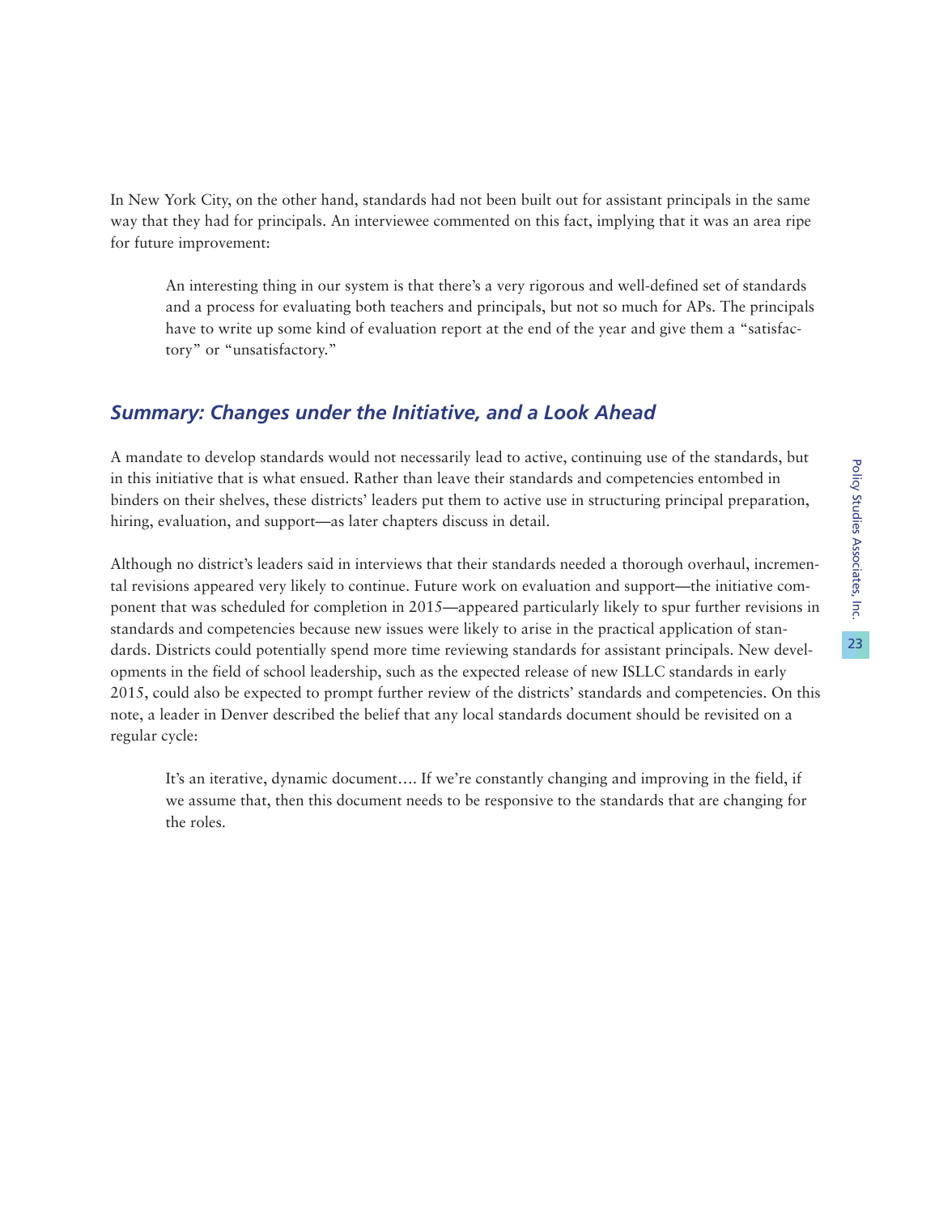In New York City, on the other hand, standards had not been built out for assistant principals in the same way that they had for principals. An interviewee commented on this fact, implying that it was an area ripe for future improvement:

> An interesting thing in our system is that there's a very rigorous and well-defined set of standards and a process for evaluating both teachers and principals, but not so much for APs. The principals have to write up some kind of evaluation report at the end of the year and give them a "satisfactory" or "unsatisfactory."

## *Summary: Changes under the Initiative, and a Look Ahead*

A mandate to develop standards would not necessarily lead to active, continuing use of the standards, but in this initiative that is what ensued. Rather than leave their standards and competencies entombed in binders on their shelves, these districts' leaders put them to active use in structuring principal preparation, hiring, evaluation, and support—as later chapters discuss in detail.

Although no district's leaders said in interviews that their standards needed a thorough overhaul, incremental revisions appeared very likely to continue. Future work on evaluation and support—the initiative component that was scheduled for completion in 2015—appeared particularly likely to spur further revisions in standards and competencies because new issues were likely to arise in the practical application of standards. Districts could potentially spend more time reviewing standards for assistant principals. New developments in the field of school leadership, such as the expected release of new ISLLC standards in early 2015, could also be expected to prompt further review of the districts' standards and competencies. On this note, a leader in Denver described the belief that any local standards document should be revisited on a regular cycle:

> It's an iterative, dynamic document…. If we're constantly changing and improving in the field, if we assume that, then this document needs to be responsive to the standards that are changing for the roles.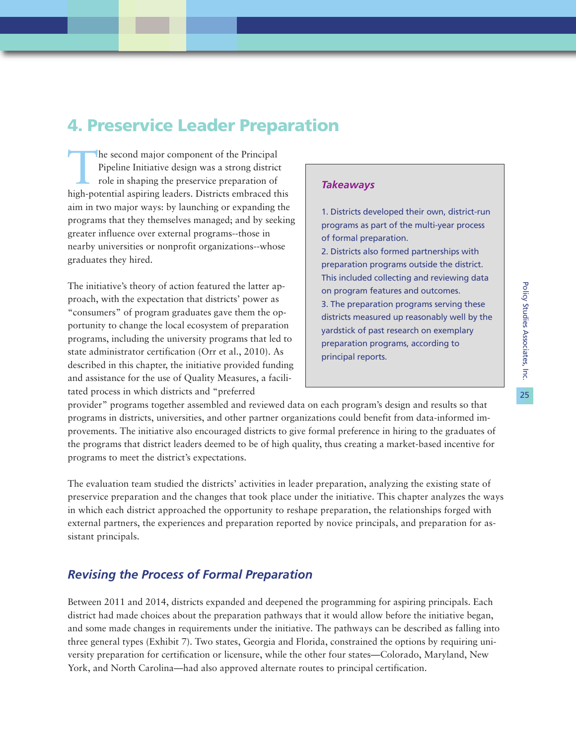# 4. Preservice Leader Preparation

The second major component of the Principal Pipeline Initiative design was a strong district role in shaping the preservice preparation of high-potential aspiring leaders. Districts embraced this aim in two major ways: by launching or expanding the programs that they themselves managed; and by seeking greater influence over external programs--those in nearby universities or nonprofit organizations--whose graduates they hired.

> ***Takeaways***
>
> 1. Districts developed their own, district-run programs as part of the multi-year process of formal preparation.
> 2. Districts also formed partnerships with preparation programs outside the district. This included collecting and reviewing data on program features and outcomes.
> 3. The preparation programs serving these districts measured up reasonably well by the yardstick of past research on exemplary preparation programs, according to principal reports.

The initiative's theory of action featured the latter approach, with the expectation that districts' power as "consumers" of program graduates gave them the opportunity to change the local ecosystem of preparation programs, including the university programs that led to state administrator certification (Orr et al., 2010). As described in this chapter, the initiative provided funding and assistance for the use of Quality Measures, a facilitated process in which districts and "preferred provider" programs together assembled and reviewed data on each program's design and results so that programs in districts, universities, and other partner organizations could benefit from data-informed improvements. The initiative also encouraged districts to give formal preference in hiring to the graduates of the programs that district leaders deemed to be of high quality, thus creating a market-based incentive for programs to meet the district's expectations.

The evaluation team studied the districts' activities in leader preparation, analyzing the existing state of preservice preparation and the changes that took place under the initiative. This chapter analyzes the ways in which each district approached the opportunity to reshape preparation, the relationships forged with external partners, the experiences and preparation reported by novice principals, and preparation for assistant principals.

## *Revising the Process of Formal Preparation*

Between 2011 and 2014, districts expanded and deepened the programming for aspiring principals. Each district had made choices about the preparation pathways that it would allow before the initiative began, and some made changes in requirements under the initiative. The pathways can be described as falling into three general types (Exhibit 7). Two states, Georgia and Florida, constrained the options by requiring university preparation for certification or licensure, while the other four states—Colorado, Maryland, New York, and North Carolina—had also approved alternate routes to principal certification.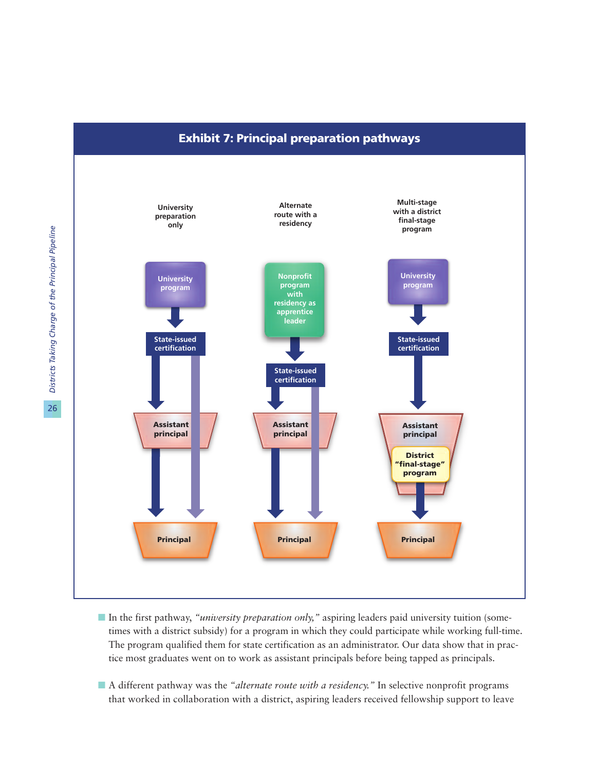## Exhibit 7: Principal preparation pathways

**University preparation only**

- University program
- State-issued certification
- Assistant principal
- Principal

**Alternate route with a residency**

- Nonprofit program with residency as apprentice leader
- State-issued certification
- Assistant principal
- Principal

**Multi-stage with a district final-stage program**

- University program
- State-issued certification
- Assistant principal
- District "final-stage" program
- Principal

- In the first pathway, *"university preparation only,"* aspiring leaders paid university tuition (sometimes with a district subsidy) for a program in which they could participate while working full-time. The program qualified them for state certification as an administrator. Our data show that in practice most graduates went on to work as assistant principals before being tapped as principals.

- A different pathway was the *"alternate route with a residency."* In selective nonprofit programs that worked in collaboration with a district, aspiring leaders received fellowship support to leave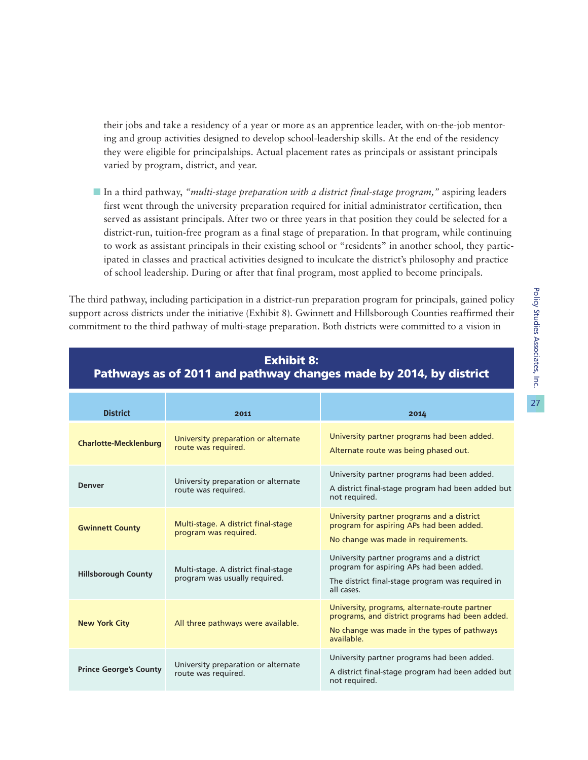their jobs and take a residency of a year or more as an apprentice leader, with on-the-job mentoring and group activities designed to develop school-leadership skills. At the end of the residency they were eligible for principalships. Actual placement rates as principals or assistant principals varied by program, district, and year.

- In a third pathway, *"multi-stage preparation with a district final-stage program,"* aspiring leaders first went through the university preparation required for initial administrator certification, then served as assistant principals. After two or three years in that position they could be selected for a district-run, tuition-free program as a final stage of preparation. In that program, while continuing to work as assistant principals in their existing school or "residents" in another school, they participated in classes and practical activities designed to inculcate the district's philosophy and practice of school leadership. During or after that final program, most applied to become principals.

The third pathway, including participation in a district-run preparation program for principals, gained policy support across districts under the initiative (Exhibit 8). Gwinnett and Hillsborough Counties reaffirmed their commitment to the third pathway of multi-stage preparation. Both districts were committed to a vision in

**Exhibit 8: Pathways as of 2011 and pathway changes made by 2014, by district**

| District | 2011 | 2014 |
|---|---|---|
| **Charlotte-Mecklenburg** | University preparation or alternate route was required. | University partner programs had been added. Alternate route was being phased out. |
| **Denver** | University preparation or alternate route was required. | University partner programs had been added. A district final-stage program had been added but not required. |
| **Gwinnett County** | Multi-stage. A district final-stage program was required. | University partner programs and a district program for aspiring APs had been added. No change was made in requirements. |
| **Hillsborough County** | Multi-stage. A district final-stage program was usually required. | University partner programs and a district program for aspiring APs had been added. The district final-stage program was required in all cases. |
| **New York City** | All three pathways were available. | University, programs, alternate-route partner programs, and district programs had been added. No change was made in the types of pathways available. |
| **Prince George's County** | University preparation or alternate route was required. | University partner programs had been added. A district final-stage program had been added but not required. |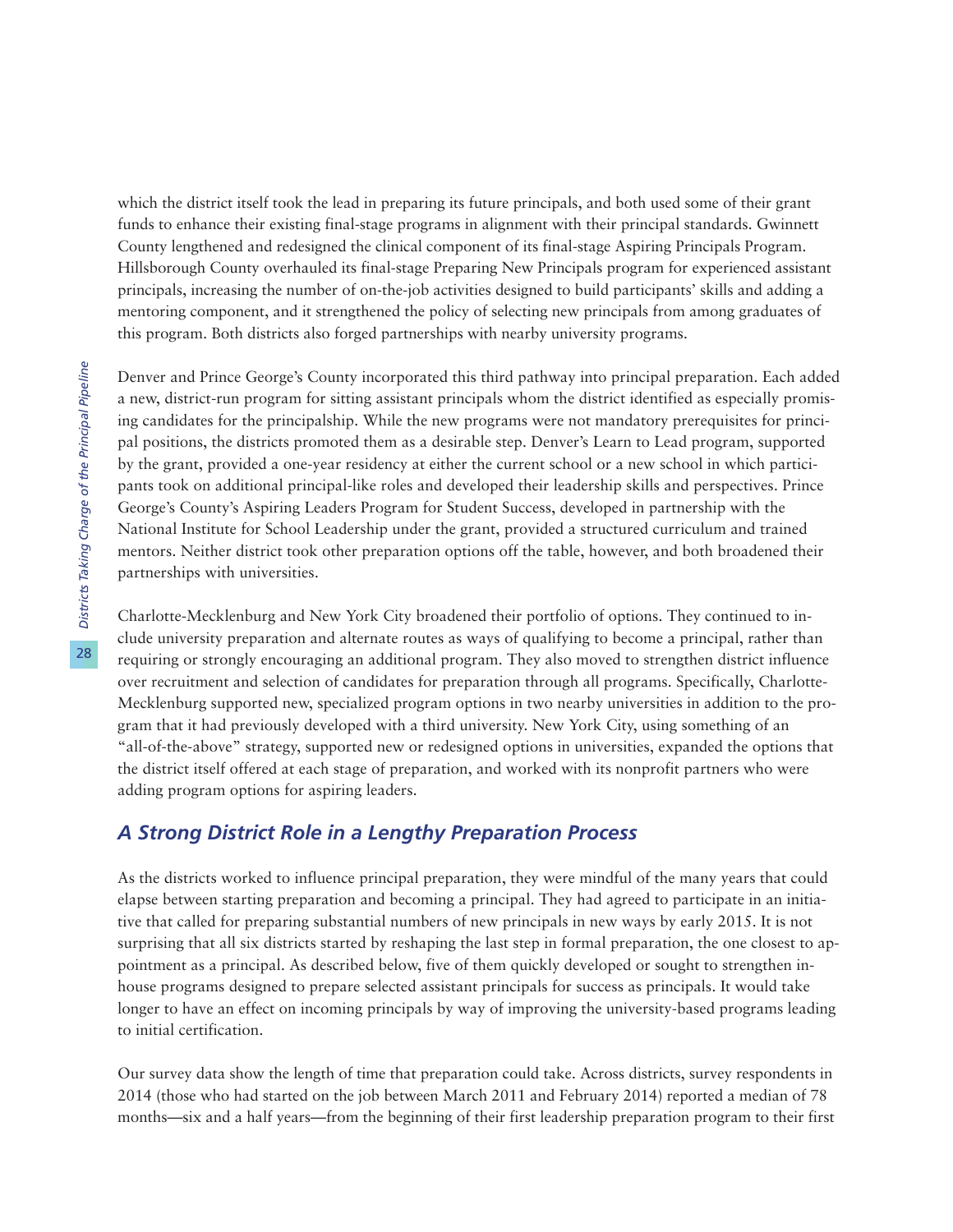which the district itself took the lead in preparing its future principals, and both used some of their grant funds to enhance their existing final-stage programs in alignment with their principal standards. Gwinnett County lengthened and redesigned the clinical component of its final-stage Aspiring Principals Program. Hillsborough County overhauled its final-stage Preparing New Principals program for experienced assistant principals, increasing the number of on-the-job activities designed to build participants' skills and adding a mentoring component, and it strengthened the policy of selecting new principals from among graduates of this program. Both districts also forged partnerships with nearby university programs.

Denver and Prince George's County incorporated this third pathway into principal preparation. Each added a new, district-run program for sitting assistant principals whom the district identified as especially promising candidates for the principalship. While the new programs were not mandatory prerequisites for principal positions, the districts promoted them as a desirable step. Denver's Learn to Lead program, supported by the grant, provided a one-year residency at either the current school or a new school in which participants took on additional principal-like roles and developed their leadership skills and perspectives. Prince George's County's Aspiring Leaders Program for Student Success, developed in partnership with the National Institute for School Leadership under the grant, provided a structured curriculum and trained mentors. Neither district took other preparation options off the table, however, and both broadened their partnerships with universities.

Charlotte-Mecklenburg and New York City broadened their portfolio of options. They continued to include university preparation and alternate routes as ways of qualifying to become a principal, rather than requiring or strongly encouraging an additional program. They also moved to strengthen district influence over recruitment and selection of candidates for preparation through all programs. Specifically, Charlotte-Mecklenburg supported new, specialized program options in two nearby universities in addition to the program that it had previously developed with a third university. New York City, using something of an "all-of-the-above" strategy, supported new or redesigned options in universities, expanded the options that the district itself offered at each stage of preparation, and worked with its nonprofit partners who were adding program options for aspiring leaders.

## *A Strong District Role in a Lengthy Preparation Process*

As the districts worked to influence principal preparation, they were mindful of the many years that could elapse between starting preparation and becoming a principal. They had agreed to participate in an initiative that called for preparing substantial numbers of new principals in new ways by early 2015. It is not surprising that all six districts started by reshaping the last step in formal preparation, the one closest to appointment as a principal. As described below, five of them quickly developed or sought to strengthen in-house programs designed to prepare selected assistant principals for success as principals. It would take longer to have an effect on incoming principals by way of improving the university-based programs leading to initial certification.

Our survey data show the length of time that preparation could take. Across districts, survey respondents in 2014 (those who had started on the job between March 2011 and February 2014) reported a median of 78 months—six and a half years—from the beginning of their first leadership preparation program to their first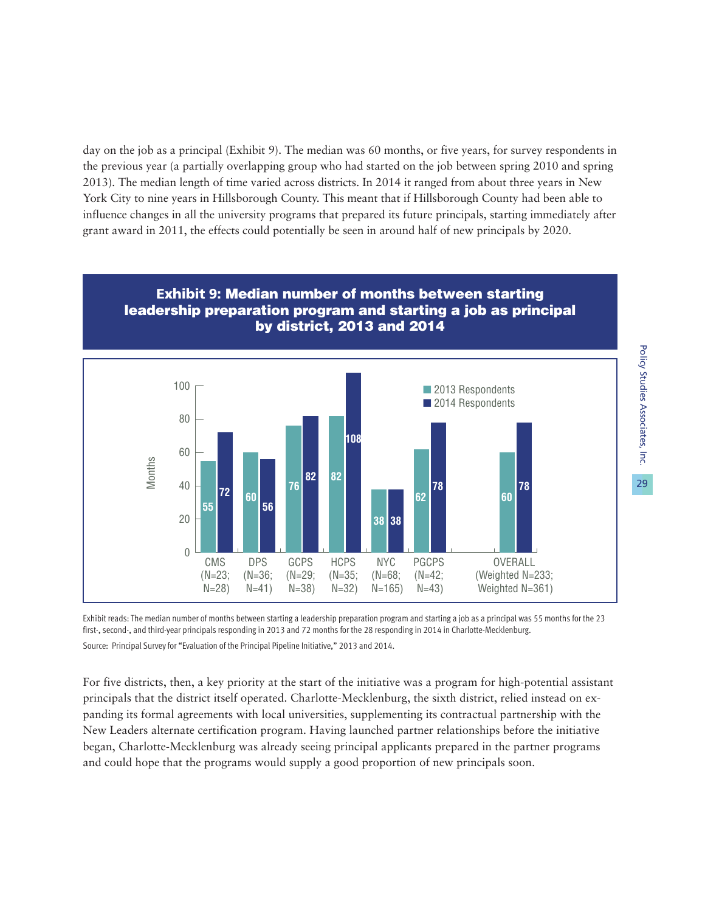day on the job as a principal (Exhibit 9). The median was 60 months, or five years, for survey respondents in the previous year (a partially overlapping group who had started on the job between spring 2010 and spring 2013). The median length of time varied across districts. In 2014 it ranged from about three years in New York City to nine years in Hillsborough County. This meant that if Hillsborough County had been able to influence changes in all the university programs that prepared its future principals, starting immediately after grant award in 2011, the effects could potentially be seen in around half of new principals by 2020.

**Exhibit 9: Median number of months between starting leadership preparation program and starting a job as principal by district, 2013 and 2014**

| District | 2013 Respondents (Months) | 2014 Respondents (Months) |
|---|---|---|
| CMS (N=23; N=28) | 55 | 72 |
| DPS (N=36; N=41) | 60 | 56 |
| GCPS (N=29; N=38) | 76 | 82 |
| HCPS (N=35; N=32) | 82 | 108 |
| NYC (N=68; N=165) | 38 | 38 |
| PGCPS (N=42; N=43) | 62 | 78 |
| OVERALL (Weighted N=233; Weighted N=361) | 60 | 78 |

Exhibit reads: The median number of months between starting a leadership preparation program and starting a job as a principal was 55 months for the 23 first-, second-, and third-year principals responding in 2013 and 72 months for the 28 responding in 2014 in Charlotte-Mecklenburg.

Source: Principal Survey for "Evaluation of the Principal Pipeline Initiative," 2013 and 2014.

For five districts, then, a key priority at the start of the initiative was a program for high-potential assistant principals that the district itself operated. Charlotte-Mecklenburg, the sixth district, relied instead on expanding its formal agreements with local universities, supplementing its contractual partnership with the New Leaders alternate certification program. Having launched partner relationships before the initiative began, Charlotte-Mecklenburg was already seeing principal applicants prepared in the partner programs and could hope that the programs would supply a good proportion of new principals soon.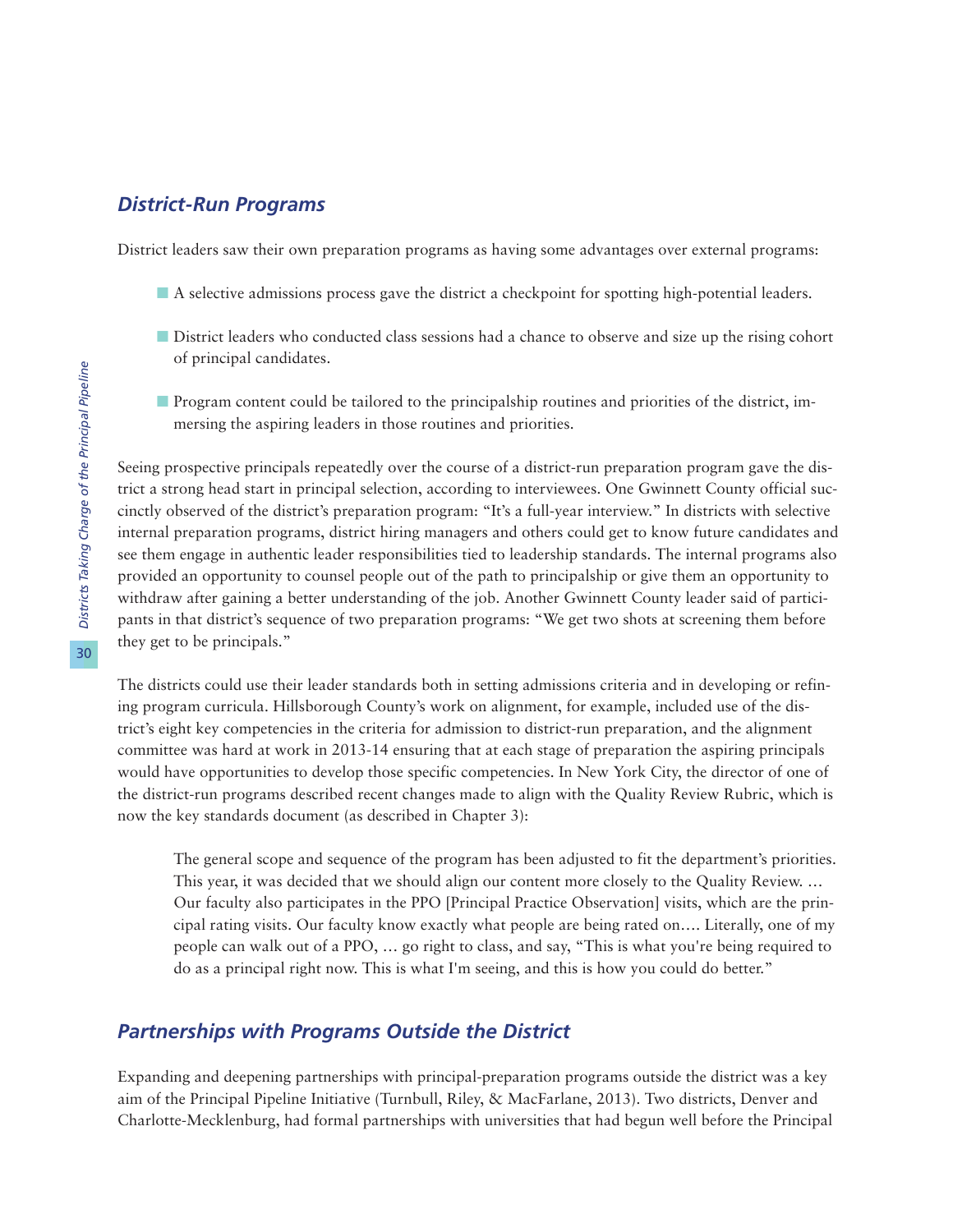## *District-Run Programs*

District leaders saw their own preparation programs as having some advantages over external programs:

- A selective admissions process gave the district a checkpoint for spotting high-potential leaders.
- District leaders who conducted class sessions had a chance to observe and size up the rising cohort of principal candidates.
- Program content could be tailored to the principalship routines and priorities of the district, immersing the aspiring leaders in those routines and priorities.

Seeing prospective principals repeatedly over the course of a district-run preparation program gave the district a strong head start in principal selection, according to interviewees. One Gwinnett County official succinctly observed of the district's preparation program: "It's a full-year interview." In districts with selective internal preparation programs, district hiring managers and others could get to know future candidates and see them engage in authentic leader responsibilities tied to leadership standards. The internal programs also provided an opportunity to counsel people out of the path to principalship or give them an opportunity to withdraw after gaining a better understanding of the job. Another Gwinnett County leader said of participants in that district's sequence of two preparation programs: "We get two shots at screening them before they get to be principals."

The districts could use their leader standards both in setting admissions criteria and in developing or refining program curricula. Hillsborough County's work on alignment, for example, included use of the district's eight key competencies in the criteria for admission to district-run preparation, and the alignment committee was hard at work in 2013-14 ensuring that at each stage of preparation the aspiring principals would have opportunities to develop those specific competencies. In New York City, the director of one of the district-run programs described recent changes made to align with the Quality Review Rubric, which is now the key standards document (as described in Chapter 3):

> The general scope and sequence of the program has been adjusted to fit the department's priorities. This year, it was decided that we should align our content more closely to the Quality Review. … Our faculty also participates in the PPO [Principal Practice Observation] visits, which are the principal rating visits. Our faculty know exactly what people are being rated on…. Literally, one of my people can walk out of a PPO, … go right to class, and say, "This is what you're being required to do as a principal right now. This is what I'm seeing, and this is how you could do better."

## *Partnerships with Programs Outside the District*

Expanding and deepening partnerships with principal-preparation programs outside the district was a key aim of the Principal Pipeline Initiative (Turnbull, Riley, & MacFarlane, 2013). Two districts, Denver and Charlotte-Mecklenburg, had formal partnerships with universities that had begun well before the Principal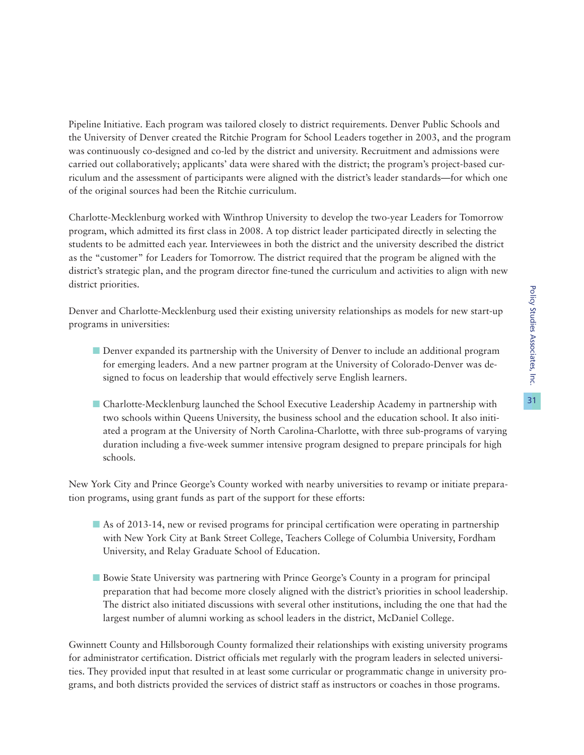Pipeline Initiative. Each program was tailored closely to district requirements. Denver Public Schools and the University of Denver created the Ritchie Program for School Leaders together in 2003, and the program was continuously co-designed and co-led by the district and university. Recruitment and admissions were carried out collaboratively; applicants' data were shared with the district; the program's project-based curriculum and the assessment of participants were aligned with the district's leader standards—for which one of the original sources had been the Ritchie curriculum.

Charlotte-Mecklenburg worked with Winthrop University to develop the two-year Leaders for Tomorrow program, which admitted its first class in 2008. A top district leader participated directly in selecting the students to be admitted each year. Interviewees in both the district and the university described the district as the "customer" for Leaders for Tomorrow. The district required that the program be aligned with the district's strategic plan, and the program director fine-tuned the curriculum and activities to align with new district priorities.

Denver and Charlotte-Mecklenburg used their existing university relationships as models for new start-up programs in universities:

- Denver expanded its partnership with the University of Denver to include an additional program for emerging leaders. And a new partner program at the University of Colorado-Denver was designed to focus on leadership that would effectively serve English learners.

- Charlotte-Mecklenburg launched the School Executive Leadership Academy in partnership with two schools within Queens University, the business school and the education school. It also initiated a program at the University of North Carolina-Charlotte, with three sub-programs of varying duration including a five-week summer intensive program designed to prepare principals for high schools.

New York City and Prince George's County worked with nearby universities to revamp or initiate preparation programs, using grant funds as part of the support for these efforts:

- As of 2013-14, new or revised programs for principal certification were operating in partnership with New York City at Bank Street College, Teachers College of Columbia University, Fordham University, and Relay Graduate School of Education.

- Bowie State University was partnering with Prince George's County in a program for principal preparation that had become more closely aligned with the district's priorities in school leadership. The district also initiated discussions with several other institutions, including the one that had the largest number of alumni working as school leaders in the district, McDaniel College.

Gwinnett County and Hillsborough County formalized their relationships with existing university programs for administrator certification. District officials met regularly with the program leaders in selected universities. They provided input that resulted in at least some curricular or programmatic change in university programs, and both districts provided the services of district staff as instructors or coaches in those programs.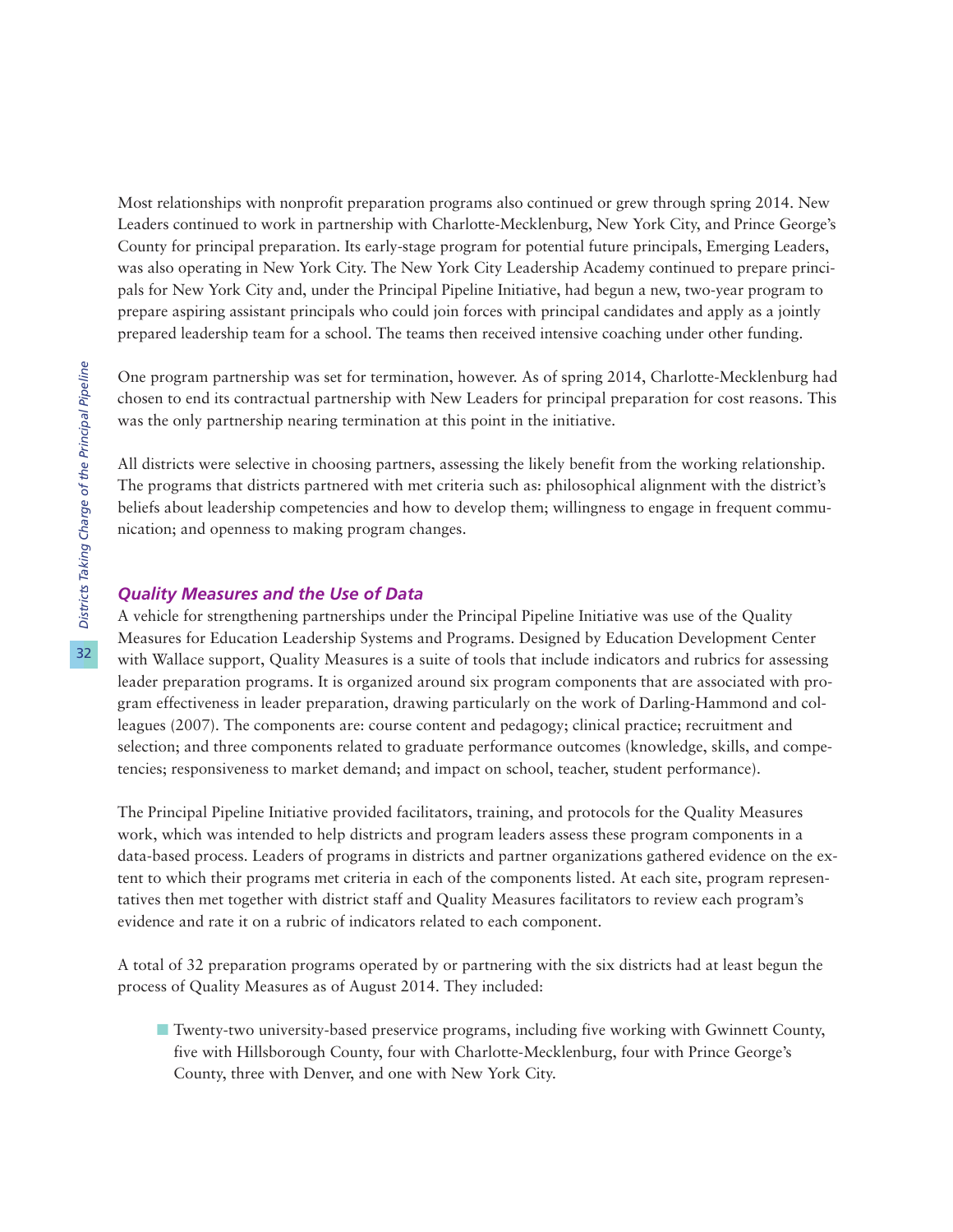Most relationships with nonprofit preparation programs also continued or grew through spring 2014. New Leaders continued to work in partnership with Charlotte-Mecklenburg, New York City, and Prince George's County for principal preparation. Its early-stage program for potential future principals, Emerging Leaders, was also operating in New York City. The New York City Leadership Academy continued to prepare principals for New York City and, under the Principal Pipeline Initiative, had begun a new, two-year program to prepare aspiring assistant principals who could join forces with principal candidates and apply as a jointly prepared leadership team for a school. The teams then received intensive coaching under other funding.

One program partnership was set for termination, however. As of spring 2014, Charlotte-Mecklenburg had chosen to end its contractual partnership with New Leaders for principal preparation for cost reasons. This was the only partnership nearing termination at this point in the initiative.

All districts were selective in choosing partners, assessing the likely benefit from the working relationship. The programs that districts partnered with met criteria such as: philosophical alignment with the district's beliefs about leadership competencies and how to develop them; willingness to engage in frequent communication; and openness to making program changes.

### *Quality Measures and the Use of Data*

A vehicle for strengthening partnerships under the Principal Pipeline Initiative was use of the Quality Measures for Education Leadership Systems and Programs. Designed by Education Development Center with Wallace support, Quality Measures is a suite of tools that include indicators and rubrics for assessing leader preparation programs. It is organized around six program components that are associated with program effectiveness in leader preparation, drawing particularly on the work of Darling-Hammond and colleagues (2007). The components are: course content and pedagogy; clinical practice; recruitment and selection; and three components related to graduate performance outcomes (knowledge, skills, and competencies; responsiveness to market demand; and impact on school, teacher, student performance).

The Principal Pipeline Initiative provided facilitators, training, and protocols for the Quality Measures work, which was intended to help districts and program leaders assess these program components in a data-based process. Leaders of programs in districts and partner organizations gathered evidence on the extent to which their programs met criteria in each of the components listed. At each site, program representatives then met together with district staff and Quality Measures facilitators to review each program's evidence and rate it on a rubric of indicators related to each component.

A total of 32 preparation programs operated by or partnering with the six districts had at least begun the process of Quality Measures as of August 2014. They included:

- Twenty-two university-based preservice programs, including five working with Gwinnett County, five with Hillsborough County, four with Charlotte-Mecklenburg, four with Prince George's County, three with Denver, and one with New York City.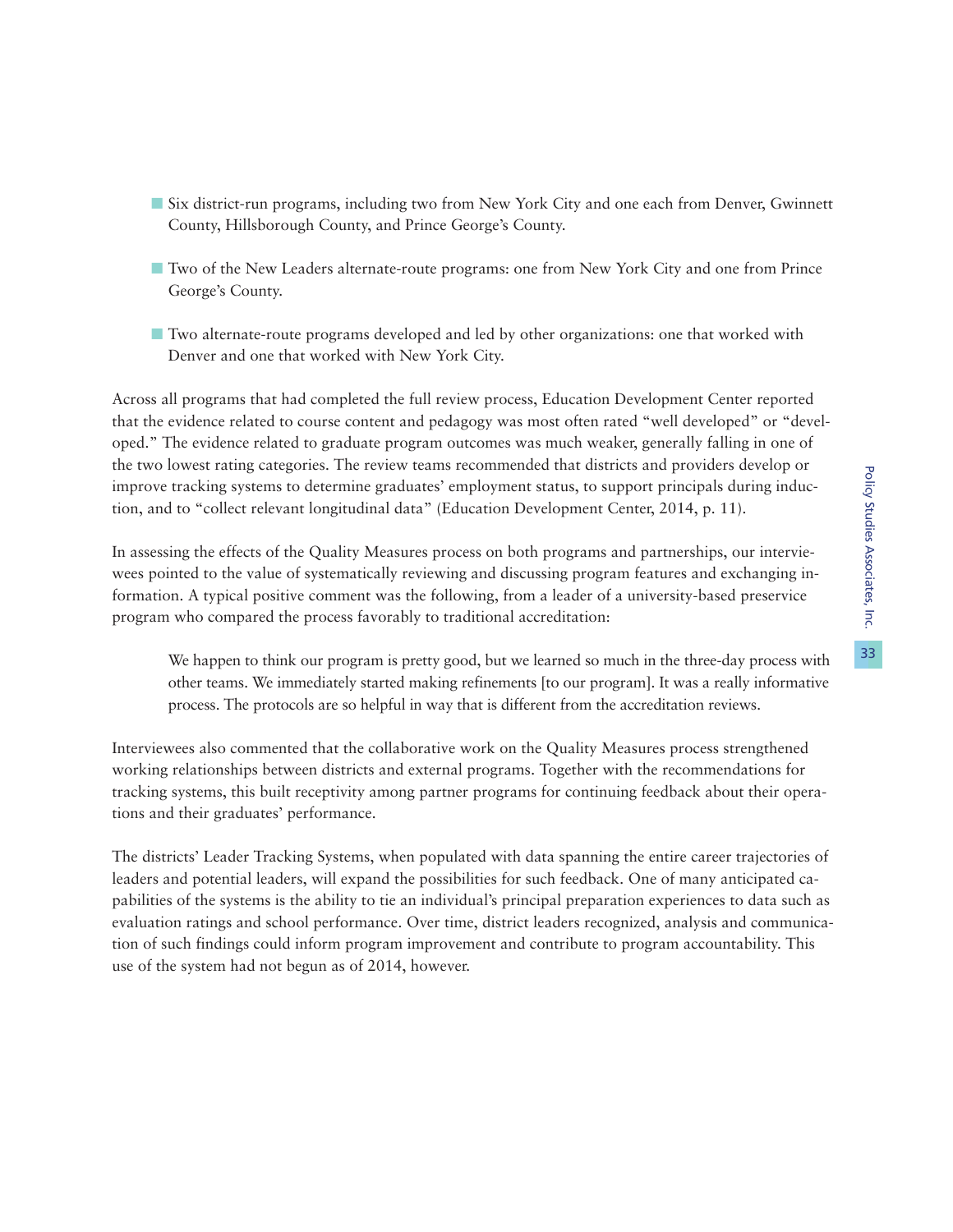- Six district-run programs, including two from New York City and one each from Denver, Gwinnett County, Hillsborough County, and Prince George's County.
- Two of the New Leaders alternate-route programs: one from New York City and one from Prince George's County.
- Two alternate-route programs developed and led by other organizations: one that worked with Denver and one that worked with New York City.

Across all programs that had completed the full review process, Education Development Center reported that the evidence related to course content and pedagogy was most often rated "well developed" or "developed." The evidence related to graduate program outcomes was much weaker, generally falling in one of the two lowest rating categories. The review teams recommended that districts and providers develop or improve tracking systems to determine graduates' employment status, to support principals during induction, and to "collect relevant longitudinal data" (Education Development Center, 2014, p. 11).

In assessing the effects of the Quality Measures process on both programs and partnerships, our interviewees pointed to the value of systematically reviewing and discussing program features and exchanging information. A typical positive comment was the following, from a leader of a university-based preservice program who compared the process favorably to traditional accreditation:

> We happen to think our program is pretty good, but we learned so much in the three-day process with other teams. We immediately started making refinements [to our program]. It was a really informative process. The protocols are so helpful in way that is different from the accreditation reviews.

Interviewees also commented that the collaborative work on the Quality Measures process strengthened working relationships between districts and external programs. Together with the recommendations for tracking systems, this built receptivity among partner programs for continuing feedback about their operations and their graduates' performance.

The districts' Leader Tracking Systems, when populated with data spanning the entire career trajectories of leaders and potential leaders, will expand the possibilities for such feedback. One of many anticipated capabilities of the systems is the ability to tie an individual's principal preparation experiences to data such as evaluation ratings and school performance. Over time, district leaders recognized, analysis and communication of such findings could inform program improvement and contribute to program accountability. This use of the system had not begun as of 2014, however.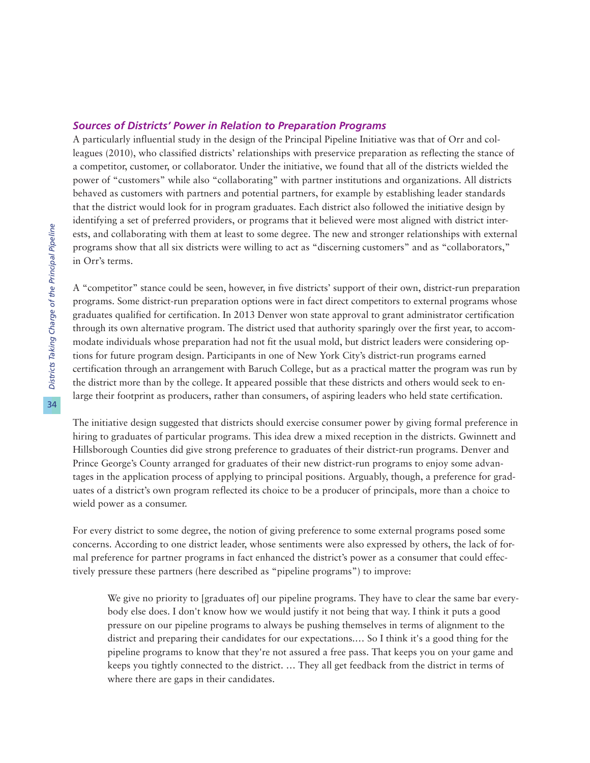### *Sources of Districts' Power in Relation to Preparation Programs*

A particularly influential study in the design of the Principal Pipeline Initiative was that of Orr and colleagues (2010), who classified districts' relationships with preservice preparation as reflecting the stance of a competitor, customer, or collaborator. Under the initiative, we found that all of the districts wielded the power of "customers" while also "collaborating" with partner institutions and organizations. All districts behaved as customers with partners and potential partners, for example by establishing leader standards that the district would look for in program graduates. Each district also followed the initiative design by identifying a set of preferred providers, or programs that it believed were most aligned with district interests, and collaborating with them at least to some degree. The new and stronger relationships with external programs show that all six districts were willing to act as "discerning customers" and as "collaborators," in Orr's terms.

A "competitor" stance could be seen, however, in five districts' support of their own, district-run preparation programs. Some district-run preparation options were in fact direct competitors to external programs whose graduates qualified for certification. In 2013 Denver won state approval to grant administrator certification through its own alternative program. The district used that authority sparingly over the first year, to accommodate individuals whose preparation had not fit the usual mold, but district leaders were considering options for future program design. Participants in one of New York City's district-run programs earned certification through an arrangement with Baruch College, but as a practical matter the program was run by the district more than by the college. It appeared possible that these districts and others would seek to enlarge their footprint as producers, rather than consumers, of aspiring leaders who held state certification.

The initiative design suggested that districts should exercise consumer power by giving formal preference in hiring to graduates of particular programs. This idea drew a mixed reception in the districts. Gwinnett and Hillsborough Counties did give strong preference to graduates of their district-run programs. Denver and Prince George's County arranged for graduates of their new district-run programs to enjoy some advantages in the application process of applying to principal positions. Arguably, though, a preference for graduates of a district's own program reflected its choice to be a producer of principals, more than a choice to wield power as a consumer.

For every district to some degree, the notion of giving preference to some external programs posed some concerns. According to one district leader, whose sentiments were also expressed by others, the lack of formal preference for partner programs in fact enhanced the district's power as a consumer that could effectively pressure these partners (here described as "pipeline programs") to improve:

> We give no priority to [graduates of] our pipeline programs. They have to clear the same bar everybody else does. I don't know how we would justify it not being that way. I think it puts a good pressure on our pipeline programs to always be pushing themselves in terms of alignment to the district and preparing their candidates for our expectations.… So I think it's a good thing for the pipeline programs to know that they're not assured a free pass. That keeps you on your game and keeps you tightly connected to the district. … They all get feedback from the district in terms of where there are gaps in their candidates.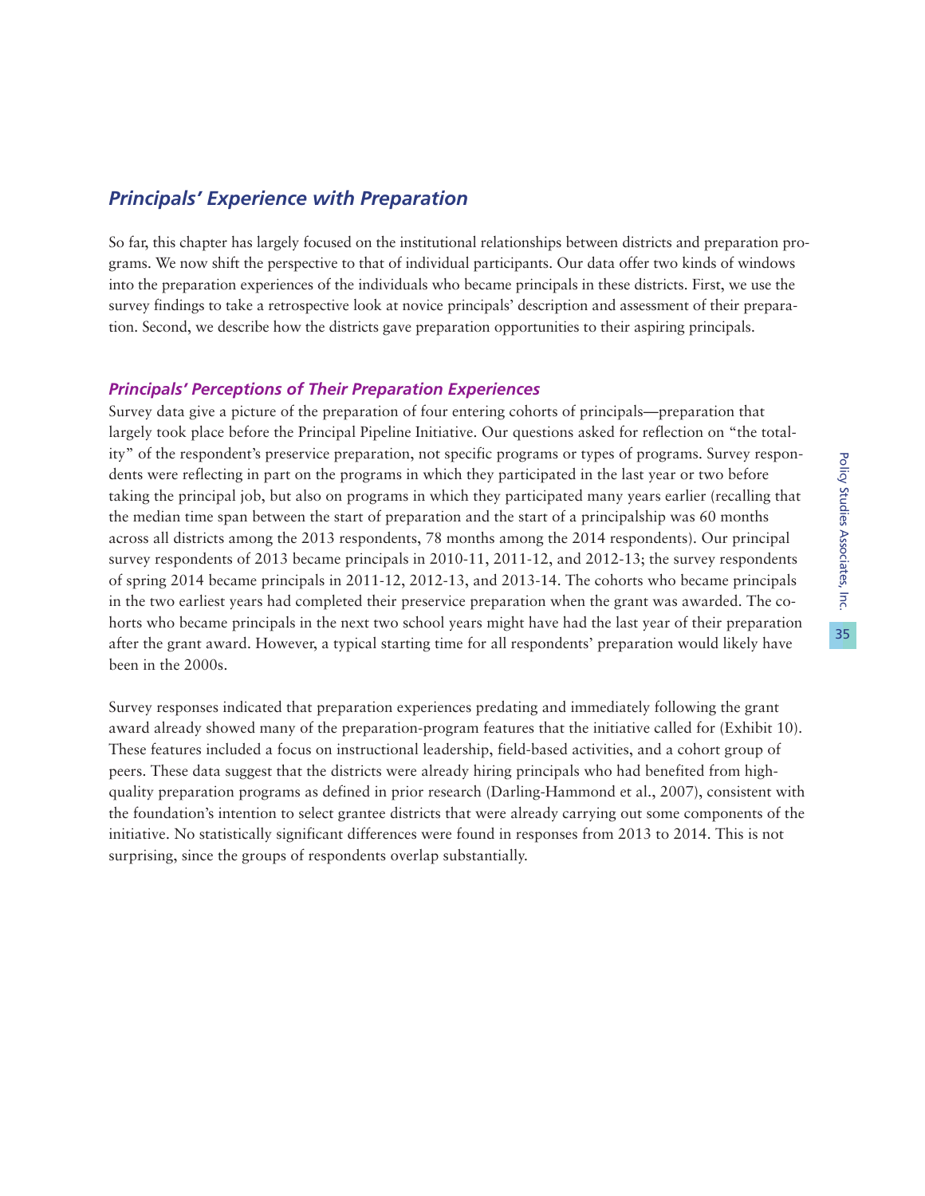## *Principals' Experience with Preparation*

So far, this chapter has largely focused on the institutional relationships between districts and preparation programs. We now shift the perspective to that of individual participants. Our data offer two kinds of windows into the preparation experiences of the individuals who became principals in these districts. First, we use the survey findings to take a retrospective look at novice principals' description and assessment of their preparation. Second, we describe how the districts gave preparation opportunities to their aspiring principals.

### *Principals' Perceptions of Their Preparation Experiences*

Survey data give a picture of the preparation of four entering cohorts of principals—preparation that largely took place before the Principal Pipeline Initiative. Our questions asked for reflection on "the totality" of the respondent's preservice preparation, not specific programs or types of programs. Survey respondents were reflecting in part on the programs in which they participated in the last year or two before taking the principal job, but also on programs in which they participated many years earlier (recalling that the median time span between the start of preparation and the start of a principalship was 60 months across all districts among the 2013 respondents, 78 months among the 2014 respondents). Our principal survey respondents of 2013 became principals in 2010-11, 2011-12, and 2012-13; the survey respondents of spring 2014 became principals in 2011-12, 2012-13, and 2013-14. The cohorts who became principals in the two earliest years had completed their preservice preparation when the grant was awarded. The cohorts who became principals in the next two school years might have had the last year of their preparation after the grant award. However, a typical starting time for all respondents' preparation would likely have been in the 2000s.

Survey responses indicated that preparation experiences predating and immediately following the grant award already showed many of the preparation-program features that the initiative called for (Exhibit 10). These features included a focus on instructional leadership, field-based activities, and a cohort group of peers. These data suggest that the districts were already hiring principals who had benefited from high-quality preparation programs as defined in prior research (Darling-Hammond et al., 2007), consistent with the foundation's intention to select grantee districts that were already carrying out some components of the initiative. No statistically significant differences were found in responses from 2013 to 2014. This is not surprising, since the groups of respondents overlap substantially.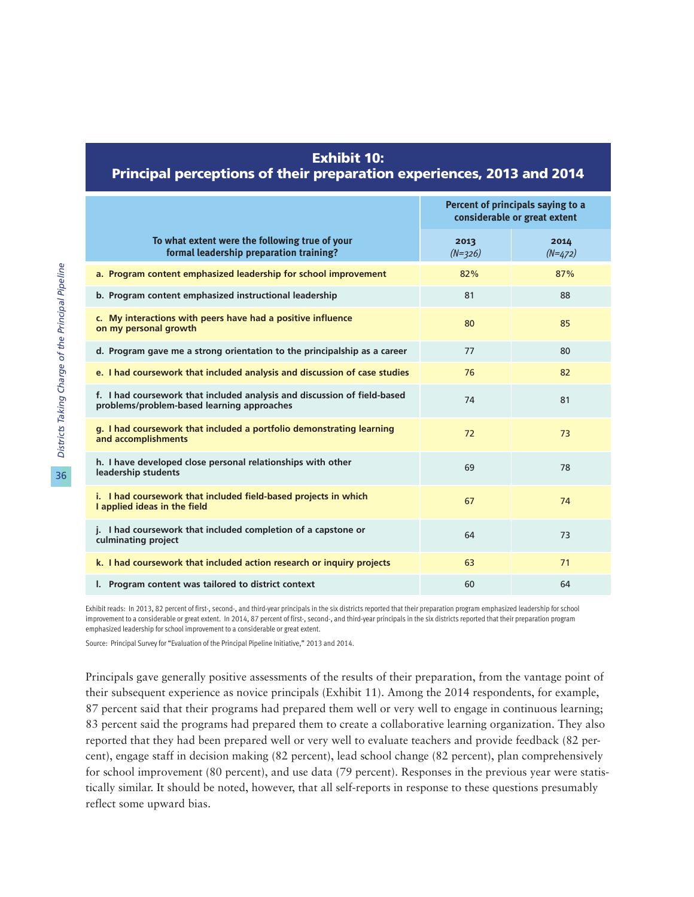## Exhibit 10:
## Principal perceptions of their preparation experiences, 2013 and 2014

| To what extent were the following true of your formal leadership preparation training? | Percent of principals saying to a considerable or great extent | |
|---|---|---|
| | **2013** *(N=326)* | **2014** *(N=472)* |
| **a. Program content emphasized leadership for school improvement** | 82% | 87% |
| **b. Program content emphasized instructional leadership** | 81 | 88 |
| **c. My interactions with peers have had a positive influence on my personal growth** | 80 | 85 |
| **d. Program gave me a strong orientation to the principalship as a career** | 77 | 80 |
| **e. I had coursework that included analysis and discussion of case studies** | 76 | 82 |
| **f. I had coursework that included analysis and discussion of field-based problems/problem-based learning approaches** | 74 | 81 |
| **g. I had coursework that included a portfolio demonstrating learning and accomplishments** | 72 | 73 |
| **h. I have developed close personal relationships with other leadership students** | 69 | 78 |
| **i. I had coursework that included field-based projects in which I applied ideas in the field** | 67 | 74 |
| **j. I had coursework that included completion of a capstone or culminating project** | 64 | 73 |
| **k. I had coursework that included action research or inquiry projects** | 63 | 71 |
| **l. Program content was tailored to district context** | 60 | 64 |

Exhibit reads: In 2013, 82 percent of first-, second-, and third-year principals in the six districts reported that their preparation program emphasized leadership for school improvement to a considerable or great extent. In 2014, 87 percent of first-, second-, and third-year principals in the six districts reported that their preparation program emphasized leadership for school improvement to a considerable or great extent.

Source: Principal Survey for "Evaluation of the Principal Pipeline Initiative," 2013 and 2014.

Principals gave generally positive assessments of the results of their preparation, from the vantage point of their subsequent experience as novice principals (Exhibit 11). Among the 2014 respondents, for example, 87 percent said that their programs had prepared them well or very well to engage in continuous learning; 83 percent said the programs had prepared them to create a collaborative learning organization. They also reported that they had been prepared well or very well to evaluate teachers and provide feedback (82 percent), engage staff in decision making (82 percent), lead school change (82 percent), plan comprehensively for school improvement (80 percent), and use data (79 percent). Responses in the previous year were statistically similar. It should be noted, however, that all self-reports in response to these questions presumably reflect some upward bias.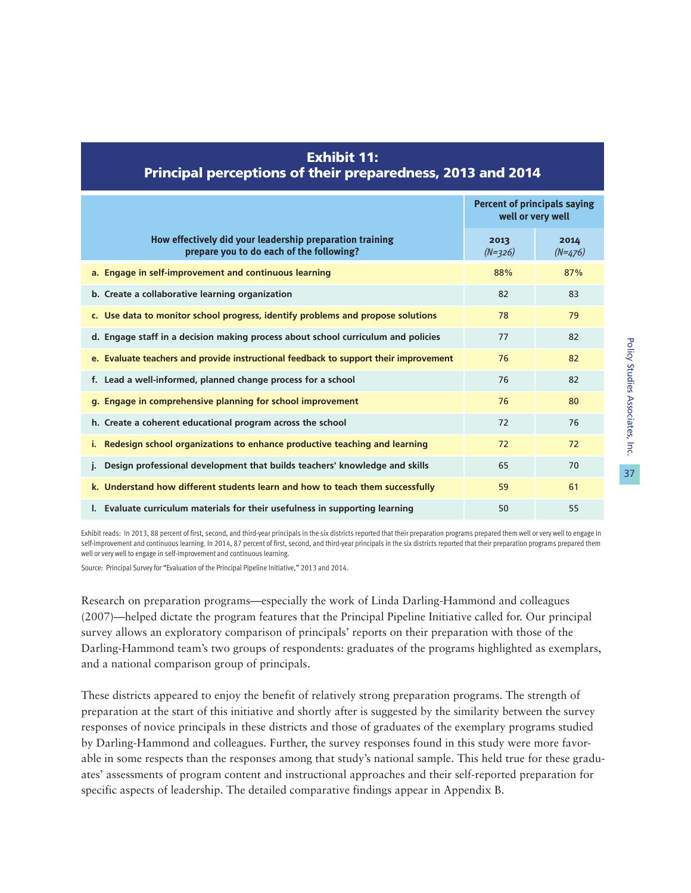**Exhibit 11:**
**Principal perceptions of their preparedness, 2013 and 2014**

| How effectively did your leadership preparation training prepare you to do each of the following? | Percent of principals saying well or very well | |
|---|---|---|
| | 2013 (N=326) | 2014 (N=476) |
| a. Engage in self-improvement and continuous learning | 88% | 87% |
| b. Create a collaborative learning organization | 82 | 83 |
| c. Use data to monitor school progress, identify problems and propose solutions | 78 | 79 |
| d. Engage staff in a decision making process about school curriculum and policies | 77 | 82 |
| e. Evaluate teachers and provide instructional feedback to support their improvement | 76 | 82 |
| f. Lead a well-informed, planned change process for a school | 76 | 82 |
| g. Engage in comprehensive planning for school improvement | 76 | 80 |
| h. Create a coherent educational program across the school | 72 | 76 |
| i. Redesign school organizations to enhance productive teaching and learning | 72 | 72 |
| j. Design professional development that builds teachers' knowledge and skills | 65 | 70 |
| k. Understand how different students learn and how to teach them successfully | 59 | 61 |
| l. Evaluate curriculum materials for their usefulness in supporting learning | 50 | 55 |

Exhibit reads: In 2013, 88 percent of first, second, and third-year principals in the six districts reported that their preparation programs prepared them well or very well to engage in self-improvement and continuous learning. In 2014, 87 percent of first, second, and third-year principals in the six districts reported that their preparation programs prepared them well or very well to engage in self-improvement and continuous learning.

Source: Principal Survey for "Evaluation of the Principal Pipeline Initiative," 2013 and 2014.

Research on preparation programs—especially the work of Linda Darling-Hammond and colleagues (2007)—helped dictate the program features that the Principal Pipeline Initiative called for. Our principal survey allows an exploratory comparison of principals' reports on their preparation with those of the Darling-Hammond team's two groups of respondents: graduates of the programs highlighted as exemplars, and a national comparison group of principals.

These districts appeared to enjoy the benefit of relatively strong preparation programs. The strength of preparation at the start of this initiative and shortly after is suggested by the similarity between the survey responses of novice principals in these districts and those of graduates of the exemplary programs studied by Darling-Hammond and colleagues. Further, the survey responses found in this study were more favorable in some respects than the responses among that study's national sample. This held true for these graduates' assessments of program content and instructional approaches and their self-reported preparation for specific aspects of leadership. The detailed comparative findings appear in Appendix B.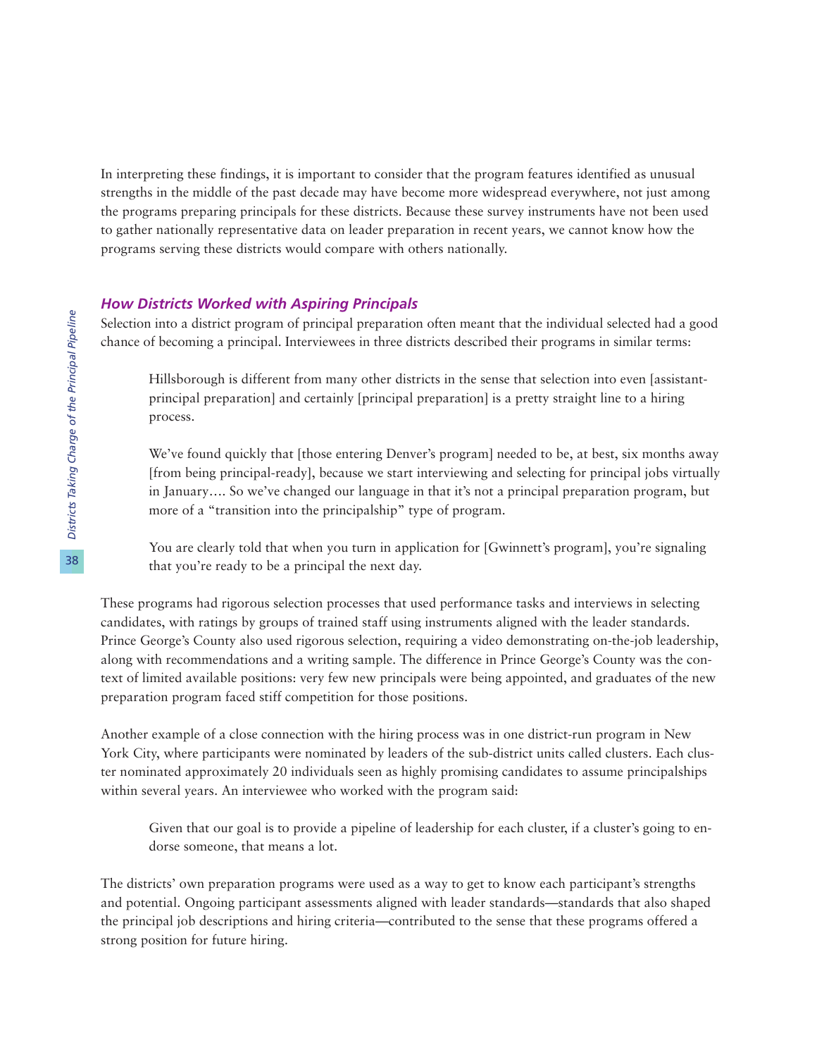In interpreting these findings, it is important to consider that the program features identified as unusual strengths in the middle of the past decade may have become more widespread everywhere, not just among the programs preparing principals for these districts. Because these survey instruments have not been used to gather nationally representative data on leader preparation in recent years, we cannot know how the programs serving these districts would compare with others nationally.

### *How Districts Worked with Aspiring Principals*

Selection into a district program of principal preparation often meant that the individual selected had a good chance of becoming a principal. Interviewees in three districts described their programs in similar terms:

> Hillsborough is different from many other districts in the sense that selection into even [assistant-principal preparation] and certainly [principal preparation] is a pretty straight line to a hiring process.

> We've found quickly that [those entering Denver's program] needed to be, at best, six months away [from being principal-ready], because we start interviewing and selecting for principal jobs virtually in January…. So we've changed our language in that it's not a principal preparation program, but more of a "transition into the principalship" type of program.

> You are clearly told that when you turn in application for [Gwinnett's program], you're signaling that you're ready to be a principal the next day.

These programs had rigorous selection processes that used performance tasks and interviews in selecting candidates, with ratings by groups of trained staff using instruments aligned with the leader standards. Prince George's County also used rigorous selection, requiring a video demonstrating on-the-job leadership, along with recommendations and a writing sample. The difference in Prince George's County was the context of limited available positions: very few new principals were being appointed, and graduates of the new preparation program faced stiff competition for those positions.

Another example of a close connection with the hiring process was in one district-run program in New York City, where participants were nominated by leaders of the sub-district units called clusters. Each cluster nominated approximately 20 individuals seen as highly promising candidates to assume principalships within several years. An interviewee who worked with the program said:

> Given that our goal is to provide a pipeline of leadership for each cluster, if a cluster's going to endorse someone, that means a lot.

The districts' own preparation programs were used as a way to get to know each participant's strengths and potential. Ongoing participant assessments aligned with leader standards—standards that also shaped the principal job descriptions and hiring criteria—contributed to the sense that these programs offered a strong position for future hiring.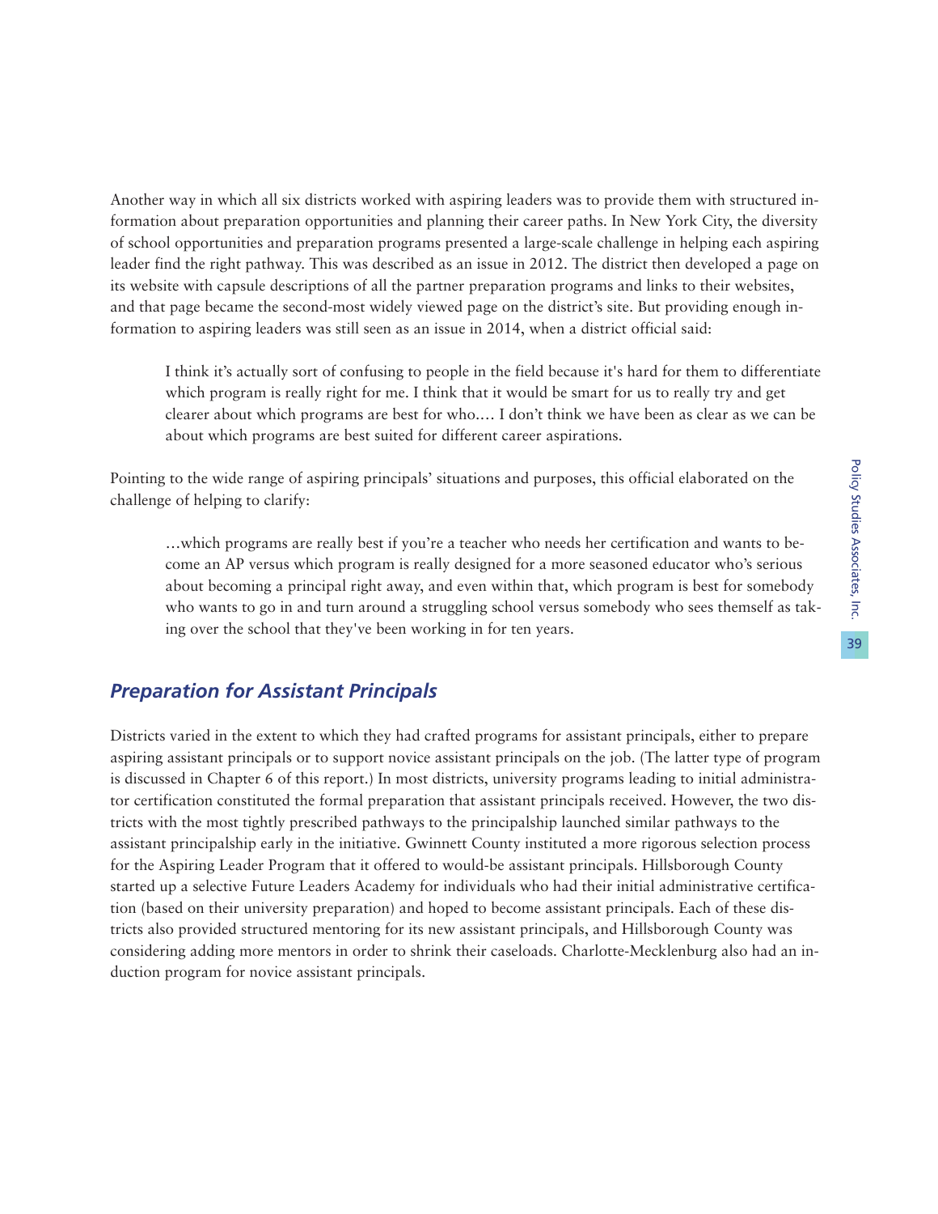Another way in which all six districts worked with aspiring leaders was to provide them with structured information about preparation opportunities and planning their career paths. In New York City, the diversity of school opportunities and preparation programs presented a large-scale challenge in helping each aspiring leader find the right pathway. This was described as an issue in 2012. The district then developed a page on its website with capsule descriptions of all the partner preparation programs and links to their websites, and that page became the second-most widely viewed page on the district's site. But providing enough information to aspiring leaders was still seen as an issue in 2014, when a district official said:

> I think it's actually sort of confusing to people in the field because it's hard for them to differentiate which program is really right for me. I think that it would be smart for us to really try and get clearer about which programs are best for who.… I don't think we have been as clear as we can be about which programs are best suited for different career aspirations.

Pointing to the wide range of aspiring principals' situations and purposes, this official elaborated on the challenge of helping to clarify:

> …which programs are really best if you're a teacher who needs her certification and wants to become an AP versus which program is really designed for a more seasoned educator who's serious about becoming a principal right away, and even within that, which program is best for somebody who wants to go in and turn around a struggling school versus somebody who sees themself as taking over the school that they've been working in for ten years.

## *Preparation for Assistant Principals*

Districts varied in the extent to which they had crafted programs for assistant principals, either to prepare aspiring assistant principals or to support novice assistant principals on the job. (The latter type of program is discussed in Chapter 6 of this report.) In most districts, university programs leading to initial administrator certification constituted the formal preparation that assistant principals received. However, the two districts with the most tightly prescribed pathways to the principalship launched similar pathways to the assistant principalship early in the initiative. Gwinnett County instituted a more rigorous selection process for the Aspiring Leader Program that it offered to would-be assistant principals. Hillsborough County started up a selective Future Leaders Academy for individuals who had their initial administrative certification (based on their university preparation) and hoped to become assistant principals. Each of these districts also provided structured mentoring for its new assistant principals, and Hillsborough County was considering adding more mentors in order to shrink their caseloads. Charlotte-Mecklenburg also had an induction program for novice assistant principals.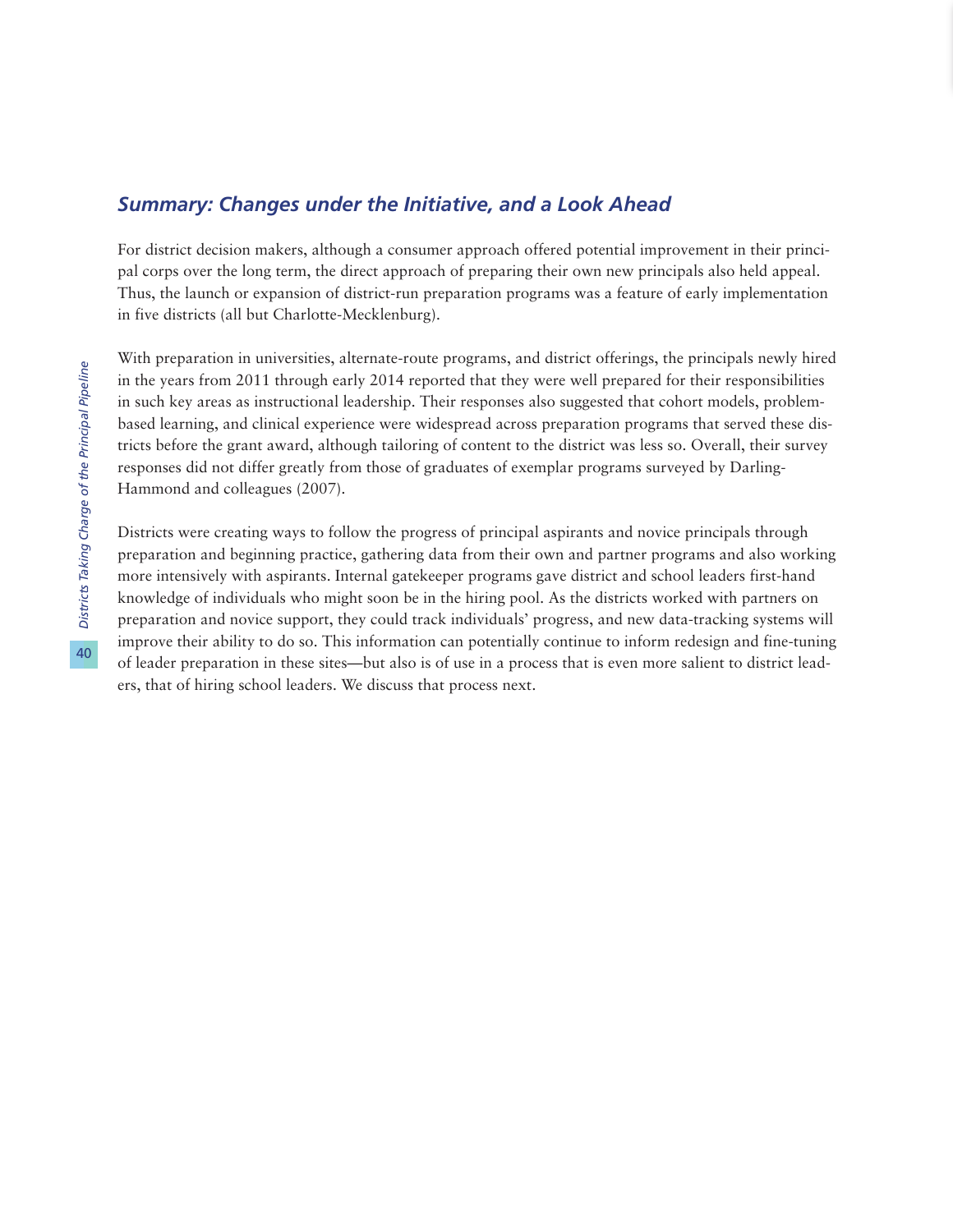## *Summary: Changes under the Initiative, and a Look Ahead*

For district decision makers, although a consumer approach offered potential improvement in their principal corps over the long term, the direct approach of preparing their own new principals also held appeal. Thus, the launch or expansion of district-run preparation programs was a feature of early implementation in five districts (all but Charlotte-Mecklenburg).

With preparation in universities, alternate-route programs, and district offerings, the principals newly hired in the years from 2011 through early 2014 reported that they were well prepared for their responsibilities in such key areas as instructional leadership. Their responses also suggested that cohort models, problem-based learning, and clinical experience were widespread across preparation programs that served these districts before the grant award, although tailoring of content to the district was less so. Overall, their survey responses did not differ greatly from those of graduates of exemplar programs surveyed by Darling-Hammond and colleagues (2007).

Districts were creating ways to follow the progress of principal aspirants and novice principals through preparation and beginning practice, gathering data from their own and partner programs and also working more intensively with aspirants. Internal gatekeeper programs gave district and school leaders first-hand knowledge of individuals who might soon be in the hiring pool. As the districts worked with partners on preparation and novice support, they could track individuals' progress, and new data-tracking systems will improve their ability to do so. This information can potentially continue to inform redesign and fine-tuning of leader preparation in these sites—but also is of use in a process that is even more salient to district leaders, that of hiring school leaders. We discuss that process next.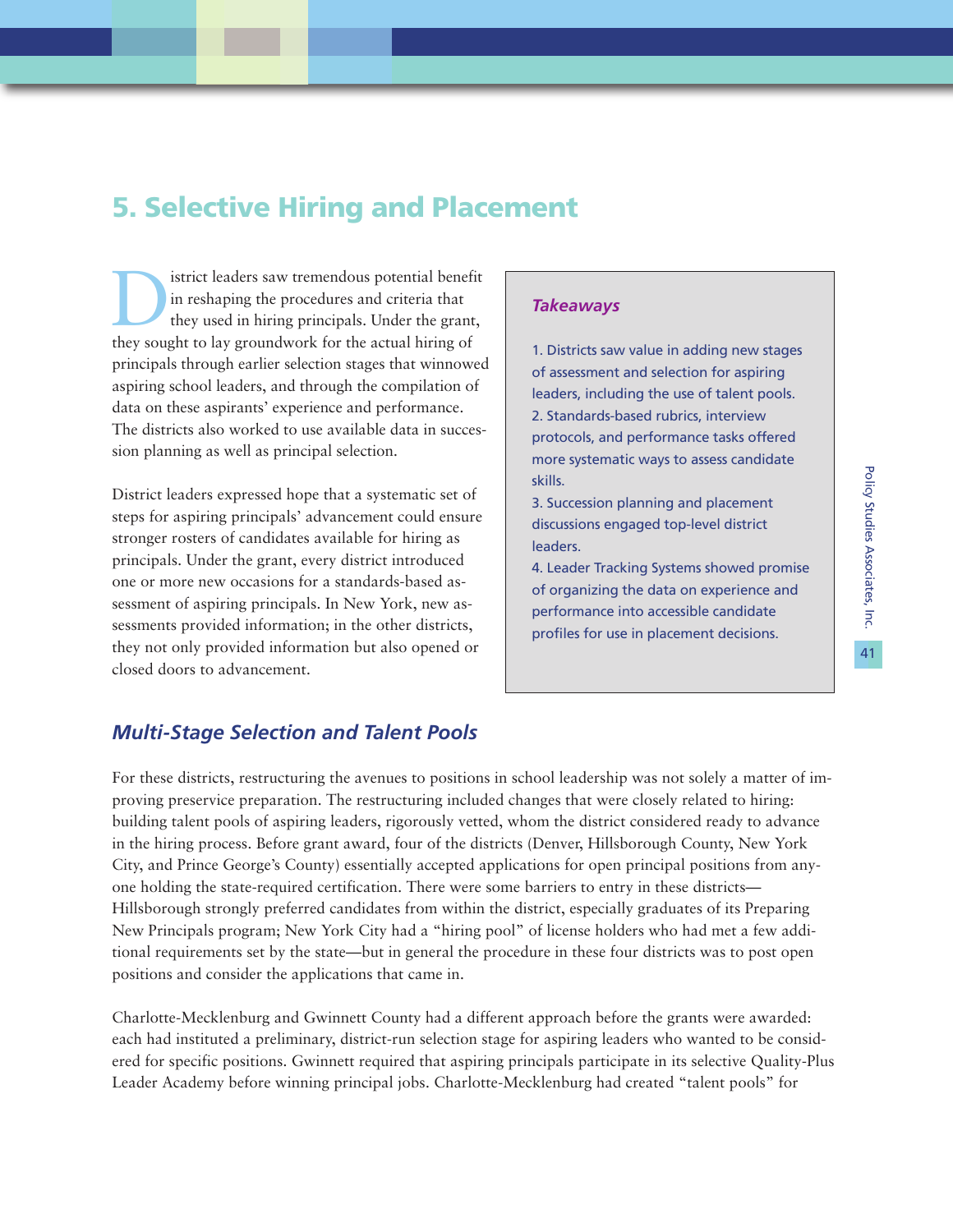# 5. Selective Hiring and Placement

District leaders saw tremendous potential benefit in reshaping the procedures and criteria that they used in hiring principals. Under the grant, they sought to lay groundwork for the actual hiring of principals through earlier selection stages that winnowed aspiring school leaders, and through the compilation of data on these aspirants' experience and performance. The districts also worked to use available data in succession planning as well as principal selection.

District leaders expressed hope that a systematic set of steps for aspiring principals' advancement could ensure stronger rosters of candidates available for hiring as principals. Under the grant, every district introduced one or more new occasions for a standards-based assessment of aspiring principals. In New York, new assessments provided information; in the other districts, they not only provided information but also opened or closed doors to advancement.

> ***Takeaways***
>
> 1. Districts saw value in adding new stages of assessment and selection for aspiring leaders, including the use of talent pools.
> 2. Standards-based rubrics, interview protocols, and performance tasks offered more systematic ways to assess candidate skills.
> 3. Succession planning and placement discussions engaged top-level district leaders.
> 4. Leader Tracking Systems showed promise of organizing the data on experience and performance into accessible candidate profiles for use in placement decisions.

## *Multi-Stage Selection and Talent Pools*

For these districts, restructuring the avenues to positions in school leadership was not solely a matter of improving preservice preparation. The restructuring included changes that were closely related to hiring: building talent pools of aspiring leaders, rigorously vetted, whom the district considered ready to advance in the hiring process. Before grant award, four of the districts (Denver, Hillsborough County, New York City, and Prince George's County) essentially accepted applications for open principal positions from anyone holding the state-required certification. There were some barriers to entry in these districts—Hillsborough strongly preferred candidates from within the district, especially graduates of its Preparing New Principals program; New York City had a "hiring pool" of license holders who had met a few additional requirements set by the state—but in general the procedure in these four districts was to post open positions and consider the applications that came in.

Charlotte-Mecklenburg and Gwinnett County had a different approach before the grants were awarded: each had instituted a preliminary, district-run selection stage for aspiring leaders who wanted to be considered for specific positions. Gwinnett required that aspiring principals participate in its selective Quality-Plus Leader Academy before winning principal jobs. Charlotte-Mecklenburg had created "talent pools" for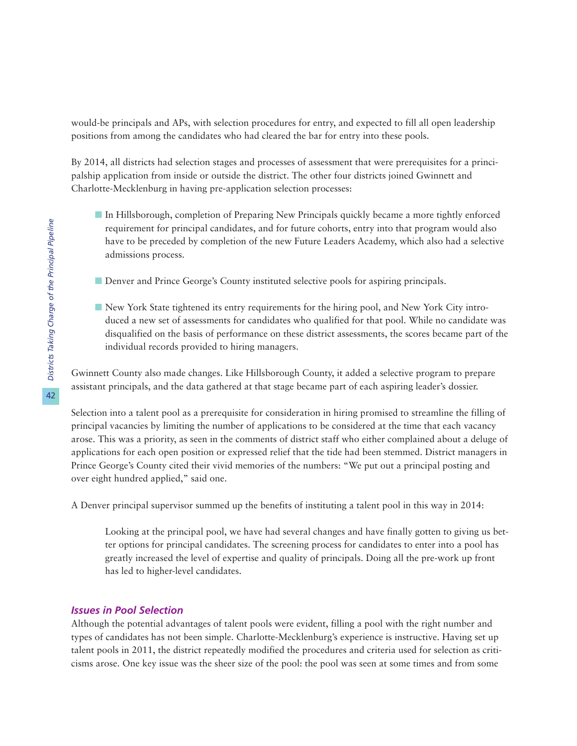would-be principals and APs, with selection procedures for entry, and expected to fill all open leadership positions from among the candidates who had cleared the bar for entry into these pools.

By 2014, all districts had selection stages and processes of assessment that were prerequisites for a principalship application from inside or outside the district. The other four districts joined Gwinnett and Charlotte-Mecklenburg in having pre-application selection processes:

- In Hillsborough, completion of Preparing New Principals quickly became a more tightly enforced requirement for principal candidates, and for future cohorts, entry into that program would also have to be preceded by completion of the new Future Leaders Academy, which also had a selective admissions process.
- Denver and Prince George's County instituted selective pools for aspiring principals.
- New York State tightened its entry requirements for the hiring pool, and New York City introduced a new set of assessments for candidates who qualified for that pool. While no candidate was disqualified on the basis of performance on these district assessments, the scores became part of the individual records provided to hiring managers.

Gwinnett County also made changes. Like Hillsborough County, it added a selective program to prepare assistant principals, and the data gathered at that stage became part of each aspiring leader's dossier.

Selection into a talent pool as a prerequisite for consideration in hiring promised to streamline the filling of principal vacancies by limiting the number of applications to be considered at the time that each vacancy arose. This was a priority, as seen in the comments of district staff who either complained about a deluge of applications for each open position or expressed relief that the tide had been stemmed. District managers in Prince George's County cited their vivid memories of the numbers: "We put out a principal posting and over eight hundred applied," said one.

A Denver principal supervisor summed up the benefits of instituting a talent pool in this way in 2014:

> Looking at the principal pool, we have had several changes and have finally gotten to giving us better options for principal candidates. The screening process for candidates to enter into a pool has greatly increased the level of expertise and quality of principals. Doing all the pre-work up front has led to higher-level candidates.

### *Issues in Pool Selection*

Although the potential advantages of talent pools were evident, filling a pool with the right number and types of candidates has not been simple. Charlotte-Mecklenburg's experience is instructive. Having set up talent pools in 2011, the district repeatedly modified the procedures and criteria used for selection as criticisms arose. One key issue was the sheer size of the pool: the pool was seen at some times and from some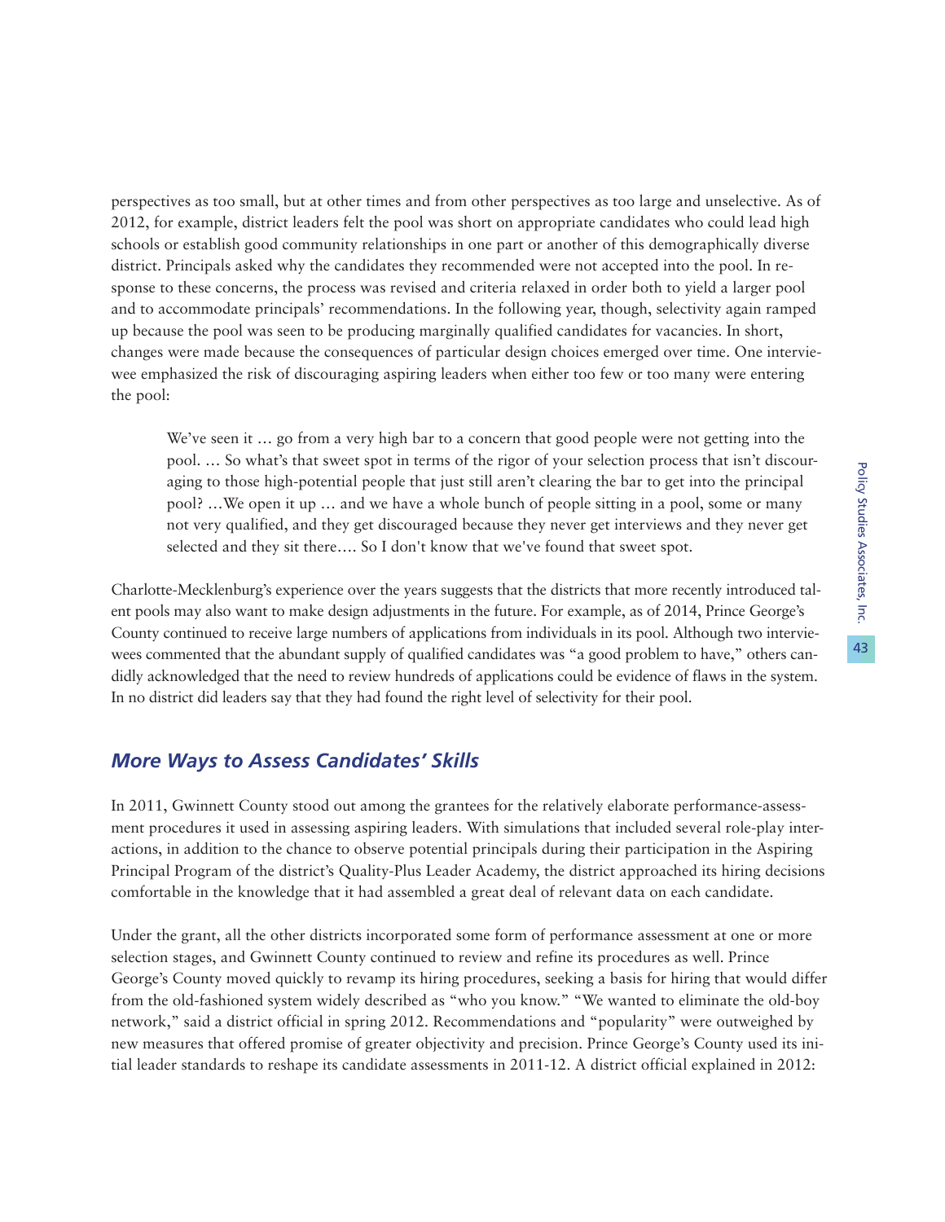perspectives as too small, but at other times and from other perspectives as too large and unselective. As of 2012, for example, district leaders felt the pool was short on appropriate candidates who could lead high schools or establish good community relationships in one part or another of this demographically diverse district. Principals asked why the candidates they recommended were not accepted into the pool. In response to these concerns, the process was revised and criteria relaxed in order both to yield a larger pool and to accommodate principals' recommendations. In the following year, though, selectivity again ramped up because the pool was seen to be producing marginally qualified candidates for vacancies. In short, changes were made because the consequences of particular design choices emerged over time. One interviewee emphasized the risk of discouraging aspiring leaders when either too few or too many were entering the pool:

> We've seen it … go from a very high bar to a concern that good people were not getting into the pool. … So what's that sweet spot in terms of the rigor of your selection process that isn't discouraging to those high-potential people that just still aren't clearing the bar to get into the principal pool? …We open it up … and we have a whole bunch of people sitting in a pool, some or many not very qualified, and they get discouraged because they never get interviews and they never get selected and they sit there…. So I don't know that we've found that sweet spot.

Charlotte-Mecklenburg's experience over the years suggests that the districts that more recently introduced talent pools may also want to make design adjustments in the future. For example, as of 2014, Prince George's County continued to receive large numbers of applications from individuals in its pool. Although two interviewees commented that the abundant supply of qualified candidates was "a good problem to have," others candidly acknowledged that the need to review hundreds of applications could be evidence of flaws in the system. In no district did leaders say that they had found the right level of selectivity for their pool.

### *More Ways to Assess Candidates' Skills*

In 2011, Gwinnett County stood out among the grantees for the relatively elaborate performance-assessment procedures it used in assessing aspiring leaders. With simulations that included several role-play interactions, in addition to the chance to observe potential principals during their participation in the Aspiring Principal Program of the district's Quality-Plus Leader Academy, the district approached its hiring decisions comfortable in the knowledge that it had assembled a great deal of relevant data on each candidate.

Under the grant, all the other districts incorporated some form of performance assessment at one or more selection stages, and Gwinnett County continued to review and refine its procedures as well. Prince George's County moved quickly to revamp its hiring procedures, seeking a basis for hiring that would differ from the old-fashioned system widely described as "who you know." "We wanted to eliminate the old-boy network," said a district official in spring 2012. Recommendations and "popularity" were outweighed by new measures that offered promise of greater objectivity and precision. Prince George's County used its initial leader standards to reshape its candidate assessments in 2011-12. A district official explained in 2012: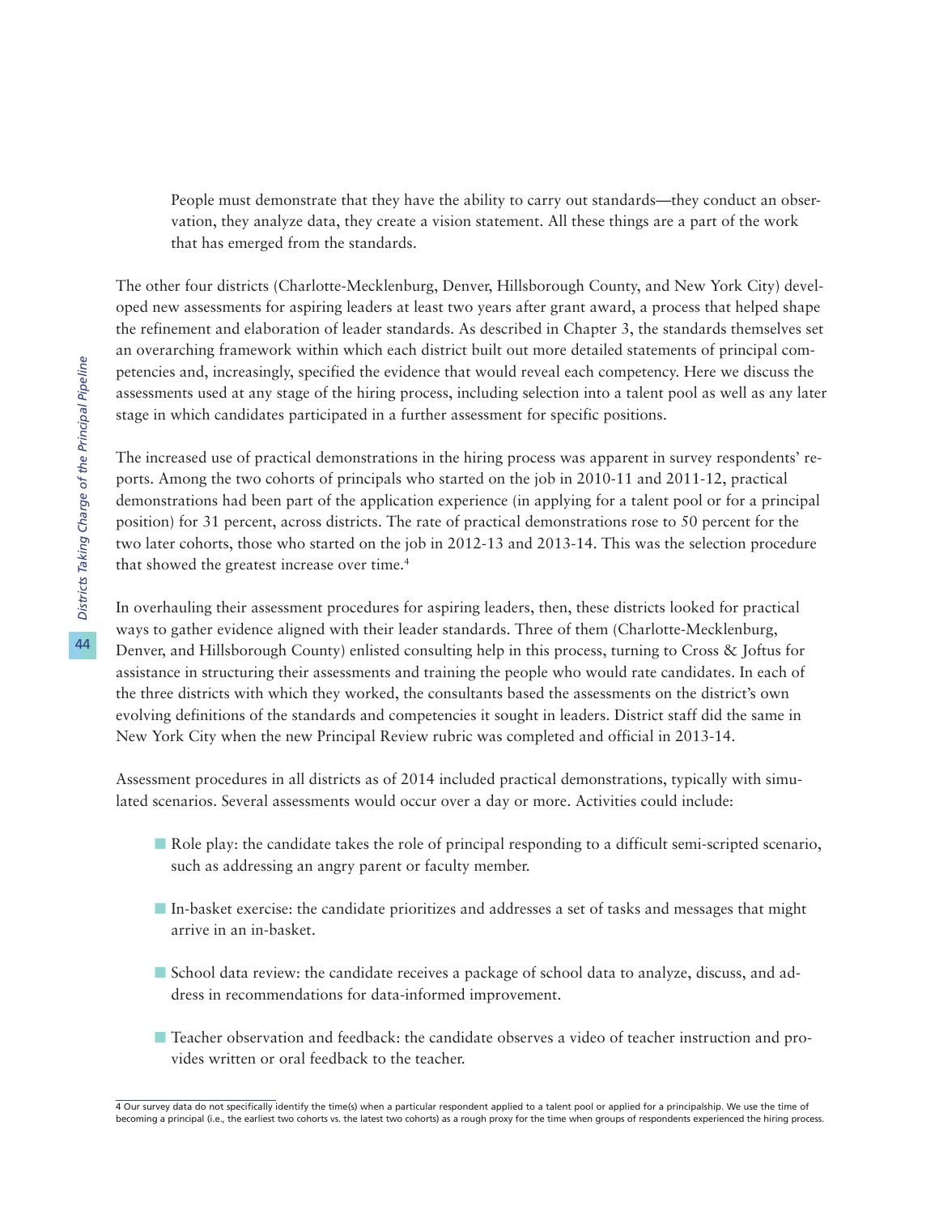> People must demonstrate that they have the ability to carry out standards—they conduct an observation, they analyze data, they create a vision statement. All these things are a part of the work that has emerged from the standards.

The other four districts (Charlotte-Mecklenburg, Denver, Hillsborough County, and New York City) developed new assessments for aspiring leaders at least two years after grant award, a process that helped shape the refinement and elaboration of leader standards. As described in Chapter 3, the standards themselves set an overarching framework within which each district built out more detailed statements of principal competencies and, increasingly, specified the evidence that would reveal each competency. Here we discuss the assessments used at any stage of the hiring process, including selection into a talent pool as well as any later stage in which candidates participated in a further assessment for specific positions.

The increased use of practical demonstrations in the hiring process was apparent in survey respondents' reports. Among the two cohorts of principals who started on the job in 2010-11 and 2011-12, practical demonstrations had been part of the application experience (in applying for a talent pool or for a principal position) for 31 percent, across districts. The rate of practical demonstrations rose to 50 percent for the two later cohorts, those who started on the job in 2012-13 and 2013-14. This was the selection procedure that showed the greatest increase over time.[4]

In overhauling their assessment procedures for aspiring leaders, then, these districts looked for practical ways to gather evidence aligned with their leader standards. Three of them (Charlotte-Mecklenburg, Denver, and Hillsborough County) enlisted consulting help in this process, turning to Cross & Joftus for assistance in structuring their assessments and training the people who would rate candidates. In each of the three districts with which they worked, the consultants based the assessments on the district's own evolving definitions of the standards and competencies it sought in leaders. District staff did the same in New York City when the new Principal Review rubric was completed and official in 2013-14.

Assessment procedures in all districts as of 2014 included practical demonstrations, typically with simulated scenarios. Several assessments would occur over a day or more. Activities could include:

- Role play: the candidate takes the role of principal responding to a difficult semi-scripted scenario, such as addressing an angry parent or faculty member.
- In-basket exercise: the candidate prioritizes and addresses a set of tasks and messages that might arrive in an in-basket.
- School data review: the candidate receives a package of school data to analyze, discuss, and address in recommendations for data-informed improvement.
- Teacher observation and feedback: the candidate observes a video of teacher instruction and provides written or oral feedback to the teacher.

---

4 Our survey data do not specifically identify the time(s) when a particular respondent applied to a talent pool or applied for a principalship. We use the time of becoming a principal (i.e., the earliest two cohorts vs. the latest two cohorts) as a rough proxy for the time when groups of respondents experienced the hiring process.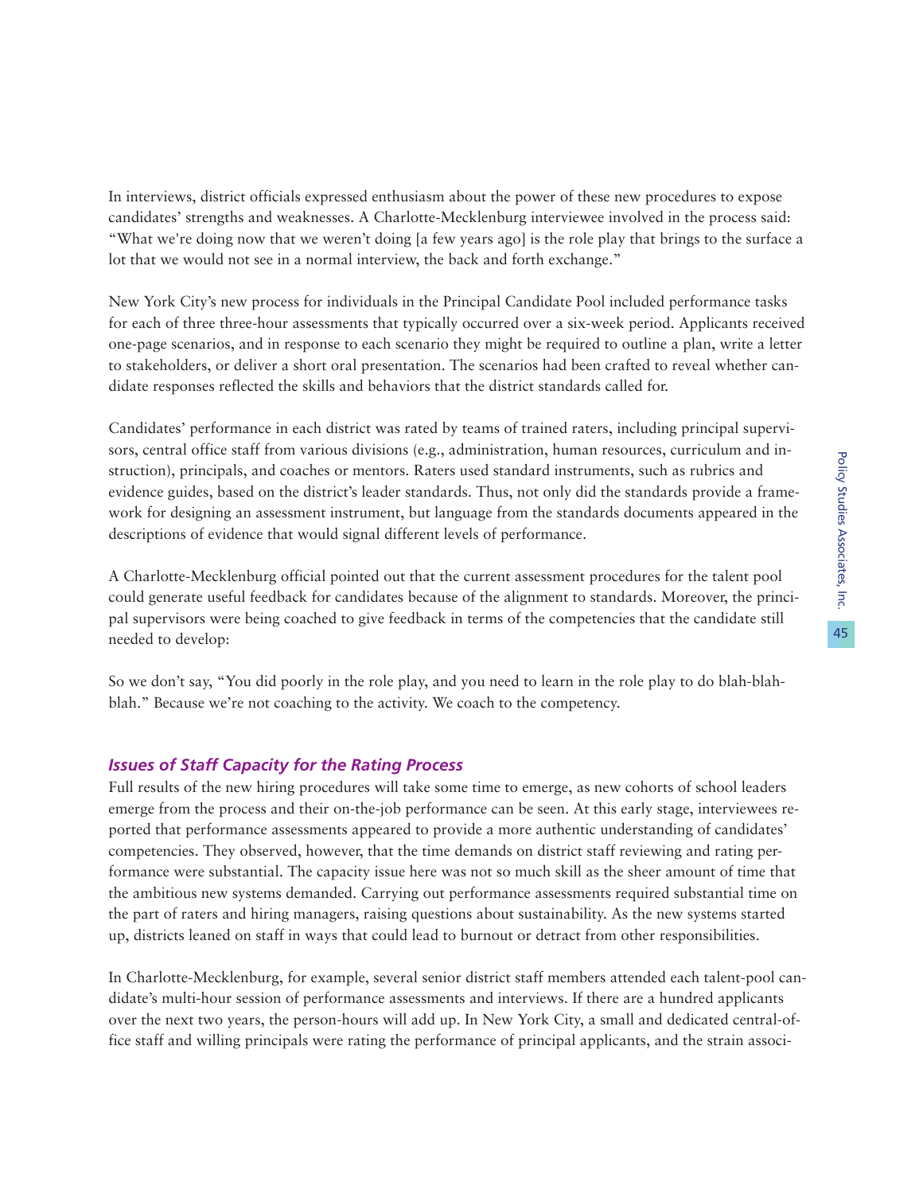In interviews, district officials expressed enthusiasm about the power of these new procedures to expose candidates' strengths and weaknesses. A Charlotte-Mecklenburg interviewee involved in the process said: "What we're doing now that we weren't doing [a few years ago] is the role play that brings to the surface a lot that we would not see in a normal interview, the back and forth exchange."

New York City's new process for individuals in the Principal Candidate Pool included performance tasks for each of three three-hour assessments that typically occurred over a six-week period. Applicants received one-page scenarios, and in response to each scenario they might be required to outline a plan, write a letter to stakeholders, or deliver a short oral presentation. The scenarios had been crafted to reveal whether candidate responses reflected the skills and behaviors that the district standards called for.

Candidates' performance in each district was rated by teams of trained raters, including principal supervisors, central office staff from various divisions (e.g., administration, human resources, curriculum and instruction), principals, and coaches or mentors. Raters used standard instruments, such as rubrics and evidence guides, based on the district's leader standards. Thus, not only did the standards provide a framework for designing an assessment instrument, but language from the standards documents appeared in the descriptions of evidence that would signal different levels of performance.

A Charlotte-Mecklenburg official pointed out that the current assessment procedures for the talent pool could generate useful feedback for candidates because of the alignment to standards. Moreover, the principal supervisors were being coached to give feedback in terms of the competencies that the candidate still needed to develop:

So we don't say, "You did poorly in the role play, and you need to learn in the role play to do blah-blah-blah." Because we're not coaching to the activity. We coach to the competency.

### *Issues of Staff Capacity for the Rating Process*

Full results of the new hiring procedures will take some time to emerge, as new cohorts of school leaders emerge from the process and their on-the-job performance can be seen. At this early stage, interviewees reported that performance assessments appeared to provide a more authentic understanding of candidates' competencies. They observed, however, that the time demands on district staff reviewing and rating performance were substantial. The capacity issue here was not so much skill as the sheer amount of time that the ambitious new systems demanded. Carrying out performance assessments required substantial time on the part of raters and hiring managers, raising questions about sustainability. As the new systems started up, districts leaned on staff in ways that could lead to burnout or detract from other responsibilities.

In Charlotte-Mecklenburg, for example, several senior district staff members attended each talent-pool candidate's multi-hour session of performance assessments and interviews. If there are a hundred applicants over the next two years, the person-hours will add up. In New York City, a small and dedicated central-office staff and willing principals were rating the performance of principal applicants, and the strain associ-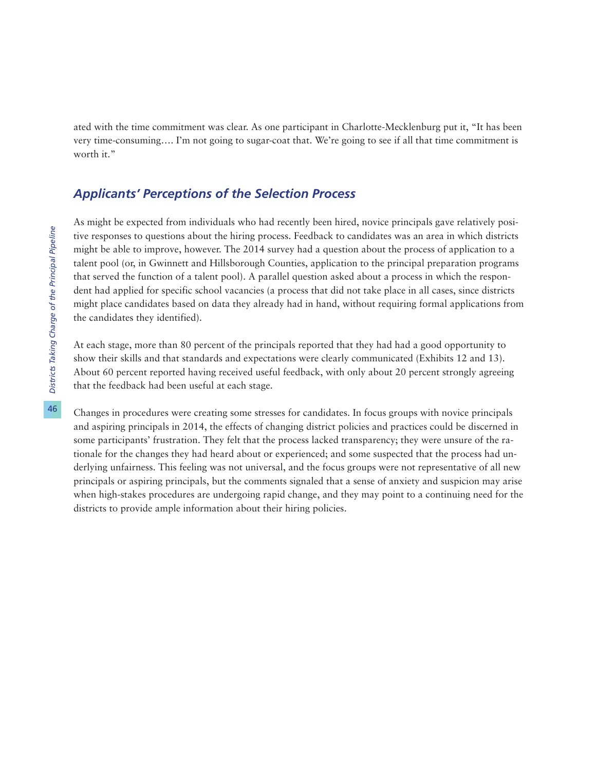ated with the time commitment was clear. As one participant in Charlotte-Mecklenburg put it, "It has been very time-consuming…. I'm not going to sugar-coat that. We're going to see if all that time commitment is worth it."

## *Applicants' Perceptions of the Selection Process*

As might be expected from individuals who had recently been hired, novice principals gave relatively positive responses to questions about the hiring process. Feedback to candidates was an area in which districts might be able to improve, however. The 2014 survey had a question about the process of application to a talent pool (or, in Gwinnett and Hillsborough Counties, application to the principal preparation programs that served the function of a talent pool). A parallel question asked about a process in which the respondent had applied for specific school vacancies (a process that did not take place in all cases, since districts might place candidates based on data they already had in hand, without requiring formal applications from the candidates they identified).

At each stage, more than 80 percent of the principals reported that they had had a good opportunity to show their skills and that standards and expectations were clearly communicated (Exhibits 12 and 13). About 60 percent reported having received useful feedback, with only about 20 percent strongly agreeing that the feedback had been useful at each stage.

Changes in procedures were creating some stresses for candidates. In focus groups with novice principals and aspiring principals in 2014, the effects of changing district policies and practices could be discerned in some participants' frustration. They felt that the process lacked transparency; they were unsure of the rationale for the changes they had heard about or experienced; and some suspected that the process had underlying unfairness. This feeling was not universal, and the focus groups were not representative of all new principals or aspiring principals, but the comments signaled that a sense of anxiety and suspicion may arise when high-stakes procedures are undergoing rapid change, and they may point to a continuing need for the districts to provide ample information about their hiring policies.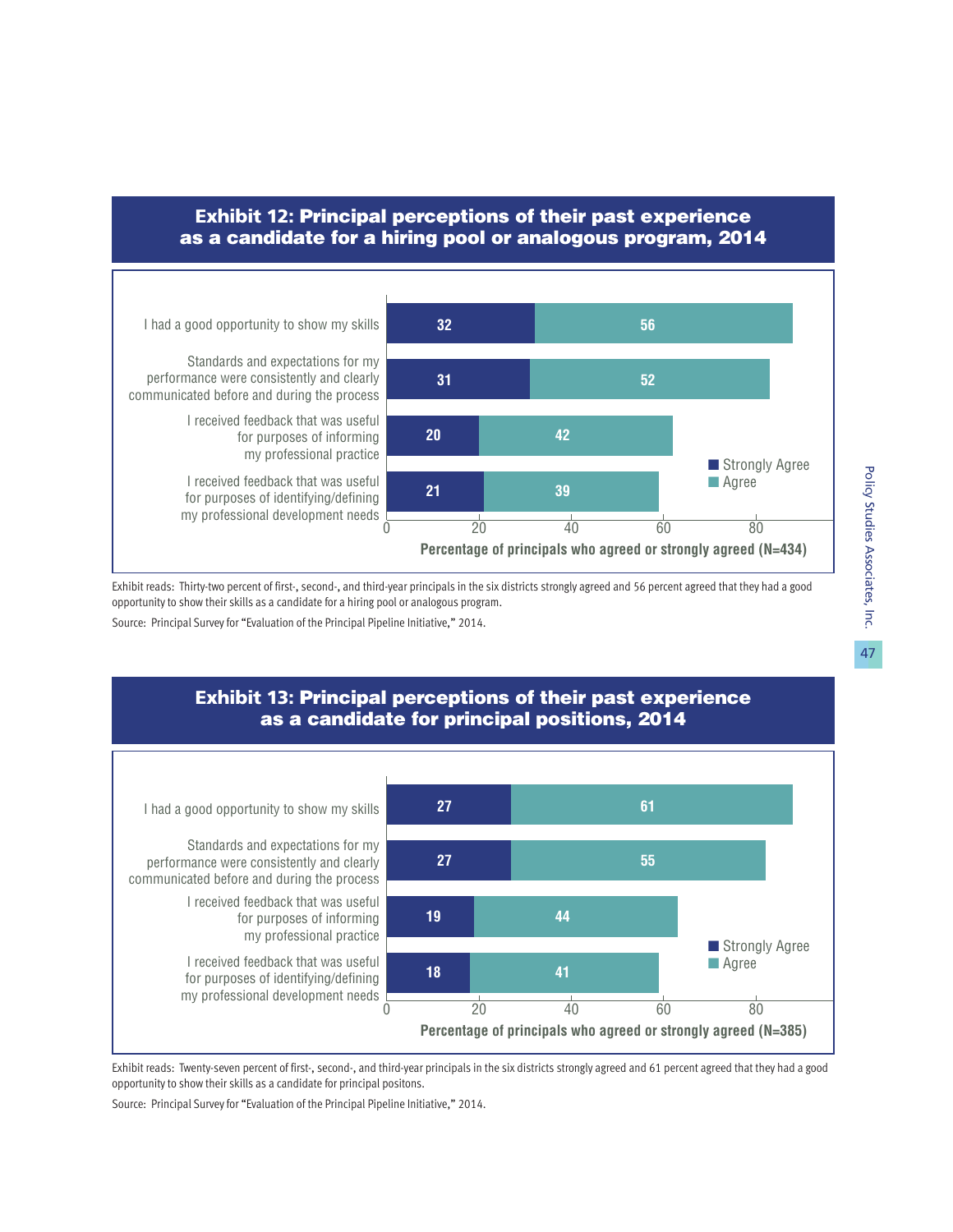## Exhibit 12: Principal perceptions of their past experience as a candidate for a hiring pool or analogous program, 2014

Percentage of principals who agreed or strongly agreed (N=434)

| | Strongly Agree | Agree |
|---|---|---|
| I had a good opportunity to show my skills | 32 | 56 |
| Standards and expectations for my performance were consistently and clearly communicated before and during the process | 31 | 52 |
| I received feedback that was useful for purposes of informing my professional practice | 20 | 42 |
| I received feedback that was useful for purposes of identifying/defining my professional development needs | 21 | 39 |

Exhibit reads: Thirty-two percent of first-, second-, and third-year principals in the six districts strongly agreed and 56 percent agreed that they had a good opportunity to show their skills as a candidate for a hiring pool or analogous program.

Source: Principal Survey for "Evaluation of the Principal Pipeline Initiative," 2014.

## Exhibit 13: Principal perceptions of their past experience as a candidate for principal positions, 2014

Percentage of principals who agreed or strongly agreed (N=385)

| | Strongly Agree | Agree |
|---|---|---|
| I had a good opportunity to show my skills | 27 | 61 |
| Standards and expectations for my performance were consistently and clearly communicated before and during the process | 27 | 55 |
| I received feedback that was useful for purposes of informing my professional practice | 19 | 44 |
| I received feedback that was useful for purposes of identifying/defining my professional development needs | 18 | 41 |

Exhibit reads: Twenty-seven percent of first-, second-, and third-year principals in the six districts strongly agreed and 61 percent agreed that they had a good opportunity to show their skills as a candidate for principal positons.

Source: Principal Survey for "Evaluation of the Principal Pipeline Initiative," 2014.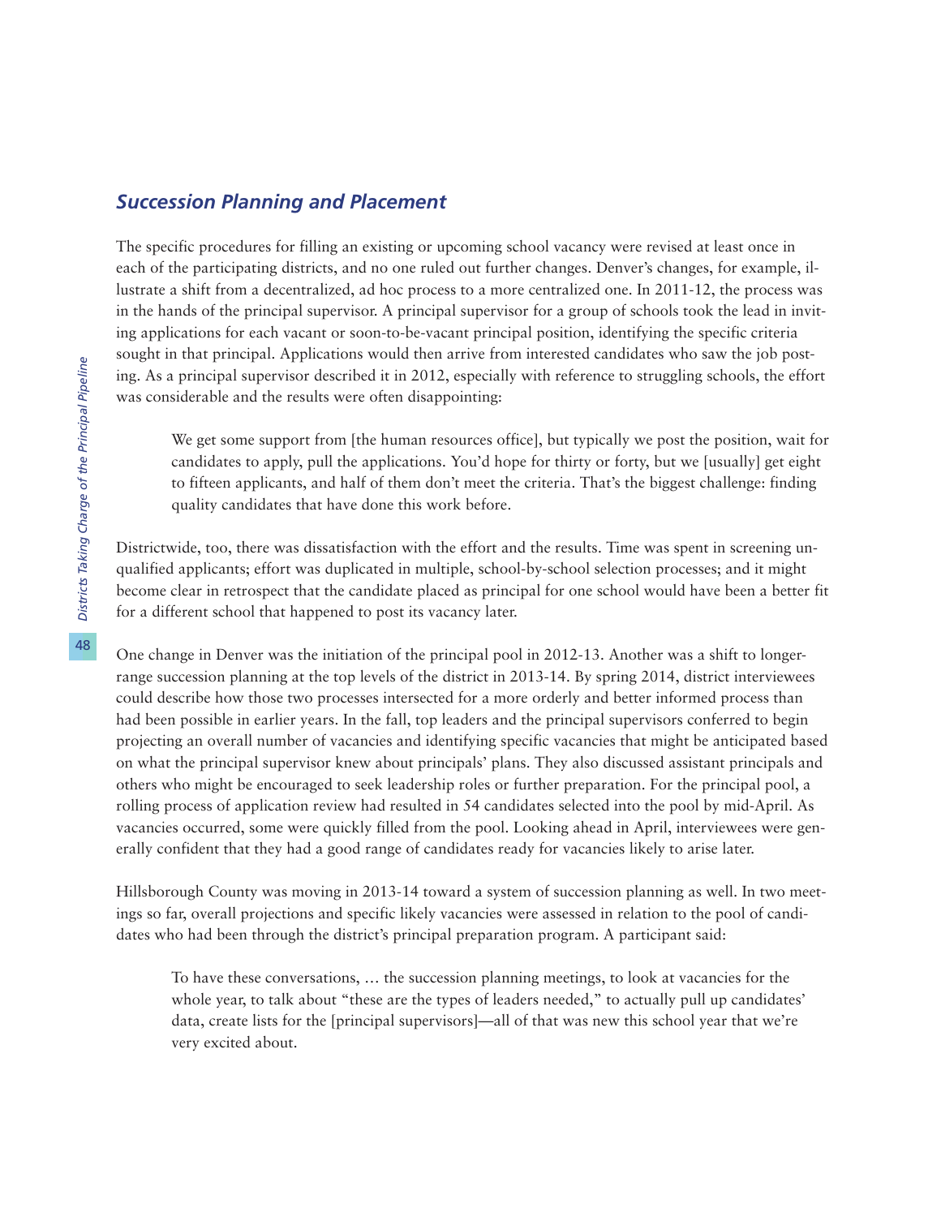### *Succession Planning and Placement*

The specific procedures for filling an existing or upcoming school vacancy were revised at least once in each of the participating districts, and no one ruled out further changes. Denver's changes, for example, illustrate a shift from a decentralized, ad hoc process to a more centralized one. In 2011-12, the process was in the hands of the principal supervisor. A principal supervisor for a group of schools took the lead in inviting applications for each vacant or soon-to-be-vacant principal position, identifying the specific criteria sought in that principal. Applications would then arrive from interested candidates who saw the job posting. As a principal supervisor described it in 2012, especially with reference to struggling schools, the effort was considerable and the results were often disappointing:

> We get some support from [the human resources office], but typically we post the position, wait for candidates to apply, pull the applications. You'd hope for thirty or forty, but we [usually] get eight to fifteen applicants, and half of them don't meet the criteria. That's the biggest challenge: finding quality candidates that have done this work before.

Districtwide, too, there was dissatisfaction with the effort and the results. Time was spent in screening unqualified applicants; effort was duplicated in multiple, school-by-school selection processes; and it might become clear in retrospect that the candidate placed as principal for one school would have been a better fit for a different school that happened to post its vacancy later.

One change in Denver was the initiation of the principal pool in 2012-13. Another was a shift to longer-range succession planning at the top levels of the district in 2013-14. By spring 2014, district interviewees could describe how those two processes intersected for a more orderly and better informed process than had been possible in earlier years. In the fall, top leaders and the principal supervisors conferred to begin projecting an overall number of vacancies and identifying specific vacancies that might be anticipated based on what the principal supervisor knew about principals' plans. They also discussed assistant principals and others who might be encouraged to seek leadership roles or further preparation. For the principal pool, a rolling process of application review had resulted in 54 candidates selected into the pool by mid-April. As vacancies occurred, some were quickly filled from the pool. Looking ahead in April, interviewees were generally confident that they had a good range of candidates ready for vacancies likely to arise later.

Hillsborough County was moving in 2013-14 toward a system of succession planning as well. In two meetings so far, overall projections and specific likely vacancies were assessed in relation to the pool of candidates who had been through the district's principal preparation program. A participant said:

> To have these conversations, … the succession planning meetings, to look at vacancies for the whole year, to talk about "these are the types of leaders needed," to actually pull up candidates' data, create lists for the [principal supervisors]—all of that was new this school year that we're very excited about.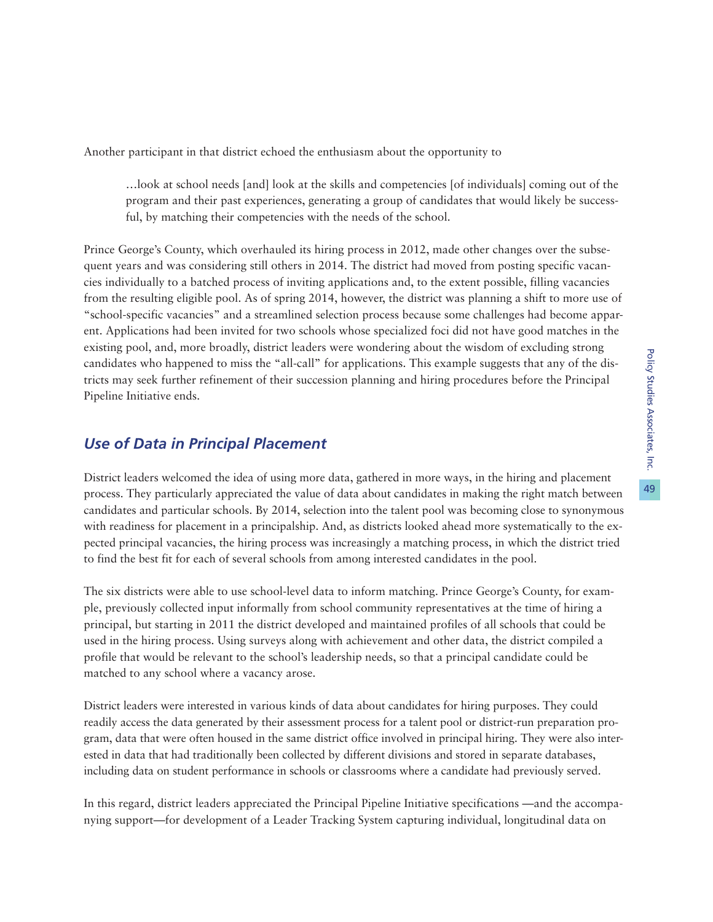Another participant in that district echoed the enthusiasm about the opportunity to

> …look at school needs [and] look at the skills and competencies [of individuals] coming out of the program and their past experiences, generating a group of candidates that would likely be successful, by matching their competencies with the needs of the school.

Prince George's County, which overhauled its hiring process in 2012, made other changes over the subsequent years and was considering still others in 2014. The district had moved from posting specific vacancies individually to a batched process of inviting applications and, to the extent possible, filling vacancies from the resulting eligible pool. As of spring 2014, however, the district was planning a shift to more use of "school-specific vacancies" and a streamlined selection process because some challenges had become apparent. Applications had been invited for two schools whose specialized foci did not have good matches in the existing pool, and, more broadly, district leaders were wondering about the wisdom of excluding strong candidates who happened to miss the "all-call" for applications. This example suggests that any of the districts may seek further refinement of their succession planning and hiring procedures before the Principal Pipeline Initiative ends.

## *Use of Data in Principal Placement*

District leaders welcomed the idea of using more data, gathered in more ways, in the hiring and placement process. They particularly appreciated the value of data about candidates in making the right match between candidates and particular schools. By 2014, selection into the talent pool was becoming close to synonymous with readiness for placement in a principalship. And, as districts looked ahead more systematically to the expected principal vacancies, the hiring process was increasingly a matching process, in which the district tried to find the best fit for each of several schools from among interested candidates in the pool.

The six districts were able to use school-level data to inform matching. Prince George's County, for example, previously collected input informally from school community representatives at the time of hiring a principal, but starting in 2011 the district developed and maintained profiles of all schools that could be used in the hiring process. Using surveys along with achievement and other data, the district compiled a profile that would be relevant to the school's leadership needs, so that a principal candidate could be matched to any school where a vacancy arose.

District leaders were interested in various kinds of data about candidates for hiring purposes. They could readily access the data generated by their assessment process for a talent pool or district-run preparation program, data that were often housed in the same district office involved in principal hiring. They were also interested in data that had traditionally been collected by different divisions and stored in separate databases, including data on student performance in schools or classrooms where a candidate had previously served.

In this regard, district leaders appreciated the Principal Pipeline Initiative specifications —and the accompanying support—for development of a Leader Tracking System capturing individual, longitudinal data on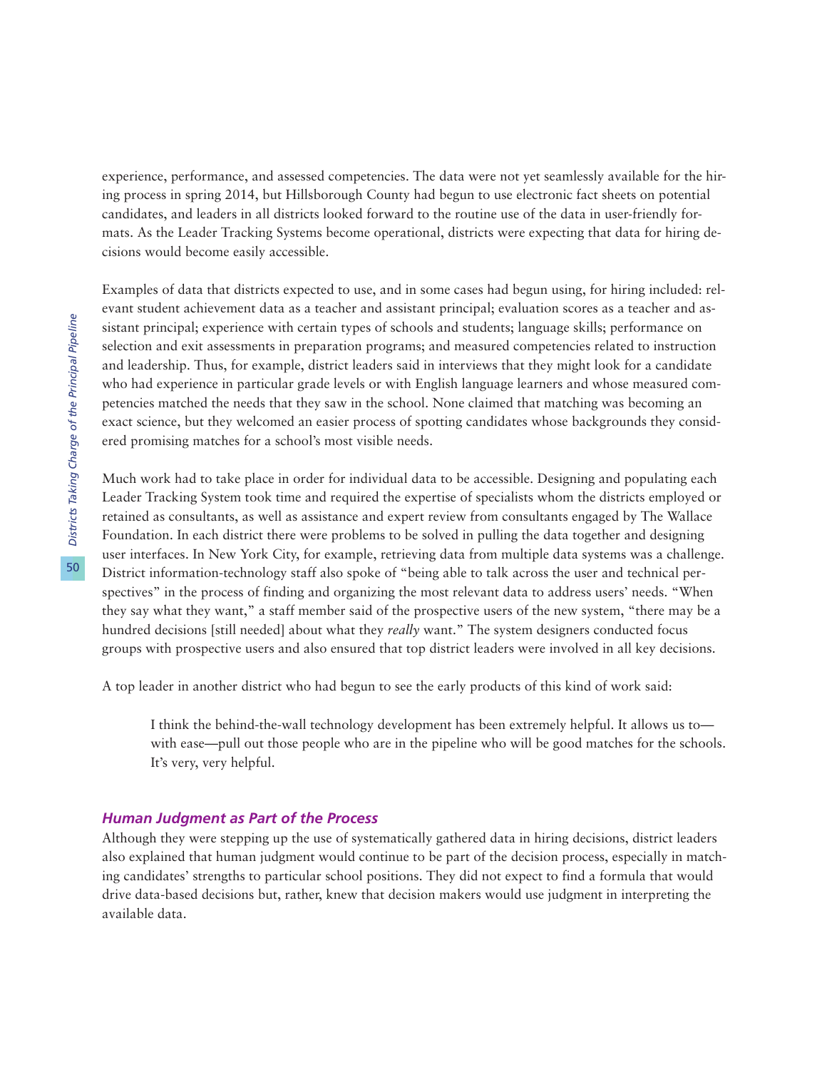experience, performance, and assessed competencies. The data were not yet seamlessly available for the hiring process in spring 2014, but Hillsborough County had begun to use electronic fact sheets on potential candidates, and leaders in all districts looked forward to the routine use of the data in user-friendly formats. As the Leader Tracking Systems become operational, districts were expecting that data for hiring decisions would become easily accessible.

Examples of data that districts expected to use, and in some cases had begun using, for hiring included: relevant student achievement data as a teacher and assistant principal; evaluation scores as a teacher and assistant principal; experience with certain types of schools and students; language skills; performance on selection and exit assessments in preparation programs; and measured competencies related to instruction and leadership. Thus, for example, district leaders said in interviews that they might look for a candidate who had experience in particular grade levels or with English language learners and whose measured competencies matched the needs that they saw in the school. None claimed that matching was becoming an exact science, but they welcomed an easier process of spotting candidates whose backgrounds they considered promising matches for a school's most visible needs.

Much work had to take place in order for individual data to be accessible. Designing and populating each Leader Tracking System took time and required the expertise of specialists whom the districts employed or retained as consultants, as well as assistance and expert review from consultants engaged by The Wallace Foundation. In each district there were problems to be solved in pulling the data together and designing user interfaces. In New York City, for example, retrieving data from multiple data systems was a challenge. District information-technology staff also spoke of "being able to talk across the user and technical perspectives" in the process of finding and organizing the most relevant data to address users' needs. "When they say what they want," a staff member said of the prospective users of the new system, "there may be a hundred decisions [still needed] about what they *really* want." The system designers conducted focus groups with prospective users and also ensured that top district leaders were involved in all key decisions.

A top leader in another district who had begun to see the early products of this kind of work said:

> I think the behind-the-wall technology development has been extremely helpful. It allows us to—with ease—pull out those people who are in the pipeline who will be good matches for the schools. It's very, very helpful.

### *Human Judgment as Part of the Process*

Although they were stepping up the use of systematically gathered data in hiring decisions, district leaders also explained that human judgment would continue to be part of the decision process, especially in matching candidates' strengths to particular school positions. They did not expect to find a formula that would drive data-based decisions but, rather, knew that decision makers would use judgment in interpreting the available data.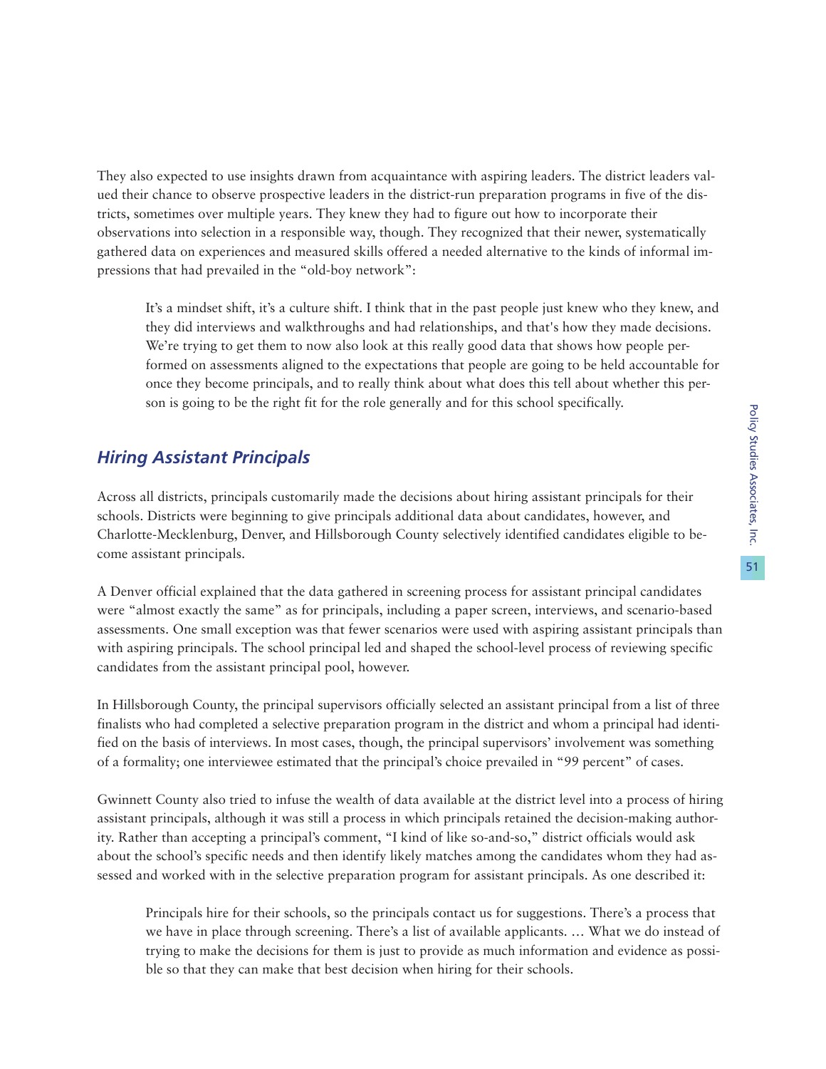They also expected to use insights drawn from acquaintance with aspiring leaders. The district leaders valued their chance to observe prospective leaders in the district-run preparation programs in five of the districts, sometimes over multiple years. They knew they had to figure out how to incorporate their observations into selection in a responsible way, though. They recognized that their newer, systematically gathered data on experiences and measured skills offered a needed alternative to the kinds of informal impressions that had prevailed in the "old-boy network":

> It's a mindset shift, it's a culture shift. I think that in the past people just knew who they knew, and they did interviews and walkthroughs and had relationships, and that's how they made decisions. We're trying to get them to now also look at this really good data that shows how people performed on assessments aligned to the expectations that people are going to be held accountable for once they become principals, and to really think about what does this tell about whether this person is going to be the right fit for the role generally and for this school specifically.

## *Hiring Assistant Principals*

Across all districts, principals customarily made the decisions about hiring assistant principals for their schools. Districts were beginning to give principals additional data about candidates, however, and Charlotte-Mecklenburg, Denver, and Hillsborough County selectively identified candidates eligible to become assistant principals.

A Denver official explained that the data gathered in screening process for assistant principal candidates were "almost exactly the same" as for principals, including a paper screen, interviews, and scenario-based assessments. One small exception was that fewer scenarios were used with aspiring assistant principals than with aspiring principals. The school principal led and shaped the school-level process of reviewing specific candidates from the assistant principal pool, however.

In Hillsborough County, the principal supervisors officially selected an assistant principal from a list of three finalists who had completed a selective preparation program in the district and whom a principal had identified on the basis of interviews. In most cases, though, the principal supervisors' involvement was something of a formality; one interviewee estimated that the principal's choice prevailed in "99 percent" of cases.

Gwinnett County also tried to infuse the wealth of data available at the district level into a process of hiring assistant principals, although it was still a process in which principals retained the decision-making authority. Rather than accepting a principal's comment, "I kind of like so-and-so," district officials would ask about the school's specific needs and then identify likely matches among the candidates whom they had assessed and worked with in the selective preparation program for assistant principals. As one described it:

> Principals hire for their schools, so the principals contact us for suggestions. There's a process that we have in place through screening. There's a list of available applicants. … What we do instead of trying to make the decisions for them is just to provide as much information and evidence as possible so that they can make that best decision when hiring for their schools.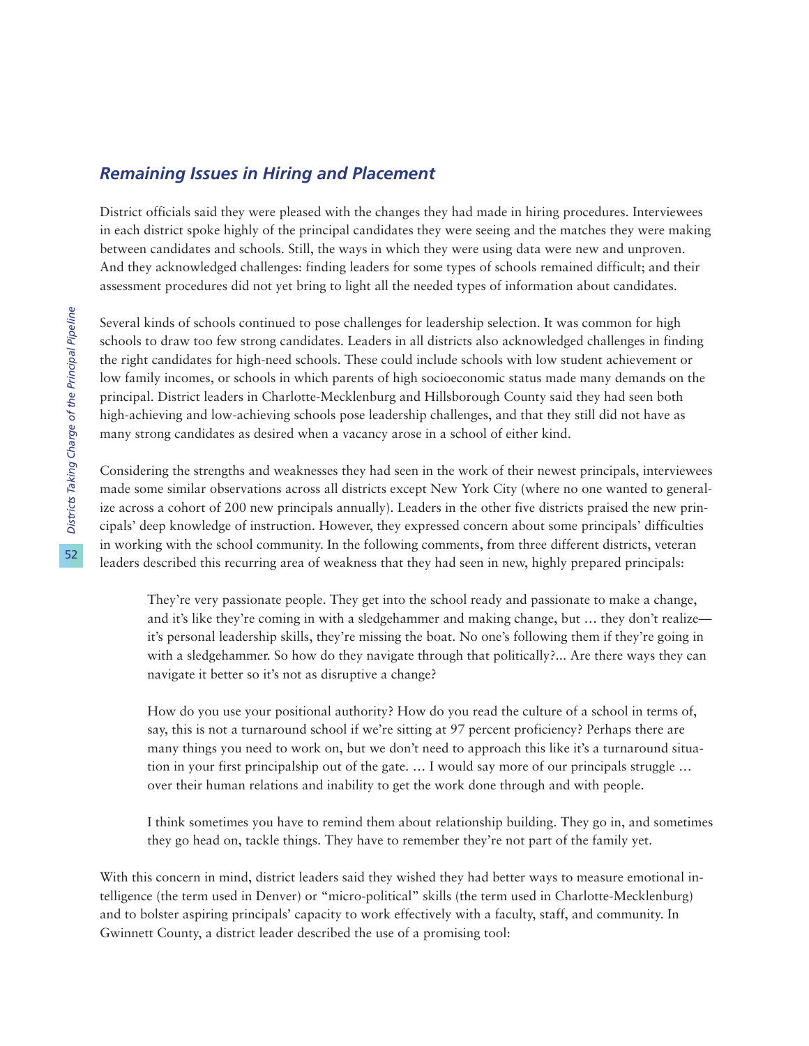### *Remaining Issues in Hiring and Placement*

District officials said they were pleased with the changes they had made in hiring procedures. Interviewees in each district spoke highly of the principal candidates they were seeing and the matches they were making between candidates and schools. Still, the ways in which they were using data were new and unproven. And they acknowledged challenges: finding leaders for some types of schools remained difficult; and their assessment procedures did not yet bring to light all the needed types of information about candidates.

Several kinds of schools continued to pose challenges for leadership selection. It was common for high schools to draw too few strong candidates. Leaders in all districts also acknowledged challenges in finding the right candidates for high-need schools. These could include schools with low student achievement or low family incomes, or schools in which parents of high socioeconomic status made many demands on the principal. District leaders in Charlotte-Mecklenburg and Hillsborough County said they had seen both high-achieving and low-achieving schools pose leadership challenges, and that they still did not have as many strong candidates as desired when a vacancy arose in a school of either kind.

Considering the strengths and weaknesses they had seen in the work of their newest principals, interviewees made some similar observations across all districts except New York City (where no one wanted to generalize across a cohort of 200 new principals annually). Leaders in the other five districts praised the new principals' deep knowledge of instruction. However, they expressed concern about some principals' difficulties in working with the school community. In the following comments, from three different districts, veteran leaders described this recurring area of weakness that they had seen in new, highly prepared principals:

> They're very passionate people. They get into the school ready and passionate to make a change, and it's like they're coming in with a sledgehammer and making change, but … they don't realize—it's personal leadership skills, they're missing the boat. No one's following them if they're going in with a sledgehammer. So how do they navigate through that politically?... Are there ways they can navigate it better so it's not as disruptive a change?

> How do you use your positional authority? How do you read the culture of a school in terms of, say, this is not a turnaround school if we're sitting at 97 percent proficiency? Perhaps there are many things you need to work on, but we don't need to approach this like it's a turnaround situation in your first principalship out of the gate. … I would say more of our principals struggle … over their human relations and inability to get the work done through and with people.

> I think sometimes you have to remind them about relationship building. They go in, and sometimes they go head on, tackle things. They have to remember they're not part of the family yet.

With this concern in mind, district leaders said they wished they had better ways to measure emotional intelligence (the term used in Denver) or "micro-political" skills (the term used in Charlotte-Mecklenburg) and to bolster aspiring principals' capacity to work effectively with a faculty, staff, and community. In Gwinnett County, a district leader described the use of a promising tool: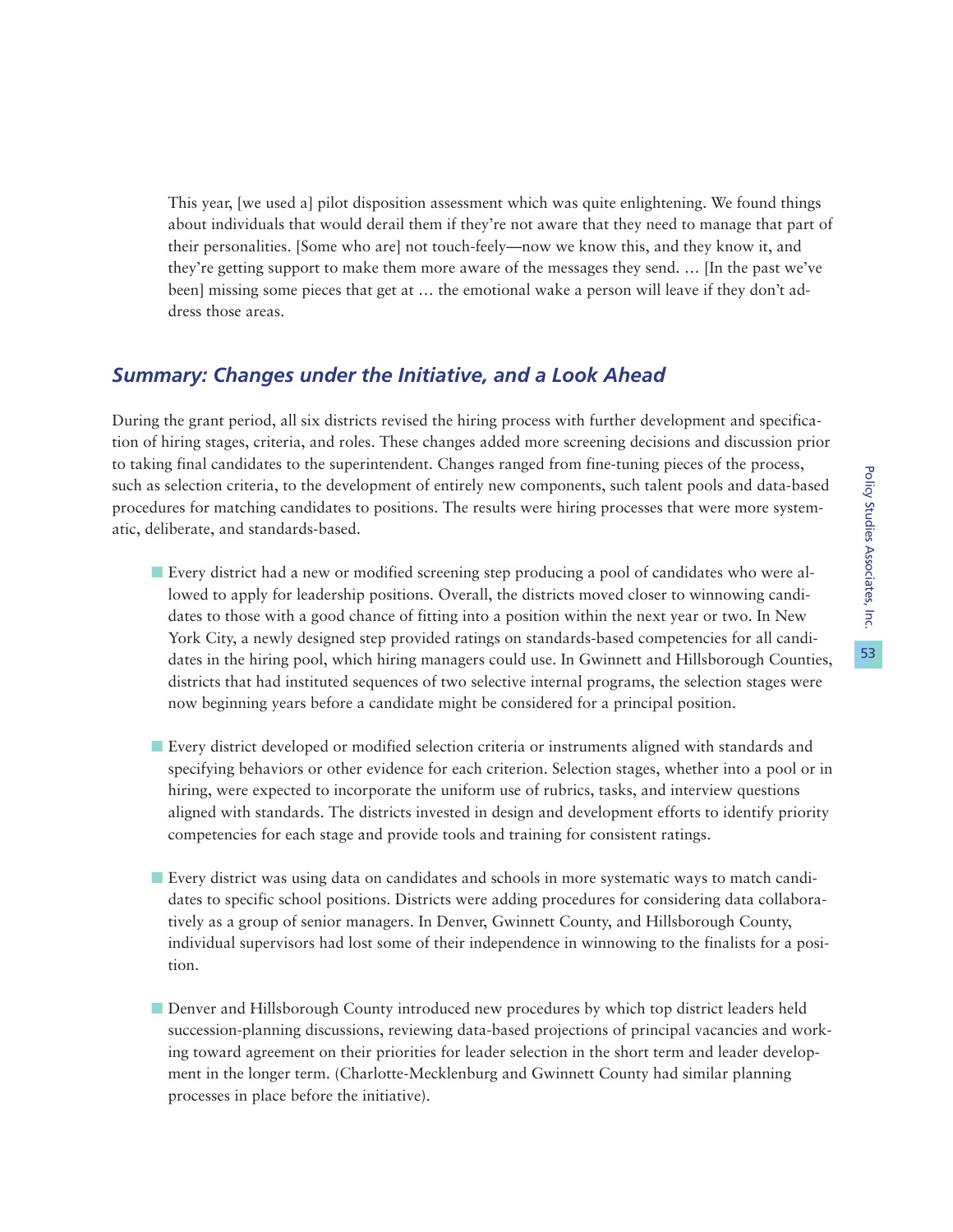> This year, [we used a] pilot disposition assessment which was quite enlightening. We found things about individuals that would derail them if they're not aware that they need to manage that part of their personalities. [Some who are] not touch-feely—now we know this, and they know it, and they're getting support to make them more aware of the messages they send. … [In the past we've been] missing some pieces that get at … the emotional wake a person will leave if they don't address those areas.

## *Summary: Changes under the Initiative, and a Look Ahead*

During the grant period, all six districts revised the hiring process with further development and specification of hiring stages, criteria, and roles. These changes added more screening decisions and discussion prior to taking final candidates to the superintendent. Changes ranged from fine-tuning pieces of the process, such as selection criteria, to the development of entirely new components, such talent pools and data-based procedures for matching candidates to positions. The results were hiring processes that were more systematic, deliberate, and standards-based.

- Every district had a new or modified screening step producing a pool of candidates who were allowed to apply for leadership positions. Overall, the districts moved closer to winnowing candidates to those with a good chance of fitting into a position within the next year or two. In New York City, a newly designed step provided ratings on standards-based competencies for all candidates in the hiring pool, which hiring managers could use. In Gwinnett and Hillsborough Counties, districts that had instituted sequences of two selective internal programs, the selection stages were now beginning years before a candidate might be considered for a principal position.

- Every district developed or modified selection criteria or instruments aligned with standards and specifying behaviors or other evidence for each criterion. Selection stages, whether into a pool or in hiring, were expected to incorporate the uniform use of rubrics, tasks, and interview questions aligned with standards. The districts invested in design and development efforts to identify priority competencies for each stage and provide tools and training for consistent ratings.

- Every district was using data on candidates and schools in more systematic ways to match candidates to specific school positions. Districts were adding procedures for considering data collaboratively as a group of senior managers. In Denver, Gwinnett County, and Hillsborough County, individual supervisors had lost some of their independence in winnowing to the finalists for a position.

- Denver and Hillsborough County introduced new procedures by which top district leaders held succession-planning discussions, reviewing data-based projections of principal vacancies and working toward agreement on their priorities for leader selection in the short term and leader development in the longer term. (Charlotte-Mecklenburg and Gwinnett County had similar planning processes in place before the initiative).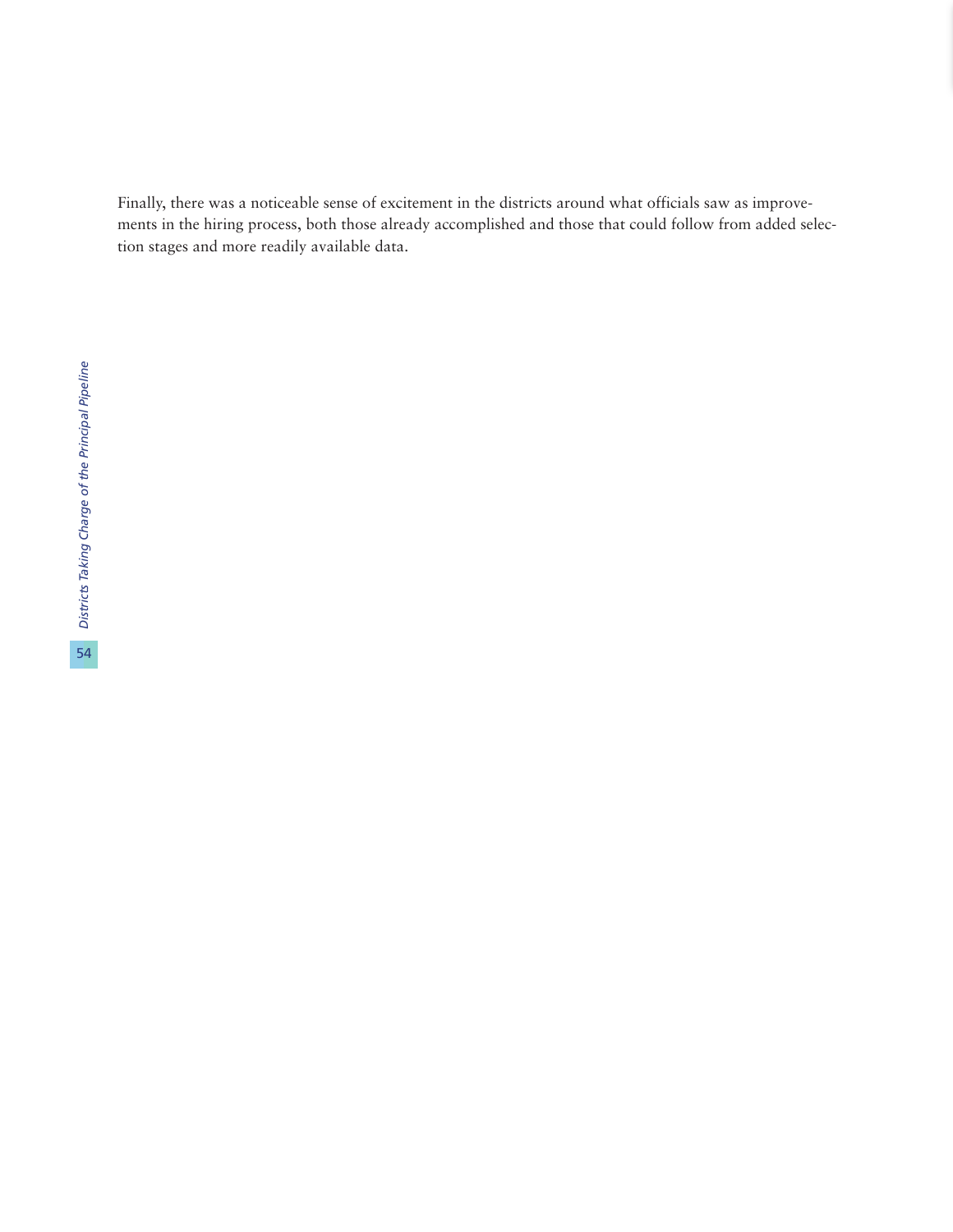Finally, there was a noticeable sense of excitement in the districts around what officials saw as improvements in the hiring process, both those already accomplished and those that could follow from added selection stages and more readily available data.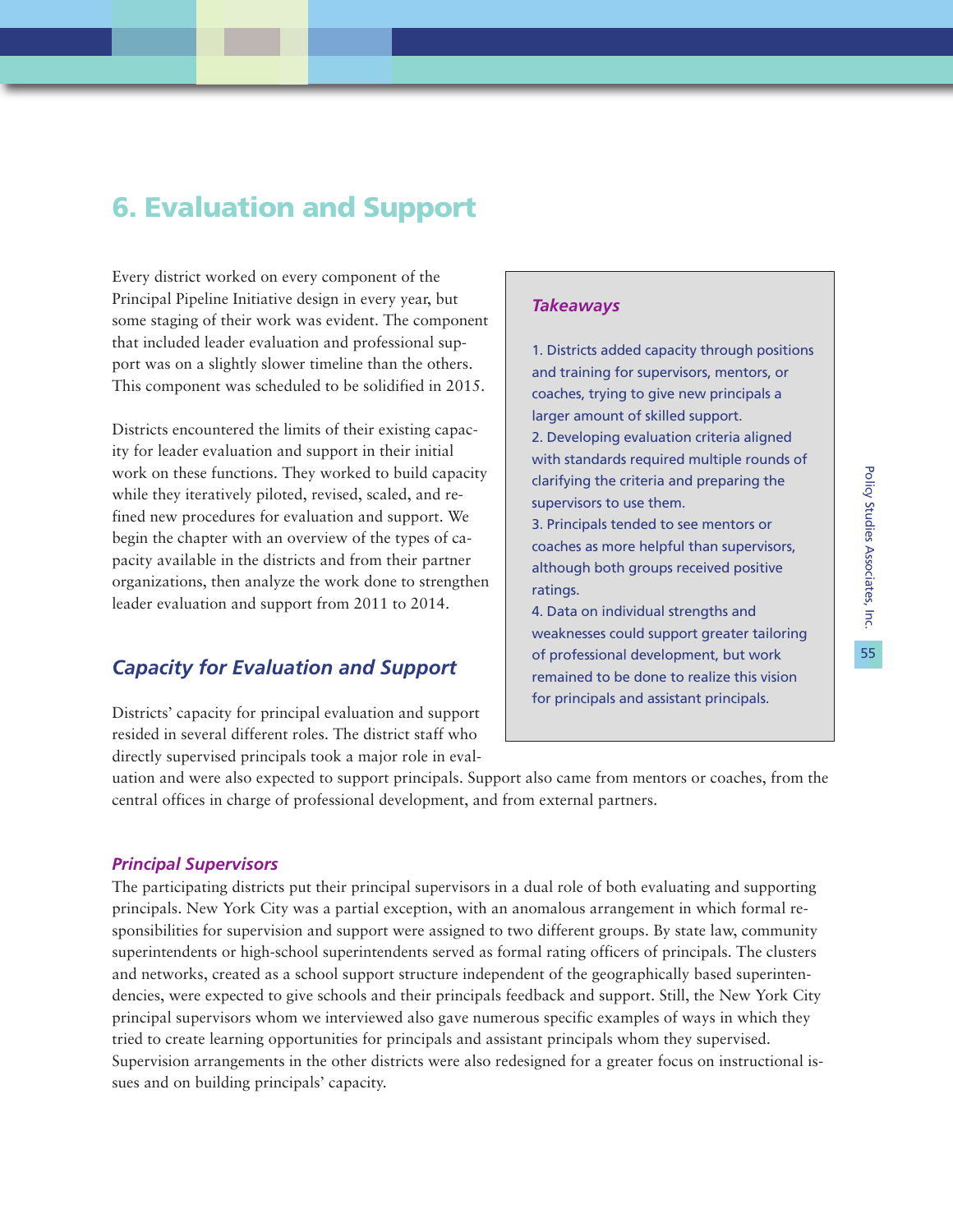# 6. Evaluation and Support

Every district worked on every component of the Principal Pipeline Initiative design in every year, but some staging of their work was evident. The component that included leader evaluation and professional support was on a slightly slower timeline than the others. This component was scheduled to be solidified in 2015.

Districts encountered the limits of their existing capacity for leader evaluation and support in their initial work on these functions. They worked to build capacity while they iteratively piloted, revised, scaled, and refined new procedures for evaluation and support. We begin the chapter with an overview of the types of capacity available in the districts and from their partner organizations, then analyze the work done to strengthen leader evaluation and support from 2011 to 2014.

> ***Takeaways***
>
> 1. Districts added capacity through positions and training for supervisors, mentors, or coaches, trying to give new principals a larger amount of skilled support.
> 2. Developing evaluation criteria aligned with standards required multiple rounds of clarifying the criteria and preparing the supervisors to use them.
> 3. Principals tended to see mentors or coaches as more helpful than supervisors, although both groups received positive ratings.
> 4. Data on individual strengths and weaknesses could support greater tailoring of professional development, but work remained to be done to realize this vision for principals and assistant principals.

## *Capacity for Evaluation and Support*

Districts' capacity for principal evaluation and support resided in several different roles. The district staff who directly supervised principals took a major role in evaluation and were also expected to support principals. Support also came from mentors or coaches, from the central offices in charge of professional development, and from external partners.

### *Principal Supervisors*

The participating districts put their principal supervisors in a dual role of both evaluating and supporting principals. New York City was a partial exception, with an anomalous arrangement in which formal responsibilities for supervision and support were assigned to two different groups. By state law, community superintendents or high-school superintendents served as formal rating officers of principals. The clusters and networks, created as a school support structure independent of the geographically based superintendencies, were expected to give schools and their principals feedback and support. Still, the New York City principal supervisors whom we interviewed also gave numerous specific examples of ways in which they tried to create learning opportunities for principals and assistant principals whom they supervised. Supervision arrangements in the other districts were also redesigned for a greater focus on instructional issues and on building principals' capacity.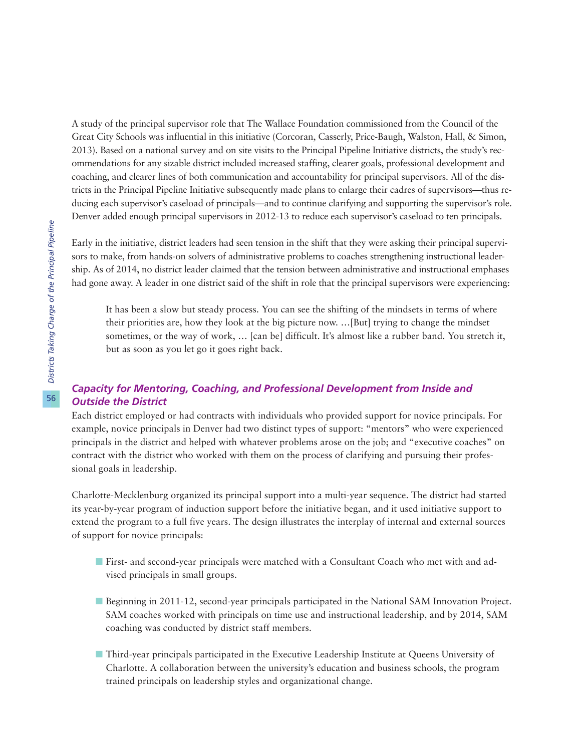A study of the principal supervisor role that The Wallace Foundation commissioned from the Council of the Great City Schools was influential in this initiative (Corcoran, Casserly, Price-Baugh, Walston, Hall, & Simon, 2013). Based on a national survey and on site visits to the Principal Pipeline Initiative districts, the study's recommendations for any sizable district included increased staffing, clearer goals, professional development and coaching, and clearer lines of both communication and accountability for principal supervisors. All of the districts in the Principal Pipeline Initiative subsequently made plans to enlarge their cadres of supervisors—thus reducing each supervisor's caseload of principals—and to continue clarifying and supporting the supervisor's role. Denver added enough principal supervisors in 2012-13 to reduce each supervisor's caseload to ten principals.

Early in the initiative, district leaders had seen tension in the shift that they were asking their principal supervisors to make, from hands-on solvers of administrative problems to coaches strengthening instructional leadership. As of 2014, no district leader claimed that the tension between administrative and instructional emphases had gone away. A leader in one district said of the shift in role that the principal supervisors were experiencing:

> It has been a slow but steady process. You can see the shifting of the mindsets in terms of where their priorities are, how they look at the big picture now. …[But] trying to change the mindset sometimes, or the way of work, … [can be] difficult. It's almost like a rubber band. You stretch it, but as soon as you let go it goes right back.

### *Capacity for Mentoring, Coaching, and Professional Development from Inside and Outside the District*

Each district employed or had contracts with individuals who provided support for novice principals. For example, novice principals in Denver had two distinct types of support: "mentors" who were experienced principals in the district and helped with whatever problems arose on the job; and "executive coaches" on contract with the district who worked with them on the process of clarifying and pursuing their professional goals in leadership.

Charlotte-Mecklenburg organized its principal support into a multi-year sequence. The district had started its year-by-year program of induction support before the initiative began, and it used initiative support to extend the program to a full five years. The design illustrates the interplay of internal and external sources of support for novice principals:

- First- and second-year principals were matched with a Consultant Coach who met with and advised principals in small groups.
- Beginning in 2011-12, second-year principals participated in the National SAM Innovation Project. SAM coaches worked with principals on time use and instructional leadership, and by 2014, SAM coaching was conducted by district staff members.
- Third-year principals participated in the Executive Leadership Institute at Queens University of Charlotte. A collaboration between the university's education and business schools, the program trained principals on leadership styles and organizational change.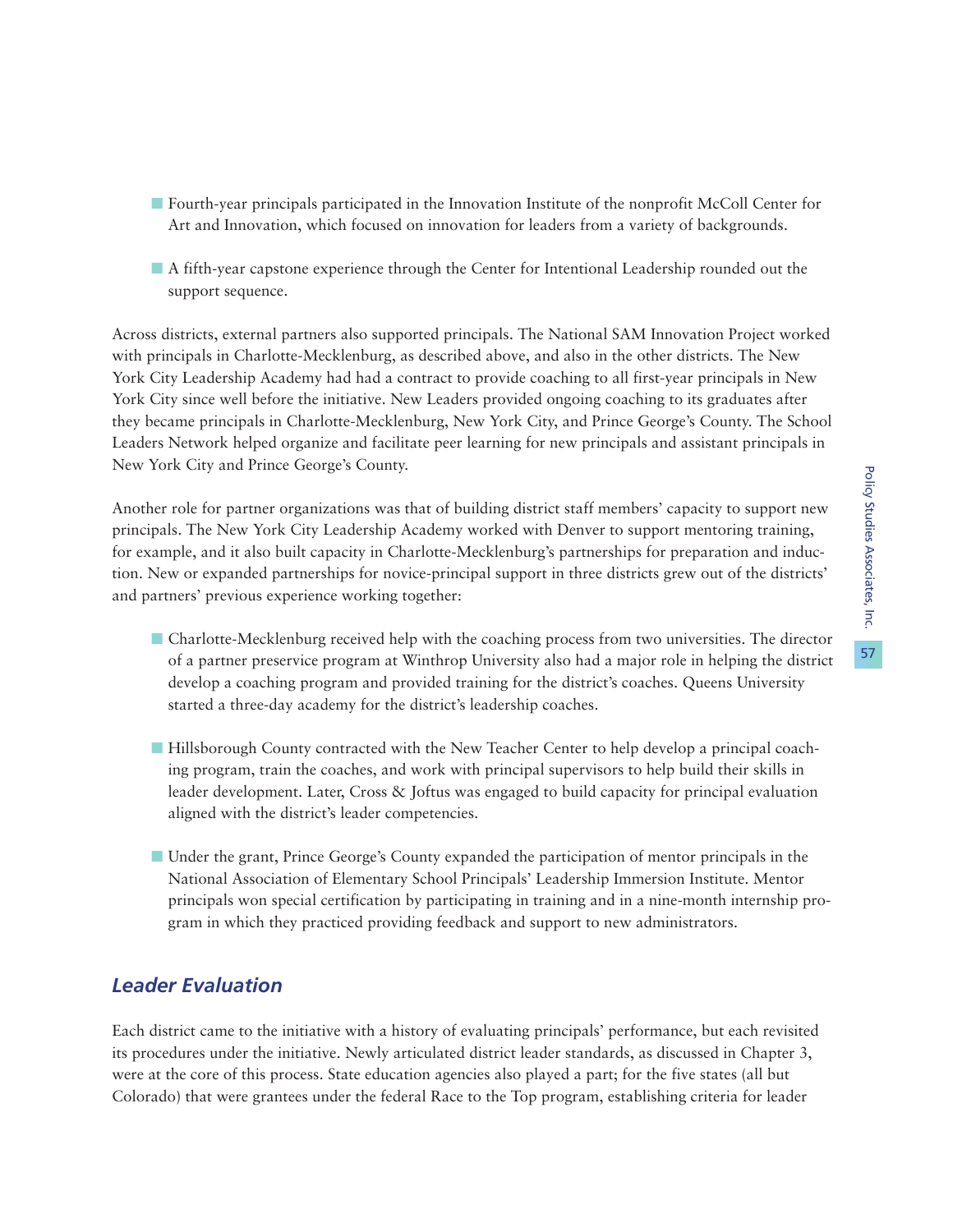- Fourth-year principals participated in the Innovation Institute of the nonprofit McColl Center for Art and Innovation, which focused on innovation for leaders from a variety of backgrounds.

- A fifth-year capstone experience through the Center for Intentional Leadership rounded out the support sequence.

Across districts, external partners also supported principals. The National SAM Innovation Project worked with principals in Charlotte-Mecklenburg, as described above, and also in the other districts. The New York City Leadership Academy had had a contract to provide coaching to all first-year principals in New York City since well before the initiative. New Leaders provided ongoing coaching to its graduates after they became principals in Charlotte-Mecklenburg, New York City, and Prince George's County. The School Leaders Network helped organize and facilitate peer learning for new principals and assistant principals in New York City and Prince George's County.

Another role for partner organizations was that of building district staff members' capacity to support new principals. The New York City Leadership Academy worked with Denver to support mentoring training, for example, and it also built capacity in Charlotte-Mecklenburg's partnerships for preparation and induction. New or expanded partnerships for novice-principal support in three districts grew out of the districts' and partners' previous experience working together:

- Charlotte-Mecklenburg received help with the coaching process from two universities. The director of a partner preservice program at Winthrop University also had a major role in helping the district develop a coaching program and provided training for the district's coaches. Queens University started a three-day academy for the district's leadership coaches.

- Hillsborough County contracted with the New Teacher Center to help develop a principal coaching program, train the coaches, and work with principal supervisors to help build their skills in leader development. Later, Cross & Joftus was engaged to build capacity for principal evaluation aligned with the district's leader competencies.

- Under the grant, Prince George's County expanded the participation of mentor principals in the National Association of Elementary School Principals' Leadership Immersion Institute. Mentor principals won special certification by participating in training and in a nine-month internship program in which they practiced providing feedback and support to new administrators.

## *Leader Evaluation*

Each district came to the initiative with a history of evaluating principals' performance, but each revisited its procedures under the initiative. Newly articulated district leader standards, as discussed in Chapter 3, were at the core of this process. State education agencies also played a part; for the five states (all but Colorado) that were grantees under the federal Race to the Top program, establishing criteria for leader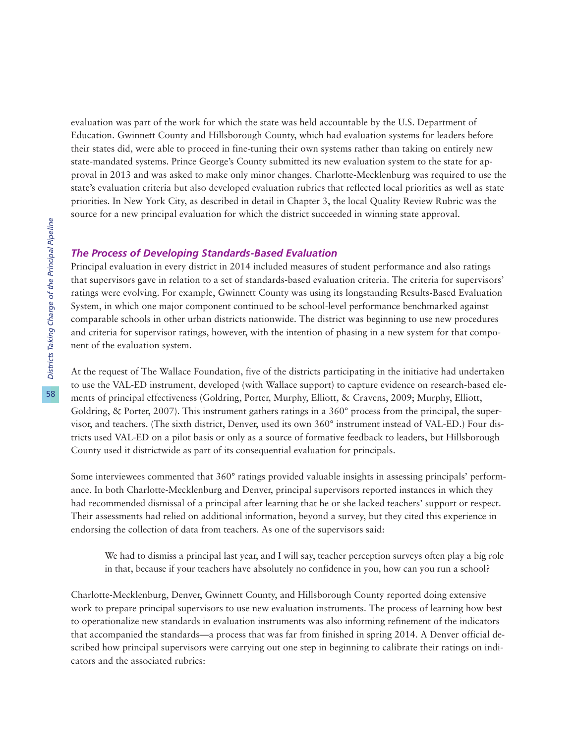evaluation was part of the work for which the state was held accountable by the U.S. Department of Education. Gwinnett County and Hillsborough County, which had evaluation systems for leaders before their states did, were able to proceed in fine-tuning their own systems rather than taking on entirely new state-mandated systems. Prince George's County submitted its new evaluation system to the state for approval in 2013 and was asked to make only minor changes. Charlotte-Mecklenburg was required to use the state's evaluation criteria but also developed evaluation rubrics that reflected local priorities as well as state priorities. In New York City, as described in detail in Chapter 3, the local Quality Review Rubric was the source for a new principal evaluation for which the district succeeded in winning state approval.

### *The Process of Developing Standards-Based Evaluation*

Principal evaluation in every district in 2014 included measures of student performance and also ratings that supervisors gave in relation to a set of standards-based evaluation criteria. The criteria for supervisors' ratings were evolving. For example, Gwinnett County was using its longstanding Results-Based Evaluation System, in which one major component continued to be school-level performance benchmarked against comparable schools in other urban districts nationwide. The district was beginning to use new procedures and criteria for supervisor ratings, however, with the intention of phasing in a new system for that component of the evaluation system.

At the request of The Wallace Foundation, five of the districts participating in the initiative had undertaken to use the VAL-ED instrument, developed (with Wallace support) to capture evidence on research-based elements of principal effectiveness (Goldring, Porter, Murphy, Elliott, & Cravens, 2009; Murphy, Elliott, Goldring, & Porter, 2007). This instrument gathers ratings in a 360° process from the principal, the supervisor, and teachers. (The sixth district, Denver, used its own 360° instrument instead of VAL-ED.) Four districts used VAL-ED on a pilot basis or only as a source of formative feedback to leaders, but Hillsborough County used it districtwide as part of its consequential evaluation for principals.

Some interviewees commented that 360° ratings provided valuable insights in assessing principals' performance. In both Charlotte-Mecklenburg and Denver, principal supervisors reported instances in which they had recommended dismissal of a principal after learning that he or she lacked teachers' support or respect. Their assessments had relied on additional information, beyond a survey, but they cited this experience in endorsing the collection of data from teachers. As one of the supervisors said:

> We had to dismiss a principal last year, and I will say, teacher perception surveys often play a big role in that, because if your teachers have absolutely no confidence in you, how can you run a school?

Charlotte-Mecklenburg, Denver, Gwinnett County, and Hillsborough County reported doing extensive work to prepare principal supervisors to use new evaluation instruments. The process of learning how best to operationalize new standards in evaluation instruments was also informing refinement of the indicators that accompanied the standards—a process that was far from finished in spring 2014. A Denver official described how principal supervisors were carrying out one step in beginning to calibrate their ratings on indicators and the associated rubrics: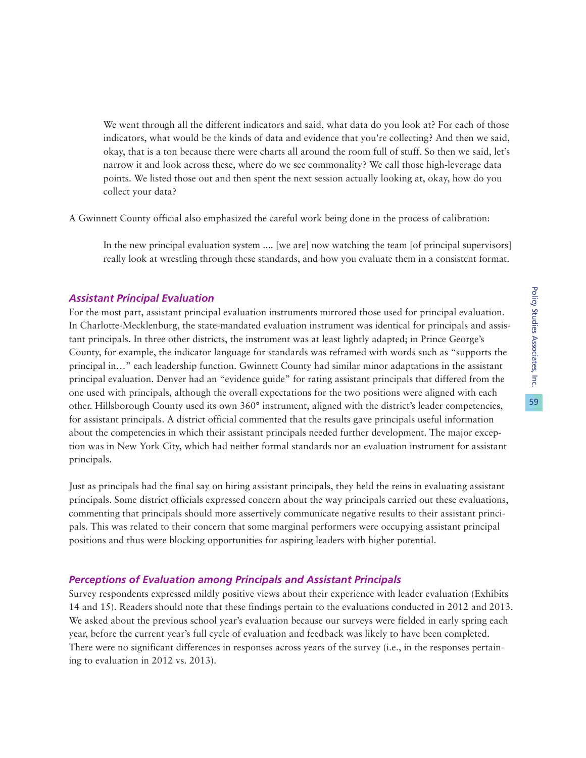> We went through all the different indicators and said, what data do you look at? For each of those indicators, what would be the kinds of data and evidence that you're collecting? And then we said, okay, that is a ton because there were charts all around the room full of stuff. So then we said, let's narrow it and look across these, where do we see commonality? We call those high-leverage data points. We listed those out and then spent the next session actually looking at, okay, how do you collect your data?

A Gwinnett County official also emphasized the careful work being done in the process of calibration:

> In the new principal evaluation system .... [we are] now watching the team [of principal supervisors] really look at wrestling through these standards, and how you evaluate them in a consistent format.

### *Assistant Principal Evaluation*

For the most part, assistant principal evaluation instruments mirrored those used for principal evaluation. In Charlotte-Mecklenburg, the state-mandated evaluation instrument was identical for principals and assistant principals. In three other districts, the instrument was at least lightly adapted; in Prince George's County, for example, the indicator language for standards was reframed with words such as "supports the principal in…" each leadership function. Gwinnett County had similar minor adaptations in the assistant principal evaluation. Denver had an "evidence guide" for rating assistant principals that differed from the one used with principals, although the overall expectations for the two positions were aligned with each other. Hillsborough County used its own 360° instrument, aligned with the district's leader competencies, for assistant principals. A district official commented that the results gave principals useful information about the competencies in which their assistant principals needed further development. The major exception was in New York City, which had neither formal standards nor an evaluation instrument for assistant principals.

Just as principals had the final say on hiring assistant principals, they held the reins in evaluating assistant principals. Some district officials expressed concern about the way principals carried out these evaluations, commenting that principals should more assertively communicate negative results to their assistant principals. This was related to their concern that some marginal performers were occupying assistant principal positions and thus were blocking opportunities for aspiring leaders with higher potential.

### *Perceptions of Evaluation among Principals and Assistant Principals*

Survey respondents expressed mildly positive views about their experience with leader evaluation (Exhibits 14 and 15). Readers should note that these findings pertain to the evaluations conducted in 2012 and 2013. We asked about the previous school year's evaluation because our surveys were fielded in early spring each year, before the current year's full cycle of evaluation and feedback was likely to have been completed. There were no significant differences in responses across years of the survey (i.e., in the responses pertaining to evaluation in 2012 vs. 2013).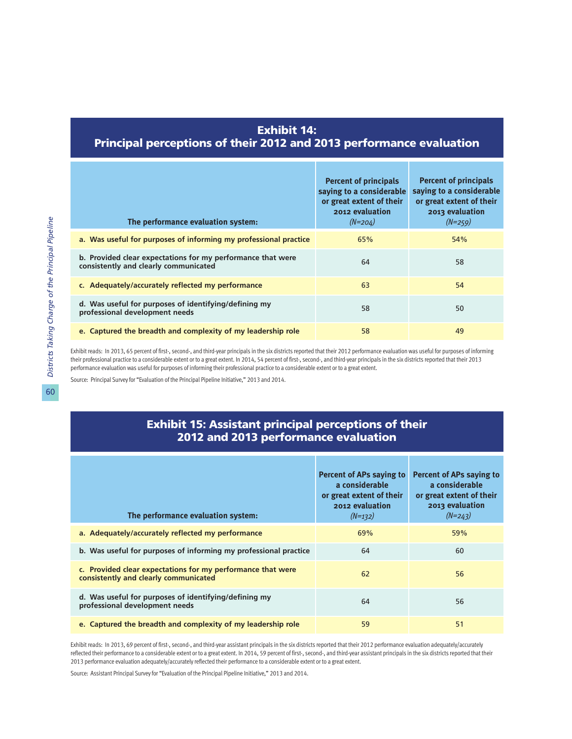## Exhibit 14: Principal perceptions of their 2012 and 2013 performance evaluation

| The performance evaluation system: | Percent of principals saying to a considerable or great extent of their 2012 evaluation *(N=204)* | Percent of principals saying to a considerable or great extent of their 2013 evaluation *(N=259)* |
|---|---|---|
| a. Was useful for purposes of informing my professional practice | 65% | 54% |
| b. Provided clear expectations for my performance that were consistently and clearly communicated | 64 | 58 |
| c. Adequately/accurately reflected my performance | 63 | 54 |
| d. Was useful for purposes of identifying/defining my professional development needs | 58 | 50 |
| e. Captured the breadth and complexity of my leadership role | 58 | 49 |

Exhibit reads: In 2013, 65 percent of first-, second-, and third-year principals in the six districts reported that their 2012 performance evaluation was useful for purposes of informing their professional practice to a considerable extent or to a great extent. In 2014, 54 percent of first-, second-, and third-year principals in the six districts reported that their 2013 performance evaluation was useful for purposes of informing their professional practice to a considerable extent or to a great extent.

Source: Principal Survey for "Evaluation of the Principal Pipeline Initiative," 2013 and 2014.

## Exhibit 15: Assistant principal perceptions of their 2012 and 2013 performance evaluation

| The performance evaluation system: | Percent of APs saying to a considerable or great extent of their 2012 evaluation *(N=132)* | Percent of APs saying to a considerable or great extent of their 2013 evaluation *(N=243)* |
|---|---|---|
| a. Adequately/accurately reflected my performance | 69% | 59% |
| b. Was useful for purposes of informing my professional practice | 64 | 60 |
| c. Provided clear expectations for my performance that were consistently and clearly communicated | 62 | 56 |
| d. Was useful for purposes of identifying/defining my professional development needs | 64 | 56 |
| e. Captured the breadth and complexity of my leadership role | 59 | 51 |

Exhibit reads: In 2013, 69 percent of first-, second-, and third-year assistant principals in the six districts reported that their 2012 performance evaluation adequately/accurately reflected their performance to a considerable extent or to a great extent. In 2014, 59 percent of first-, second-, and third-year assistant principals in the six districts reported that their 2013 performance evaluation adequately/accurately reflected their performance to a considerable extent or to a great extent.

Source: Assistant Principal Survey for "Evaluation of the Principal Pipeline Initiative," 2013 and 2014.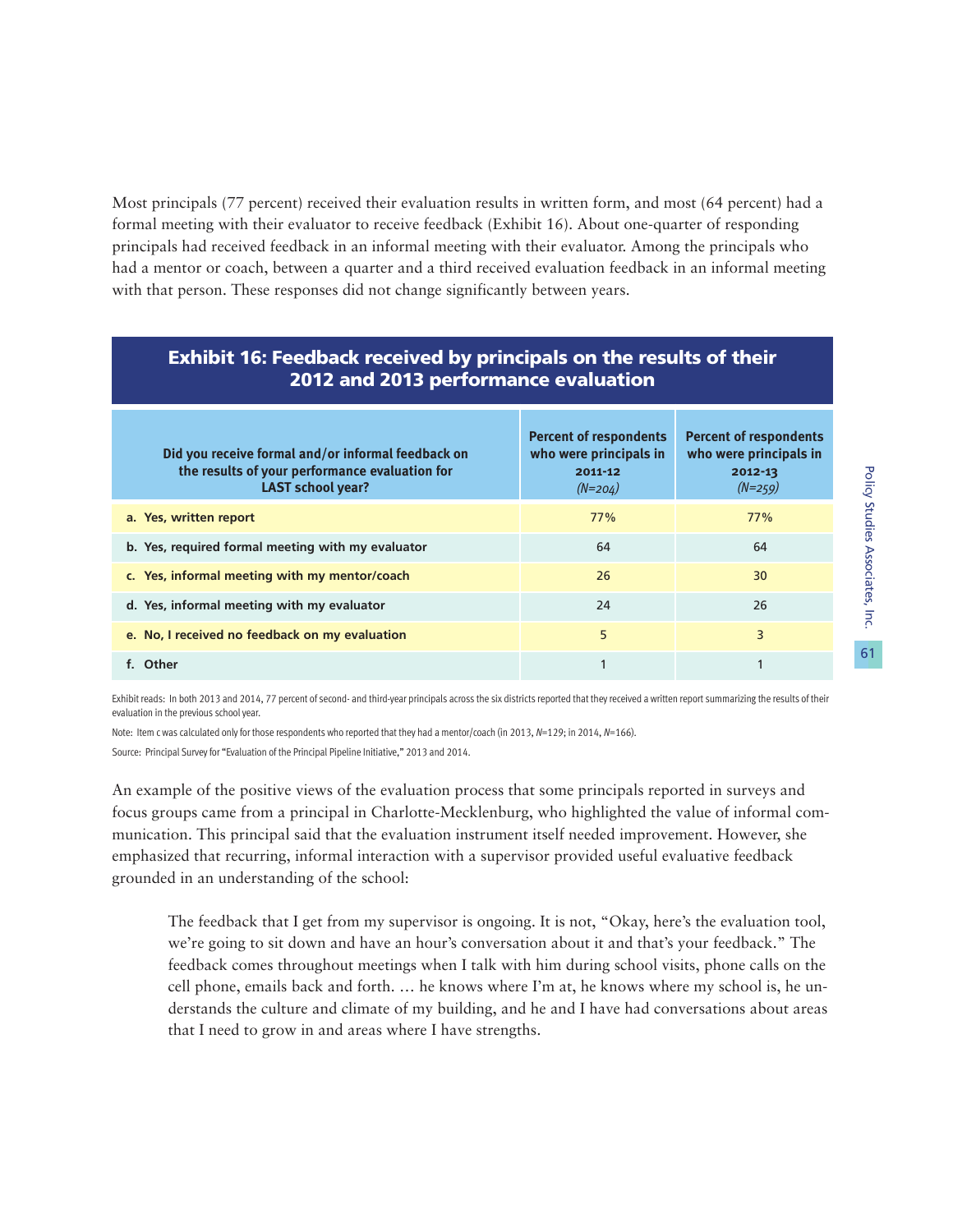Most principals (77 percent) received their evaluation results in written form, and most (64 percent) had a formal meeting with their evaluator to receive feedback (Exhibit 16). About one-quarter of responding principals had received feedback in an informal meeting with their evaluator. Among the principals who had a mentor or coach, between a quarter and a third received evaluation feedback in an informal meeting with that person. These responses did not change significantly between years.

## Exhibit 16: Feedback received by principals on the results of their 2012 and 2013 performance evaluation

| Did you receive formal and/or informal feedback on the results of your performance evaluation for LAST school year? | Percent of respondents who were principals in 2011-12 *(N=204)* | Percent of respondents who were principals in 2012-13 *(N=259)* |
|---|---|---|
| a. Yes, written report | 77% | 77% |
| b. Yes, required formal meeting with my evaluator | 64 | 64 |
| c. Yes, informal meeting with my mentor/coach | 26 | 30 |
| d. Yes, informal meeting with my evaluator | 24 | 26 |
| e. No, I received no feedback on my evaluation | 5 | 3 |
| f. Other | 1 | 1 |

Exhibit reads: In both 2013 and 2014, 77 percent of second- and third-year principals across the six districts reported that they received a written report summarizing the results of their evaluation in the previous school year.

Note: Item c was calculated only for those respondents who reported that they had a mentor/coach (in 2013, *N*=129; in 2014, *N*=166).

Source: Principal Survey for "Evaluation of the Principal Pipeline Initiative," 2013 and 2014.

An example of the positive views of the evaluation process that some principals reported in surveys and focus groups came from a principal in Charlotte-Mecklenburg, who highlighted the value of informal communication. This principal said that the evaluation instrument itself needed improvement. However, she emphasized that recurring, informal interaction with a supervisor provided useful evaluative feedback grounded in an understanding of the school:

> The feedback that I get from my supervisor is ongoing. It is not, "Okay, here's the evaluation tool, we're going to sit down and have an hour's conversation about it and that's your feedback." The feedback comes throughout meetings when I talk with him during school visits, phone calls on the cell phone, emails back and forth. … he knows where I'm at, he knows where my school is, he understands the culture and climate of my building, and he and I have had conversations about areas that I need to grow in and areas where I have strengths.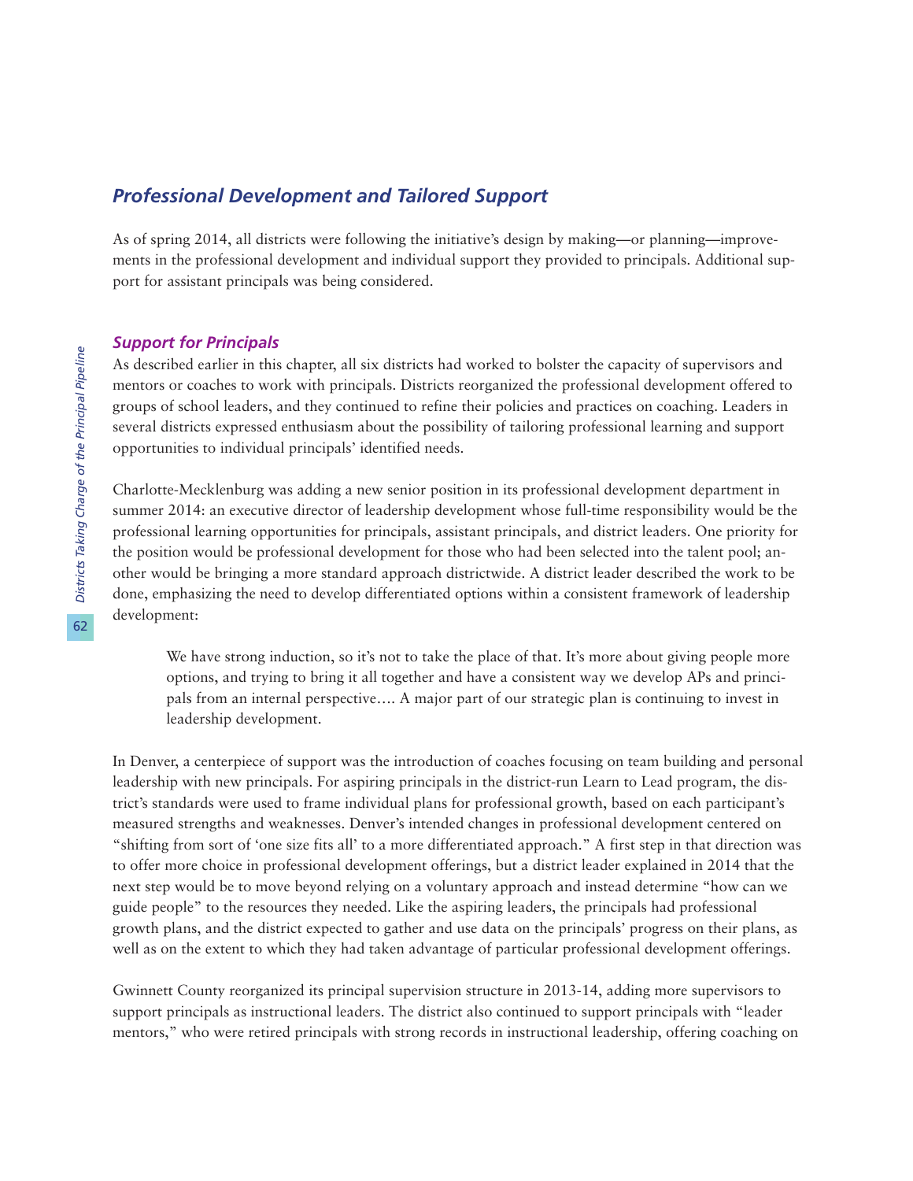## *Professional Development and Tailored Support*

As of spring 2014, all districts were following the initiative's design by making—or planning—improvements in the professional development and individual support they provided to principals. Additional support for assistant principals was being considered.

### *Support for Principals*

As described earlier in this chapter, all six districts had worked to bolster the capacity of supervisors and mentors or coaches to work with principals. Districts reorganized the professional development offered to groups of school leaders, and they continued to refine their policies and practices on coaching. Leaders in several districts expressed enthusiasm about the possibility of tailoring professional learning and support opportunities to individual principals' identified needs.

Charlotte-Mecklenburg was adding a new senior position in its professional development department in summer 2014: an executive director of leadership development whose full-time responsibility would be the professional learning opportunities for principals, assistant principals, and district leaders. One priority for the position would be professional development for those who had been selected into the talent pool; another would be bringing a more standard approach districtwide. A district leader described the work to be done, emphasizing the need to develop differentiated options within a consistent framework of leadership development:

> We have strong induction, so it's not to take the place of that. It's more about giving people more options, and trying to bring it all together and have a consistent way we develop APs and principals from an internal perspective…. A major part of our strategic plan is continuing to invest in leadership development.

In Denver, a centerpiece of support was the introduction of coaches focusing on team building and personal leadership with new principals. For aspiring principals in the district-run Learn to Lead program, the district's standards were used to frame individual plans for professional growth, based on each participant's measured strengths and weaknesses. Denver's intended changes in professional development centered on "shifting from sort of 'one size fits all' to a more differentiated approach." A first step in that direction was to offer more choice in professional development offerings, but a district leader explained in 2014 that the next step would be to move beyond relying on a voluntary approach and instead determine "how can we guide people" to the resources they needed. Like the aspiring leaders, the principals had professional growth plans, and the district expected to gather and use data on the principals' progress on their plans, as well as on the extent to which they had taken advantage of particular professional development offerings.

Gwinnett County reorganized its principal supervision structure in 2013-14, adding more supervisors to support principals as instructional leaders. The district also continued to support principals with "leader mentors," who were retired principals with strong records in instructional leadership, offering coaching on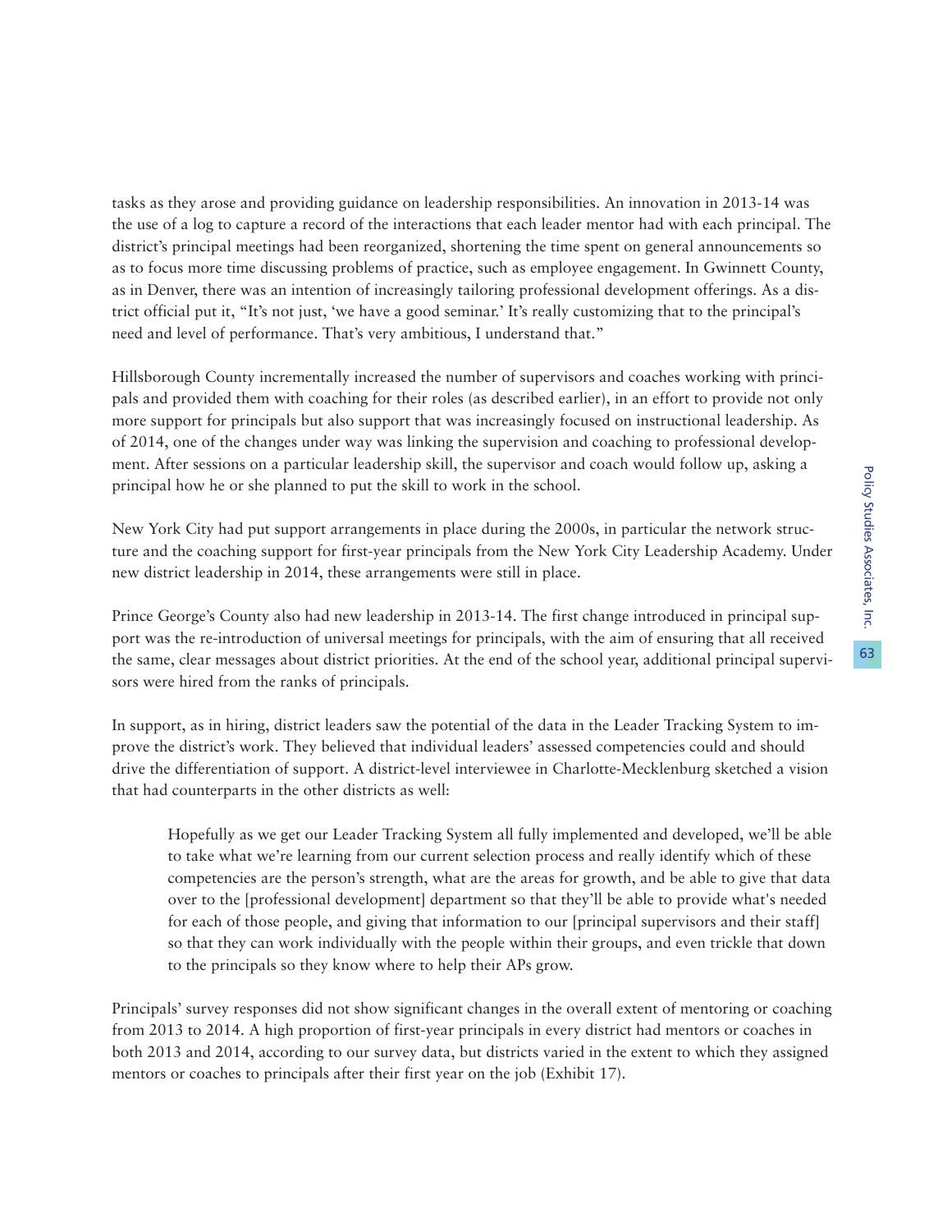tasks as they arose and providing guidance on leadership responsibilities. An innovation in 2013-14 was the use of a log to capture a record of the interactions that each leader mentor had with each principal. The district's principal meetings had been reorganized, shortening the time spent on general announcements so as to focus more time discussing problems of practice, such as employee engagement. In Gwinnett County, as in Denver, there was an intention of increasingly tailoring professional development offerings. As a district official put it, "It's not just, 'we have a good seminar.' It's really customizing that to the principal's need and level of performance. That's very ambitious, I understand that."

Hillsborough County incrementally increased the number of supervisors and coaches working with principals and provided them with coaching for their roles (as described earlier), in an effort to provide not only more support for principals but also support that was increasingly focused on instructional leadership. As of 2014, one of the changes under way was linking the supervision and coaching to professional development. After sessions on a particular leadership skill, the supervisor and coach would follow up, asking a principal how he or she planned to put the skill to work in the school.

New York City had put support arrangements in place during the 2000s, in particular the network structure and the coaching support for first-year principals from the New York City Leadership Academy. Under new district leadership in 2014, these arrangements were still in place.

Prince George's County also had new leadership in 2013-14. The first change introduced in principal support was the re-introduction of universal meetings for principals, with the aim of ensuring that all received the same, clear messages about district priorities. At the end of the school year, additional principal supervisors were hired from the ranks of principals.

In support, as in hiring, district leaders saw the potential of the data in the Leader Tracking System to improve the district's work. They believed that individual leaders' assessed competencies could and should drive the differentiation of support. A district-level interviewee in Charlotte-Mecklenburg sketched a vision that had counterparts in the other districts as well:

> Hopefully as we get our Leader Tracking System all fully implemented and developed, we'll be able to take what we're learning from our current selection process and really identify which of these competencies are the person's strength, what are the areas for growth, and be able to give that data over to the [professional development] department so that they'll be able to provide what's needed for each of those people, and giving that information to our [principal supervisors and their staff] so that they can work individually with the people within their groups, and even trickle that down to the principals so they know where to help their APs grow.

Principals' survey responses did not show significant changes in the overall extent of mentoring or coaching from 2013 to 2014. A high proportion of first-year principals in every district had mentors or coaches in both 2013 and 2014, according to our survey data, but districts varied in the extent to which they assigned mentors or coaches to principals after their first year on the job (Exhibit 17).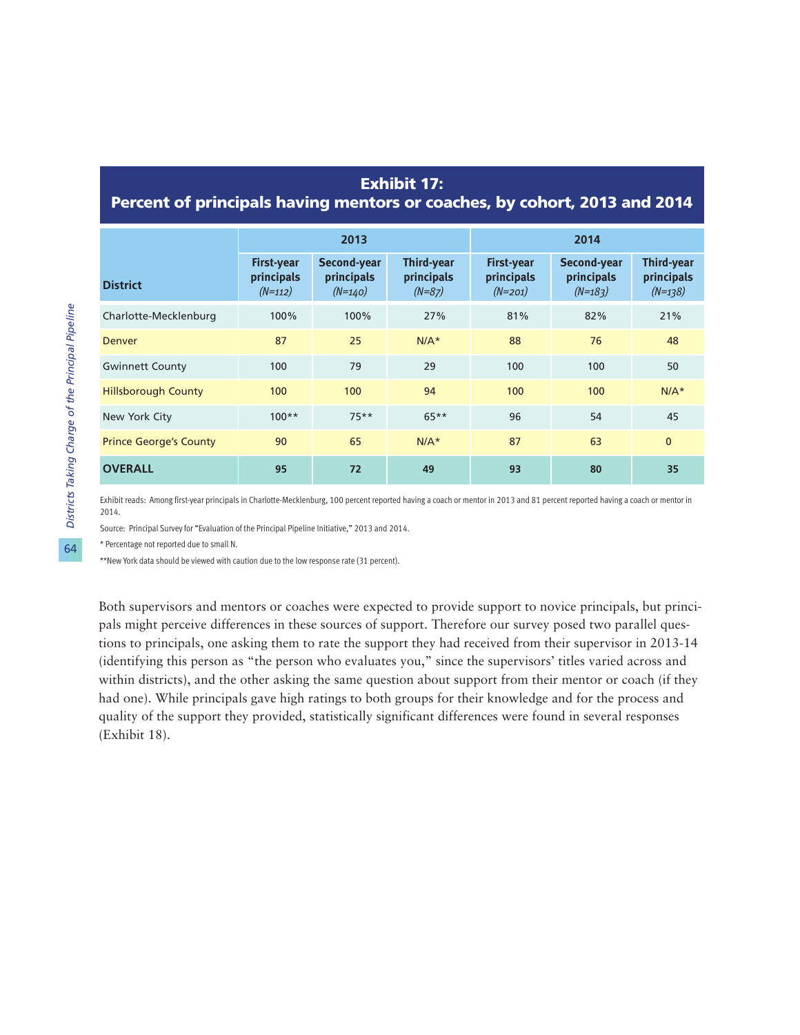## Exhibit 17: Percent of principals having mentors or coaches, by cohort, 2013 and 2014

| District | 2013 | | | 2014 | | |
|---|---|---|---|---|---|---|
| | First-year principals *(N=112)* | Second-year principals *(N=140)* | Third-year principals *(N=87)* | First-year principals *(N=201)* | Second-year principals *(N=183)* | Third-year principals *(N=138)* |
| Charlotte-Mecklenburg | 100% | 100% | 27% | 81% | 82% | 21% |
| Denver | 87 | 25 | N/A* | 88 | 76 | 48 |
| Gwinnett County | 100 | 79 | 29 | 100 | 100 | 50 |
| Hillsborough County | 100 | 100 | 94 | 100 | 100 | N/A* |
| New York City | 100** | 75** | 65** | 96 | 54 | 45 |
| Prince George's County | 90 | 65 | N/A* | 87 | 63 | 0 |
| **OVERALL** | **95** | **72** | **49** | **93** | **80** | **35** |

Exhibit reads: Among first-year principals in Charlotte-Mecklenburg, 100 percent reported having a coach or mentor in 2013 and 81 percent reported having a coach or mentor in 2014.

Source: Principal Survey for "Evaluation of the Principal Pipeline Initiative," 2013 and 2014.

* Percentage not reported due to small N.

**New York data should be viewed with caution due to the low response rate (31 percent).

Both supervisors and mentors or coaches were expected to provide support to novice principals, but principals might perceive differences in these sources of support. Therefore our survey posed two parallel questions to principals, one asking them to rate the support they had received from their supervisor in 2013-14 (identifying this person as "the person who evaluates you," since the supervisors' titles varied across and within districts), and the other asking the same question about support from their mentor or coach (if they had one). While principals gave high ratings to both groups for their knowledge and for the process and quality of the support they provided, statistically significant differences were found in several responses (Exhibit 18).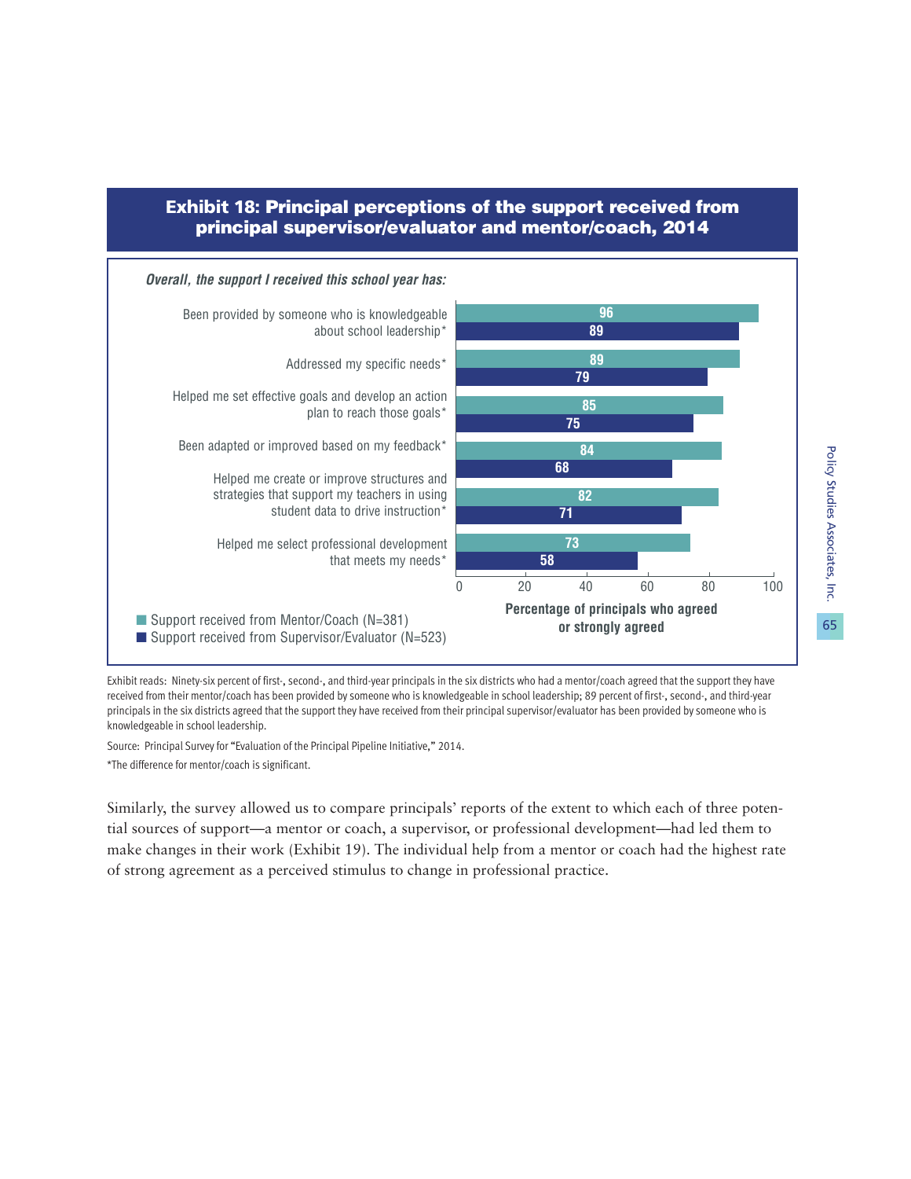## Exhibit 18: Principal perceptions of the support received from principal supervisor/evaluator and mentor/coach, 2014

*Overall, the support I received this school year has:*

| Item | Support received from Mentor/Coach (N=381) | Support received from Supervisor/Evaluator (N=523) |
|---|---|---|
| Been provided by someone who is knowledgeable about school leadership* | 96 | 89 |
| Addressed my specific needs* | 89 | 79 |
| Helped me set effective goals and develop an action plan to reach those goals* | 85 | 75 |
| Been adapted or improved based on my feedback* | 84 | 68 |
| Helped me create or improve structures and strategies that support my teachers in using student data to drive instruction* | 82 | 71 |
| Helped me select professional development that meets my needs* | 73 | 58 |

Percentage of principals who agreed or strongly agreed

Exhibit reads: Ninety-six percent of first-, second-, and third-year principals in the six districts who had a mentor/coach agreed that the support they have received from their mentor/coach has been provided by someone who is knowledgeable in school leadership; 89 percent of first-, second-, and third-year principals in the six districts agreed that the support they have received from their principal supervisor/evaluator has been provided by someone who is knowledgeable in school leadership.

Source: Principal Survey for "Evaluation of the Principal Pipeline Initiative," 2014.

*The difference for mentor/coach is significant.

Similarly, the survey allowed us to compare principals' reports of the extent to which each of three potential sources of support—a mentor or coach, a supervisor, or professional development—had led them to make changes in their work (Exhibit 19). The individual help from a mentor or coach had the highest rate of strong agreement as a perceived stimulus to change in professional practice.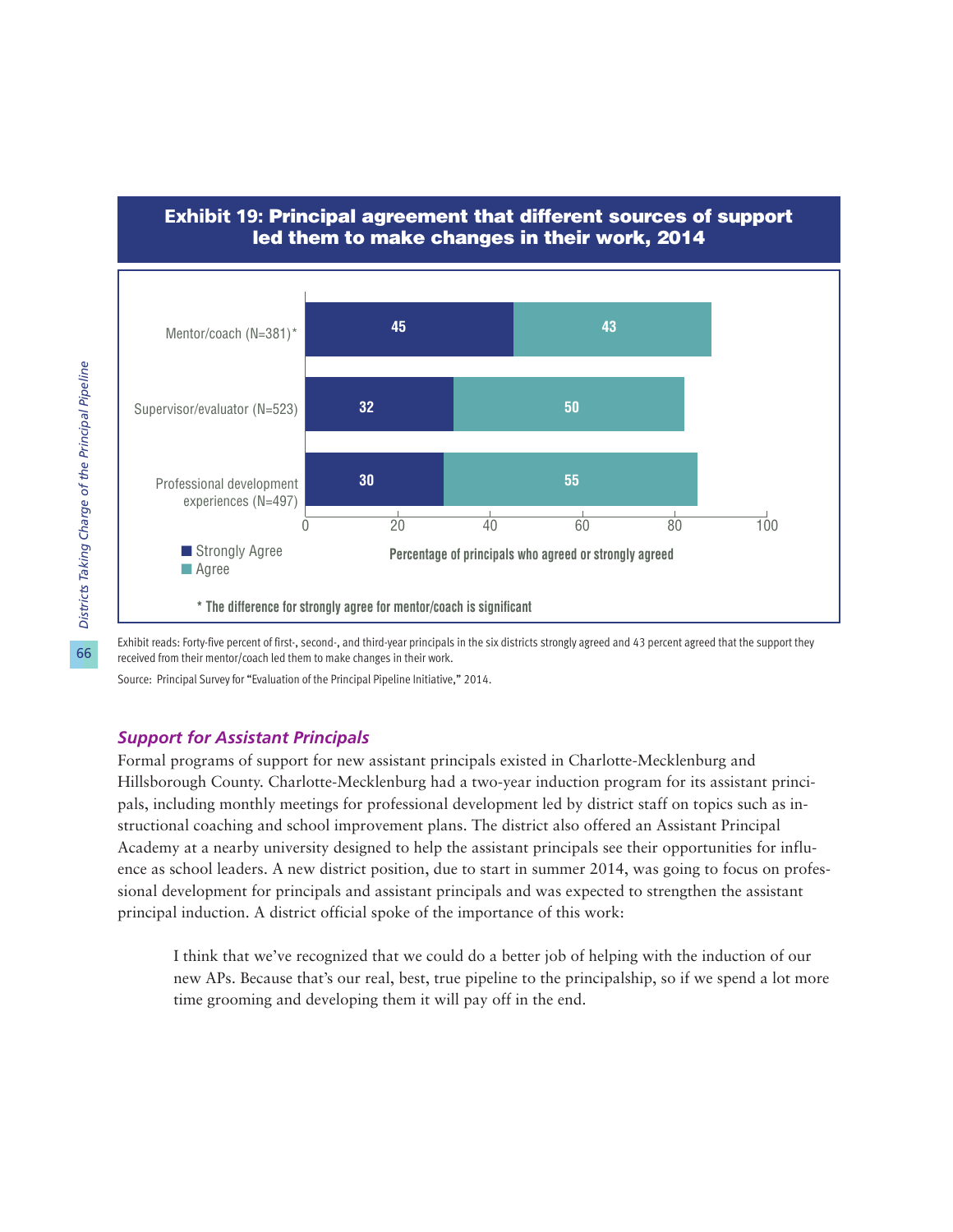**Exhibit 19: Principal agreement that different sources of support led them to make changes in their work, 2014**

| | Strongly Agree | Agree |
|---|---|---|
| Mentor/coach (N=381)* | 45 | 43 |
| Supervisor/evaluator (N=523) | 32 | 50 |
| Professional development experiences (N=497) | 30 | 55 |

Percentage of principals who agreed or strongly agreed

\* The difference for strongly agree for mentor/coach is significant

Exhibit reads: Forty-five percent of first-, second-, and third-year principals in the six districts strongly agreed and 43 percent agreed that the support they received from their mentor/coach led them to make changes in their work.

Source: Principal Survey for "Evaluation of the Principal Pipeline Initiative," 2014.

### *Support for Assistant Principals*

Formal programs of support for new assistant principals existed in Charlotte-Mecklenburg and Hillsborough County. Charlotte-Mecklenburg had a two-year induction program for its assistant principals, including monthly meetings for professional development led by district staff on topics such as instructional coaching and school improvement plans. The district also offered an Assistant Principal Academy at a nearby university designed to help the assistant principals see their opportunities for influence as school leaders. A new district position, due to start in summer 2014, was going to focus on professional development for principals and assistant principals and was expected to strengthen the assistant principal induction. A district official spoke of the importance of this work:

> I think that we've recognized that we could do a better job of helping with the induction of our new APs. Because that's our real, best, true pipeline to the principalship, so if we spend a lot more time grooming and developing them it will pay off in the end.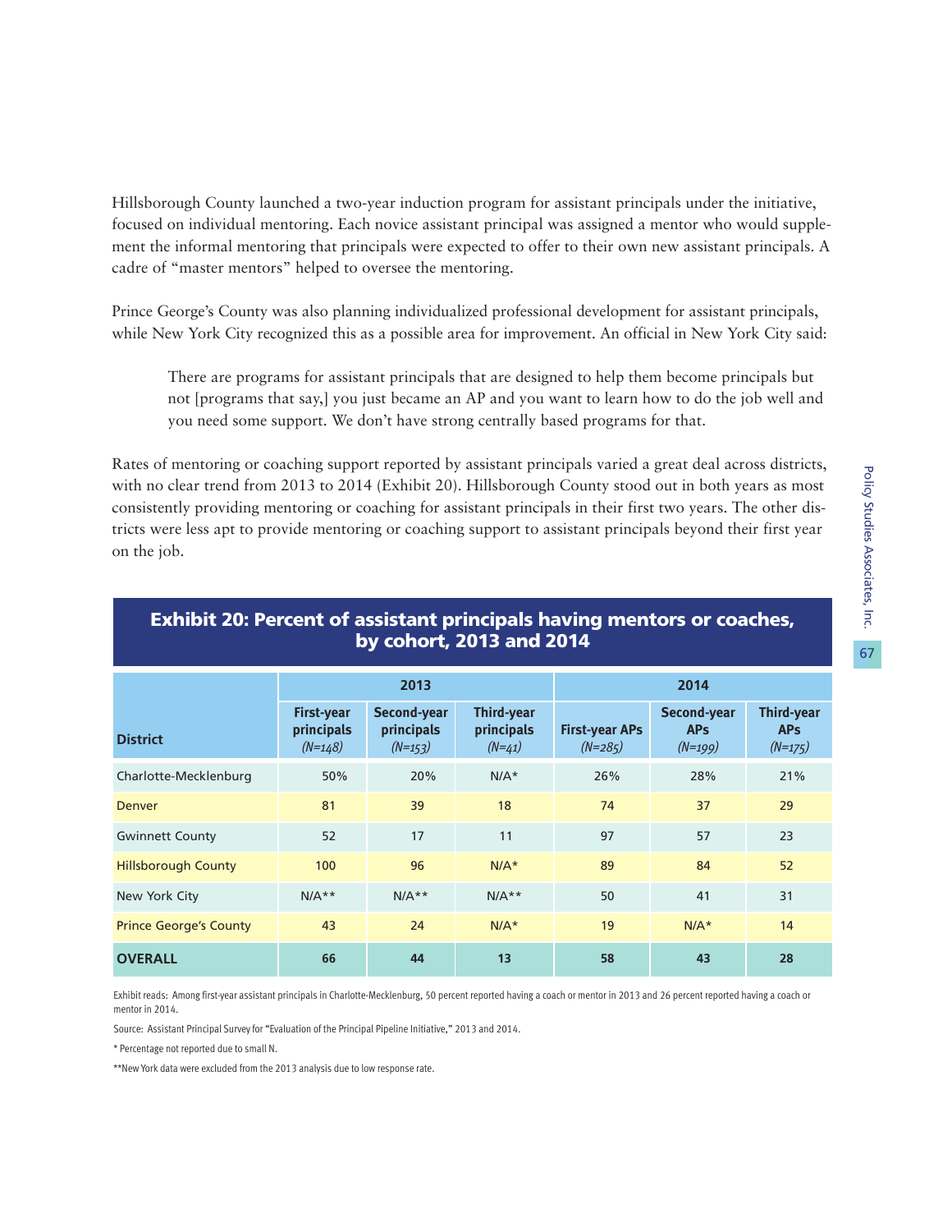Hillsborough County launched a two-year induction program for assistant principals under the initiative, focused on individual mentoring. Each novice assistant principal was assigned a mentor who would supplement the informal mentoring that principals were expected to offer to their own new assistant principals. A cadre of "master mentors" helped to oversee the mentoring.

Prince George's County was also planning individualized professional development for assistant principals, while New York City recognized this as a possible area for improvement. An official in New York City said:

> There are programs for assistant principals that are designed to help them become principals but not [programs that say,] you just became an AP and you want to learn how to do the job well and you need some support. We don't have strong centrally based programs for that.

Rates of mentoring or coaching support reported by assistant principals varied a great deal across districts, with no clear trend from 2013 to 2014 (Exhibit 20). Hillsborough County stood out in both years as most consistently providing mentoring or coaching for assistant principals in their first two years. The other districts were less apt to provide mentoring or coaching support to assistant principals beyond their first year on the job.

## Exhibit 20: Percent of assistant principals having mentors or coaches, by cohort, 2013 and 2014

| District | 2013 | | | 2014 | | |
|---|---|---|---|---|---|---|
| | First-year principals *(N=148)* | Second-year principals *(N=153)* | Third-year principals *(N=41)* | First-year APs *(N=285)* | Second-year APs *(N=199)* | Third-year APs *(N=175)* |
| Charlotte-Mecklenburg | 50% | 20% | N/A* | 26% | 28% | 21% |
| Denver | 81 | 39 | 18 | 74 | 37 | 29 |
| Gwinnett County | 52 | 17 | 11 | 97 | 57 | 23 |
| Hillsborough County | 100 | 96 | N/A* | 89 | 84 | 52 |
| New York City | N/A** | N/A** | N/A** | 50 | 41 | 31 |
| Prince George's County | 43 | 24 | N/A* | 19 | N/A* | 14 |
| **OVERALL** | **66** | **44** | **13** | **58** | **43** | **28** |

Exhibit reads: Among first-year assistant principals in Charlotte-Mecklenburg, 50 percent reported having a coach or mentor in 2013 and 26 percent reported having a coach or mentor in 2014.

Source: Assistant Principal Survey for "Evaluation of the Principal Pipeline Initiative," 2013 and 2014.

* Percentage not reported due to small N.

**New York data were excluded from the 2013 analysis due to low response rate.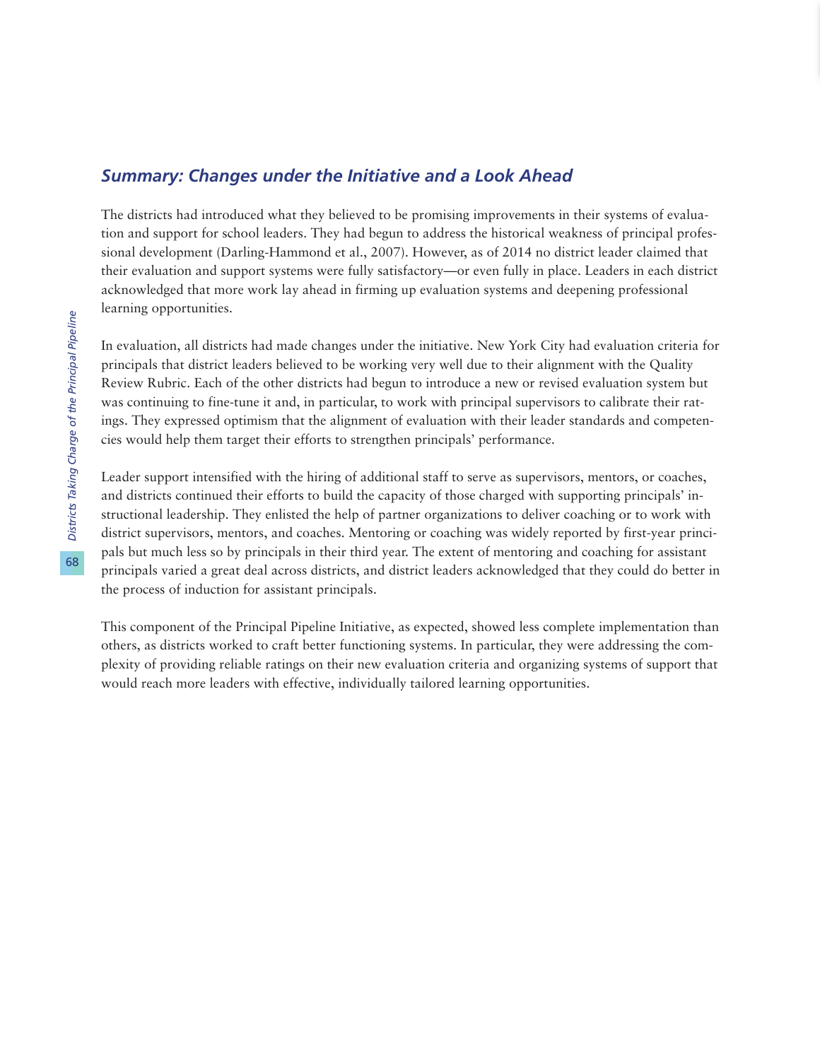## *Summary: Changes under the Initiative and a Look Ahead*

The districts had introduced what they believed to be promising improvements in their systems of evaluation and support for school leaders. They had begun to address the historical weakness of principal professional development (Darling-Hammond et al., 2007). However, as of 2014 no district leader claimed that their evaluation and support systems were fully satisfactory—or even fully in place. Leaders in each district acknowledged that more work lay ahead in firming up evaluation systems and deepening professional learning opportunities.

In evaluation, all districts had made changes under the initiative. New York City had evaluation criteria for principals that district leaders believed to be working very well due to their alignment with the Quality Review Rubric. Each of the other districts had begun to introduce a new or revised evaluation system but was continuing to fine-tune it and, in particular, to work with principal supervisors to calibrate their ratings. They expressed optimism that the alignment of evaluation with their leader standards and competencies would help them target their efforts to strengthen principals' performance.

Leader support intensified with the hiring of additional staff to serve as supervisors, mentors, or coaches, and districts continued their efforts to build the capacity of those charged with supporting principals' instructional leadership. They enlisted the help of partner organizations to deliver coaching or to work with district supervisors, mentors, and coaches. Mentoring or coaching was widely reported by first-year principals but much less so by principals in their third year. The extent of mentoring and coaching for assistant principals varied a great deal across districts, and district leaders acknowledged that they could do better in the process of induction for assistant principals.

This component of the Principal Pipeline Initiative, as expected, showed less complete implementation than others, as districts worked to craft better functioning systems. In particular, they were addressing the complexity of providing reliable ratings on their new evaluation criteria and organizing systems of support that would reach more leaders with effective, individually tailored learning opportunities.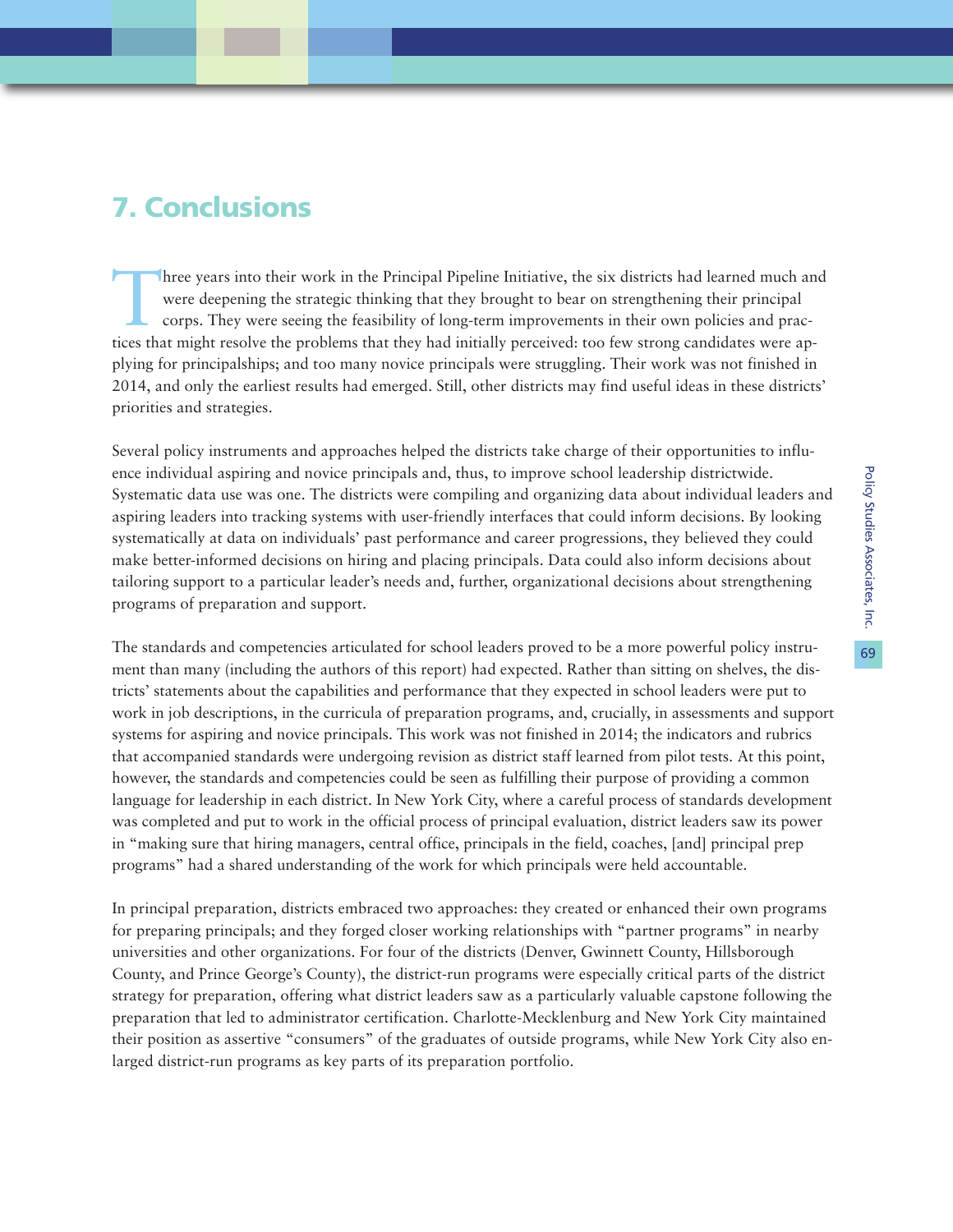## 7. Conclusions

Three years into their work in the Principal Pipeline Initiative, the six districts had learned much and were deepening the strategic thinking that they brought to bear on strengthening their principal corps. They were seeing the feasibility of long-term improvements in their own policies and practices that might resolve the problems that they had initially perceived: too few strong candidates were applying for principalships; and too many novice principals were struggling. Their work was not finished in 2014, and only the earliest results had emerged. Still, other districts may find useful ideas in these districts' priorities and strategies.

Several policy instruments and approaches helped the districts take charge of their opportunities to influence individual aspiring and novice principals and, thus, to improve school leadership districtwide. Systematic data use was one. The districts were compiling and organizing data about individual leaders and aspiring leaders into tracking systems with user-friendly interfaces that could inform decisions. By looking systematically at data on individuals' past performance and career progressions, they believed they could make better-informed decisions on hiring and placing principals. Data could also inform decisions about tailoring support to a particular leader's needs and, further, organizational decisions about strengthening programs of preparation and support.

The standards and competencies articulated for school leaders proved to be a more powerful policy instrument than many (including the authors of this report) had expected. Rather than sitting on shelves, the districts' statements about the capabilities and performance that they expected in school leaders were put to work in job descriptions, in the curricula of preparation programs, and, crucially, in assessments and support systems for aspiring and novice principals. This work was not finished in 2014; the indicators and rubrics that accompanied standards were undergoing revision as district staff learned from pilot tests. At this point, however, the standards and competencies could be seen as fulfilling their purpose of providing a common language for leadership in each district. In New York City, where a careful process of standards development was completed and put to work in the official process of principal evaluation, district leaders saw its power in "making sure that hiring managers, central office, principals in the field, coaches, [and] principal prep programs" had a shared understanding of the work for which principals were held accountable.

In principal preparation, districts embraced two approaches: they created or enhanced their own programs for preparing principals; and they forged closer working relationships with "partner programs" in nearby universities and other organizations. For four of the districts (Denver, Gwinnett County, Hillsborough County, and Prince George's County), the district-run programs were especially critical parts of the district strategy for preparation, offering what district leaders saw as a particularly valuable capstone following the preparation that led to administrator certification. Charlotte-Mecklenburg and New York City maintained their position as assertive "consumers" of the graduates of outside programs, while New York City also enlarged district-run programs as key parts of its preparation portfolio.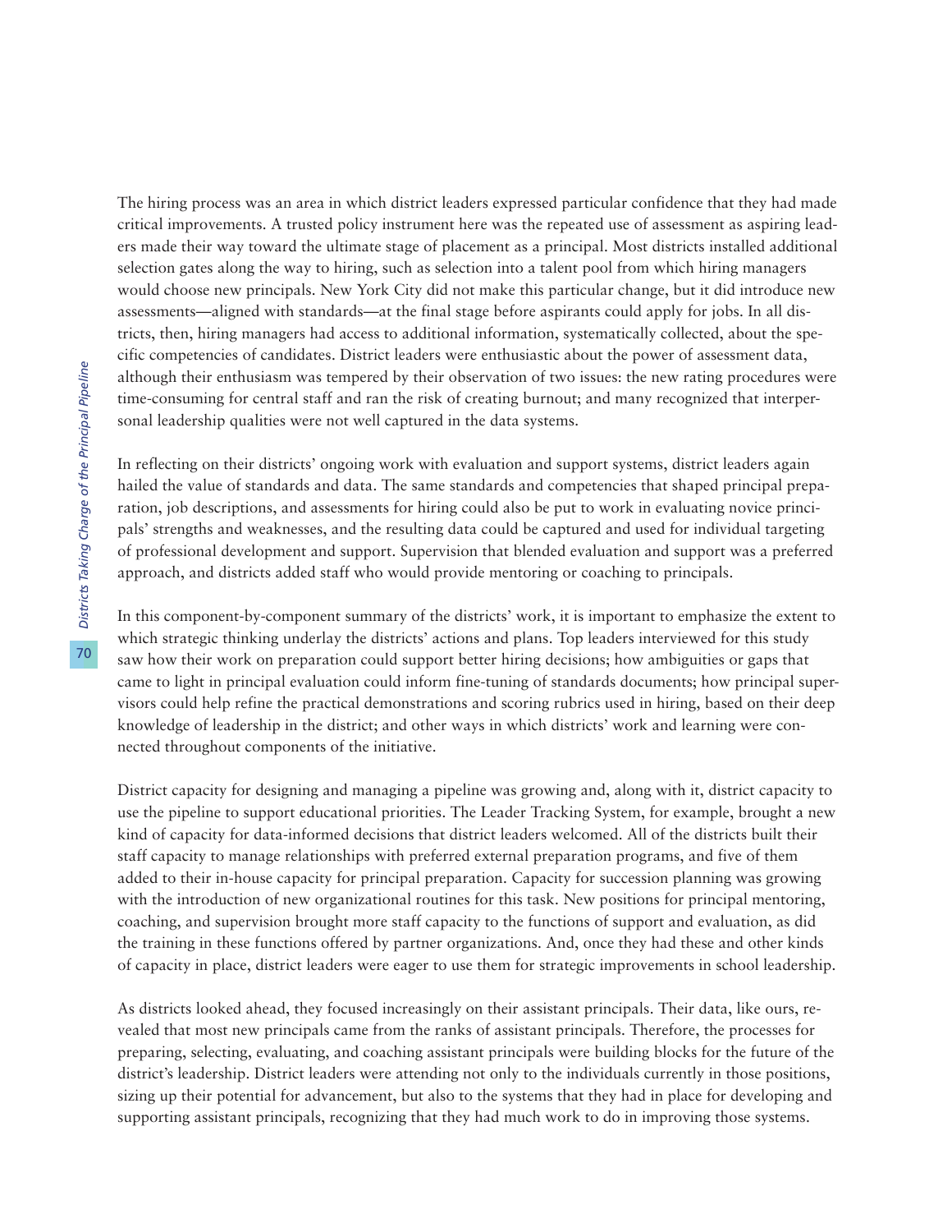The hiring process was an area in which district leaders expressed particular confidence that they had made critical improvements. A trusted policy instrument here was the repeated use of assessment as aspiring leaders made their way toward the ultimate stage of placement as a principal. Most districts installed additional selection gates along the way to hiring, such as selection into a talent pool from which hiring managers would choose new principals. New York City did not make this particular change, but it did introduce new assessments—aligned with standards—at the final stage before aspirants could apply for jobs. In all districts, then, hiring managers had access to additional information, systematically collected, about the specific competencies of candidates. District leaders were enthusiastic about the power of assessment data, although their enthusiasm was tempered by their observation of two issues: the new rating procedures were time-consuming for central staff and ran the risk of creating burnout; and many recognized that interpersonal leadership qualities were not well captured in the data systems.

In reflecting on their districts' ongoing work with evaluation and support systems, district leaders again hailed the value of standards and data. The same standards and competencies that shaped principal preparation, job descriptions, and assessments for hiring could also be put to work in evaluating novice principals' strengths and weaknesses, and the resulting data could be captured and used for individual targeting of professional development and support. Supervision that blended evaluation and support was a preferred approach, and districts added staff who would provide mentoring or coaching to principals.

In this component-by-component summary of the districts' work, it is important to emphasize the extent to which strategic thinking underlay the districts' actions and plans. Top leaders interviewed for this study saw how their work on preparation could support better hiring decisions; how ambiguities or gaps that came to light in principal evaluation could inform fine-tuning of standards documents; how principal supervisors could help refine the practical demonstrations and scoring rubrics used in hiring, based on their deep knowledge of leadership in the district; and other ways in which districts' work and learning were connected throughout components of the initiative.

District capacity for designing and managing a pipeline was growing and, along with it, district capacity to use the pipeline to support educational priorities. The Leader Tracking System, for example, brought a new kind of capacity for data-informed decisions that district leaders welcomed. All of the districts built their staff capacity to manage relationships with preferred external preparation programs, and five of them added to their in-house capacity for principal preparation. Capacity for succession planning was growing with the introduction of new organizational routines for this task. New positions for principal mentoring, coaching, and supervision brought more staff capacity to the functions of support and evaluation, as did the training in these functions offered by partner organizations. And, once they had these and other kinds of capacity in place, district leaders were eager to use them for strategic improvements in school leadership.

As districts looked ahead, they focused increasingly on their assistant principals. Their data, like ours, revealed that most new principals came from the ranks of assistant principals. Therefore, the processes for preparing, selecting, evaluating, and coaching assistant principals were building blocks for the future of the district's leadership. District leaders were attending not only to the individuals currently in those positions, sizing up their potential for advancement, but also to the systems that they had in place for developing and supporting assistant principals, recognizing that they had much work to do in improving those systems.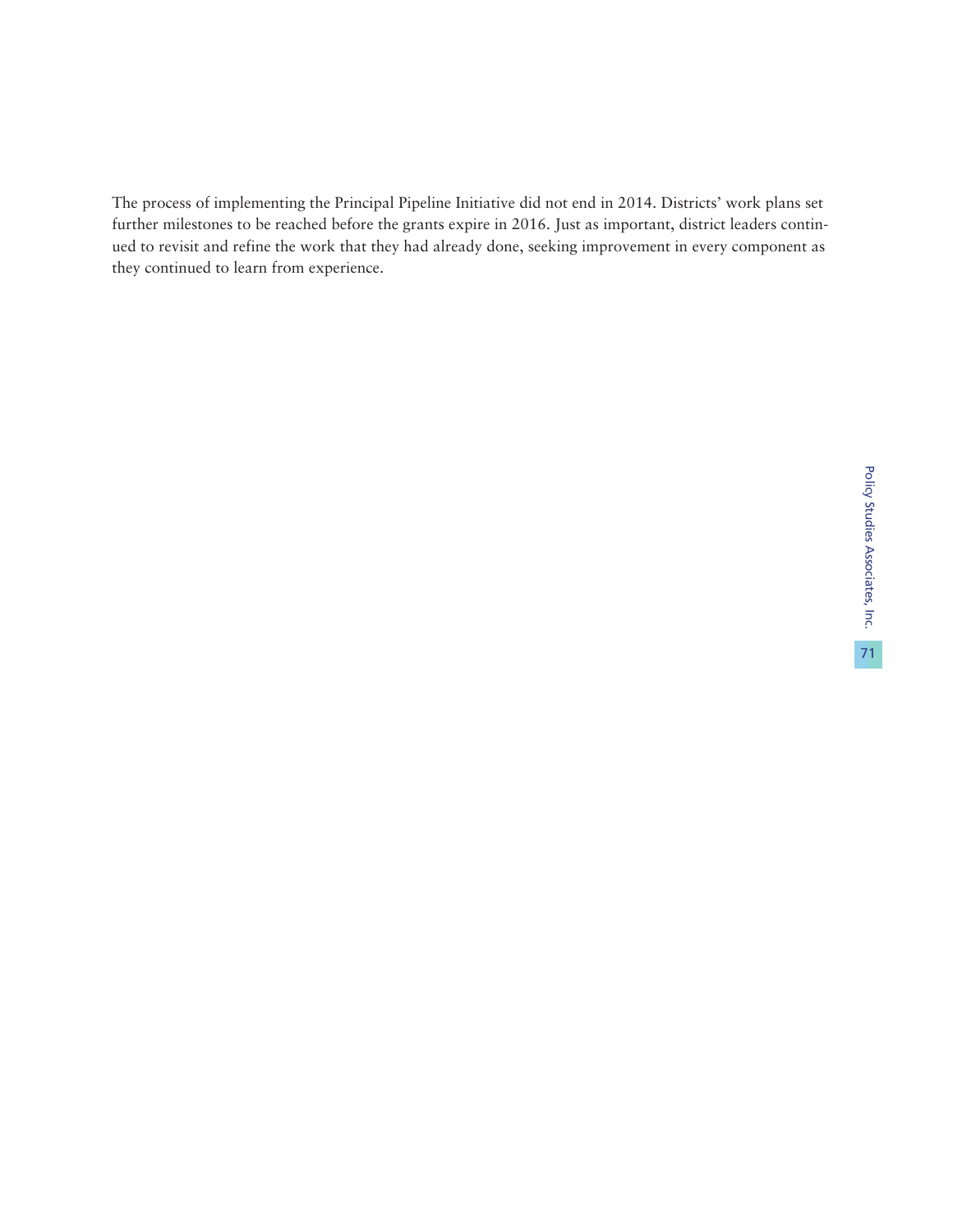The process of implementing the Principal Pipeline Initiative did not end in 2014. Districts' work plans set further milestones to be reached before the grants expire in 2016. Just as important, district leaders continued to revisit and refine the work that they had already done, seeking improvement in every component as they continued to learn from experience.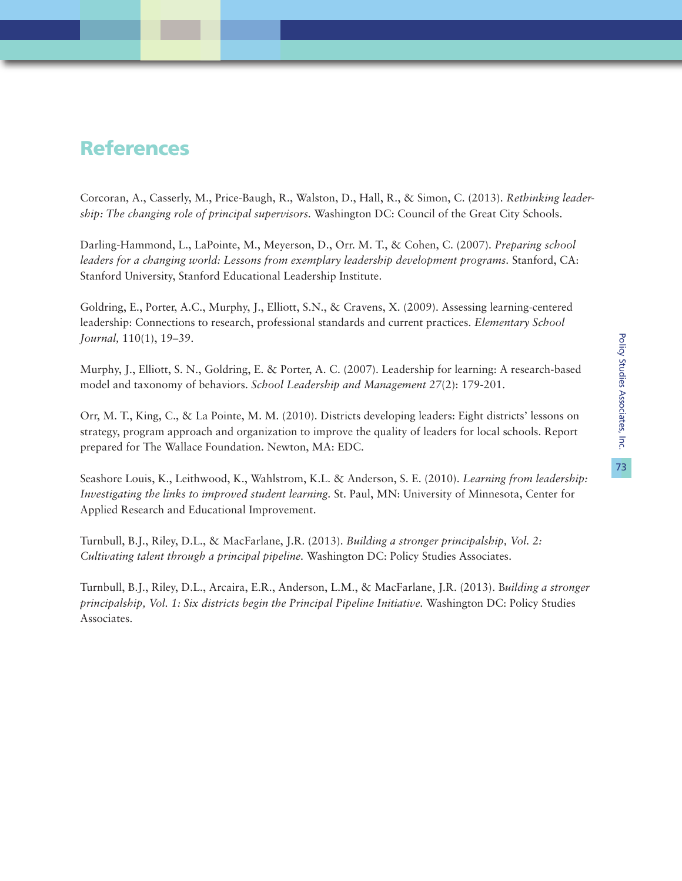## References

Corcoran, A., Casserly, M., Price-Baugh, R., Walston, D., Hall, R., & Simon, C. (2013). *Rethinking leadership: The changing role of principal supervisors.* Washington DC: Council of the Great City Schools.

Darling-Hammond, L., LaPointe, M., Meyerson, D., Orr. M. T., & Cohen, C. (2007). *Preparing school leaders for a changing world: Lessons from exemplary leadership development programs.* Stanford, CA: Stanford University, Stanford Educational Leadership Institute.

Goldring, E., Porter, A.C., Murphy, J., Elliott, S.N., & Cravens, X. (2009). Assessing learning-centered leadership: Connections to research, professional standards and current practices. *Elementary School Journal,* 110(1), 19–39.

Murphy, J., Elliott, S. N., Goldring, E. & Porter, A. C. (2007). Leadership for learning: A research-based model and taxonomy of behaviors. *School Leadership and Management 27*(2): 179-201.

Orr, M. T., King, C., & La Pointe, M. M. (2010). Districts developing leaders: Eight districts' lessons on strategy, program approach and organization to improve the quality of leaders for local schools. Report prepared for The Wallace Foundation. Newton, MA: EDC.

Seashore Louis, K., Leithwood, K., Wahlstrom, K.L. & Anderson, S. E. (2010). *Learning from leadership: Investigating the links to improved student learning.* St. Paul, MN: University of Minnesota, Center for Applied Research and Educational Improvement.

Turnbull, B.J., Riley, D.L., & MacFarlane, J.R. (2013). *Building a stronger principalship, Vol. 2: Cultivating talent through a principal pipeline.* Washington DC: Policy Studies Associates.

Turnbull, B.J., Riley, D.L., Arcaira, E.R., Anderson, L.M., & MacFarlane, J.R. (2013). B*uilding a stronger principalship, Vol. 1: Six districts begin the Principal Pipeline Initiative.* Washington DC: Policy Studies Associates.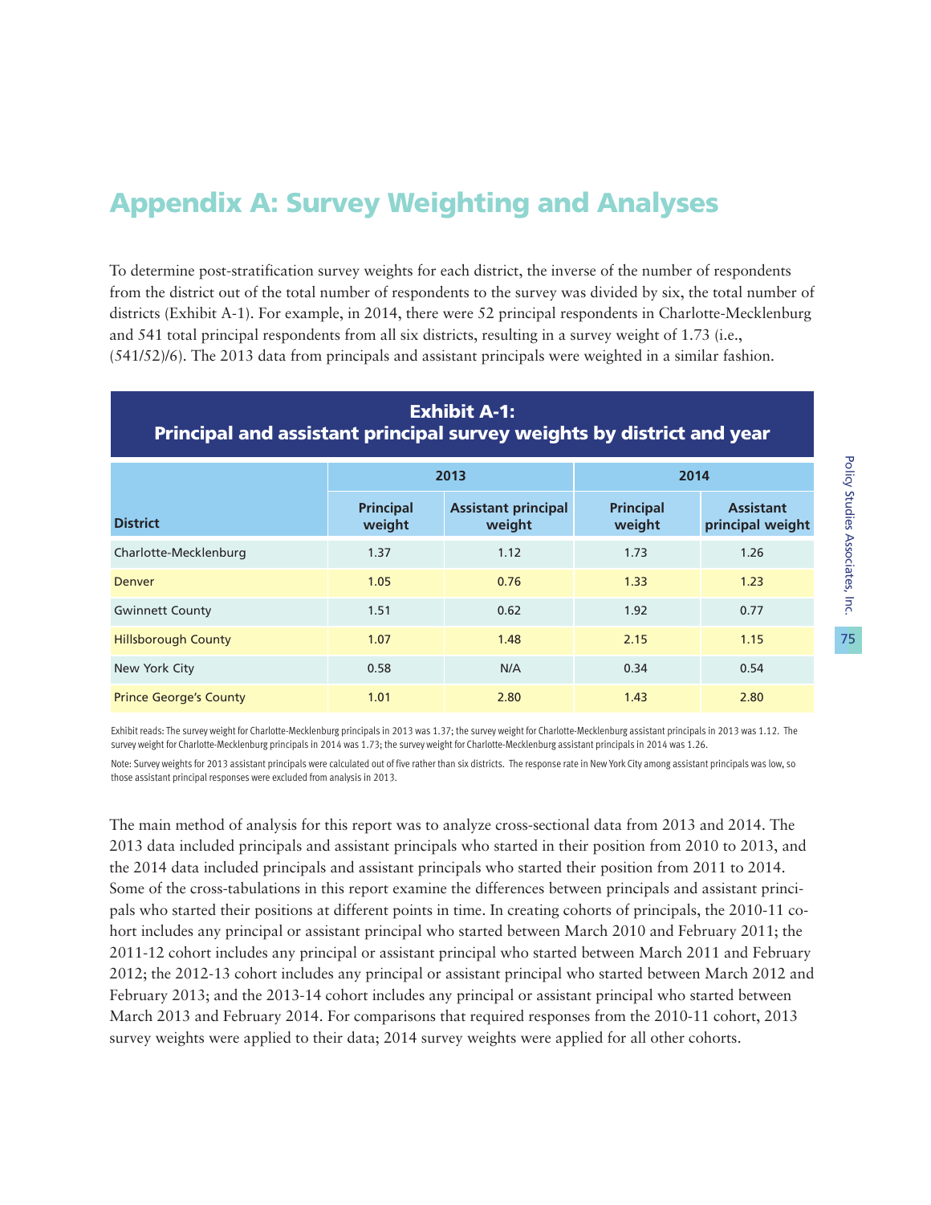# Appendix A: Survey Weighting and Analyses

To determine post-stratification survey weights for each district, the inverse of the number of respondents from the district out of the total number of respondents to the survey was divided by six, the total number of districts (Exhibit A-1). For example, in 2014, there were 52 principal respondents in Charlotte-Mecklenburg and 541 total principal respondents from all six districts, resulting in a survey weight of 1.73 (i.e., (541/52)/6). The 2013 data from principals and assistant principals were weighted in a similar fashion.

**Exhibit A-1: Principal and assistant principal survey weights by district and year**

| District | 2013 | | 2014 | |
|---|---|---|---|---|
| | Principal weight | Assistant principal weight | Principal weight | Assistant principal weight |
| Charlotte-Mecklenburg | 1.37 | 1.12 | 1.73 | 1.26 |
| Denver | 1.05 | 0.76 | 1.33 | 1.23 |
| Gwinnett County | 1.51 | 0.62 | 1.92 | 0.77 |
| Hillsborough County | 1.07 | 1.48 | 2.15 | 1.15 |
| New York City | 0.58 | N/A | 0.34 | 0.54 |
| Prince George's County | 1.01 | 2.80 | 1.43 | 2.80 |

Exhibit reads: The survey weight for Charlotte-Mecklenburg principals in 2013 was 1.37; the survey weight for Charlotte-Mecklenburg assistant principals in 2013 was 1.12. The survey weight for Charlotte-Mecklenburg principals in 2014 was 1.73; the survey weight for Charlotte-Mecklenburg assistant principals in 2014 was 1.26.

Note: Survey weights for 2013 assistant principals were calculated out of five rather than six districts. The response rate in New York City among assistant principals was low, so those assistant principal responses were excluded from analysis in 2013.

The main method of analysis for this report was to analyze cross-sectional data from 2013 and 2014. The 2013 data included principals and assistant principals who started in their position from 2010 to 2013, and the 2014 data included principals and assistant principals who started their position from 2011 to 2014. Some of the cross-tabulations in this report examine the differences between principals and assistant principals who started their positions at different points in time. In creating cohorts of principals, the 2010-11 cohort includes any principal or assistant principal who started between March 2010 and February 2011; the 2011-12 cohort includes any principal or assistant principal who started between March 2011 and February 2012; the 2012-13 cohort includes any principal or assistant principal who started between March 2012 and February 2013; and the 2013-14 cohort includes any principal or assistant principal who started between March 2013 and February 2014. For comparisons that required responses from the 2010-11 cohort, 2013 survey weights were applied to their data; 2014 survey weights were applied for all other cohorts.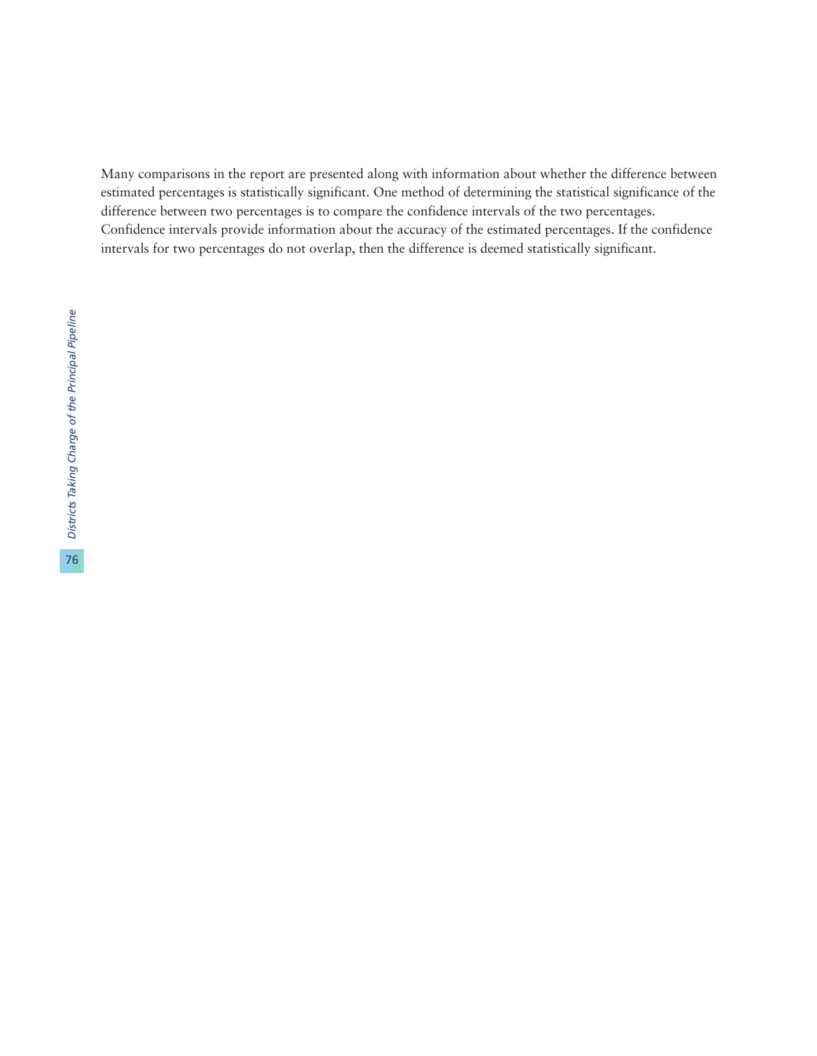Many comparisons in the report are presented along with information about whether the difference between estimated percentages is statistically significant. One method of determining the statistical significance of the difference between two percentages is to compare the confidence intervals of the two percentages. Confidence intervals provide information about the accuracy of the estimated percentages. If the confidence intervals for two percentages do not overlap, then the difference is deemed statistically significant.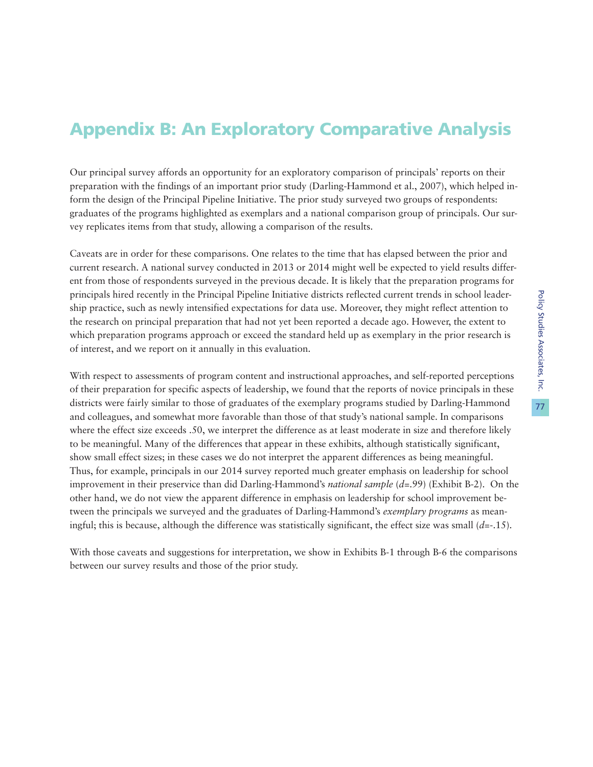# Appendix B: An Exploratory Comparative Analysis

Our principal survey affords an opportunity for an exploratory comparison of principals' reports on their preparation with the findings of an important prior study (Darling-Hammond et al., 2007), which helped inform the design of the Principal Pipeline Initiative. The prior study surveyed two groups of respondents: graduates of the programs highlighted as exemplars and a national comparison group of principals. Our survey replicates items from that study, allowing a comparison of the results.

Caveats are in order for these comparisons. One relates to the time that has elapsed between the prior and current research. A national survey conducted in 2013 or 2014 might well be expected to yield results different from those of respondents surveyed in the previous decade. It is likely that the preparation programs for principals hired recently in the Principal Pipeline Initiative districts reflected current trends in school leadership practice, such as newly intensified expectations for data use. Moreover, they might reflect attention to the research on principal preparation that had not yet been reported a decade ago. However, the extent to which preparation programs approach or exceed the standard held up as exemplary in the prior research is of interest, and we report on it annually in this evaluation.

With respect to assessments of program content and instructional approaches, and self-reported perceptions of their preparation for specific aspects of leadership, we found that the reports of novice principals in these districts were fairly similar to those of graduates of the exemplary programs studied by Darling-Hammond and colleagues, and somewhat more favorable than those of that study's national sample. In comparisons where the effect size exceeds .50, we interpret the difference as at least moderate in size and therefore likely to be meaningful. Many of the differences that appear in these exhibits, although statistically significant, show small effect sizes; in these cases we do not interpret the apparent differences as being meaningful. Thus, for example, principals in our 2014 survey reported much greater emphasis on leadership for school improvement in their preservice than did Darling-Hammond's *national sample* ($d$=.99) (Exhibit B-2). On the other hand, we do not view the apparent difference in emphasis on leadership for school improvement between the principals we surveyed and the graduates of Darling-Hammond's *exemplary programs* as meaningful; this is because, although the difference was statistically significant, the effect size was small ($d$=-.15).

With those caveats and suggestions for interpretation, we show in Exhibits B-1 through B-6 the comparisons between our survey results and those of the prior study.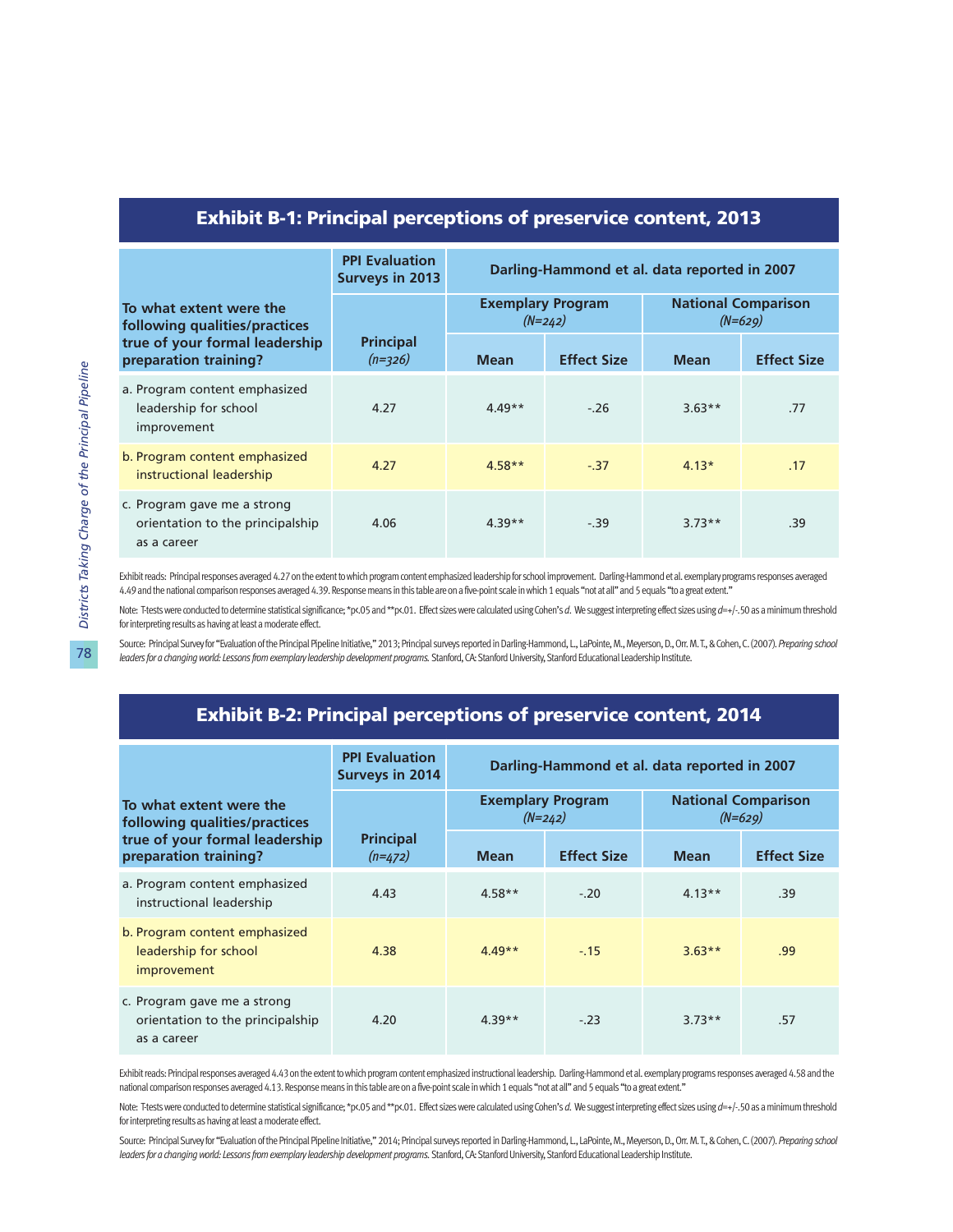## Exhibit B-1: Principal perceptions of preservice content, 2013

| To what extent were the following qualities/practices true of your formal leadership preparation training? | PPI Evaluation Surveys in 2013 | Darling-Hammond et al. data reported in 2007 | | | |
|---|---|---|---|---|---|
| | | Exemplary Program *(N=242)* | | National Comparison *(N=629)* | |
| | Principal *(n=326)* | Mean | Effect Size | Mean | Effect Size |
| a. Program content emphasized leadership for school improvement | 4.27 | 4.49** | -.26 | 3.63** | .77 |
| b. Program content emphasized instructional leadership | 4.27 | 4.58** | -.37 | 4.13* | .17 |
| c. Program gave me a strong orientation to the principalship as a career | 4.06 | 4.39** | -.39 | 3.73** | .39 |

Exhibit reads: Principal responses averaged 4.27 on the extent to which program content emphasized leadership for school improvement. Darling-Hammond et al. exemplary programs responses averaged 4.49 and the national comparison responses averaged 4.39. Response means in this table are on a five-point scale in which 1 equals "not at all" and 5 equals "to a great extent."

Note: T-tests were conducted to determine statistical significance; *p<.05 and **p<.01. Effect sizes were calculated using Cohen's *d*. We suggest interpreting effect sizes using *d*=+/-.50 as a minimum threshold for interpreting results as having at least a moderate effect.

Source: Principal Survey for "Evaluation of the Principal Pipeline Initiative," 2013; Principal surveys reported in Darling-Hammond, L., LaPointe, M., Meyerson, D., Orr. M. T., & Cohen, C. (2007). *Preparing school leaders for a changing world: Lessons from exemplary leadership development programs.* Stanford, CA: Stanford University, Stanford Educational Leadership Institute.

## Exhibit B-2: Principal perceptions of preservice content, 2014

| To what extent were the following qualities/practices true of your formal leadership preparation training? | PPI Evaluation Surveys in 2014 | Darling-Hammond et al. data reported in 2007 | | | |
|---|---|---|---|---|---|
| | | Exemplary Program *(N=242)* | | National Comparison *(N=629)* | |
| | Principal *(n=472)* | Mean | Effect Size | Mean | Effect Size |
| a. Program content emphasized instructional leadership | 4.43 | 4.58** | -.20 | 4.13** | .39 |
| b. Program content emphasized leadership for school improvement | 4.38 | 4.49** | -.15 | 3.63** | .99 |
| c. Program gave me a strong orientation to the principalship as a career | 4.20 | 4.39** | -.23 | 3.73** | .57 |

Exhibit reads: Principal responses averaged 4.43 on the extent to which program content emphasized instructional leadership. Darling-Hammond et al. exemplary programs responses averaged 4.58 and the national comparison responses averaged 4.13. Response means in this table are on a five-point scale in which 1 equals "not at all" and 5 equals "to a great extent."

Note: T-tests were conducted to determine statistical significance; *p<.05 and **p<.01. Effect sizes were calculated using Cohen's *d*. We suggest interpreting effect sizes using *d*=+/-.50 as a minimum threshold for interpreting results as having at least a moderate effect.

Source: Principal Survey for "Evaluation of the Principal Pipeline Initiative," 2014; Principal surveys reported in Darling-Hammond, L., LaPointe, M., Meyerson, D., Orr. M. T., & Cohen, C. (2007). *Preparing school leaders for a changing world: Lessons from exemplary leadership development programs.* Stanford, CA: Stanford University, Stanford Educational Leadership Institute.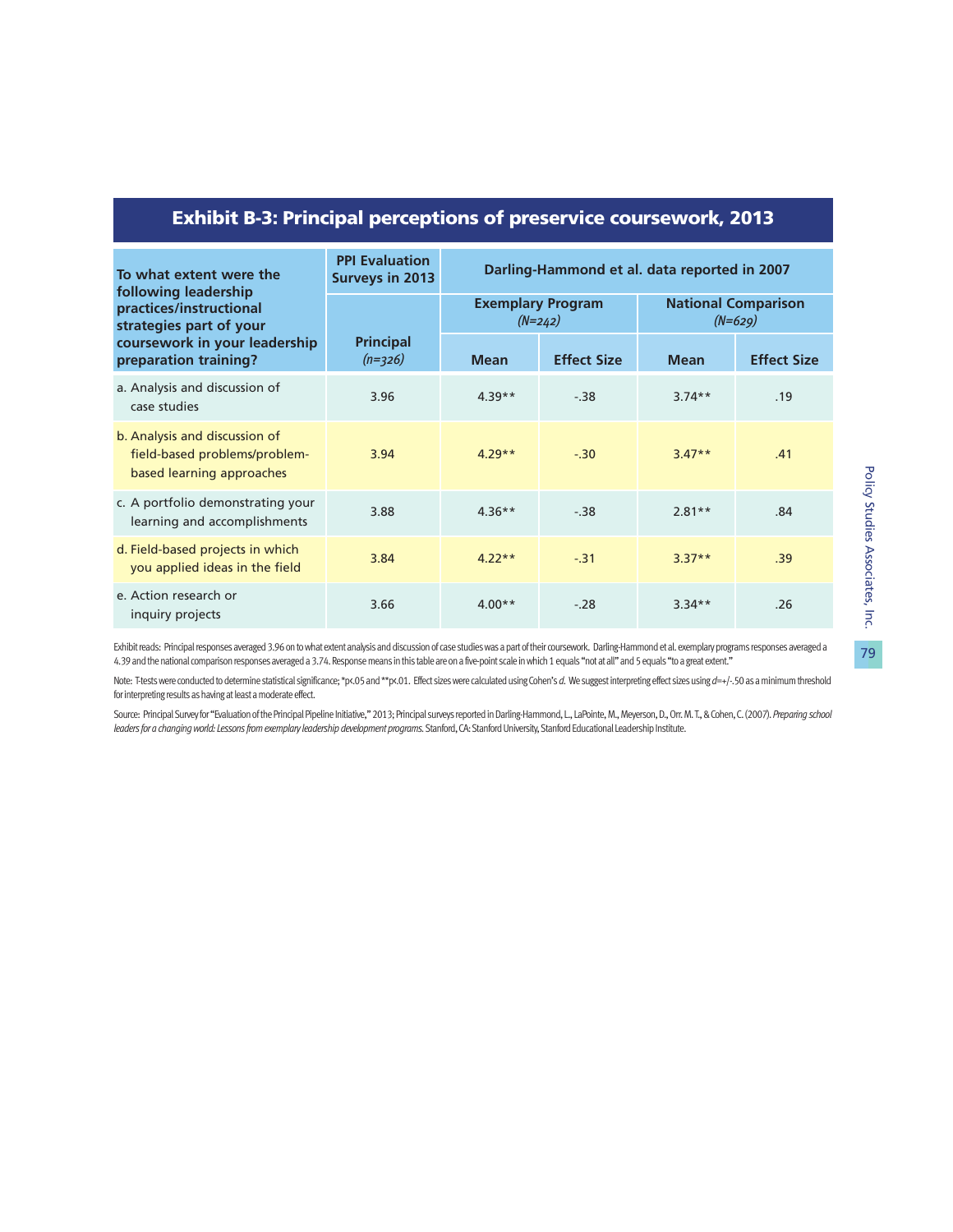## Exhibit B-3: Principal perceptions of preservice coursework, 2013

| To what extent were the following leadership practices/instructional strategies part of your coursework in your leadership preparation training? | PPI Evaluation Surveys in 2013 | Darling-Hammond et al. data reported in 2007 | | | |
|---|---|---|---|---|---|
| | | Exemplary Program *(N=242)* | | National Comparison *(N=629)* | |
| | Principal *(n=326)* | Mean | Effect Size | Mean | Effect Size |
| a. Analysis and discussion of case studies | 3.96 | 4.39** | -.38 | 3.74** | .19 |
| b. Analysis and discussion of field-based problems/problem-based learning approaches | 3.94 | 4.29** | -.30 | 3.47** | .41 |
| c. A portfolio demonstrating your learning and accomplishments | 3.88 | 4.36** | -.38 | 2.81** | .84 |
| d. Field-based projects in which you applied ideas in the field | 3.84 | 4.22** | -.31 | 3.37** | .39 |
| e. Action research or inquiry projects | 3.66 | 4.00** | -.28 | 3.34** | .26 |

Exhibit reads: Principal responses averaged 3.96 on to what extent analysis and discussion of case studies was a part of their coursework. Darling-Hammond et al. exemplary programs responses averaged a 4.39 and the national comparison responses averaged a 3.74. Response means in this table are on a five-point scale in which 1 equals "not at all" and 5 equals "to a great extent."

Note: T-tests were conducted to determine statistical significance; *$p<.05$ and **$p<.01$. Effect sizes were calculated using Cohen's *d*. We suggest interpreting effect sizes using $d=+/-.50$ as a minimum threshold for interpreting results as having at least a moderate effect.

Source: Principal Survey for "Evaluation of the Principal Pipeline Initiative," 2013; Principal surveys reported in Darling-Hammond, L., LaPointe, M., Meyerson, D., Orr. M. T., & Cohen, C. (2007). *Preparing school leaders for a changing world: Lessons from exemplary leadership development programs.* Stanford, CA: Stanford University, Stanford Educational Leadership Institute.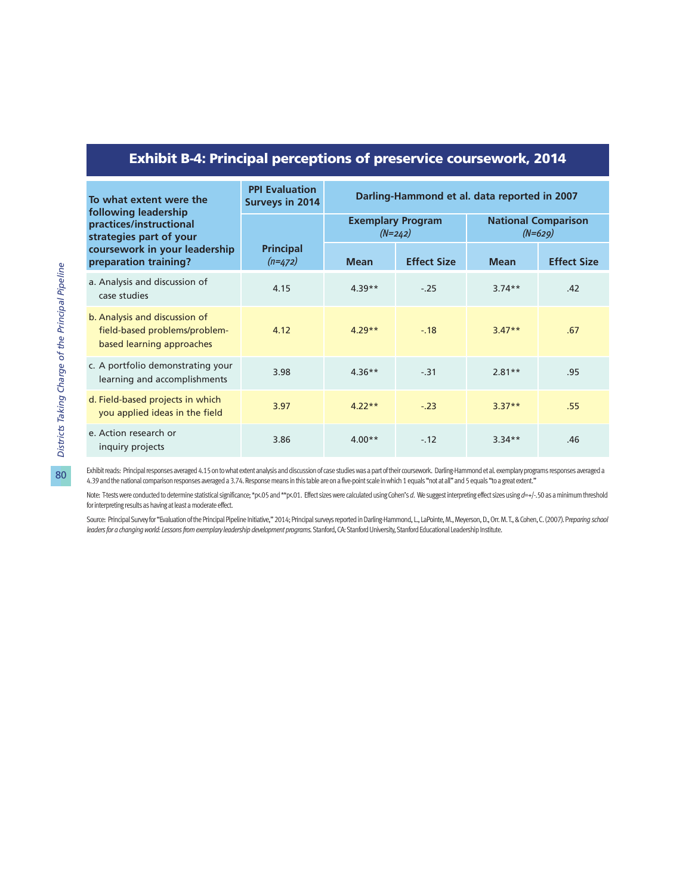## Exhibit B-4: Principal perceptions of preservice coursework, 2014

| To what extent were the following leadership practices/instructional strategies part of your coursework in your leadership preparation training? | PPI Evaluation Surveys in 2014 | Darling-Hammond et al. data reported in 2007 | | | |
|---|---|---|---|---|---|
| | | Exemplary Program *(N=242)* | | National Comparison *(N=629)* | |
| | Principal *(n=472)* | Mean | Effect Size | Mean | Effect Size |
| a. Analysis and discussion of case studies | 4.15 | 4.39** | -.25 | 3.74** | .42 |
| b. Analysis and discussion of field-based problems/problem-based learning approaches | 4.12 | 4.29** | -.18 | 3.47** | .67 |
| c. A portfolio demonstrating your learning and accomplishments | 3.98 | 4.36** | -.31 | 2.81** | .95 |
| d. Field-based projects in which you applied ideas in the field | 3.97 | 4.22** | -.23 | 3.37** | .55 |
| e. Action research or inquiry projects | 3.86 | 4.00** | -.12 | 3.34** | .46 |

Exhibit reads: Principal responses averaged 4.15 on to what extent analysis and discussion of case studies was a part of their coursework. Darling-Hammond et al. exemplary programs responses averaged a 4.39 and the national comparison responses averaged a 3.74. Response means in this table are on a five-point scale in which 1 equals "not at all" and 5 equals "to a great extent."

Note: T-tests were conducted to determine statistical significance; *p<.05 and **p<.01. Effect sizes were calculated using Cohen's *d*. We suggest interpreting effect sizes using $d$=+/-.50 as a minimum threshold for interpreting results as having at least a moderate effect.

Source: Principal Survey for "Evaluation of the Principal Pipeline Initiative," 2014; Principal surveys reported in Darling-Hammond, L., LaPointe, M., Meyerson, D., Orr. M. T., & Cohen, C. (2007). *Preparing school leaders for a changing world: Lessons from exemplary leadership development programs.* Stanford, CA: Stanford University, Stanford Educational Leadership Institute.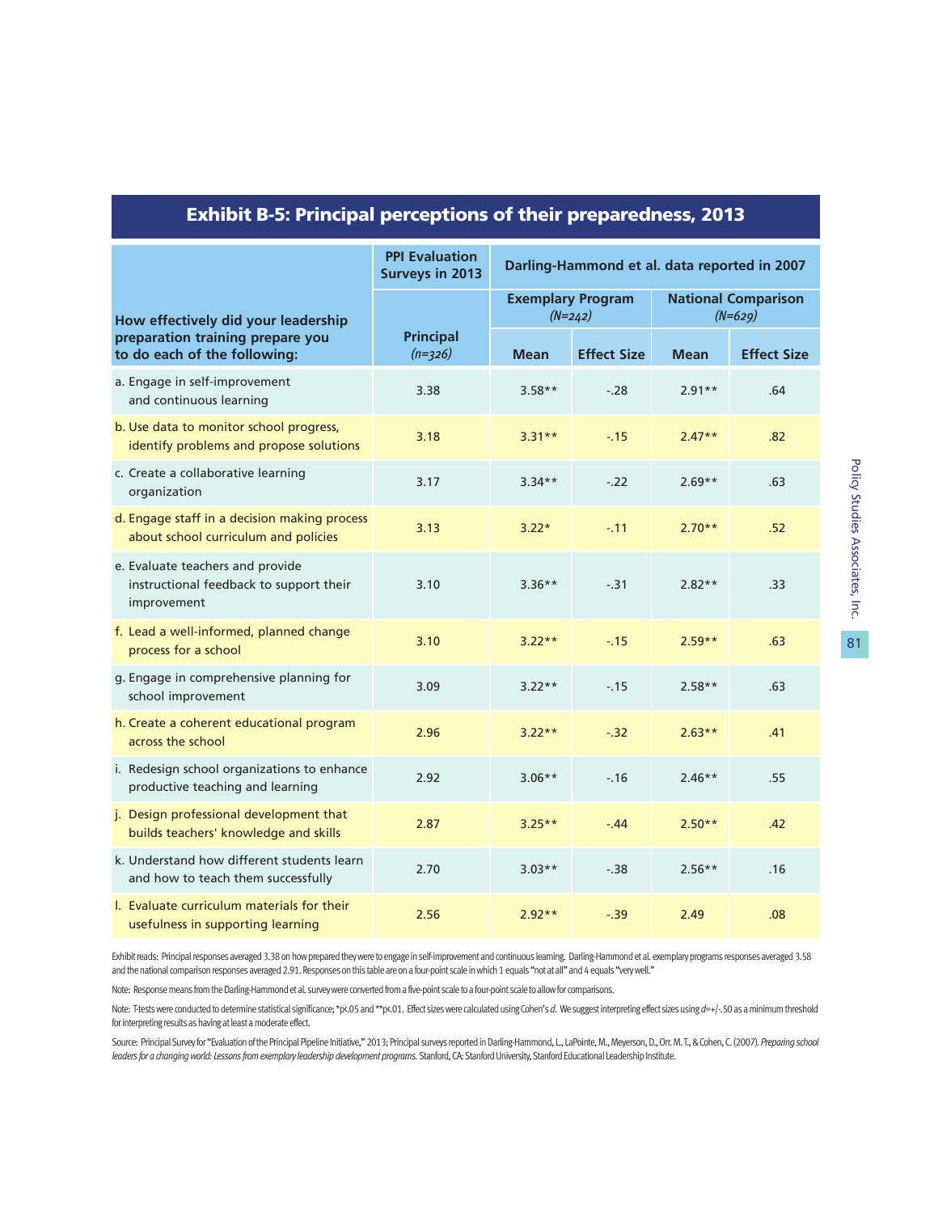## Exhibit B-5: Principal perceptions of their preparedness, 2013

| How effectively did your leadership preparation training prepare you to do each of the following: | PPI Evaluation Surveys in 2013 | Darling-Hammond et al. data reported in 2007 | | | |
|---|---|---|---|---|---|
| | | Exemplary Program *(N=242)* | | National Comparison *(N=629)* | |
| | Principal *(n=326)* | Mean | Effect Size | Mean | Effect Size |
| a. Engage in self-improvement and continuous learning | 3.38 | 3.58** | -.28 | 2.91** | .64 |
| b. Use data to monitor school progress, identify problems and propose solutions | 3.18 | 3.31** | -.15 | 2.47** | .82 |
| c. Create a collaborative learning organization | 3.17 | 3.34** | -.22 | 2.69** | .63 |
| d. Engage staff in a decision making process about school curriculum and policies | 3.13 | 3.22* | -.11 | 2.70** | .52 |
| e. Evaluate teachers and provide instructional feedback to support their improvement | 3.10 | 3.36** | -.31 | 2.82** | .33 |
| f. Lead a well-informed, planned change process for a school | 3.10 | 3.22** | -.15 | 2.59** | .63 |
| g. Engage in comprehensive planning for school improvement | 3.09 | 3.22** | -.15 | 2.58** | .63 |
| h. Create a coherent educational program across the school | 2.96 | 3.22** | -.32 | 2.63** | .41 |
| i. Redesign school organizations to enhance productive teaching and learning | 2.92 | 3.06** | -.16 | 2.46** | .55 |
| j. Design professional development that builds teachers' knowledge and skills | 2.87 | 3.25** | -.44 | 2.50** | .42 |
| k. Understand how different students learn and how to teach them successfully | 2.70 | 3.03** | -.38 | 2.56** | .16 |
| l. Evaluate curriculum materials for their usefulness in supporting learning | 2.56 | 2.92** | -.39 | 2.49 | .08 |

Exhibit reads: Principal responses averaged 3.38 on how prepared they were to engage in self-improvement and continuous learning. Darling-Hammond et al. exemplary programs responses averaged 3.58 and the national comparison responses averaged 2.91. Responses on this table are on a four-point scale in which 1 equals "not at all" and 4 equals "very well."

Note: Response means from the Darling-Hammond et al. survey were converted from a five-point scale to a four-point scale to allow for comparisons.

Note: T-tests were conducted to determine statistical significance; *$p<.05$ and **$p<.01$. Effect sizes were calculated using Cohen's *d*. We suggest interpreting effect sizes using $d=+/-.50$ as a minimum threshold for interpreting results as having at least a moderate effect.

Source: Principal Survey for "Evaluation of the Principal Pipeline Initiative," 2013; Principal surveys reported in Darling-Hammond, L., LaPointe, M., Meyerson, D., Orr. M. T., & Cohen, C. (2007). *Preparing school leaders for a changing world: Lessons from exemplary leadership development programs.* Stanford, CA: Stanford University, Stanford Educational Leadership Institute.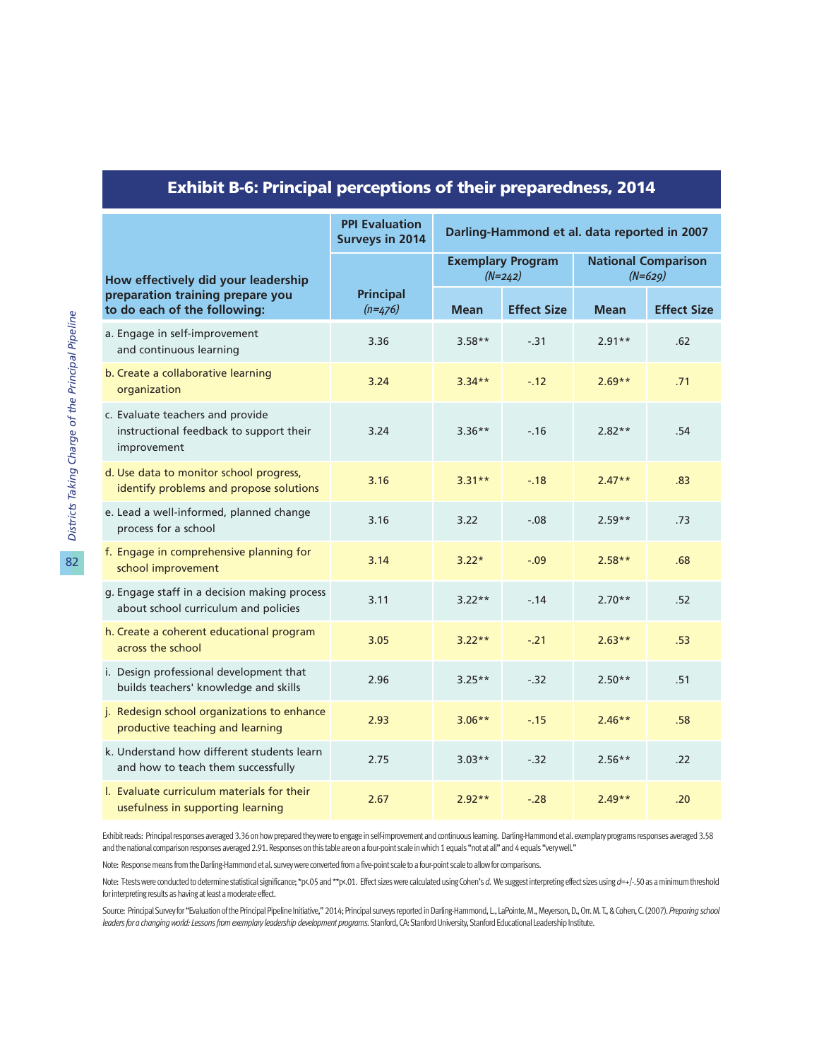## Exhibit B-6: Principal perceptions of their preparedness, 2014

| How effectively did your leadership preparation training prepare you to do each of the following: | PPI Evaluation Surveys in 2014 | Darling-Hammond et al. data reported in 2007 | | | |
|---|---|---|---|---|---|
| | Principal *(n=476)* | Exemplary Program *(N=242)* | | National Comparison *(N=629)* | |
| | | Mean | Effect Size | Mean | Effect Size |
| a. Engage in self-improvement and continuous learning | 3.36 | 3.58** | -.31 | 2.91** | .62 |
| b. Create a collaborative learning organization | 3.24 | 3.34** | -.12 | 2.69** | .71 |
| c. Evaluate teachers and provide instructional feedback to support their improvement | 3.24 | 3.36** | -.16 | 2.82** | .54 |
| d. Use data to monitor school progress, identify problems and propose solutions | 3.16 | 3.31** | -.18 | 2.47** | .83 |
| e. Lead a well-informed, planned change process for a school | 3.16 | 3.22 | -.08 | 2.59** | .73 |
| f. Engage in comprehensive planning for school improvement | 3.14 | 3.22* | -.09 | 2.58** | .68 |
| g. Engage staff in a decision making process about school curriculum and policies | 3.11 | 3.22** | -.14 | 2.70** | .52 |
| h. Create a coherent educational program across the school | 3.05 | 3.22** | -.21 | 2.63** | .53 |
| i. Design professional development that builds teachers' knowledge and skills | 2.96 | 3.25** | -.32 | 2.50** | .51 |
| j. Redesign school organizations to enhance productive teaching and learning | 2.93 | 3.06** | -.15 | 2.46** | .58 |
| k. Understand how different students learn and how to teach them successfully | 2.75 | 3.03** | -.32 | 2.56** | .22 |
| l. Evaluate curriculum materials for their usefulness in supporting learning | 2.67 | 2.92** | -.28 | 2.49** | .20 |

Exhibit reads: Principal responses averaged 3.36 on how prepared they were to engage in self-improvement and continuous learning. Darling-Hammond et al. exemplary programs responses averaged 3.58 and the national comparison responses averaged 2.91. Responses on this table are on a four-point scale in which 1 equals "not at all" and 4 equals "very well."

Note: Response means from the Darling-Hammond et al. survey were converted from a five-point scale to a four-point scale to allow for comparisons.

Note: T-tests were conducted to determine statistical significance; *$p < .05$ and **$p < .01$. Effect sizes were calculated using Cohen's *d*. We suggest interpreting effect sizes using $d = +/- .50$ as a minimum threshold for interpreting results as having at least a moderate effect.

Source: Principal Survey for "Evaluation of the Principal Pipeline Initiative," 2014; Principal surveys reported in Darling-Hammond, L., LaPointe, M., Meyerson, D., Orr. M. T., & Cohen, C. (2007). *Preparing school leaders for a changing world: Lessons from exemplary leadership development programs.* Stanford, CA: Stanford University, Stanford Educational Leadership Institute.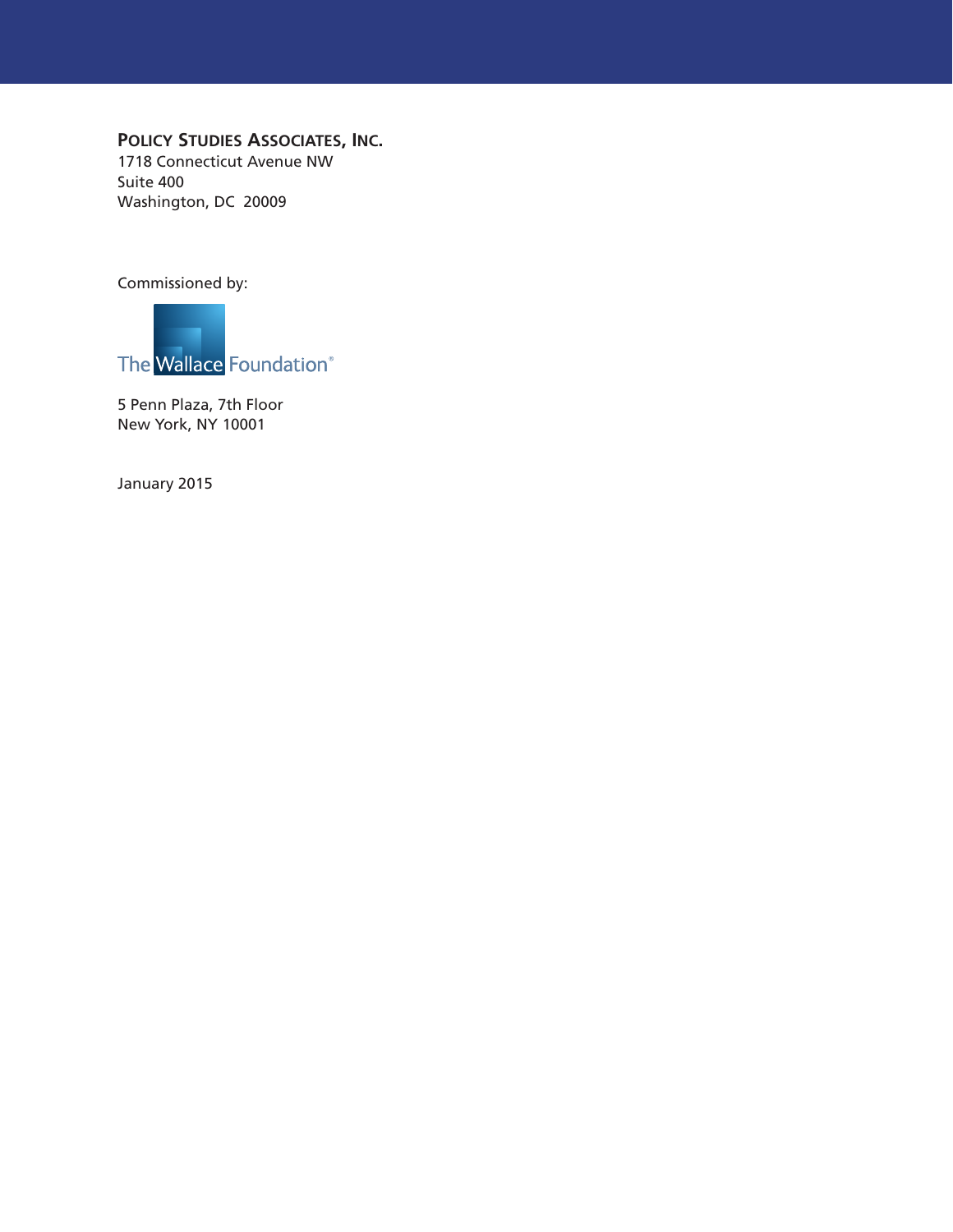**Policy Studies Associates, Inc.**
1718 Connecticut Avenue NW
Suite 400
Washington, DC 20009

Commissioned by:

The Wallace Foundation®

5 Penn Plaza, 7th Floor
New York, NY 10001

January 2015